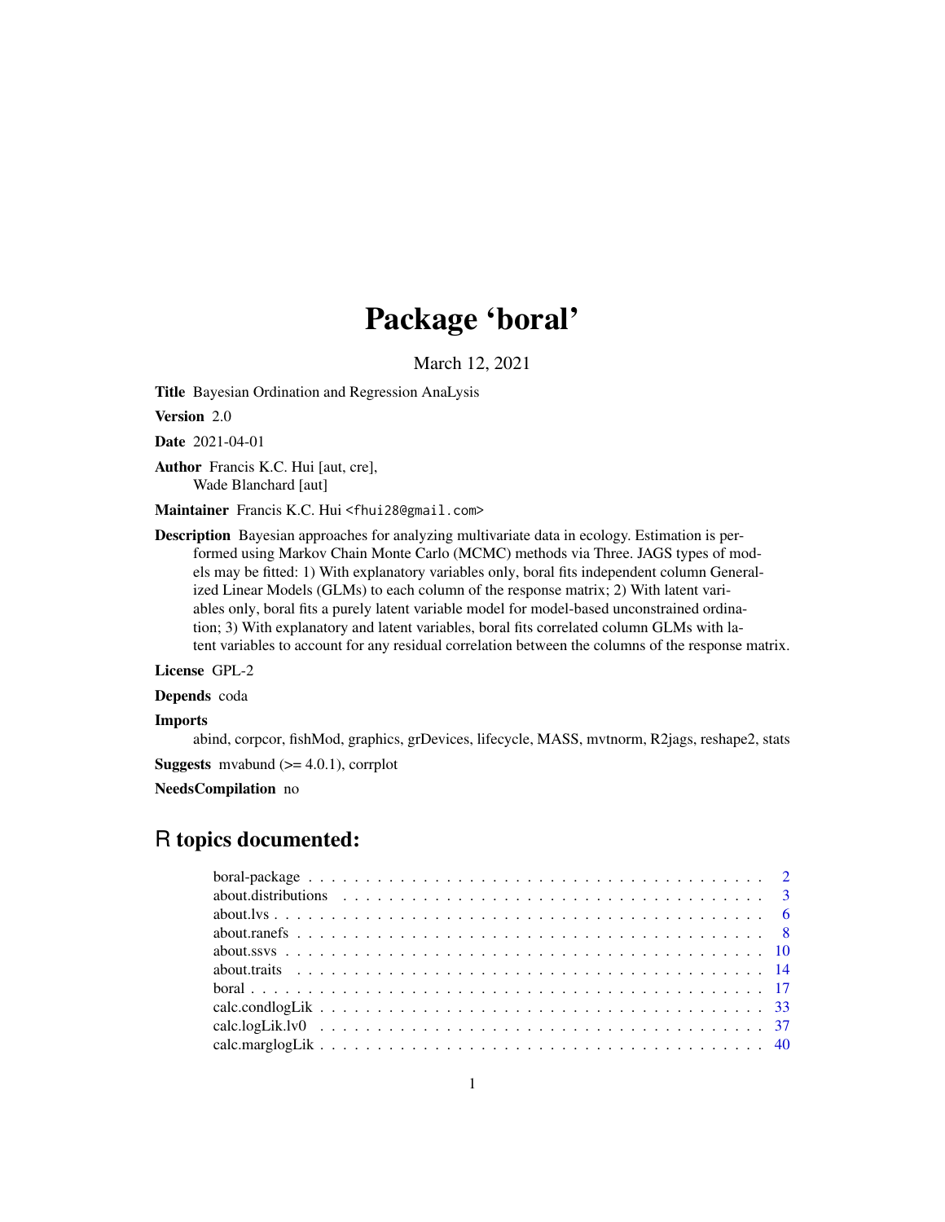# Package 'boral'

March 12, 2021

**Title** Bayesian Ordination and Regression AnaLysis

**Version** 2.0

**Date** 2021-04-01

**Author** Francis K.C. Hui [aut, cre],
Wade Blanchard [aut]

**Maintainer** Francis K.C. Hui <fhui28@gmail.com>

**Description** Bayesian approaches for analyzing multivariate data in ecology. Estimation is performed using Markov Chain Monte Carlo (MCMC) methods via Three. JAGS types of models may be fitted: 1) With explanatory variables only, boral fits independent column Generalized Linear Models (GLMs) to each column of the response matrix; 2) With latent variables only, boral fits a purely latent variable model for model-based unconstrained ordination; 3) With explanatory and latent variables, boral fits correlated column GLMs with latent variables to account for any residual correlation between the columns of the response matrix.

**License** GPL-2

**Depends** coda

**Imports**
abind, corpcor, fishMod, graphics, grDevices, lifecycle, MASS, mvtnorm, R2jags, reshape2, stats

**Suggests** mvabund (>= 4.0.1), corrplot

**NeedsCompilation** no

## R topics documented:

| | |
|---|---|
| boral-package | 2 |
| about.distributions | 3 |
| about.lvs | 6 |
| about.ranefs | 8 |
| about.ssvs | 10 |
| about.traits | 14 |
| boral | 17 |
| calc.condlogLik | 33 |
| calc.logLik.lv0 | 37 |
| calc.marglogLik | 40 |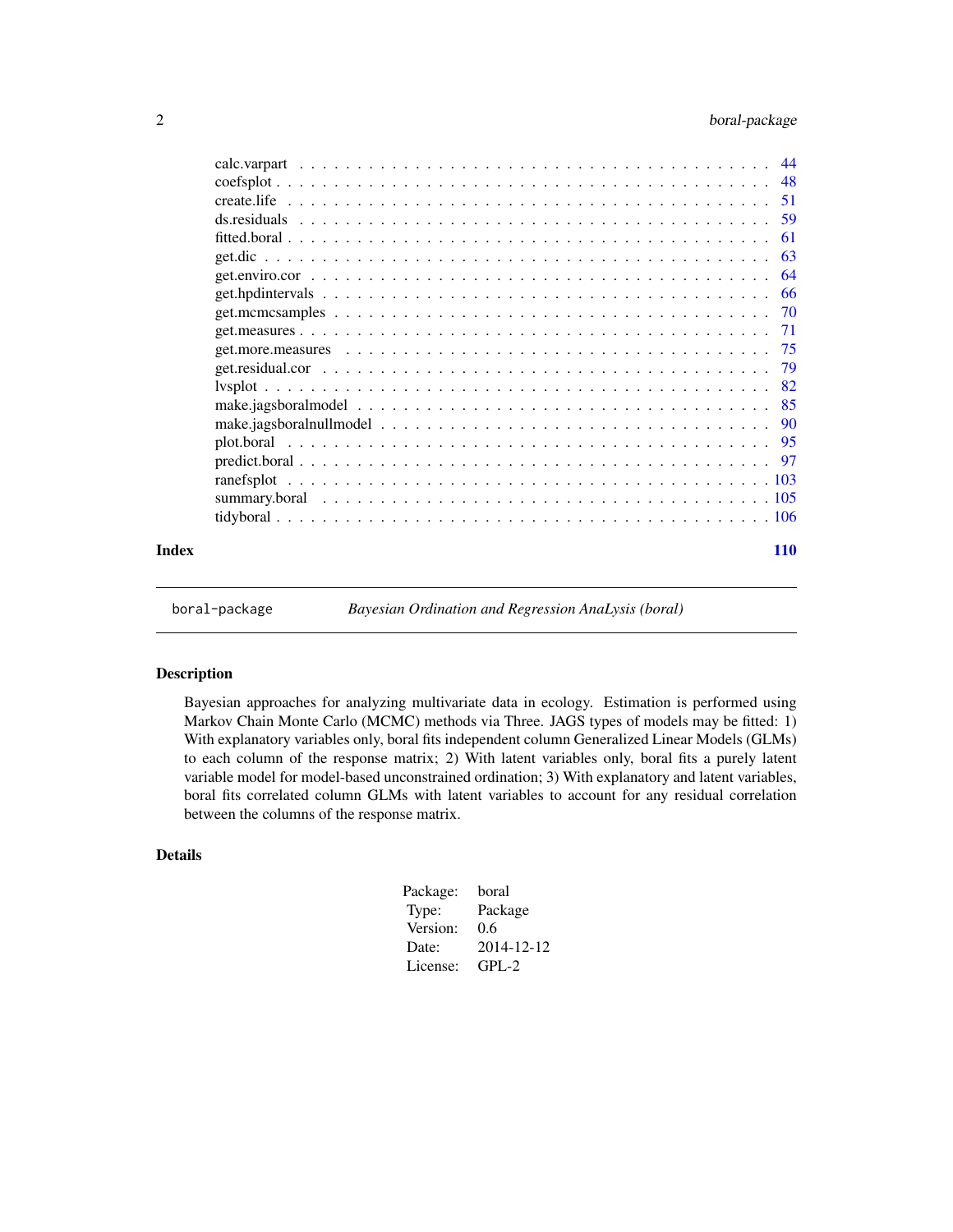calc.varpart . . . . . . . . . . . . . . . . . . . . . . . . . . . . . . . . . . . . . . . . 44
coefsplot . . . . . . . . . . . . . . . . . . . . . . . . . . . . . . . . . . . . . . . . . 48
create.life . . . . . . . . . . . . . . . . . . . . . . . . . . . . . . . . . . . . . . . . 51
ds.residuals . . . . . . . . . . . . . . . . . . . . . . . . . . . . . . . . . . . . . . . . 59
fitted.boral . . . . . . . . . . . . . . . . . . . . . . . . . . . . . . . . . . . . . . . . 61
get.dic . . . . . . . . . . . . . . . . . . . . . . . . . . . . . . . . . . . . . . . . . . 63
get.enviro.cor . . . . . . . . . . . . . . . . . . . . . . . . . . . . . . . . . . . . . . . 64
get.hpdintervals . . . . . . . . . . . . . . . . . . . . . . . . . . . . . . . . . . . . . . 66
get.mcmcsamples . . . . . . . . . . . . . . . . . . . . . . . . . . . . . . . . . . . . . . 70
get.measures . . . . . . . . . . . . . . . . . . . . . . . . . . . . . . . . . . . . . . . . 71
get.more.measures . . . . . . . . . . . . . . . . . . . . . . . . . . . . . . . . . . . . . 75
get.residual.cor . . . . . . . . . . . . . . . . . . . . . . . . . . . . . . . . . . . . . . 79
lvsplot . . . . . . . . . . . . . . . . . . . . . . . . . . . . . . . . . . . . . . . . . . 82
make.jagsboralmodel . . . . . . . . . . . . . . . . . . . . . . . . . . . . . . . . . . . . 85
make.jagsboralnullmodel . . . . . . . . . . . . . . . . . . . . . . . . . . . . . . . . . . 90
plot.boral . . . . . . . . . . . . . . . . . . . . . . . . . . . . . . . . . . . . . . . . . 95
predict.boral . . . . . . . . . . . . . . . . . . . . . . . . . . . . . . . . . . . . . . . . 97
ranefsplot . . . . . . . . . . . . . . . . . . . . . . . . . . . . . . . . . . . . . . . . . 103
summary.boral . . . . . . . . . . . . . . . . . . . . . . . . . . . . . . . . . . . . . . . 105
tidyboral . . . . . . . . . . . . . . . . . . . . . . . . . . . . . . . . . . . . . . . . . 106

**Index** **110**

---

`boral-package` *Bayesian Ordination and Regression AnaLysis (boral)*

---

## Description

Bayesian approaches for analyzing multivariate data in ecology. Estimation is performed using Markov Chain Monte Carlo (MCMC) methods via Three. JAGS types of models may be fitted: 1) With explanatory variables only, boral fits independent column Generalized Linear Models (GLMs) to each column of the response matrix; 2) With latent variables only, boral fits a purely latent variable model for model-based unconstrained ordination; 3) With explanatory and latent variables, boral fits correlated column GLMs with latent variables to account for any residual correlation between the columns of the response matrix.

## Details

| | |
|---|---|
| Package: | boral |
| Type: | Package |
| Version: | 0.6 |
| Date: | 2014-12-12 |
| License: | GPL-2 |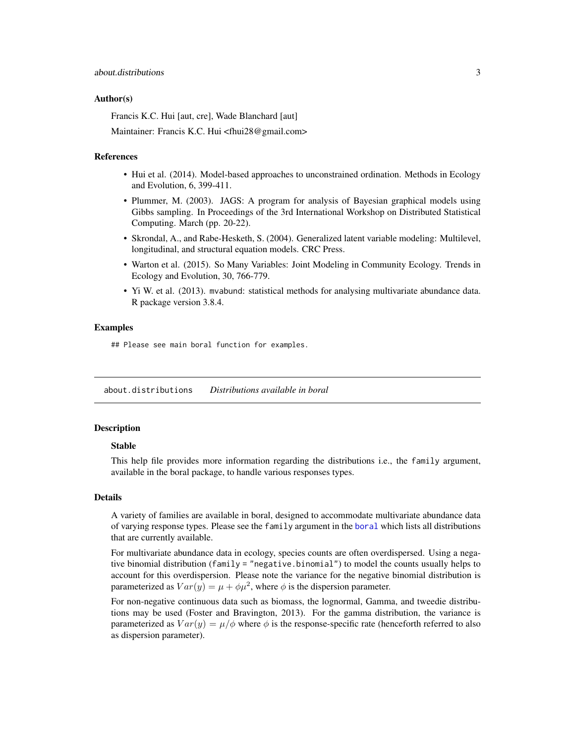### Author(s)

Francis K.C. Hui [aut, cre], Wade Blanchard [aut]

Maintainer: Francis K.C. Hui <fhui28@gmail.com>

### References

- Hui et al. (2014). Model-based approaches to unconstrained ordination. Methods in Ecology and Evolution, 6, 399-411.
- Plummer, M. (2003). JAGS: A program for analysis of Bayesian graphical models using Gibbs sampling. In Proceedings of the 3rd International Workshop on Distributed Statistical Computing. March (pp. 20-22).
- Skrondal, A., and Rabe-Hesketh, S. (2004). Generalized latent variable modeling: Multilevel, longitudinal, and structural equation models. CRC Press.
- Warton et al. (2015). So Many Variables: Joint Modeling in Community Ecology. Trends in Ecology and Evolution, 30, 766-779.
- Yi W. et al. (2013). `mvabund`: statistical methods for analysing multivariate abundance data. R package version 3.8.4.

### Examples

```
## Please see main boral function for examples.
```

---

## `about.distributions` *Distributions available in boral*

### Description

#### Stable

This help file provides more information regarding the distributions i.e., the `family` argument, available in the boral package, to handle various responses types.

### Details

A variety of families are available in boral, designed to accommodate multivariate abundance data of varying response types. Please see the `family` argument in the `boral` which lists all distributions that are currently available.

For multivariate abundance data in ecology, species counts are often overdispersed. Using a negative binomial distribution (`family = "negative.binomial"`) to model the counts usually helps to account for this overdispersion. Please note the variance for the negative binomial distribution is parameterized as $Var(y) = \mu + \phi\mu^2$, where $\phi$ is the dispersion parameter.

For non-negative continuous data such as biomass, the lognormal, Gamma, and tweedie distributions may be used (Foster and Bravington, 2013). For the gamma distribution, the variance is parameterized as $Var(y) = \mu/\phi$ where $\phi$ is the response-specific rate (henceforth referred to also as dispersion parameter).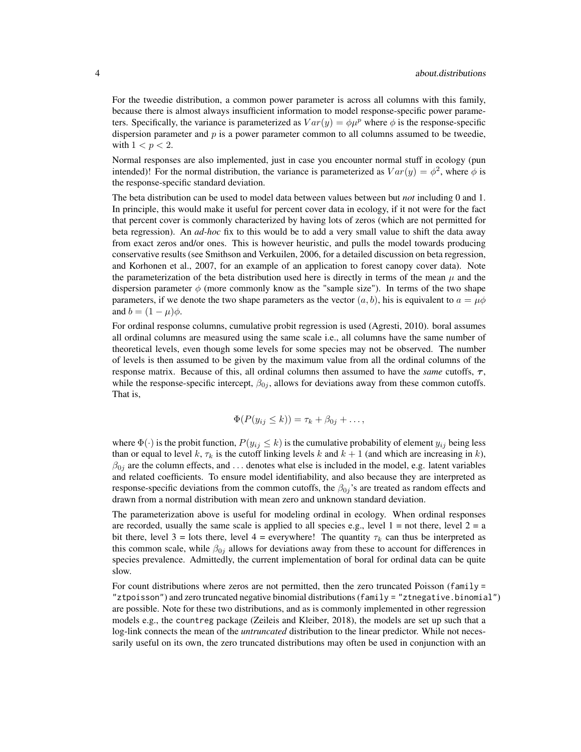For the tweedie distribution, a common power parameter is across all columns with this family, because there is almost always insufficient information to model response-specific power parameters. Specifically, the variance is parameterized as $Var(y) = \phi\mu^p$ where $\phi$ is the response-specific dispersion parameter and $p$ is a power parameter common to all columns assumed to be tweedie, with $1 < p < 2$.

Normal responses are also implemented, just in case you encounter normal stuff in ecology (pun intended)! For the normal distribution, the variance is parameterized as $Var(y) = \phi^2$, where $\phi$ is the response-specific standard deviation.

The beta distribution can be used to model data between values between but *not* including 0 and 1. In principle, this would make it useful for percent cover data in ecology, if it not were for the fact that percent cover is commonly characterized by having lots of zeros (which are not permitted for beta regression). An *ad-hoc* fix to this would be to add a very small value to shift the data away from exact zeros and/or ones. This is however heuristic, and pulls the model towards producing conservative results (see Smithson and Verkuilen, 2006, for a detailed discussion on beta regression, and Korhonen et al., 2007, for an example of an application to forest canopy cover data). Note the parameterization of the beta distribution used here is directly in terms of the mean $\mu$ and the dispersion parameter $\phi$ (more commonly know as the "sample size"). In terms of the two shape parameters, if we denote the two shape parameters as the vector $(a, b)$, his is equivalent to $a = \mu\phi$ and $b = (1 - \mu)\phi$.

For ordinal response columns, cumulative probit regression is used (Agresti, 2010). boral assumes all ordinal columns are measured using the same scale i.e., all columns have the same number of theoretical levels, even though some levels for some species may not be observed. The number of levels is then assumed to be given by the maximum value from all the ordinal columns of the response matrix. Because of this, all ordinal columns then assumed to have the *same* cutoffs, $\boldsymbol{\tau}$, while the response-specific intercept, $\beta_{0j}$, allows for deviations away from these common cutoffs. That is,

$$\Phi(P(y_{ij} \leq k)) = \tau_k + \beta_{0j} + \ldots,$$

where $\Phi(\cdot)$ is the probit function, $P(y_{ij} \leq k)$ is the cumulative probability of element $y_{ij}$ being less than or equal to level $k$, $\tau_k$ is the cutoff linking levels $k$ and $k+1$ (and which are increasing in $k$), $\beta_{0j}$ are the column effects, and $\ldots$ denotes what else is included in the model, e.g. latent variables and related coefficients. To ensure model identifiability, and also because they are interpreted as response-specific deviations from the common cutoffs, the $\beta_{0j}$'s are treated as random effects and drawn from a normal distribution with mean zero and unknown standard deviation.

The parameterization above is useful for modeling ordinal in ecology. When ordinal responses are recorded, usually the same scale is applied to all species e.g., level 1 = not there, level 2 = a bit there, level 3 = lots there, level 4 = everywhere! The quantity $\tau_k$ can thus be interpreted as this common scale, while $\beta_{0j}$ allows for deviations away from these to account for differences in species prevalence. Admittedly, the current implementation of boral for ordinal data can be quite slow.

For count distributions where zeros are not permitted, then the zero truncated Poisson (`family = "ztpoisson"`) and zero truncated negative binomial distributions (`family = "ztnegative.binomial"`) are possible. Note for these two distributions, and as is commonly implemented in other regression models e.g., the `countreg` package (Zeileis and Kleiber, 2018), the models are set up such that a log-link connects the mean of the *untruncated* distribution to the linear predictor. While not necessarily useful on its own, the zero truncated distributions may often be used in conjunction with an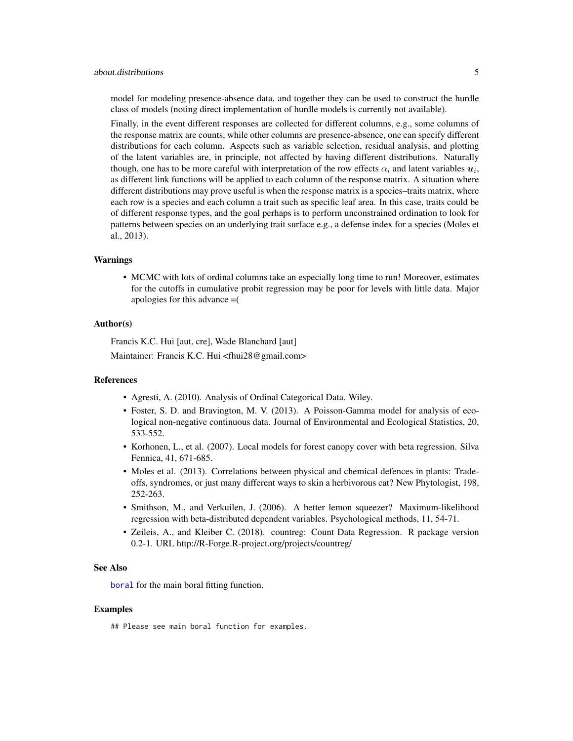model for modeling presence-absence data, and together they can be used to construct the hurdle class of models (noting direct implementation of hurdle models is currently not available).

Finally, in the event different responses are collected for different columns, e.g., some columns of the response matrix are counts, while other columns are presence-absence, one can specify different distributions for each column. Aspects such as variable selection, residual analysis, and plotting of the latent variables are, in principle, not affected by having different distributions. Naturally though, one has to be more careful with interpretation of the row effects $\alpha_i$ and latent variables $\boldsymbol{u}_i$, as different link functions will be applied to each column of the response matrix. A situation where different distributions may prove useful is when the response matrix is a species–traits matrix, where each row is a species and each column a trait such as specific leaf area. In this case, traits could be of different response types, and the goal perhaps is to perform unconstrained ordination to look for patterns between species on an underlying trait surface e.g., a defense index for a species (Moles et al., 2013).

## Warnings

- MCMC with lots of ordinal columns take an especially long time to run! Moreover, estimates for the cutoffs in cumulative probit regression may be poor for levels with little data. Major apologies for this advance =(

## Author(s)

Francis K.C. Hui [aut, cre], Wade Blanchard [aut]

Maintainer: Francis K.C. Hui <fhui28@gmail.com>

## References

- Agresti, A. (2010). Analysis of Ordinal Categorical Data. Wiley.
- Foster, S. D. and Bravington, M. V. (2013). A Poisson-Gamma model for analysis of ecological non-negative continuous data. Journal of Environmental and Ecological Statistics, 20, 533-552.
- Korhonen, L., et al. (2007). Local models for forest canopy cover with beta regression. Silva Fennica, 41, 671-685.
- Moles et al. (2013). Correlations between physical and chemical defences in plants: Trade-offs, syndromes, or just many different ways to skin a herbivorous cat? New Phytologist, 198, 252-263.
- Smithson, M., and Verkuilen, J. (2006). A better lemon squeezer? Maximum-likelihood regression with beta-distributed dependent variables. Psychological methods, 11, 54-71.
- Zeileis, A., and Kleiber C. (2018). countreg: Count Data Regression. R package version 0.2-1. URL http://R-Forge.R-project.org/projects/countreg/

## See Also

boral for the main boral fitting function.

## Examples

```
## Please see main boral function for examples.
```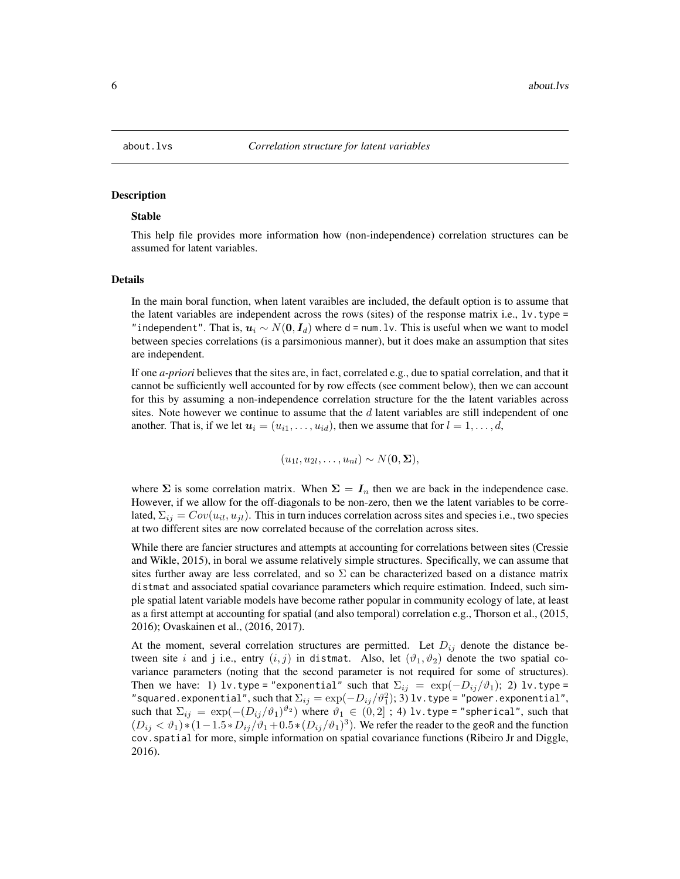about.lvs — *Correlation structure for latent variables*

## Description

**Stable**

This help file provides more information how (non-independence) correlation structures can be assumed for latent variables.

## Details

In the main boral function, when latent varaibles are included, the default option is to assume that the latent variables are independent across the rows (sites) of the response matrix i.e., `lv.type = "independent"`. That is, $\boldsymbol{u}_i \sim N(\boldsymbol{0}, \boldsymbol{I}_d)$ where `d = num.lv`. This is useful when we want to model between species correlations (is a parsimonious manner), but it does make an assumption that sites are independent.

If one *a-priori* believes that the sites are, in fact, correlated e.g., due to spatial correlation, and that it cannot be sufficiently well accounted for by row effects (see comment below), then we can account for this by assuming a non-independence correlation structure for the the latent variables across sites. Note however we continue to assume that the $d$ latent variables are still independent of one another. That is, if we let $\boldsymbol{u}_i = (u_{i1}, \ldots, u_{id})$, then we assume that for $l = 1, \ldots, d$,

$$(u_{1l}, u_{2l}, \ldots, u_{nl}) \sim N(\boldsymbol{0}, \boldsymbol{\Sigma}),$$

where $\boldsymbol{\Sigma}$ is some correlation matrix. When $\boldsymbol{\Sigma} = \boldsymbol{I}_n$ then we are back in the independence case. However, if we allow for the off-diagonals to be non-zero, then we the latent variables to be correlated, $\Sigma_{ij} = Cov(u_{il}, u_{jl})$. This in turn induces correlation across sites and species i.e., two species at two different sites are now correlated because of the correlation across sites.

While there are fancier structures and attempts at accounting for correlations between sites (Cressie and Wikle, 2015), in boral we assume relatively simple structures. Specifically, we can assume that sites further away are less correlated, and so $\Sigma$ can be characterized based on a distance matrix `distmat` and associated spatial covariance parameters which require estimation. Indeed, such simple spatial latent variable models have become rather popular in community ecology of late, at least as a first attempt at accounting for spatial (and also temporal) correlation e.g., Thorson et al., (2015, 2016); Ovaskainen et al., (2016, 2017).

At the moment, several correlation structures are permitted. Let $D_{ij}$ denote the distance between site $i$ and j i.e., entry $(i, j)$ in `distmat`. Also, let $(\vartheta_1, \vartheta_2)$ denote the two spatial covariance parameters (noting that the second parameter is not required for some of structures). Then we have: 1) `lv.type = "exponential"` such that $\Sigma_{ij} = \exp(-D_{ij}/\vartheta_1)$; 2) `lv.type = "squared.exponential"`, such that $\Sigma_{ij} = \exp(-D_{ij}/\vartheta_1^2)$; 3) `lv.type = "power.exponential"`, such that $\Sigma_{ij} = \exp(-(D_{ij}/\vartheta_1)^{\vartheta_2})$ where $\vartheta_1 \in (0, 2]$ ; 4) `lv.type = "spherical"`, such that $(D_{ij} < \vartheta_1) * (1 - 1.5 * D_{ij}/\vartheta_1 + 0.5 * (D_{ij}/\vartheta_1)^3)$. We refer the reader to the geoR and the function `cov.spatial` for more, simple information on spatial covariance functions (Ribeiro Jr and Diggle, 2016).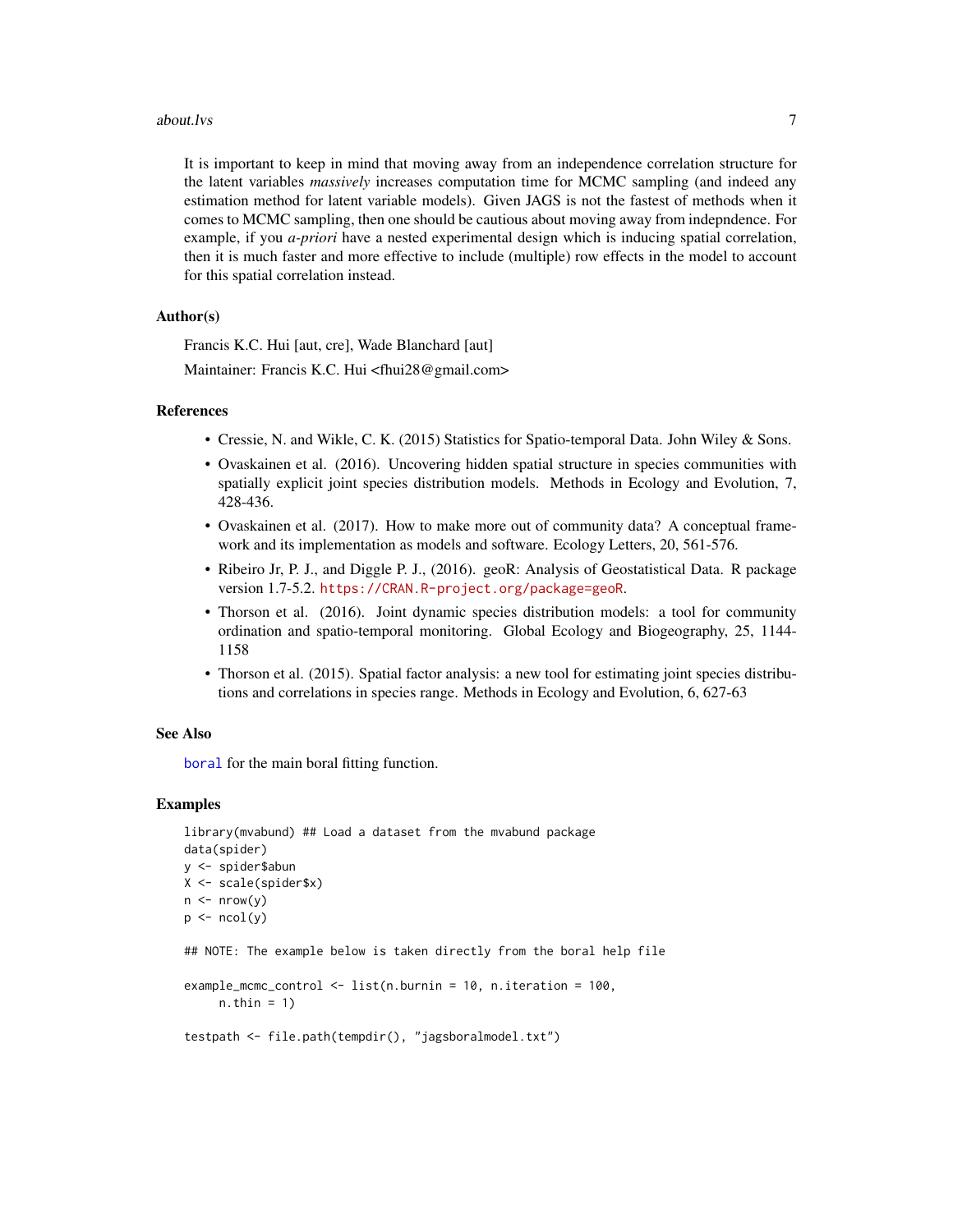It is important to keep in mind that moving away from an independence correlation structure for the latent variables *massively* increases computation time for MCMC sampling (and indeed any estimation method for latent variable models). Given JAGS is not the fastest of methods when it comes to MCMC sampling, then one should be cautious about moving away from indepndence. For example, if you *a-priori* have a nested experimental design which is inducing spatial correlation, then it is much faster and more effective to include (multiple) row effects in the model to account for this spatial correlation instead.

### Author(s)

Francis K.C. Hui [aut, cre], Wade Blanchard [aut]

Maintainer: Francis K.C. Hui <fhui28@gmail.com>

### References

- Cressie, N. and Wikle, C. K. (2015) Statistics for Spatio-temporal Data. John Wiley & Sons.
- Ovaskainen et al. (2016). Uncovering hidden spatial structure in species communities with spatially explicit joint species distribution models. Methods in Ecology and Evolution, 7, 428-436.
- Ovaskainen et al. (2017). How to make more out of community data? A conceptual framework and its implementation as models and software. Ecology Letters, 20, 561-576.
- Ribeiro Jr, P. J., and Diggle P. J., (2016). geoR: Analysis of Geostatistical Data. R package version 1.7-5.2. https://CRAN.R-project.org/package=geoR.
- Thorson et al. (2016). Joint dynamic species distribution models: a tool for community ordination and spatio-temporal monitoring. Global Ecology and Biogeography, 25, 1144-1158
- Thorson et al. (2015). Spatial factor analysis: a new tool for estimating joint species distributions and correlations in species range. Methods in Ecology and Evolution, 6, 627-63

### See Also

boral for the main boral fitting function.

### Examples

```
library(mvabund) ## Load a dataset from the mvabund package
data(spider)
y <- spider$abun
X <- scale(spider$x)
n <- nrow(y)
p <- ncol(y)

## NOTE: The example below is taken directly from the boral help file

example_mcmc_control <- list(n.burnin = 10, n.iteration = 100,
     n.thin = 1)

testpath <- file.path(tempdir(), "jagsboralmodel.txt")
```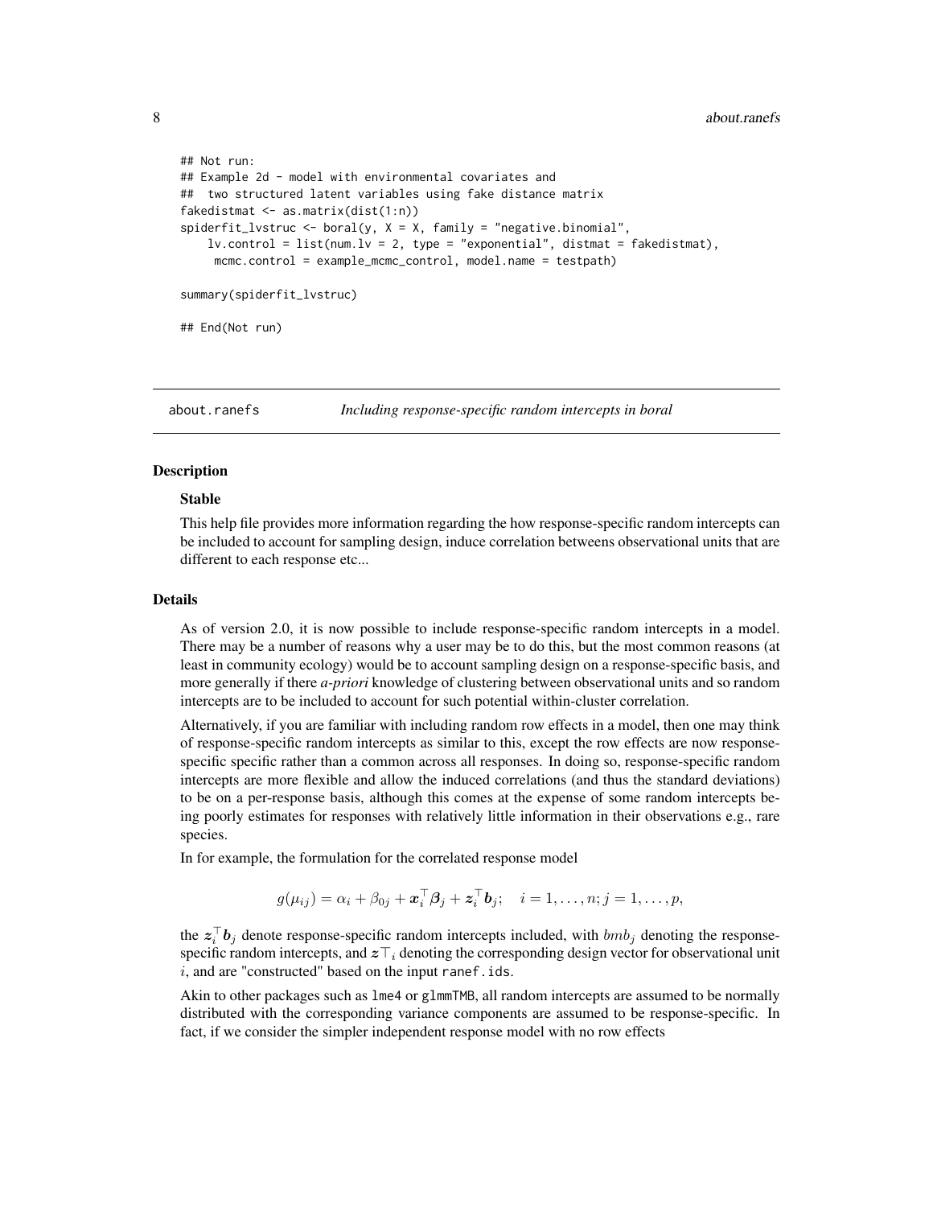```
## Not run:
## Example 2d - model with environmental covariates and
##  two structured latent variables using fake distance matrix
fakedistmat <- as.matrix(dist(1:n))
spiderfit_lvstruc <- boral(y, X = X, family = "negative.binomial",
    lv.control = list(num.lv = 2, type = "exponential", distmat = fakedistmat),
     mcmc.control = example_mcmc_control, model.name = testpath)

summary(spiderfit_lvstruc)

## End(Not run)
```

---

`about.ranefs` *Including response-specific random intercepts in boral*

---

## Description

### Stable

This help file provides more information regarding the how response-specific random intercepts can be included to account for sampling design, induce correlation betweens observational units that are different to each response etc...

## Details

As of version 2.0, it is now possible to include response-specific random intercepts in a model. There may be a number of reasons why a user may be to do this, but the most common reasons (at least in community ecology) would be to account sampling design on a response-specific basis, and more generally if there *a-priori* knowledge of clustering between observational units and so random intercepts are to be included to account for such potential within-cluster correlation.

Alternatively, if you are familiar with including random row effects in a model, then one may think of response-specific random intercepts as similar to this, except the row effects are now response-specific specific rather than a common across all responses. In doing so, response-specific random intercepts are more flexible and allow the induced correlations (and thus the standard deviations) to be on a per-response basis, although this comes at the expense of some random intercepts being poorly estimates for responses with relatively little information in their observations e.g., rare species.

In for example, the formulation for the correlated response model

$$g(\mu_{ij}) = \alpha_i + \beta_{0j} + \boldsymbol{x}_i^\top \boldsymbol{\beta}_j + \boldsymbol{z}_i^\top \boldsymbol{b}_j; \quad i = 1, \ldots, n; j = 1, \ldots, p,$$

the $\boldsymbol{z}_i^\top \boldsymbol{b}_j$ denote response-specific random intercepts included, with $bmb_j$ denoting the response-specific random intercepts, and $\boldsymbol{z}\top_i$ denoting the corresponding design vector for observational unit $i$, and are "constructed" based on the input `ranef.ids`.

Akin to other packages such as `lme4` or `glmmTMB`, all random intercepts are assumed to be normally distributed with the corresponding variance components are assumed to be response-specific. In fact, if we consider the simpler independent response model with no row effects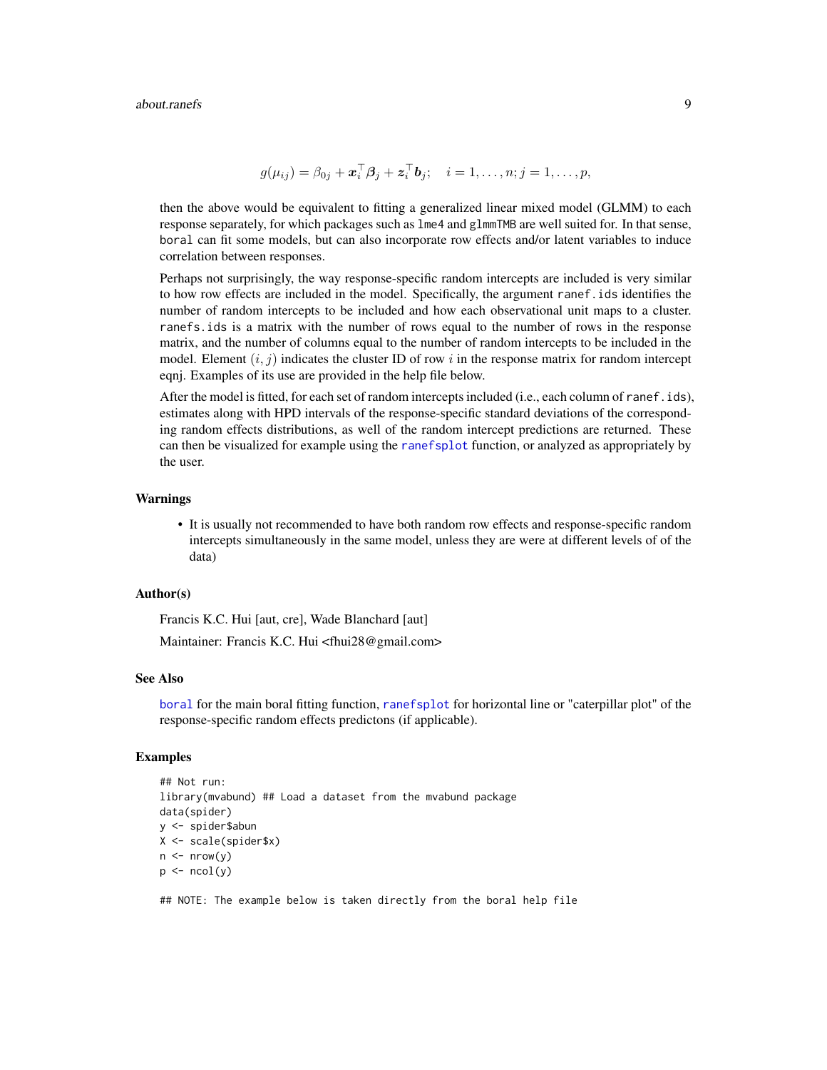$$g(\mu_{ij}) = \beta_{0j} + \boldsymbol{x}_i^\top \boldsymbol{\beta}_j + \boldsymbol{z}_i^\top \boldsymbol{b}_j; \quad i = 1, \ldots, n; j = 1, \ldots, p,$$

then the above would be equivalent to fitting a generalized linear mixed model (GLMM) to each response separately, for which packages such as lme4 and glmmTMB are well suited for. In that sense, boral can fit some models, but can also incorporate row effects and/or latent variables to induce correlation between responses.

Perhaps not surprisingly, the way response-specific random intercepts are included is very similar to how row effects are included in the model. Specifically, the argument ranef.ids identifies the number of random intercepts to be included and how each observational unit maps to a cluster. ranefs.ids is a matrix with the number of rows equal to the number of rows in the response matrix, and the number of columns equal to the number of random intercepts to be included in the model. Element $(i, j)$ indicates the cluster ID of row $i$ in the response matrix for random intercept eqnj. Examples of its use are provided in the help file below.

After the model is fitted, for each set of random intercepts included (i.e., each column of ranef.ids), estimates along with HPD intervals of the response-specific standard deviations of the corresponding random effects distributions, as well of the random intercept predictions are returned. These can then be visualized for example using the ranefsplot function, or analyzed as appropriately by the user.

## Warnings

- It is usually not recommended to have both random row effects and response-specific random intercepts simultaneously in the same model, unless they are were at different levels of of the data)

## Author(s)

Francis K.C. Hui [aut, cre], Wade Blanchard [aut]

Maintainer: Francis K.C. Hui <fhui28@gmail.com>

## See Also

boral for the main boral fitting function, ranefsplot for horizontal line or "caterpillar plot" of the response-specific random effects predictons (if applicable).

## Examples

```
## Not run:
library(mvabund) ## Load a dataset from the mvabund package
data(spider)
y <- spider$abun
X <- scale(spider$x)
n <- nrow(y)
p <- ncol(y)

## NOTE: The example below is taken directly from the boral help file
```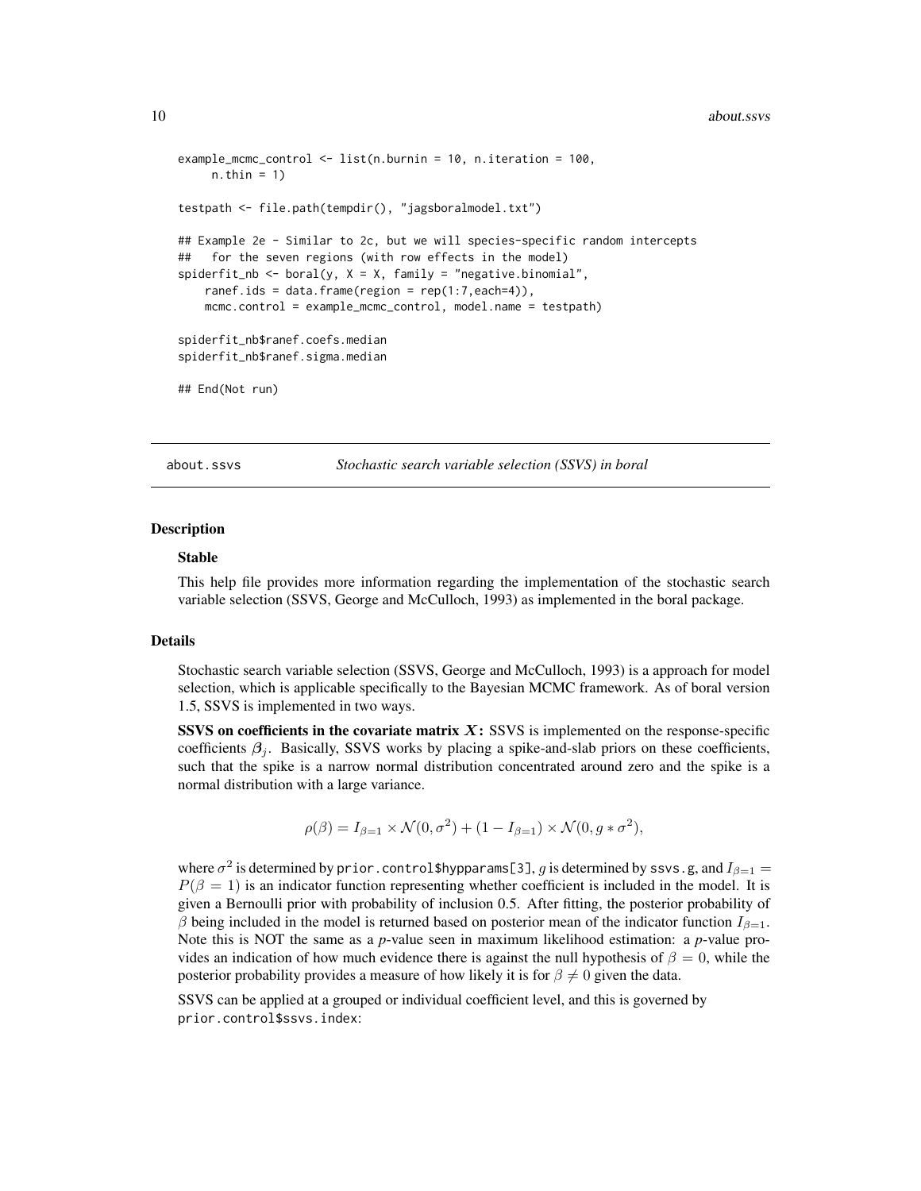```
example_mcmc_control <- list(n.burnin = 10, n.iteration = 100,
     n.thin = 1)

testpath <- file.path(tempdir(), "jagsboralmodel.txt")

## Example 2e - Similar to 2c, but we will species-specific random intercepts
##   for the seven regions (with row effects in the model)
spiderfit_nb <- boral(y, X = X, family = "negative.binomial",
    ranef.ids = data.frame(region = rep(1:7,each=4)),
    mcmc.control = example_mcmc_control, model.name = testpath)

spiderfit_nb$ranef.coefs.median
spiderfit_nb$ranef.sigma.median

## End(Not run)
```

---

## about.ssvs — *Stochastic search variable selection (SSVS) in boral*

---

### Description

**Stable**

This help file provides more information regarding the implementation of the stochastic search variable selection (SSVS, George and McCulloch, 1993) as implemented in the boral package.

### Details

Stochastic search variable selection (SSVS, George and McCulloch, 1993) is a approach for model selection, which is applicable specifically to the Bayesian MCMC framework. As of boral version 1.5, SSVS is implemented in two ways.

**SSVS on coefficients in the covariate matrix $X$:** SSVS is implemented on the response-specific coefficients $\boldsymbol{\beta}_j$. Basically, SSVS works by placing a spike-and-slab priors on these coefficients, such that the spike is a narrow normal distribution concentrated around zero and the spike is a normal distribution with a large variance.

$$\rho(\beta) = I_{\beta=1} \times \mathcal{N}(0, \sigma^2) + (1 - I_{\beta=1}) \times \mathcal{N}(0, g * \sigma^2),$$

where $\sigma^2$ is determined by `prior.control$hypparams[3]`, $g$ is determined by `ssvs.g`, and $I_{\beta=1} = P(\beta = 1)$ is an indicator function representing whether coefficient is included in the model. It is given a Bernoulli prior with probability of inclusion 0.5. After fitting, the posterior probability of $\beta$ being included in the model is returned based on posterior mean of the indicator function $I_{\beta=1}$. Note this is NOT the same as a *p*-value seen in maximum likelihood estimation: a *p*-value provides an indication of how much evidence there is against the null hypothesis of $\beta = 0$, while the posterior probability provides a measure of how likely it is for $\beta \neq 0$ given the data.

SSVS can be applied at a grouped or individual coefficient level, and this is governed by `prior.control$ssvs.index`: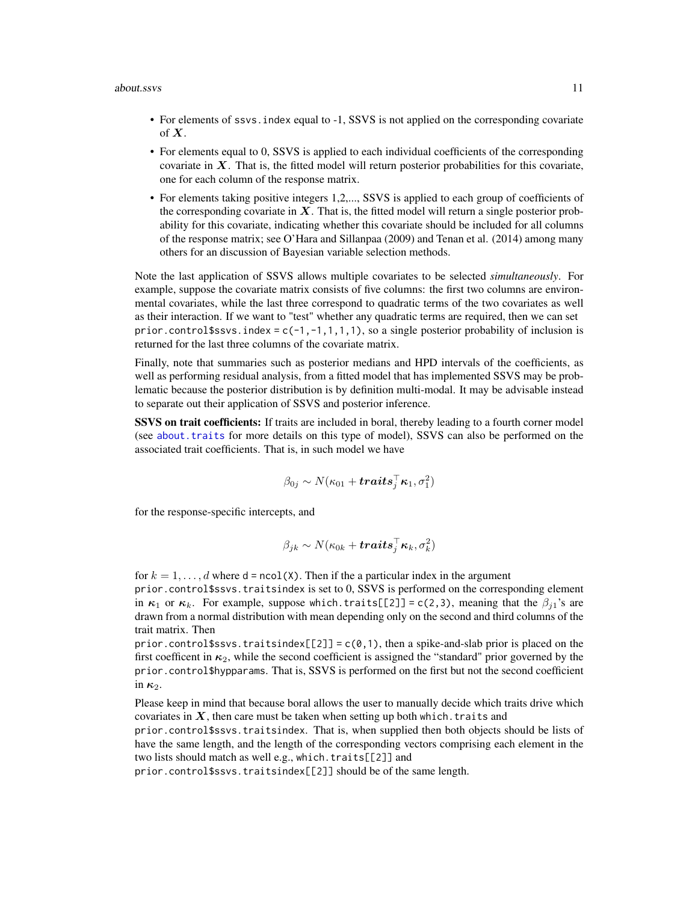- For elements of `ssvs.index` equal to -1, SSVS is not applied on the corresponding covariate of $\boldsymbol{X}$.
- For elements equal to 0, SSVS is applied to each individual coefficients of the corresponding covariate in $\boldsymbol{X}$. That is, the fitted model will return posterior probabilities for this covariate, one for each column of the response matrix.
- For elements taking positive integers 1,2,..., SSVS is applied to each group of coefficients of the corresponding covariate in $\boldsymbol{X}$. That is, the fitted model will return a single posterior probability for this covariate, indicating whether this covariate should be included for all columns of the response matrix; see O'Hara and Sillanpaa (2009) and Tenan et al. (2014) among many others for an discussion of Bayesian variable selection methods.

Note the last application of SSVS allows multiple covariates to be selected *simultaneously*. For example, suppose the covariate matrix consists of five columns: the first two columns are environmental covariates, while the last three correspond to quadratic terms of the two covariates as well as their interaction. If we want to "test" whether any quadratic terms are required, then we can set `prior.control$ssvs.index = c(-1,-1,1,1,1)`, so a single posterior probability of inclusion is returned for the last three columns of the covariate matrix.

Finally, note that summaries such as posterior medians and HPD intervals of the coefficients, as well as performing residual analysis, from a fitted model that has implemented SSVS may be problematic because the posterior distribution is by definition multi-modal. It may be advisable instead to separate out their application of SSVS and posterior inference.

**SSVS on trait coefficients:** If traits are included in boral, thereby leading to a fourth corner model (see `about.traits` for more details on this type of model), SSVS can also be performed on the associated trait coefficients. That is, in such model we have

$$\beta_{0j} \sim N(\kappa_{01} + \boldsymbol{traits}_j^\top \boldsymbol{\kappa}_1, \sigma_1^2)$$

for the response-specific intercepts, and

$$\beta_{jk} \sim N(\kappa_{0k} + \boldsymbol{traits}_j^\top \boldsymbol{\kappa}_k, \sigma_k^2)$$

for $k = 1, \ldots, d$ where `d = ncol(X)`. Then if the a particular index in the argument `prior.control$ssvs.traitsindex` is set to 0, SSVS is performed on the corresponding element in $\boldsymbol{\kappa}_1$ or $\boldsymbol{\kappa}_k$. For example, suppose `which.traits[[2]] = c(2,3)`, meaning that the $\beta_{j1}$'s are drawn from a normal distribution with mean depending only on the second and third columns of the trait matrix. Then
`prior.control$ssvs.traitsindex[[2]] = c(0,1)`, then a spike-and-slab prior is placed on the first coefficent in $\boldsymbol{\kappa}_2$, while the second coefficient is assigned the "standard" prior governed by the `prior.control$hypparams`. That is, SSVS is performed on the first but not the second coefficient in $\boldsymbol{\kappa}_2$.

Please keep in mind that because boral allows the user to manually decide which traits drive which covariates in $\boldsymbol{X}$, then care must be taken when setting up both `which.traits` and
`prior.control$ssvs.traitsindex`. That is, when supplied then both objects should be lists of have the same length, and the length of the corresponding vectors comprising each element in the two lists should match as well e.g., `which.traits[[2]]` and
`prior.control$ssvs.traitsindex[[2]]` should be of the same length.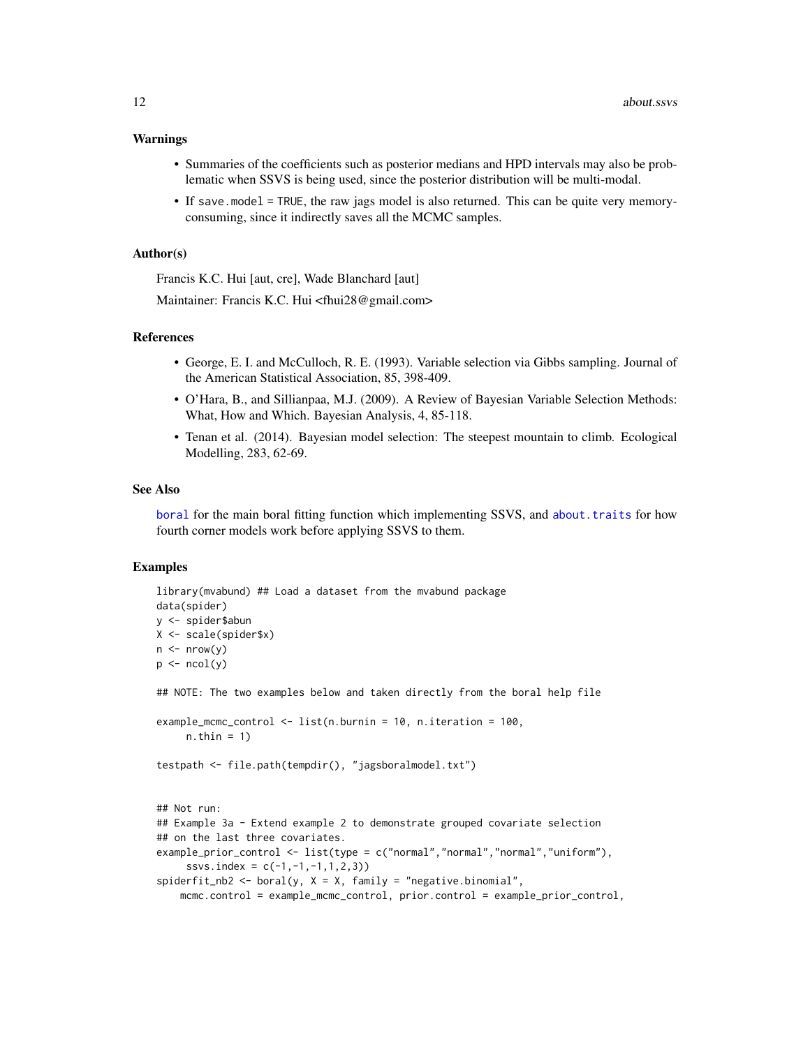## Warnings

- Summaries of the coefficients such as posterior medians and HPD intervals may also be problematic when SSVS is being used, since the posterior distribution will be multi-modal.
- If `save.model = TRUE`, the raw jags model is also returned. This can be quite very memory-consuming, since it indirectly saves all the MCMC samples.

## Author(s)

Francis K.C. Hui [aut, cre], Wade Blanchard [aut]

Maintainer: Francis K.C. Hui <fhui28@gmail.com>

## References

- George, E. I. and McCulloch, R. E. (1993). Variable selection via Gibbs sampling. Journal of the American Statistical Association, 85, 398-409.
- O'Hara, B., and Sillianpaa, M.J. (2009). A Review of Bayesian Variable Selection Methods: What, How and Which. Bayesian Analysis, 4, 85-118.
- Tenan et al. (2014). Bayesian model selection: The steepest mountain to climb. Ecological Modelling, 283, 62-69.

## See Also

`boral` for the main boral fitting function which implementing SSVS, and `about.traits` for how fourth corner models work before applying SSVS to them.

## Examples

```
library(mvabund) ## Load a dataset from the mvabund package
data(spider)
y <- spider$abun
X <- scale(spider$x)
n <- nrow(y)
p <- ncol(y)

## NOTE: The two examples below and taken directly from the boral help file

example_mcmc_control <- list(n.burnin = 10, n.iteration = 100,
     n.thin = 1)

testpath <- file.path(tempdir(), "jagsboralmodel.txt")


## Not run:
## Example 3a - Extend example 2 to demonstrate grouped covariate selection
## on the last three covariates.
example_prior_control <- list(type = c("normal","normal","normal","uniform"),
     ssvs.index = c(-1,-1,-1,1,2,3))
spiderfit_nb2 <- boral(y, X = X, family = "negative.binomial",
    mcmc.control = example_mcmc_control, prior.control = example_prior_control,
```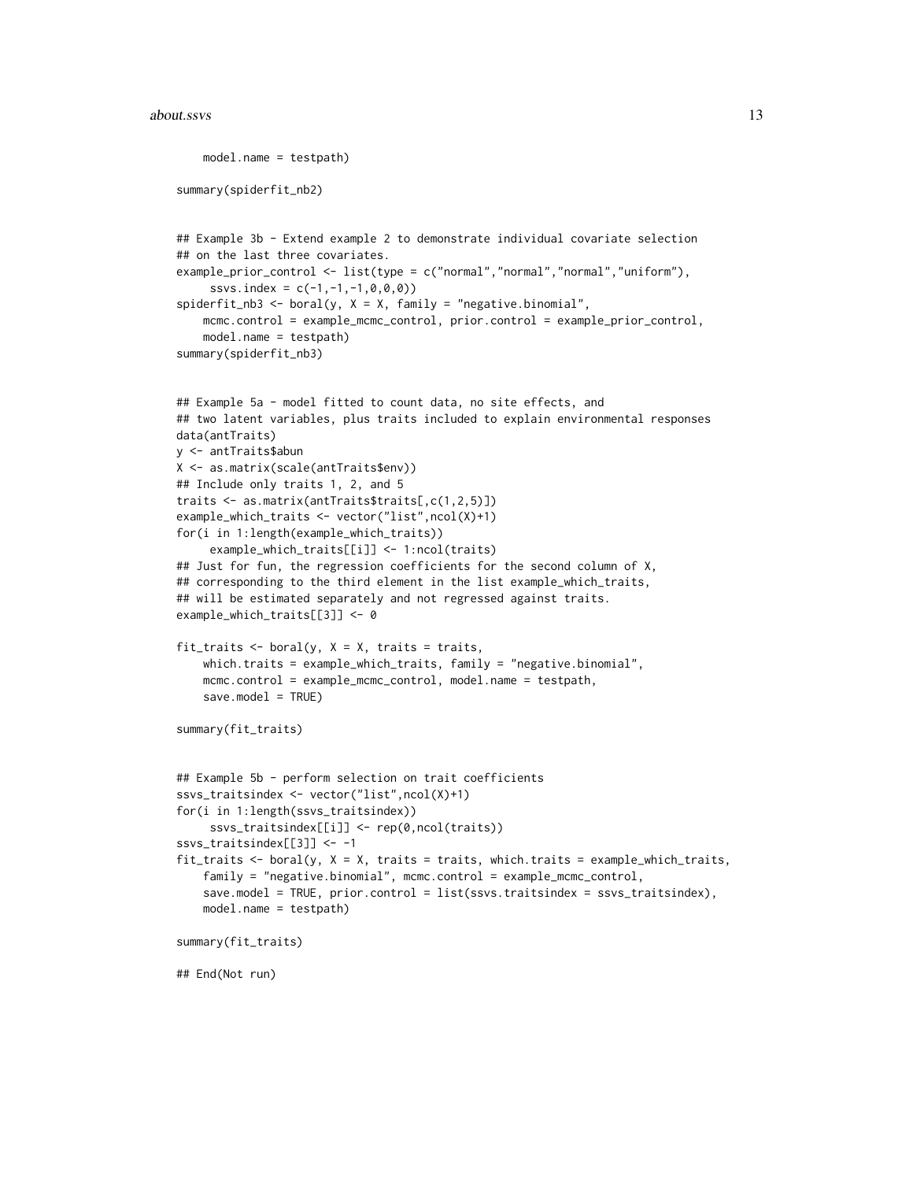```
    model.name = testpath)

summary(spiderfit_nb2)


## Example 3b - Extend example 2 to demonstrate individual covariate selection
## on the last three covariates.
example_prior_control <- list(type = c("normal","normal","normal","uniform"),
     ssvs.index = c(-1,-1,-1,0,0,0))
spiderfit_nb3 <- boral(y, X = X, family = "negative.binomial",
    mcmc.control = example_mcmc_control, prior.control = example_prior_control,
    model.name = testpath)
summary(spiderfit_nb3)


## Example 5a - model fitted to count data, no site effects, and
## two latent variables, plus traits included to explain environmental responses
data(antTraits)
y <- antTraits$abun
X <- as.matrix(scale(antTraits$env))
## Include only traits 1, 2, and 5
traits <- as.matrix(antTraits$traits[,c(1,2,5)])
example_which_traits <- vector("list",ncol(X)+1)
for(i in 1:length(example_which_traits))
     example_which_traits[[i]] <- 1:ncol(traits)
## Just for fun, the regression coefficients for the second column of X,
## corresponding to the third element in the list example_which_traits,
## will be estimated separately and not regressed against traits.
example_which_traits[[3]] <- 0

fit_traits <- boral(y, X = X, traits = traits,
    which.traits = example_which_traits, family = "negative.binomial",
    mcmc.control = example_mcmc_control, model.name = testpath,
    save.model = TRUE)

summary(fit_traits)


## Example 5b - perform selection on trait coefficients
ssvs_traitsindex <- vector("list",ncol(X)+1)
for(i in 1:length(ssvs_traitsindex))
     ssvs_traitsindex[[i]] <- rep(0,ncol(traits))
ssvs_traitsindex[[3]] <- -1
fit_traits <- boral(y, X = X, traits = traits, which.traits = example_which_traits,
    family = "negative.binomial", mcmc.control = example_mcmc_control,
    save.model = TRUE, prior.control = list(ssvs.traitsindex = ssvs_traitsindex),
    model.name = testpath)

summary(fit_traits)

## End(Not run)
```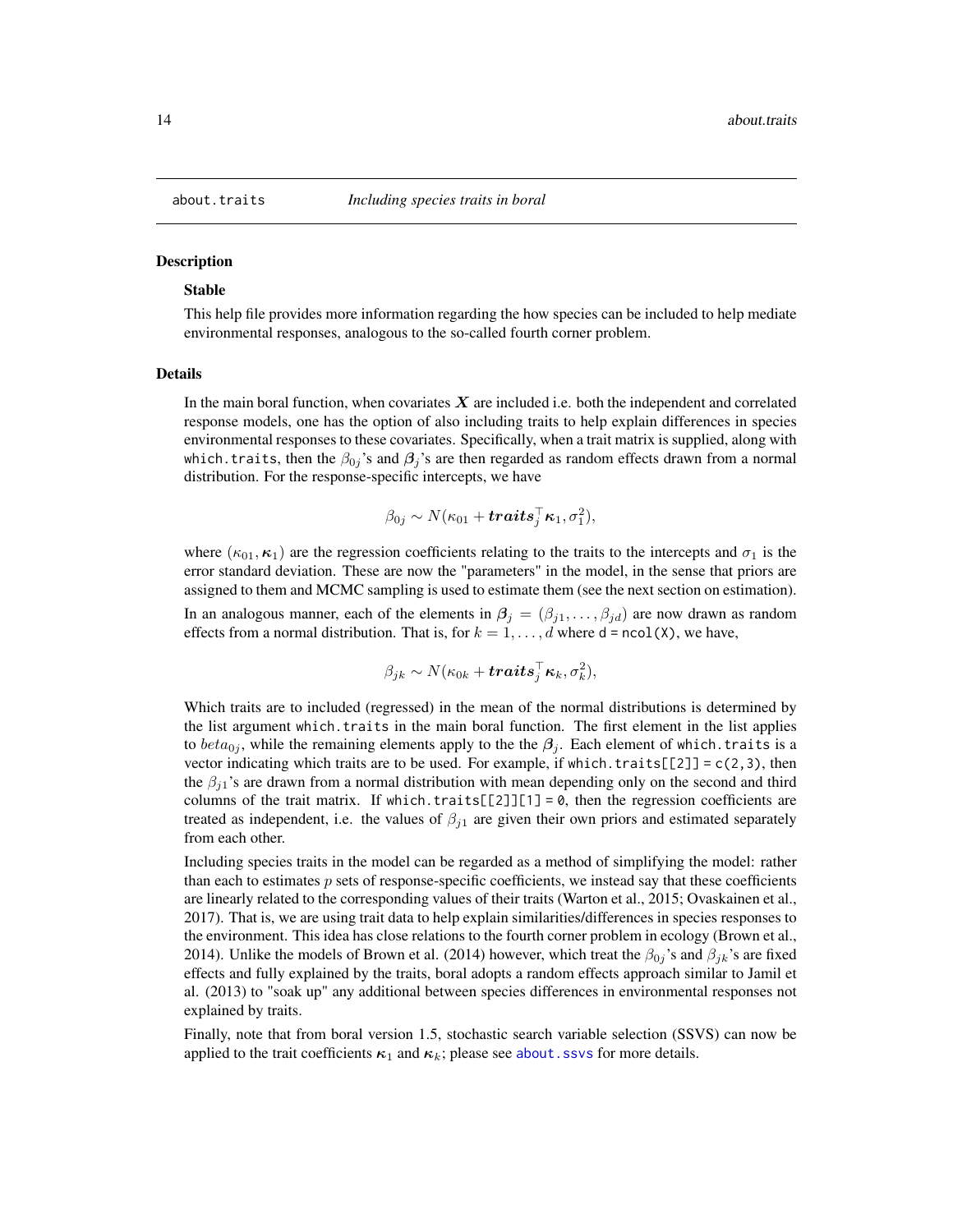`about.traits` *Including species traits in boral*

## Description

### Stable

This help file provides more information regarding the how species can be included to help mediate environmental responses, analogous to the so-called fourth corner problem.

## Details

In the main boral function, when covariates $\boldsymbol{X}$ are included i.e. both the independent and correlated response models, one has the option of also including traits to help explain differences in species environmental responses to these covariates. Specifically, when a trait matrix is supplied, along with `which.traits`, then the $\beta_{0j}$'s and $\boldsymbol{\beta}_j$'s are then regarded as random effects drawn from a normal distribution. For the response-specific intercepts, we have

$$\beta_{0j} \sim N(\kappa_{01} + \boldsymbol{traits}_j^\top \boldsymbol{\kappa}_1, \sigma_1^2),$$

where $(\kappa_{01}, \boldsymbol{\kappa}_1)$ are the regression coefficients relating to the traits to the intercepts and $\sigma_1$ is the error standard deviation. These are now the "parameters" in the model, in the sense that priors are assigned to them and MCMC sampling is used to estimate them (see the next section on estimation).

In an analogous manner, each of the elements in $\boldsymbol{\beta}_j = (\beta_{j1}, \ldots, \beta_{jd})$ are now drawn as random effects from a normal distribution. That is, for $k = 1, \ldots, d$ where `d = ncol(X)`, we have,

$$\beta_{jk} \sim N(\kappa_{0k} + \boldsymbol{traits}_j^\top \boldsymbol{\kappa}_k, \sigma_k^2),$$

Which traits are to included (regressed) in the mean of the normal distributions is determined by the list argument `which.traits` in the main boral function. The first element in the list applies to $beta_{0j}$, while the remaining elements apply to the the $\boldsymbol{\beta}_j$. Each element of `which.traits` is a vector indicating which traits are to be used. For example, if `which.traits[[2]] = c(2,3)`, then the $\beta_{j1}$'s are drawn from a normal distribution with mean depending only on the second and third columns of the trait matrix. If `which.traits[[2]][1] = 0`, then the regression coefficients are treated as independent, i.e. the values of $\beta_{j1}$ are given their own priors and estimated separately from each other.

Including species traits in the model can be regarded as a method of simplifying the model: rather than each to estimates $p$ sets of response-specific coefficients, we instead say that these coefficients are linearly related to the corresponding values of their traits (Warton et al., 2015; Ovaskainen et al., 2017). That is, we are using trait data to help explain similarities/differences in species responses to the environment. This idea has close relations to the fourth corner problem in ecology (Brown et al., 2014). Unlike the models of Brown et al. (2014) however, which treat the $\beta_{0j}$'s and $\beta_{jk}$'s are fixed effects and fully explained by the traits, boral adopts a random effects approach similar to Jamil et al. (2013) to "soak up" any additional between species differences in environmental responses not explained by traits.

Finally, note that from boral version 1.5, stochastic search variable selection (SSVS) can now be applied to the trait coefficients $\boldsymbol{\kappa}_1$ and $\boldsymbol{\kappa}_k$; please see `about.ssvs` for more details.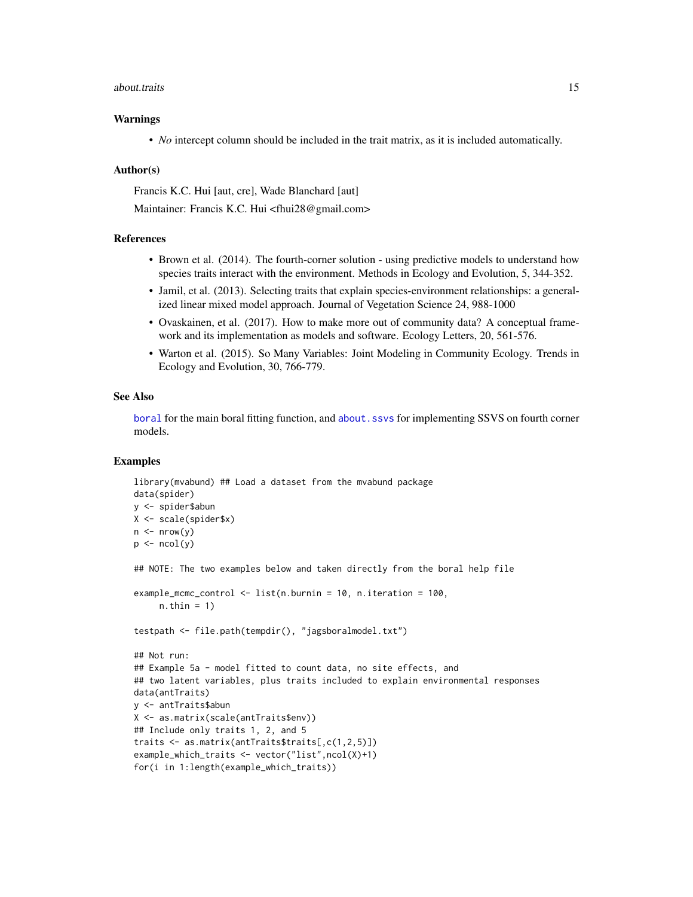## Warnings

- *No* intercept column should be included in the trait matrix, as it is included automatically.

## Author(s)

Francis K.C. Hui [aut, cre], Wade Blanchard [aut]

Maintainer: Francis K.C. Hui <fhui28@gmail.com>

## References

- Brown et al. (2014). The fourth-corner solution - using predictive models to understand how species traits interact with the environment. Methods in Ecology and Evolution, 5, 344-352.
- Jamil, et al. (2013). Selecting traits that explain species-environment relationships: a generalized linear mixed model approach. Journal of Vegetation Science 24, 988-1000
- Ovaskainen, et al. (2017). How to make more out of community data? A conceptual framework and its implementation as models and software. Ecology Letters, 20, 561-576.
- Warton et al. (2015). So Many Variables: Joint Modeling in Community Ecology. Trends in Ecology and Evolution, 30, 766-779.

## See Also

`boral` for the main boral fitting function, and `about.ssvs` for implementing SSVS on fourth corner models.

## Examples

```
library(mvabund) ## Load a dataset from the mvabund package
data(spider)
y <- spider$abun
X <- scale(spider$x)
n <- nrow(y)
p <- ncol(y)

## NOTE: The two examples below and taken directly from the boral help file

example_mcmc_control <- list(n.burnin = 10, n.iteration = 100,
     n.thin = 1)

testpath <- file.path(tempdir(), "jagsboralmodel.txt")

## Not run:
## Example 5a - model fitted to count data, no site effects, and
## two latent variables, plus traits included to explain environmental responses
data(antTraits)
y <- antTraits$abun
X <- as.matrix(scale(antTraits$env))
## Include only traits 1, 2, and 5
traits <- as.matrix(antTraits$traits[,c(1,2,5)])
example_which_traits <- vector("list",ncol(X)+1)
for(i in 1:length(example_which_traits))
```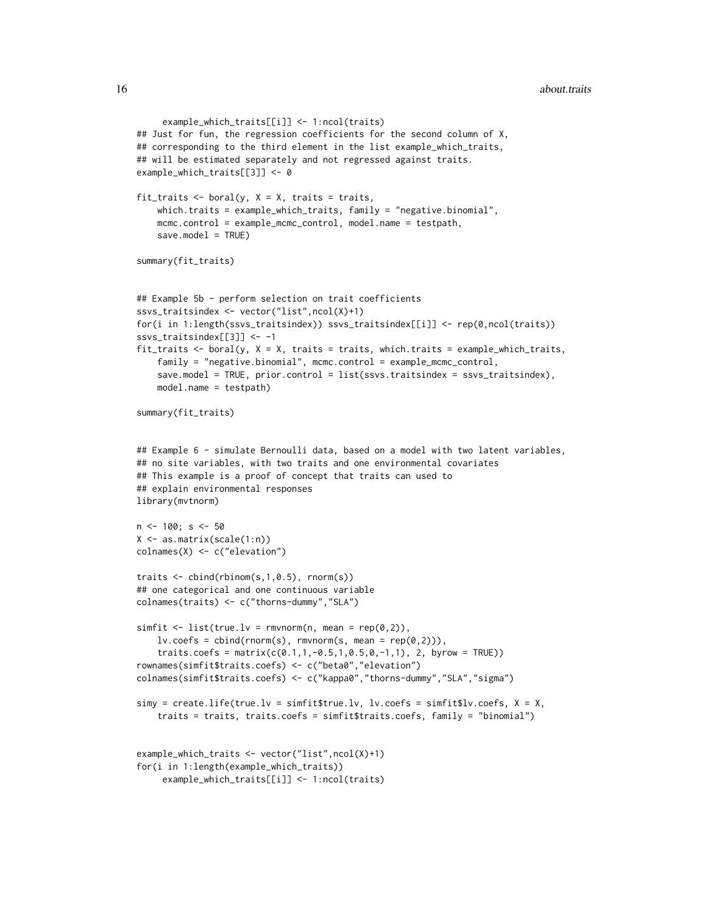```
     example_which_traits[[i]] <- 1:ncol(traits)
## Just for fun, the regression coefficients for the second column of X,
## corresponding to the third element in the list example_which_traits,
## will be estimated separately and not regressed against traits.
example_which_traits[[3]] <- 0

fit_traits <- boral(y, X = X, traits = traits,
    which.traits = example_which_traits, family = "negative.binomial",
    mcmc.control = example_mcmc_control, model.name = testpath,
    save.model = TRUE)

summary(fit_traits)


## Example 5b - perform selection on trait coefficients
ssvs_traitsindex <- vector("list",ncol(X)+1)
for(i in 1:length(ssvs_traitsindex)) ssvs_traitsindex[[i]] <- rep(0,ncol(traits))
ssvs_traitsindex[[3]] <- -1
fit_traits <- boral(y, X = X, traits = traits, which.traits = example_which_traits,
    family = "negative.binomial", mcmc.control = example_mcmc_control,
    save.model = TRUE, prior.control = list(ssvs.traitsindex = ssvs_traitsindex),
    model.name = testpath)

summary(fit_traits)


## Example 6 - simulate Bernoulli data, based on a model with two latent variables,
## no site variables, with two traits and one environmental covariates
## This example is a proof of concept that traits can used to
## explain environmental responses
library(mvtnorm)

n <- 100; s <- 50
X <- as.matrix(scale(1:n))
colnames(X) <- c("elevation")

traits <- cbind(rbinom(s,1,0.5), rnorm(s))
## one categorical and one continuous variable
colnames(traits) <- c("thorns-dummy","SLA")

simfit <- list(true.lv = rmvnorm(n, mean = rep(0,2)),
    lv.coefs = cbind(rnorm(s), rmvnorm(s, mean = rep(0,2))),
    traits.coefs = matrix(c(0.1,1,-0.5,1,0.5,0,-1,1), 2, byrow = TRUE))
rownames(simfit$traits.coefs) <- c("beta0","elevation")
colnames(simfit$traits.coefs) <- c("kappa0","thorns-dummy","SLA","sigma")

simy = create.life(true.lv = simfit$true.lv, lv.coefs = simfit$lv.coefs, X = X,
    traits = traits, traits.coefs = simfit$traits.coefs, family = "binomial")


example_which_traits <- vector("list",ncol(X)+1)
for(i in 1:length(example_which_traits))
     example_which_traits[[i]] <- 1:ncol(traits)
```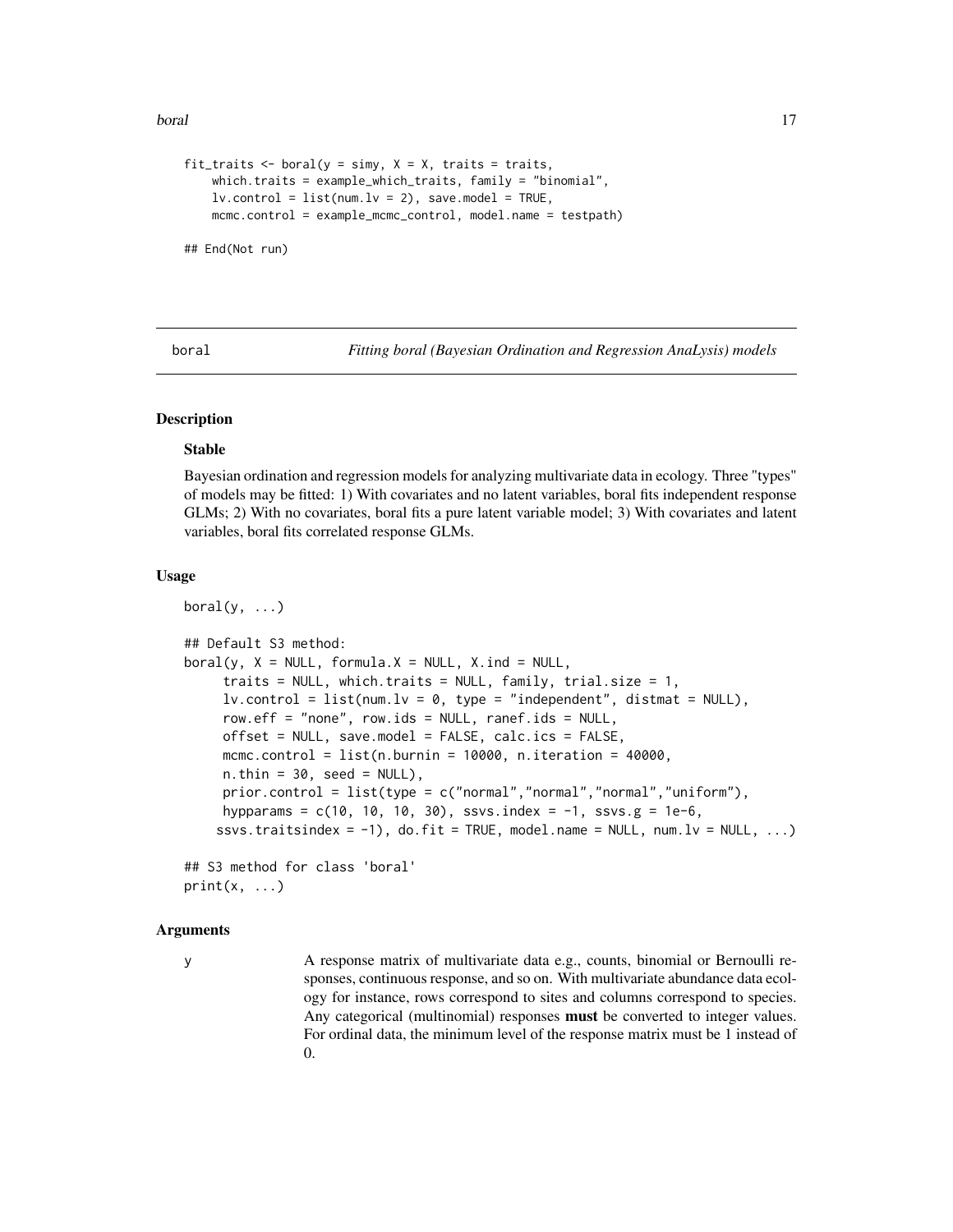```
fit_traits <- boral(y = simy, X = X, traits = traits,
    which.traits = example_which_traits, family = "binomial",
    lv.control = list(num.lv = 2), save.model = TRUE,
    mcmc.control = example_mcmc_control, model.name = testpath)

## End(Not run)
```

# boral — *Fitting boral (Bayesian Ordination and Regression AnaLysis) models*

## Description

### Stable

Bayesian ordination and regression models for analyzing multivariate data in ecology. Three "types" of models may be fitted: 1) With covariates and no latent variables, boral fits independent response GLMs; 2) With no covariates, boral fits a pure latent variable model; 3) With covariates and latent variables, boral fits correlated response GLMs.

## Usage

```
boral(y, ...)

## Default S3 method:
boral(y, X = NULL, formula.X = NULL, X.ind = NULL,
     traits = NULL, which.traits = NULL, family, trial.size = 1,
     lv.control = list(num.lv = 0, type = "independent", distmat = NULL),
     row.eff = "none", row.ids = NULL, ranef.ids = NULL,
     offset = NULL, save.model = FALSE, calc.ics = FALSE,
     mcmc.control = list(n.burnin = 10000, n.iteration = 40000,
     n.thin = 30, seed = NULL),
     prior.control = list(type = c("normal","normal","normal","uniform"),
     hypparams = c(10, 10, 10, 30), ssvs.index = -1, ssvs.g = 1e-6,
    ssvs.traitsindex = -1), do.fit = TRUE, model.name = NULL, num.lv = NULL, ...)

## S3 method for class 'boral'
print(x, ...)
```

## Arguments

y — A response matrix of multivariate data e.g., counts, binomial or Bernoulli responses, continuous response, and so on. With multivariate abundance data ecology for instance, rows correspond to sites and columns correspond to species. Any categorical (multinomial) responses **must** be converted to integer values. For ordinal data, the minimum level of the response matrix must be 1 instead of 0.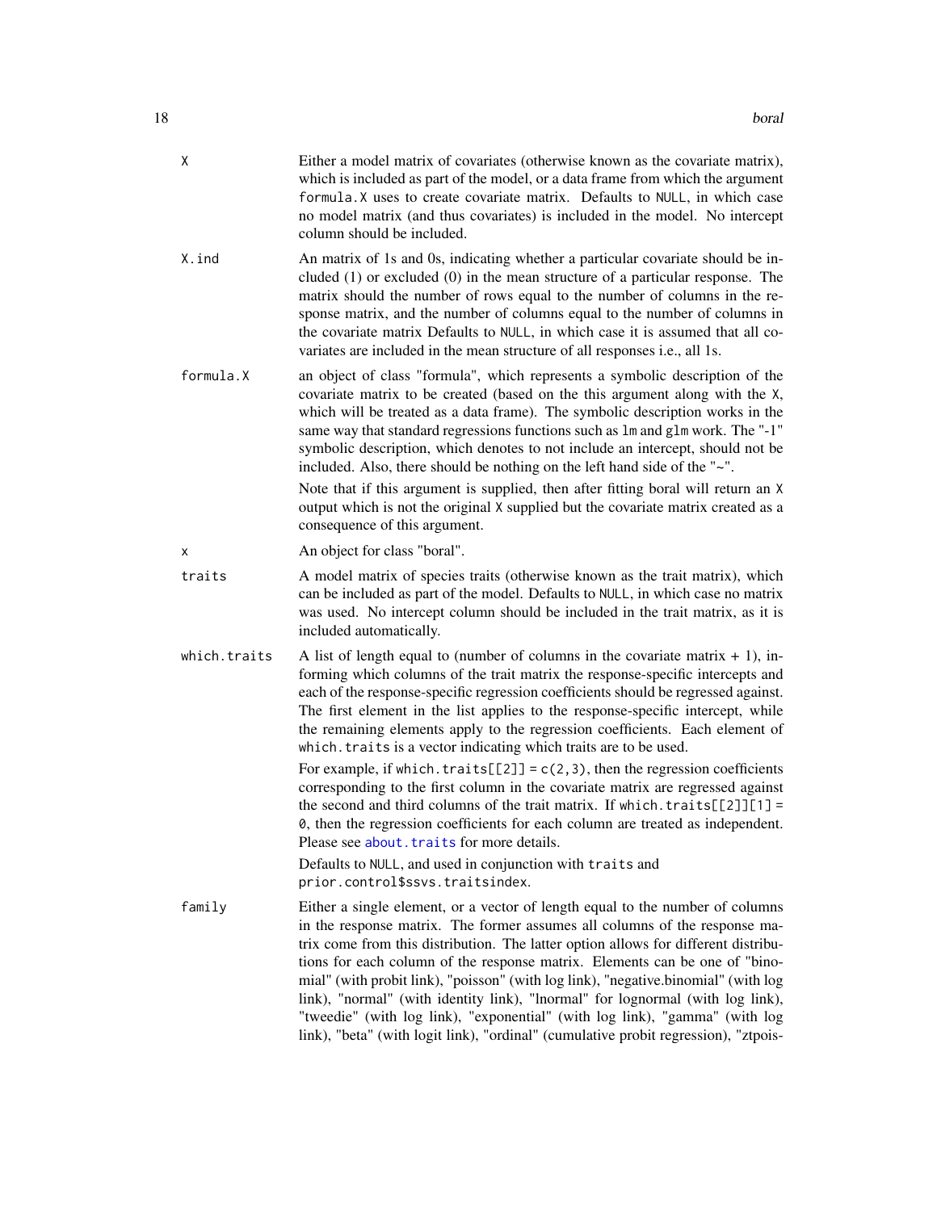| | |
|---|---|
| X | Either a model matrix of covariates (otherwise known as the covariate matrix), which is included as part of the model, or a data frame from which the argument `formula.X` uses to create covariate matrix. Defaults to `NULL`, in which case no model matrix (and thus covariates) is included in the model. No intercept column should be included. |
| X.ind | An matrix of 1s and 0s, indicating whether a particular covariate should be included (1) or excluded (0) in the mean structure of a particular response. The matrix should the number of rows equal to the number of columns in the response matrix, and the number of columns equal to the number of columns in the covariate matrix Defaults to `NULL`, in which case it is assumed that all covariates are included in the mean structure of all responses i.e., all 1s. |
| formula.X | an object of class "formula", which represents a symbolic description of the covariate matrix to be created (based on the this argument along with the `X`, which will be treated as a data frame). The symbolic description works in the same way that standard regressions functions such as `lm` and `glm` work. The "-1" symbolic description, which denotes to not include an intercept, should not be included. Also, there should be nothing on the left hand side of the "~".<br><br>Note that if this argument is supplied, then after fitting boral will return an `X` output which is not the original `X` supplied but the covariate matrix created as a consequence of this argument. |
| x | An object for class "boral". |
| traits | A model matrix of species traits (otherwise known as the trait matrix), which can be included as part of the model. Defaults to `NULL`, in which case no matrix was used. No intercept column should be included in the trait matrix, as it is included automatically. |
| which.traits | A list of length equal to (number of columns in the covariate matrix + 1), informing which columns of the trait matrix the response-specific intercepts and each of the response-specific regression coefficients should be regressed against. The first element in the list applies to the response-specific intercept, while the remaining elements apply to the regression coefficients. Each element of `which.traits` is a vector indicating which traits are to be used.<br><br>For example, if `which.traits[[2]] = c(2,3)`, then the regression coefficients corresponding to the first column in the covariate matrix are regressed against the second and third columns of the trait matrix. If `which.traits[[2]][1] = 0`, then the regression coefficients for each column are treated as independent. Please see `about.traits` for more details.<br><br>Defaults to `NULL`, and used in conjunction with `traits` and `prior.control$ssvs.traitsindex`. |
| family | Either a single element, or a vector of length equal to the number of columns in the response matrix. The former assumes all columns of the response matrix come from this distribution. The latter option allows for different distributions for each column of the response matrix. Elements can be one of "binomial" (with probit link), "poisson" (with log link), "negative.binomial" (with log link), "normal" (with identity link), "lnormal" for lognormal (with log link), "tweedie" (with log link), "exponential" (with log link), "gamma" (with log link), "beta" (with logit link), "ordinal" (cumulative probit regression), "ztpois- |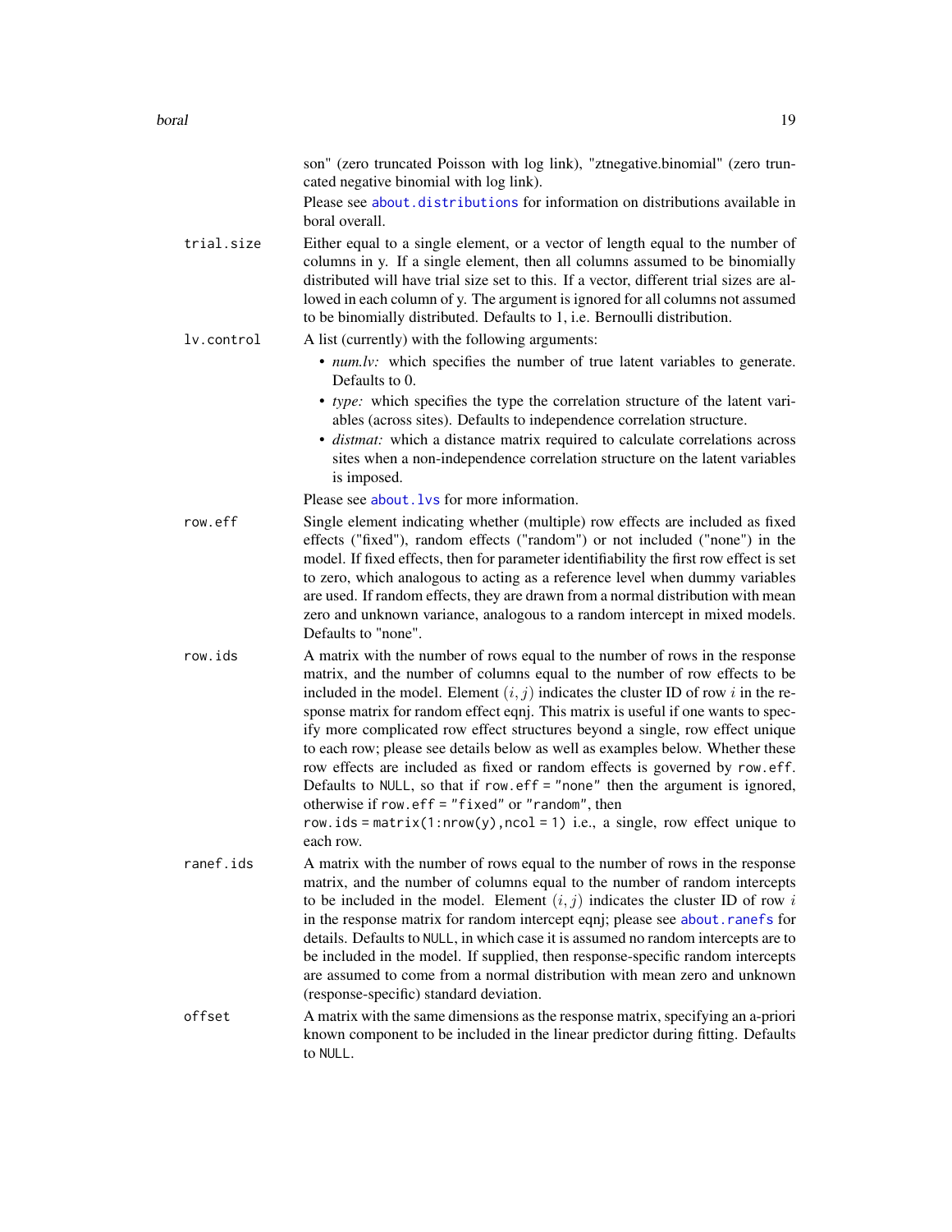son" (zero truncated Poisson with log link), "ztnegative.binomial" (zero truncated negative binomial with log link).

Please see about.distributions for information on distributions available in boral overall.

`trial.size`
: Either equal to a single element, or a vector of length equal to the number of columns in y. If a single element, then all columns assumed to be binomially distributed will have trial size set to this. If a vector, different trial sizes are allowed in each column of y. The argument is ignored for all columns not assumed to be binomially distributed. Defaults to 1, i.e. Bernoulli distribution.

`lv.control`
: A list (currently) with the following arguments:

- *num.lv:* which specifies the number of true latent variables to generate. Defaults to 0.
- *type:* which specifies the type the correlation structure of the latent variables (across sites). Defaults to independence correlation structure.
- *distmat:* which a distance matrix required to calculate correlations across sites when a non-independence correlation structure on the latent variables is imposed.

Please see about.lvs for more information.

`row.eff`
: Single element indicating whether (multiple) row effects are included as fixed effects ("fixed"), random effects ("random") or not included ("none") in the model. If fixed effects, then for parameter identifiability the first row effect is set to zero, which analogous to acting as a reference level when dummy variables are used. If random effects, they are drawn from a normal distribution with mean zero and unknown variance, analogous to a random intercept in mixed models. Defaults to "none".

`row.ids`
: A matrix with the number of rows equal to the number of rows in the response matrix, and the number of columns equal to the number of row effects to be included in the model. Element $(i, j)$ indicates the cluster ID of row $i$ in the response matrix for random effect eqnj. This matrix is useful if one wants to specify more complicated row effect structures beyond a single, row effect unique to each row; please see details below as well as examples below. Whether these row effects are included as fixed or random effects is governed by `row.eff`. Defaults to `NULL`, so that if `row.eff = "none"` then the argument is ignored, otherwise if `row.eff = "fixed"` or `"random"`, then `row.ids = matrix(1:nrow(y),ncol = 1)` i.e., a single, row effect unique to each row.

`ranef.ids`
: A matrix with the number of rows equal to the number of rows in the response matrix, and the number of columns equal to the number of random intercepts to be included in the model. Element $(i, j)$ indicates the cluster ID of row $i$ in the response matrix for random intercept eqnj; please see about.ranefs for details. Defaults to `NULL`, in which case it is assumed no random intercepts are to be included in the model. If supplied, then response-specific random intercepts are assumed to come from a normal distribution with mean zero and unknown (response-specific) standard deviation.

`offset`
: A matrix with the same dimensions as the response matrix, specifying an a-priori known component to be included in the linear predictor during fitting. Defaults to `NULL`.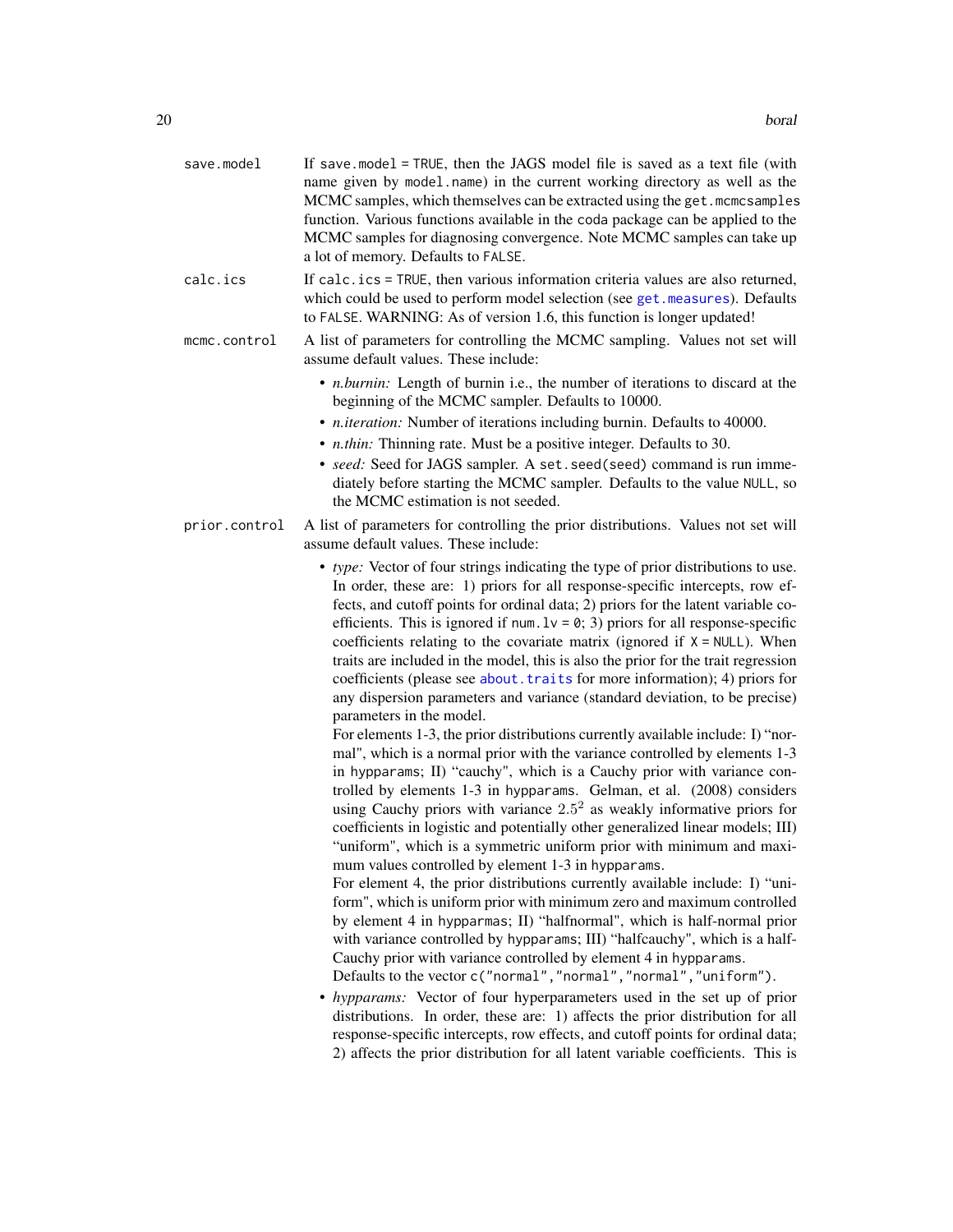**save.model** If `save.model = TRUE`, then the JAGS model file is saved as a text file (with name given by `model.name`) in the current working directory as well as the MCMC samples, which themselves can be extracted using the `get.mcmcsamples` function. Various functions available in the `coda` package can be applied to the MCMC samples for diagnosing convergence. Note MCMC samples can take up a lot of memory. Defaults to `FALSE`.

**calc.ics** If `calc.ics = TRUE`, then various information criteria values are also returned, which could be used to perform model selection (see `get.measures`). Defaults to `FALSE`. WARNING: As of version 1.6, this function is longer updated!

**mcmc.control** A list of parameters for controlling the MCMC sampling. Values not set will assume default values. These include:

- *n.burnin:* Length of burnin i.e., the number of iterations to discard at the beginning of the MCMC sampler. Defaults to 10000.
- *n.iteration:* Number of iterations including burnin. Defaults to 40000.
- *n.thin:* Thinning rate. Must be a positive integer. Defaults to 30.
- *seed:* Seed for JAGS sampler. A `set.seed(seed)` command is run immediately before starting the MCMC sampler. Defaults to the value `NULL`, so the MCMC estimation is not seeded.

**prior.control** A list of parameters for controlling the prior distributions. Values not set will assume default values. These include:

- *type:* Vector of four strings indicating the type of prior distributions to use. In order, these are: 1) priors for all response-specific intercepts, row effects, and cutoff points for ordinal data; 2) priors for the latent variable coefficients. This is ignored if `num.lv = 0`; 3) priors for all response-specific coefficients relating to the covariate matrix (ignored if `X = NULL`). When traits are included in the model, this is also the prior for the trait regression coefficients (please see `about.traits` for more information); 4) priors for any dispersion parameters and variance (standard deviation, to be precise) parameters in the model.
  For elements 1-3, the prior distributions currently available include: I) "normal", which is a normal prior with the variance controlled by elements 1-3 in `hypparams`; II) "cauchy", which is a Cauchy prior with variance controlled by elements 1-3 in `hypparams`. Gelman, et al. (2008) considers using Cauchy priors with variance $2.5^2$ as weakly informative priors for coefficients in logistic and potentially other generalized linear models; III) "uniform", which is a symmetric uniform prior with minimum and maximum values controlled by element 1-3 in `hypparams`.
  For element 4, the prior distributions currently available include: I) "uniform", which is uniform prior with minimum zero and maximum controlled by element 4 in `hypparmas`; II) "halfnormal", which is half-normal prior with variance controlled by `hypparams`; III) "halfcauchy", which is a half-Cauchy prior with variance controlled by element 4 in `hypparams`.
  Defaults to the vector `c("normal","normal","normal","uniform")`.
- *hypparams:* Vector of four hyperparameters used in the set up of prior distributions. In order, these are: 1) affects the prior distribution for all response-specific intercepts, row effects, and cutoff points for ordinal data; 2) affects the prior distribution for all latent variable coefficients. This is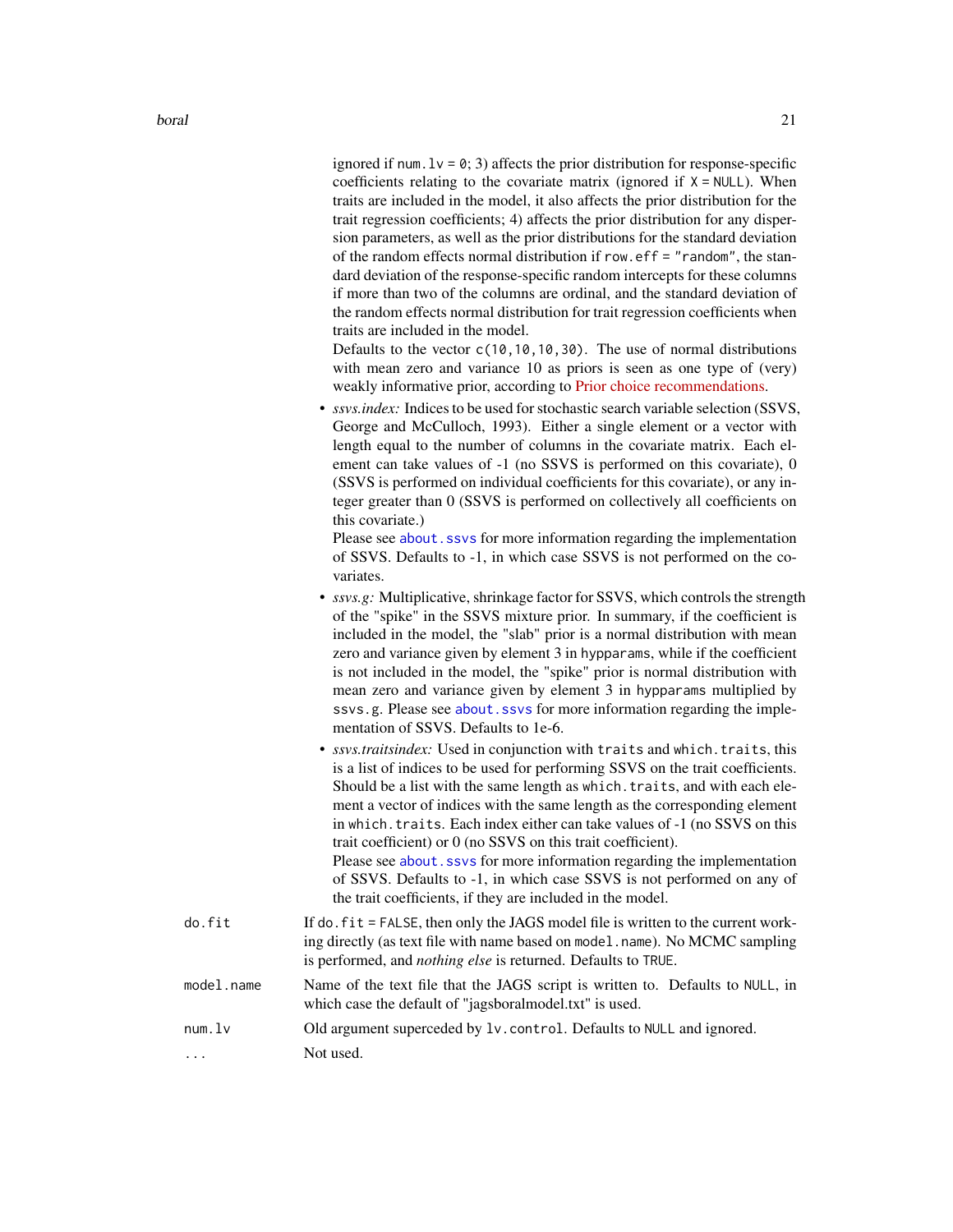ignored if `num.lv = 0`; 3) affects the prior distribution for response-specific coefficients relating to the covariate matrix (ignored if `X = NULL`). When traits are included in the model, it also affects the prior distribution for the trait regression coefficients; 4) affects the prior distribution for any dispersion parameters, as well as the prior distributions for the standard deviation of the random effects normal distribution if `row.eff = "random"`, the standard deviation of the response-specific random intercepts for these columns if more than two of the columns are ordinal, and the standard deviation of the random effects normal distribution for trait regression coefficients when traits are included in the model.

Defaults to the vector `c(10,10,10,30)`. The use of normal distributions with mean zero and variance 10 as priors is seen as one type of (very) weakly informative prior, according to Prior choice recommendations.

- *ssvs.index:* Indices to be used for stochastic search variable selection (SSVS, George and McCulloch, 1993). Either a single element or a vector with length equal to the number of columns in the covariate matrix. Each element can take values of -1 (no SSVS is performed on this covariate), 0 (SSVS is performed on individual coefficients for this covariate), or any integer greater than 0 (SSVS is performed on collectively all coefficients on this covariate.)
  Please see `about.ssvs` for more information regarding the implementation of SSVS. Defaults to -1, in which case SSVS is not performed on the covariates.
- *ssvs.g:* Multiplicative, shrinkage factor for SSVS, which controls the strength of the "spike" in the SSVS mixture prior. In summary, if the coefficient is included in the model, the "slab" prior is a normal distribution with mean zero and variance given by element 3 in `hypparams`, while if the coefficient is not included in the model, the "spike" prior is normal distribution with mean zero and variance given by element 3 in `hypparams` multiplied by `ssvs.g`. Please see `about.ssvs` for more information regarding the implementation of SSVS. Defaults to 1e-6.
- *ssvs.traitsindex:* Used in conjunction with `traits` and `which.traits`, this is a list of indices to be used for performing SSVS on the trait coefficients. Should be a list with the same length as `which.traits`, and with each element a vector of indices with the same length as the corresponding element in `which.traits`. Each index either can take values of -1 (no SSVS on this trait coefficient) or 0 (no SSVS on this trait coefficient).
  Please see `about.ssvs` for more information regarding the implementation of SSVS. Defaults to -1, in which case SSVS is not performed on any of the trait coefficients, if they are included in the model.

`do.fit` If `do.fit = FALSE`, then only the JAGS model file is written to the current working directly (as text file with name based on `model.name`). No MCMC sampling is performed, and *nothing else* is returned. Defaults to `TRUE`.

`model.name` Name of the text file that the JAGS script is written to. Defaults to `NULL`, in which case the default of "jagsboralmodel.txt" is used.

`num.lv` Old argument superceded by `lv.control`. Defaults to `NULL` and ignored.

`...` Not used.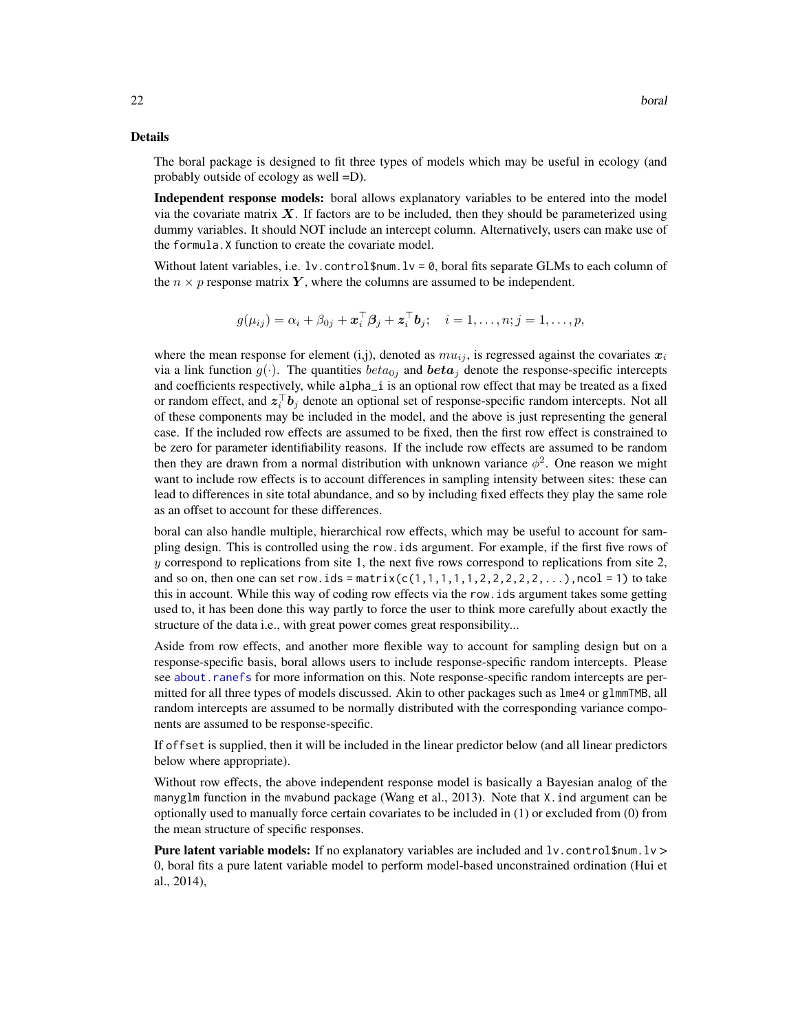### Details

The boral package is designed to fit three types of models which may be useful in ecology (and probably outside of ecology as well =D).

**Independent response models:** boral allows explanatory variables to be entered into the model via the covariate matrix $\boldsymbol{X}$. If factors are to be included, then they should be parameterized using dummy variables. It should NOT include an intercept column. Alternatively, users can make use of the `formula.X` function to create the covariate model.

Without latent variables, i.e. `lv.control$num.lv = 0`, boral fits separate GLMs to each column of the $n \times p$ response matrix $\boldsymbol{Y}$, where the columns are assumed to be independent.

$$g(\mu_{ij}) = \alpha_i + \beta_{0j} + \boldsymbol{x}_i^\top \boldsymbol{\beta}_j + \boldsymbol{z}_i^\top \boldsymbol{b}_j; \quad i = 1, \ldots, n; j = 1, \ldots, p,$$

where the mean response for element (i,j), denoted as $mu_{ij}$, is regressed against the covariates $\boldsymbol{x}_i$ via a link function $g(\cdot)$. The quantities $beta_{0j}$ and $\boldsymbol{beta}_j$ denote the response-specific intercepts and coefficients respectively, while `alpha_i` is an optional row effect that may be treated as a fixed or random effect, and $\boldsymbol{z}_i^\top \boldsymbol{b}_j$ denote an optional set of response-specific random intercepts. Not all of these components may be included in the model, and the above is just representing the general case. If the included row effects are assumed to be fixed, then the first row effect is constrained to be zero for parameter identifiability reasons. If the include row effects are assumed to be random then they are drawn from a normal distribution with unknown variance $\phi^2$. One reason we might want to include row effects is to account differences in sampling intensity between sites: these can lead to differences in site total abundance, and so by including fixed effects they play the same role as an offset to account for these differences.

boral can also handle multiple, hierarchical row effects, which may be useful to account for sampling design. This is controlled using the `row.ids` argument. For example, if the first five rows of $y$ correspond to replications from site 1, the next five rows correspond to replications from site 2, and so on, then one can set `row.ids = matrix(c(1,1,1,1,1,2,2,2,2,2,...),ncol = 1)` to take this in account. While this way of coding row effects via the `row.ids` argument takes some getting used to, it has been done this way partly to force the user to think more carefully about exactly the structure of the data i.e., with great power comes great responsibility...

Aside from row effects, and another more flexible way to account for sampling design but on a response-specific basis, boral allows users to include response-specific random intercepts. Please see `about.ranefs` for more information on this. Note response-specific random intercepts are permitted for all three types of models discussed. Akin to other packages such as `lme4` or `glmmTMB`, all random intercepts are assumed to be normally distributed with the corresponding variance components are assumed to be response-specific.

If `offset` is supplied, then it will be included in the linear predictor below (and all linear predictors below where appropriate).

Without row effects, the above independent response model is basically a Bayesian analog of the `manyglm` function in the `mvabund` package (Wang et al., 2013). Note that `X.ind` argument can be optionally used to manually force certain covariates to be included in (1) or excluded from (0) from the mean structure of specific responses.

**Pure latent variable models:** If no explanatory variables are included and `lv.control$num.lv` > 0, boral fits a pure latent variable model to perform model-based unconstrained ordination (Hui et al., 2014),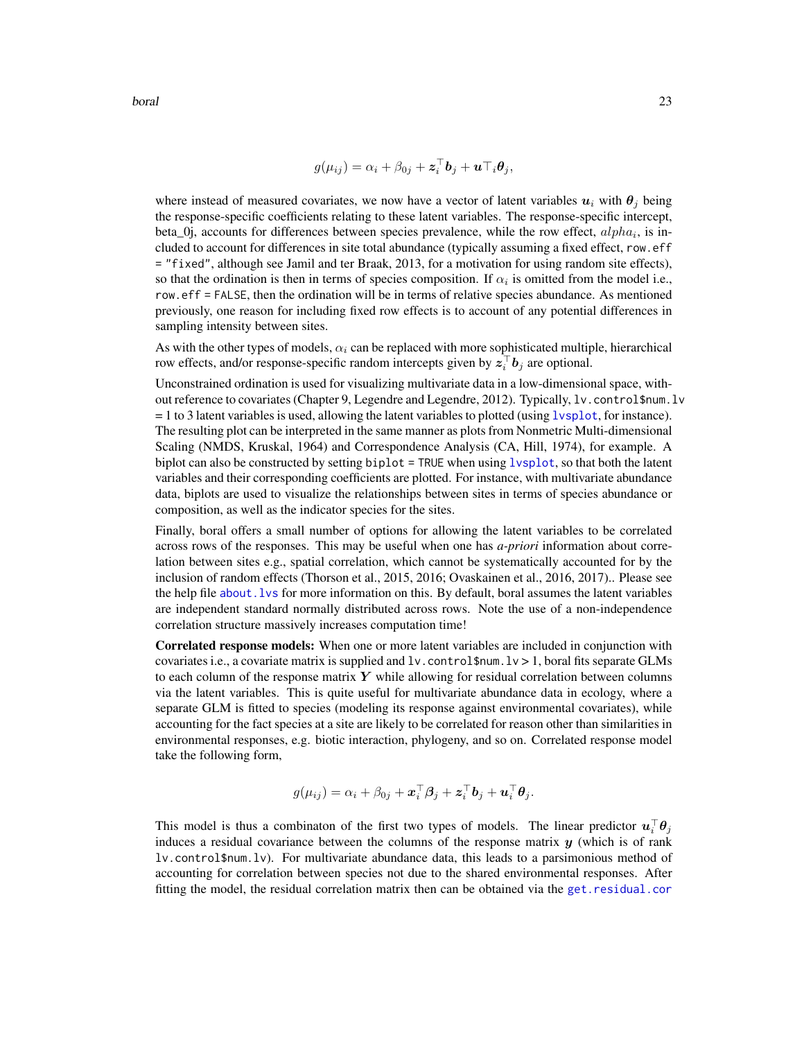$$g(\mu_{ij}) = \alpha_i + \beta_{0j} + \boldsymbol{z}_i^\top \boldsymbol{b}_j + \boldsymbol{u}\top_i \boldsymbol{\theta}_j,$$

where instead of measured covariates, we now have a vector of latent variables $\boldsymbol{u}_i$ with $\boldsymbol{\theta}_j$ being the response-specific coefficients relating to these latent variables. The response-specific intercept, beta_0j, accounts for differences between species prevalence, while the row effect, $alpha_i$, is included to account for differences in site total abundance (typically assuming a fixed effect, `row.eff = "fixed"`, although see Jamil and ter Braak, 2013, for a motivation for using random site effects), so that the ordination is then in terms of species composition. If $\alpha_i$ is omitted from the model i.e., `row.eff = FALSE`, then the ordination will be in terms of relative species abundance. As mentioned previously, one reason for including fixed row effects is to account of any potential differences in sampling intensity between sites.

As with the other types of models, $\alpha_i$ can be replaced with more sophisticated multiple, hierarchical row effects, and/or response-specific random intercepts given by $\boldsymbol{z}_i^\top \boldsymbol{b}_j$ are optional.

Unconstrained ordination is used for visualizing multivariate data in a low-dimensional space, without reference to covariates (Chapter 9, Legendre and Legendre, 2012). Typically, `lv.control$num.lv` = 1 to 3 latent variables is used, allowing the latent variables to plotted (using `lvsplot`, for instance). The resulting plot can be interpreted in the same manner as plots from Nonmetric Multi-dimensional Scaling (NMDS, Kruskal, 1964) and Correspondence Analysis (CA, Hill, 1974), for example. A biplot can also be constructed by setting `biplot = TRUE` when using `lvsplot`, so that both the latent variables and their corresponding coefficients are plotted. For instance, with multivariate abundance data, biplots are used to visualize the relationships between sites in terms of species abundance or composition, as well as the indicator species for the sites.

Finally, boral offers a small number of options for allowing the latent variables to be correlated across rows of the responses. This may be useful when one has *a-priori* information about correlation between sites e.g., spatial correlation, which cannot be systematically accounted for by the inclusion of random effects (Thorson et al., 2015, 2016; Ovaskainen et al., 2016, 2017).. Please see the help file `about.lvs` for more information on this. By default, boral assumes the latent variables are independent standard normally distributed across rows. Note the use of a non-independence correlation structure massively increases computation time!

**Correlated response models:** When one or more latent variables are included in conjunction with covariates i.e., a covariate matrix is supplied and `lv.control$num.lv > 1`, boral fits separate GLMs to each column of the response matrix $\boldsymbol{Y}$ while allowing for residual correlation between columns via the latent variables. This is quite useful for multivariate abundance data in ecology, where a separate GLM is fitted to species (modeling its response against environmental covariates), while accounting for the fact species at a site are likely to be correlated for reason other than similarities in environmental responses, e.g. biotic interaction, phylogeny, and so on. Correlated response model take the following form,

$$g(\mu_{ij}) = \alpha_i + \beta_{0j} + \boldsymbol{x}_i^\top \boldsymbol{\beta}_j + \boldsymbol{z}_i^\top \boldsymbol{b}_j + \boldsymbol{u}_i^\top \boldsymbol{\theta}_j.$$

This model is thus a combinaton of the first two types of models. The linear predictor $\boldsymbol{u}_i^\top \boldsymbol{\theta}_j$ induces a residual covariance between the columns of the response matrix $\boldsymbol{y}$ (which is of rank `lv.control$num.lv`). For multivariate abundance data, this leads to a parsimonious method of accounting for correlation between species not due to the shared environmental responses. After fitting the model, the residual correlation matrix then can be obtained via the `get.residual.cor`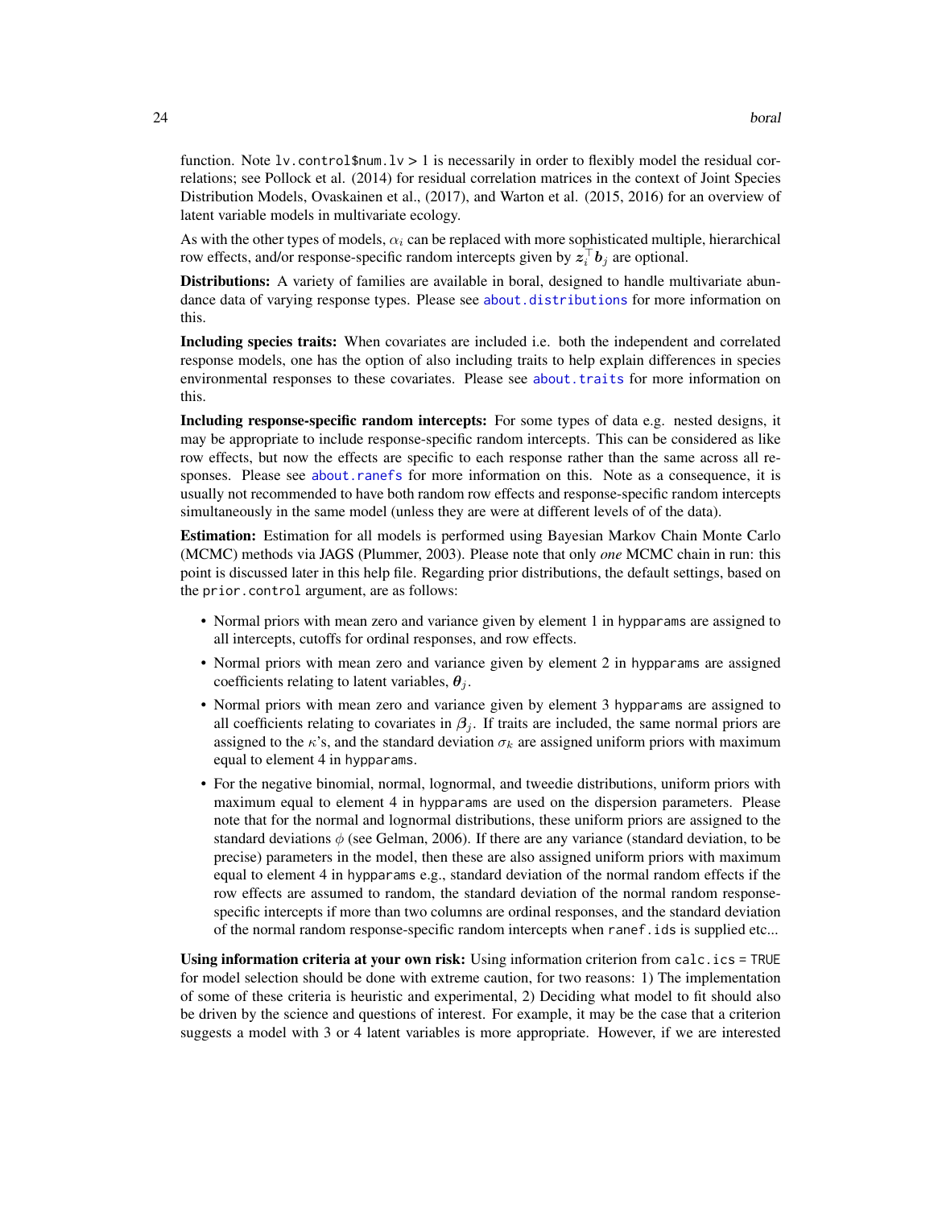function. Note `lv.control$num.lv > 1` is necessarily in order to flexibly model the residual correlations; see Pollock et al. (2014) for residual correlation matrices in the context of Joint Species Distribution Models, Ovaskainen et al., (2017), and Warton et al. (2015, 2016) for an overview of latent variable models in multivariate ecology.

As with the other types of models, $\alpha_i$ can be replaced with more sophisticated multiple, hierarchical row effects, and/or response-specific random intercepts given by $\boldsymbol{z}_i^\top \boldsymbol{b}_j$ are optional.

**Distributions:** A variety of families are available in boral, designed to handle multivariate abundance data of varying response types. Please see `about.distributions` for more information on this.

**Including species traits:** When covariates are included i.e. both the independent and correlated response models, one has the option of also including traits to help explain differences in species environmental responses to these covariates. Please see `about.traits` for more information on this.

**Including response-specific random intercepts:** For some types of data e.g. nested designs, it may be appropriate to include response-specific random intercepts. This can be considered as like row effects, but now the effects are specific to each response rather than the same across all responses. Please see `about.ranefs` for more information on this. Note as a consequence, it is usually not recommended to have both random row effects and response-specific random intercepts simultaneously in the same model (unless they are were at different levels of of the data).

**Estimation:** Estimation for all models is performed using Bayesian Markov Chain Monte Carlo (MCMC) methods via JAGS (Plummer, 2003). Please note that only *one* MCMC chain in run: this point is discussed later in this help file. Regarding prior distributions, the default settings, based on the `prior.control` argument, are as follows:

- Normal priors with mean zero and variance given by element 1 in `hypparams` are assigned to all intercepts, cutoffs for ordinal responses, and row effects.
- Normal priors with mean zero and variance given by element 2 in `hypparams` are assigned coefficients relating to latent variables, $\boldsymbol{\theta}_j$.
- Normal priors with mean zero and variance given by element 3 `hypparams` are assigned to all coefficients relating to covariates in $\boldsymbol{\beta}_j$. If traits are included, the same normal priors are assigned to the $\kappa$'s, and the standard deviation $\sigma_k$ are assigned uniform priors with maximum equal to element 4 in `hypparams`.
- For the negative binomial, normal, lognormal, and tweedie distributions, uniform priors with maximum equal to element 4 in `hypparams` are used on the dispersion parameters. Please note that for the normal and lognormal distributions, these uniform priors are assigned to the standard deviations $\phi$ (see Gelman, 2006). If there are any variance (standard deviation, to be precise) parameters in the model, then these are also assigned uniform priors with maximum equal to element 4 in `hypparams` e.g., standard deviation of the normal random effects if the row effects are assumed to random, the standard deviation of the normal random response-specific intercepts if more than two columns are ordinal responses, and the standard deviation of the normal random response-specific random intercepts when `ranef.ids` is supplied etc...

**Using information criteria at your own risk:** Using information criterion from `calc.ics = TRUE` for model selection should be done with extreme caution, for two reasons: 1) The implementation of some of these criteria is heuristic and experimental, 2) Deciding what model to fit should also be driven by the science and questions of interest. For example, it may be the case that a criterion suggests a model with 3 or 4 latent variables is more appropriate. However, if we are interested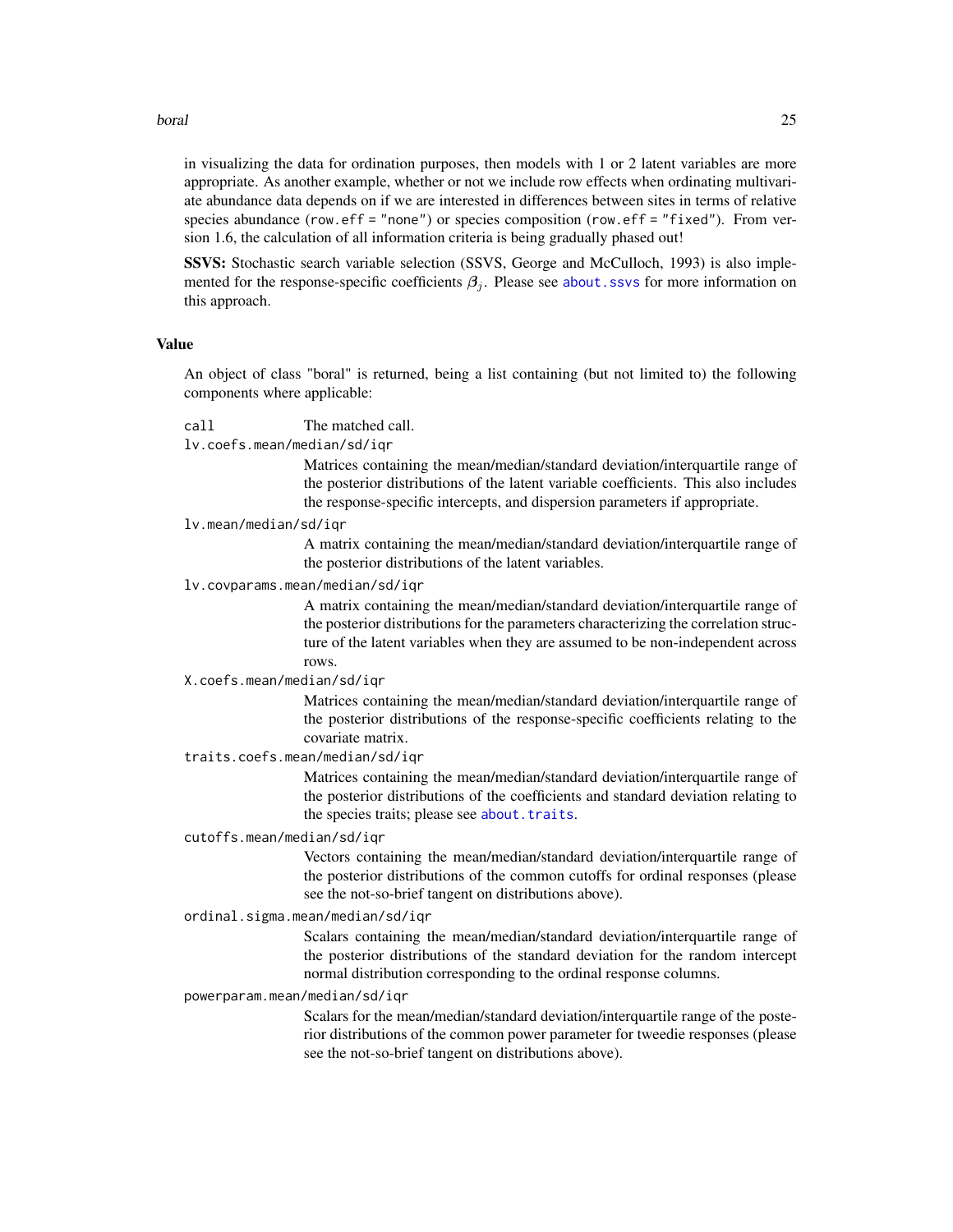in visualizing the data for ordination purposes, then models with 1 or 2 latent variables are more appropriate. As another example, whether or not we include row effects when ordinating multivariate abundance data depends on if we are interested in differences between sites in terms of relative species abundance (`row.eff = "none"`) or species composition (`row.eff = "fixed"`). From version 1.6, the calculation of all information criteria is being gradually phased out!

**SSVS:** Stochastic search variable selection (SSVS, George and McCulloch, 1993) is also implemented for the response-specific coefficients $\boldsymbol{\beta}_j$. Please see `about.ssvs` for more information on this approach.

## Value

An object of class "boral" is returned, being a list containing (but not limited to) the following components where applicable:

`call` The matched call.

`lv.coefs.mean/median/sd/iqr`
: Matrices containing the mean/median/standard deviation/interquartile range of the posterior distributions of the latent variable coefficients. This also includes the response-specific intercepts, and dispersion parameters if appropriate.

`lv.mean/median/sd/iqr`
: A matrix containing the mean/median/standard deviation/interquartile range of the posterior distributions of the latent variables.

`lv.covparams.mean/median/sd/iqr`
: A matrix containing the mean/median/standard deviation/interquartile range of the posterior distributions for the parameters characterizing the correlation structure of the latent variables when they are assumed to be non-independent across rows.

`X.coefs.mean/median/sd/iqr`
: Matrices containing the mean/median/standard deviation/interquartile range of the posterior distributions of the response-specific coefficients relating to the covariate matrix.

`traits.coefs.mean/median/sd/iqr`
: Matrices containing the mean/median/standard deviation/interquartile range of the posterior distributions of the coefficients and standard deviation relating to the species traits; please see `about.traits`.

`cutoffs.mean/median/sd/iqr`
: Vectors containing the mean/median/standard deviation/interquartile range of the posterior distributions of the common cutoffs for ordinal responses (please see the not-so-brief tangent on distributions above).

`ordinal.sigma.mean/median/sd/iqr`
: Scalars containing the mean/median/standard deviation/interquartile range of the posterior distributions of the standard deviation for the random intercept normal distribution corresponding to the ordinal response columns.

`powerparam.mean/median/sd/iqr`
: Scalars for the mean/median/standard deviation/interquartile range of the posterior distributions of the common power parameter for tweedie responses (please see the not-so-brief tangent on distributions above).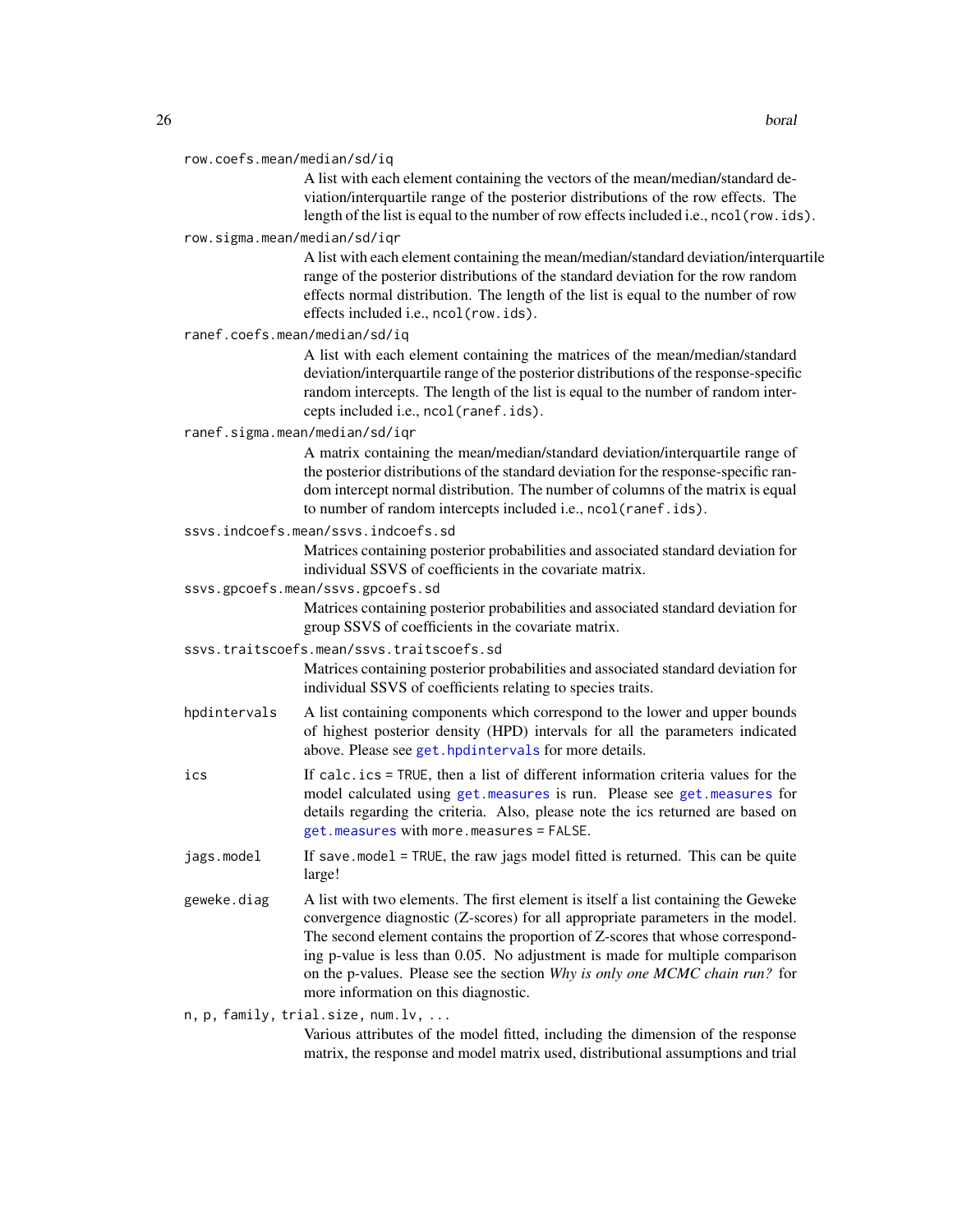`row.coefs.mean/median/sd/iq`
: A list with each element containing the vectors of the mean/median/standard deviation/interquartile range of the posterior distributions of the row effects. The length of the list is equal to the number of row effects included i.e., `ncol(row.ids)`.

`row.sigma.mean/median/sd/iqr`
: A list with each element containing the mean/median/standard deviation/interquartile range of the posterior distributions of the standard deviation for the row random effects normal distribution. The length of the list is equal to the number of row effects included i.e., `ncol(row.ids)`.

`ranef.coefs.mean/median/sd/iq`
: A list with each element containing the matrices of the mean/median/standard deviation/interquartile range of the posterior distributions of the response-specific random intercepts. The length of the list is equal to the number of random intercepts included i.e., `ncol(ranef.ids)`.

`ranef.sigma.mean/median/sd/iqr`
: A matrix containing the mean/median/standard deviation/interquartile range of the posterior distributions of the standard deviation for the response-specific random intercept normal distribution. The number of columns of the matrix is equal to number of random intercepts included i.e., `ncol(ranef.ids)`.

`ssvs.indcoefs.mean/ssvs.indcoefs.sd`
: Matrices containing posterior probabilities and associated standard deviation for individual SSVS of coefficients in the covariate matrix.

`ssvs.gpcoefs.mean/ssvs.gpcoefs.sd`
: Matrices containing posterior probabilities and associated standard deviation for group SSVS of coefficients in the covariate matrix.

`ssvs.traitscoefs.mean/ssvs.traitscoefs.sd`
: Matrices containing posterior probabilities and associated standard deviation for individual SSVS of coefficients relating to species traits.

`hpdintervals`
: A list containing components which correspond to the lower and upper bounds of highest posterior density (HPD) intervals for all the parameters indicated above. Please see `get.hpdintervals` for more details.

`ics`
: If `calc.ics = TRUE`, then a list of different information criteria values for the model calculated using `get.measures` is run. Please see `get.measures` for details regarding the criteria. Also, please note the ics returned are based on `get.measures` with `more.measures = FALSE`.

`jags.model`
: If `save.model = TRUE`, the raw jags model fitted is returned. This can be quite large!

`geweke.diag`
: A list with two elements. The first element is itself a list containing the Geweke convergence diagnostic (Z-scores) for all appropriate parameters in the model. The second element contains the proportion of Z-scores that whose corresponding p-value is less than 0.05. No adjustment is made for multiple comparison on the p-values. Please see the section *Why is only one MCMC chain run?* for more information on this diagnostic.

`n, p, family, trial.size, num.lv, ...`
: Various attributes of the model fitted, including the dimension of the response matrix, the response and model matrix used, distributional assumptions and trial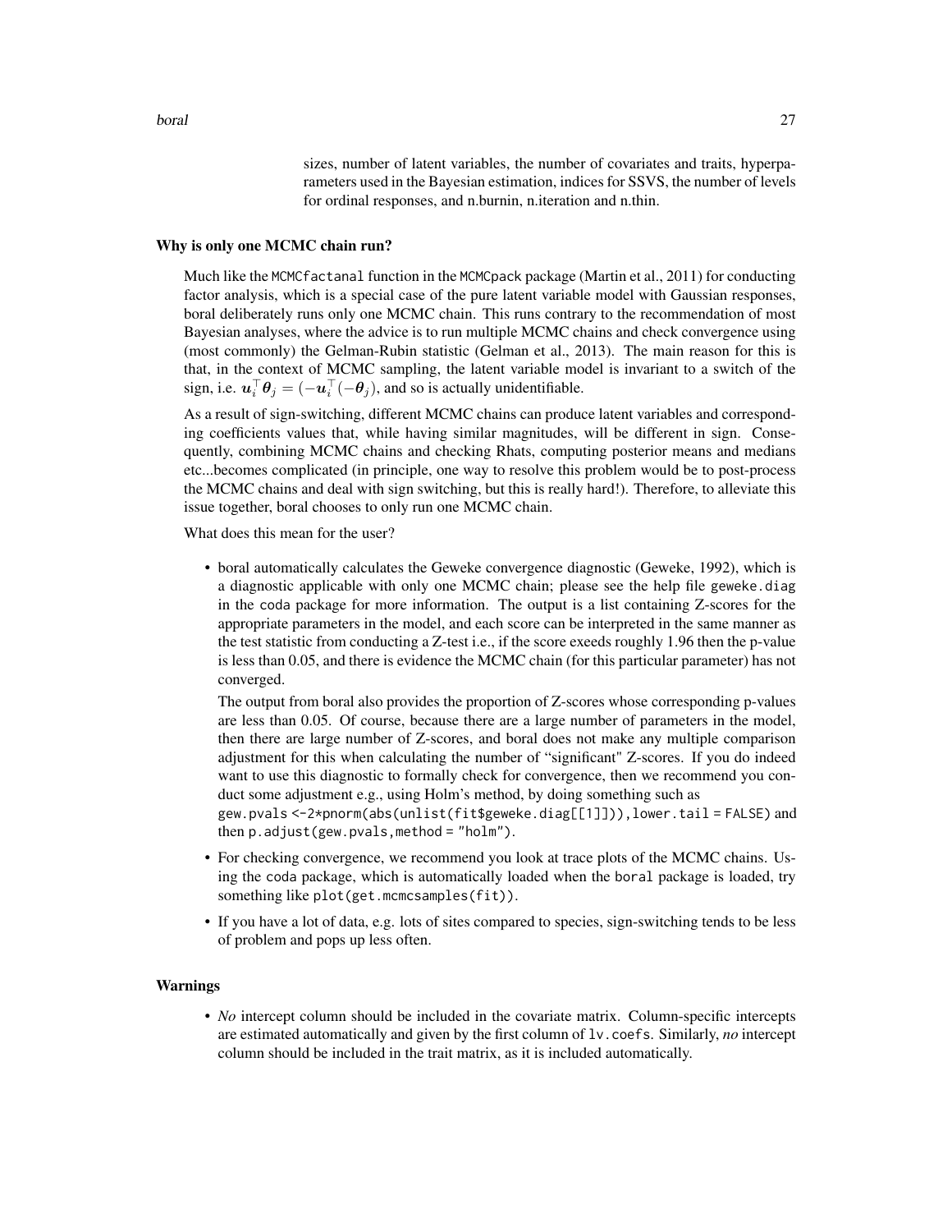sizes, number of latent variables, the number of covariates and traits, hyperparameters used in the Bayesian estimation, indices for SSVS, the number of levels for ordinal responses, and n.burnin, n.iteration and n.thin.

## Why is only one MCMC chain run?

Much like the `MCMCfactanal` function in the `MCMCpack` package (Martin et al., 2011) for conducting factor analysis, which is a special case of the pure latent variable model with Gaussian responses, boral deliberately runs only one MCMC chain. This runs contrary to the recommendation of most Bayesian analyses, where the advice is to run multiple MCMC chains and check convergence using (most commonly) the Gelman-Rubin statistic (Gelman et al., 2013). The main reason for this is that, in the context of MCMC sampling, the latent variable model is invariant to a switch of the sign, i.e. $\boldsymbol{u}_i^\top \boldsymbol{\theta}_j = (-\boldsymbol{u}_i^\top(-\boldsymbol{\theta}_j)$, and so is actually unidentifiable.

As a result of sign-switching, different MCMC chains can produce latent variables and corresponding coefficients values that, while having similar magnitudes, will be different in sign. Consequently, combining MCMC chains and checking Rhats, computing posterior means and medians etc...becomes complicated (in principle, one way to resolve this problem would be to post-process the MCMC chains and deal with sign switching, but this is really hard!). Therefore, to alleviate this issue together, boral chooses to only run one MCMC chain.

What does this mean for the user?

- boral automatically calculates the Geweke convergence diagnostic (Geweke, 1992), which is a diagnostic applicable with only one MCMC chain; please see the help file `geweke.diag` in the `coda` package for more information. The output is a list containing Z-scores for the appropriate parameters in the model, and each score can be interpreted in the same manner as the test statistic from conducting a Z-test i.e., if the score exeeds roughly 1.96 then the p-value is less than 0.05, and there is evidence the MCMC chain (for this particular parameter) has not converged.

  The output from boral also provides the proportion of Z-scores whose corresponding p-values are less than 0.05. Of course, because there are a large number of parameters in the model, then there are large number of Z-scores, and boral does not make any multiple comparison adjustment for this when calculating the number of "significant" Z-scores. If you do indeed want to use this diagnostic to formally check for convergence, then we recommend you conduct some adjustment e.g., using Holm's method, by doing something such as `gew.pvals <-2*pnorm(abs(unlist(fit$geweke.diag[[1]])),lower.tail = FALSE)` and then `p.adjust(gew.pvals,method = "holm")`.

- For checking convergence, we recommend you look at trace plots of the MCMC chains. Using the `coda` package, which is automatically loaded when the `boral` package is loaded, try something like `plot(get.mcmcsamples(fit))`.

- If you have a lot of data, e.g. lots of sites compared to species, sign-switching tends to be less of problem and pops up less often.

## Warnings

- *No* intercept column should be included in the covariate matrix. Column-specific intercepts are estimated automatically and given by the first column of `lv.coefs`. Similarly, *no* intercept column should be included in the trait matrix, as it is included automatically.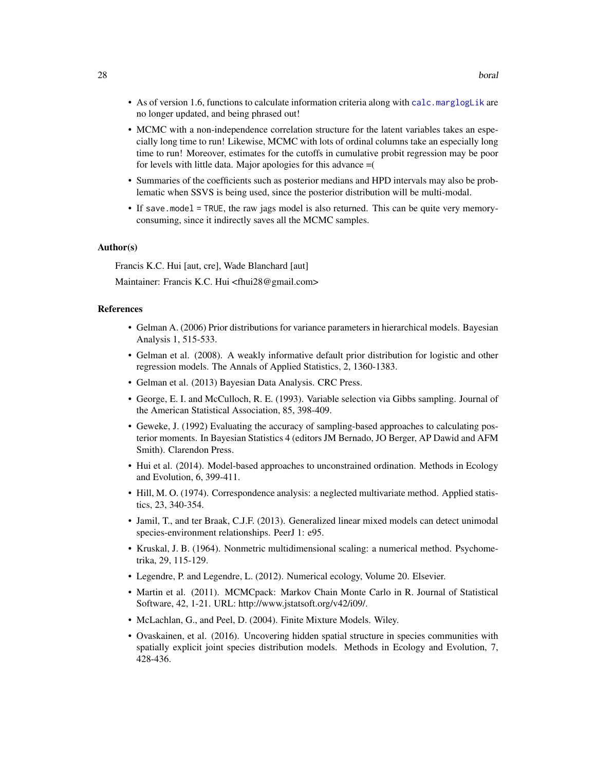- As of version 1.6, functions to calculate information criteria along with `calc.marglogLik` are no longer updated, and being phrased out!
- MCMC with a non-independence correlation structure for the latent variables takes an especially long time to run! Likewise, MCMC with lots of ordinal columns take an especially long time to run! Moreover, estimates for the cutoffs in cumulative probit regression may be poor for levels with little data. Major apologies for this advance =(
- Summaries of the coefficients such as posterior medians and HPD intervals may also be problematic when SSVS is being used, since the posterior distribution will be multi-modal.
- If `save.model = TRUE`, the raw jags model is also returned. This can be quite very memory-consuming, since it indirectly saves all the MCMC samples.

### Author(s)

Francis K.C. Hui [aut, cre], Wade Blanchard [aut]

Maintainer: Francis K.C. Hui <fhui28@gmail.com>

### References

- Gelman A. (2006) Prior distributions for variance parameters in hierarchical models. Bayesian Analysis 1, 515-533.
- Gelman et al. (2008). A weakly informative default prior distribution for logistic and other regression models. The Annals of Applied Statistics, 2, 1360-1383.
- Gelman et al. (2013) Bayesian Data Analysis. CRC Press.
- George, E. I. and McCulloch, R. E. (1993). Variable selection via Gibbs sampling. Journal of the American Statistical Association, 85, 398-409.
- Geweke, J. (1992) Evaluating the accuracy of sampling-based approaches to calculating posterior moments. In Bayesian Statistics 4 (editors JM Bernado, JO Berger, AP Dawid and AFM Smith). Clarendon Press.
- Hui et al. (2014). Model-based approaches to unconstrained ordination. Methods in Ecology and Evolution, 6, 399-411.
- Hill, M. O. (1974). Correspondence analysis: a neglected multivariate method. Applied statistics, 23, 340-354.
- Jamil, T., and ter Braak, C.J.F. (2013). Generalized linear mixed models can detect unimodal species-environment relationships. PeerJ 1: e95.
- Kruskal, J. B. (1964). Nonmetric multidimensional scaling: a numerical method. Psychometrika, 29, 115-129.
- Legendre, P. and Legendre, L. (2012). Numerical ecology, Volume 20. Elsevier.
- Martin et al. (2011). MCMCpack: Markov Chain Monte Carlo in R. Journal of Statistical Software, 42, 1-21. URL: http://www.jstatsoft.org/v42/i09/.
- McLachlan, G., and Peel, D. (2004). Finite Mixture Models. Wiley.
- Ovaskainen, et al. (2016). Uncovering hidden spatial structure in species communities with spatially explicit joint species distribution models. Methods in Ecology and Evolution, 7, 428-436.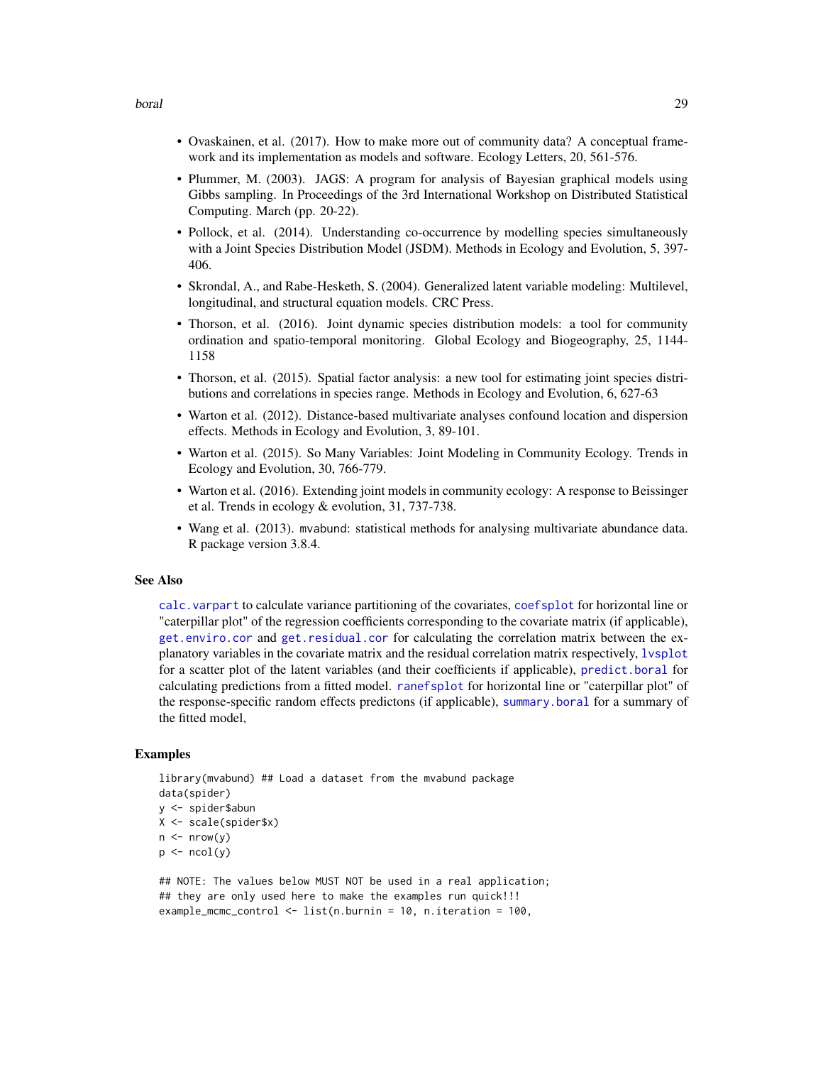- Ovaskainen, et al. (2017). How to make more out of community data? A conceptual framework and its implementation as models and software. Ecology Letters, 20, 561-576.
- Plummer, M. (2003). JAGS: A program for analysis of Bayesian graphical models using Gibbs sampling. In Proceedings of the 3rd International Workshop on Distributed Statistical Computing. March (pp. 20-22).
- Pollock, et al. (2014). Understanding co-occurrence by modelling species simultaneously with a Joint Species Distribution Model (JSDM). Methods in Ecology and Evolution, 5, 397-406.
- Skrondal, A., and Rabe-Hesketh, S. (2004). Generalized latent variable modeling: Multilevel, longitudinal, and structural equation models. CRC Press.
- Thorson, et al. (2016). Joint dynamic species distribution models: a tool for community ordination and spatio-temporal monitoring. Global Ecology and Biogeography, 25, 1144-1158
- Thorson, et al. (2015). Spatial factor analysis: a new tool for estimating joint species distributions and correlations in species range. Methods in Ecology and Evolution, 6, 627-63
- Warton et al. (2012). Distance-based multivariate analyses confound location and dispersion effects. Methods in Ecology and Evolution, 3, 89-101.
- Warton et al. (2015). So Many Variables: Joint Modeling in Community Ecology. Trends in Ecology and Evolution, 30, 766-779.
- Warton et al. (2016). Extending joint models in community ecology: A response to Beissinger et al. Trends in ecology & evolution, 31, 737-738.
- Wang et al. (2013). mvabund: statistical methods for analysing multivariate abundance data. R package version 3.8.4.

## See Also

calc.varpart to calculate variance partitioning of the covariates, coefsplot for horizontal line or "caterpillar plot" of the regression coefficients corresponding to the covariate matrix (if applicable), get.enviro.cor and get.residual.cor for calculating the correlation matrix between the explanatory variables in the covariate matrix and the residual correlation matrix respectively, lvsplot for a scatter plot of the latent variables (and their coefficients if applicable), predict.boral for calculating predictions from a fitted model. ranefsplot for horizontal line or "caterpillar plot" of the response-specific random effects predictons (if applicable), summary.boral for a summary of the fitted model,

## Examples

```
library(mvabund) ## Load a dataset from the mvabund package
data(spider)
y <- spider$abun
X <- scale(spider$x)
n <- nrow(y)
p <- ncol(y)

## NOTE: The values below MUST NOT be used in a real application;
## they are only used here to make the examples run quick!!!
example_mcmc_control <- list(n.burnin = 10, n.iteration = 100,
```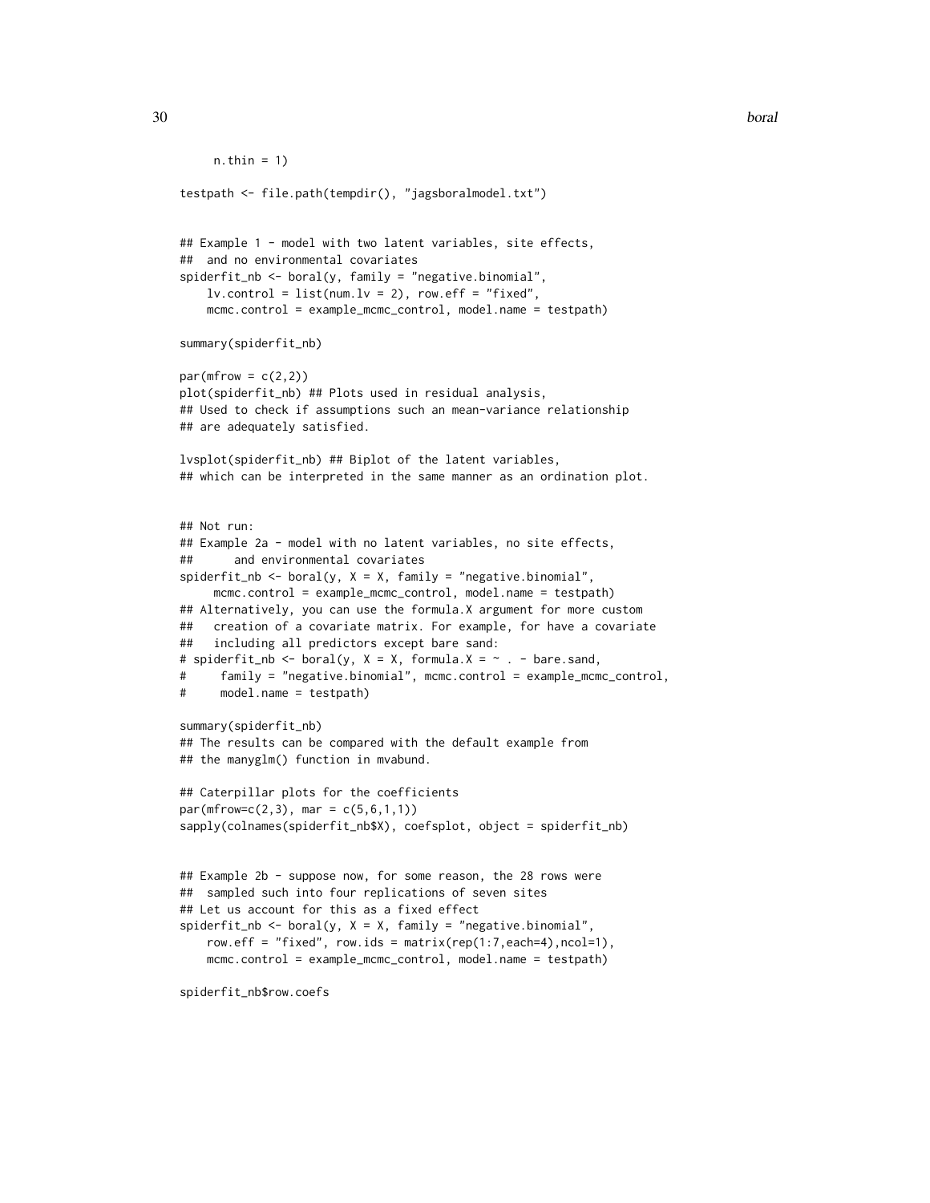```
     n.thin = 1)

testpath <- file.path(tempdir(), "jagsboralmodel.txt")


## Example 1 - model with two latent variables, site effects,
##  and no environmental covariates
spiderfit_nb <- boral(y, family = "negative.binomial",
    lv.control = list(num.lv = 2), row.eff = "fixed",
    mcmc.control = example_mcmc_control, model.name = testpath)

summary(spiderfit_nb)

par(mfrow = c(2,2))
plot(spiderfit_nb) ## Plots used in residual analysis,
## Used to check if assumptions such an mean-variance relationship
## are adequately satisfied.

lvsplot(spiderfit_nb) ## Biplot of the latent variables,
## which can be interpreted in the same manner as an ordination plot.


## Not run:
## Example 2a - model with no latent variables, no site effects,
##      and environmental covariates
spiderfit_nb <- boral(y, X = X, family = "negative.binomial",
     mcmc.control = example_mcmc_control, model.name = testpath)
## Alternatively, you can use the formula.X argument for more custom
##   creation of a covariate matrix. For example, for have a covariate
##   including all predictors except bare sand:
# spiderfit_nb <- boral(y, X = X, formula.X = ~ . - bare.sand,
#     family = "negative.binomial", mcmc.control = example_mcmc_control,
#     model.name = testpath)

summary(spiderfit_nb)
## The results can be compared with the default example from
## the manyglm() function in mvabund.

## Caterpillar plots for the coefficients
par(mfrow=c(2,3), mar = c(5,6,1,1))
sapply(colnames(spiderfit_nb$X), coefsplot, object = spiderfit_nb)


## Example 2b - suppose now, for some reason, the 28 rows were
##  sampled such into four replications of seven sites
## Let us account for this as a fixed effect
spiderfit_nb <- boral(y, X = X, family = "negative.binomial",
    row.eff = "fixed", row.ids = matrix(rep(1:7,each=4),ncol=1),
    mcmc.control = example_mcmc_control, model.name = testpath)

spiderfit_nb$row.coefs
```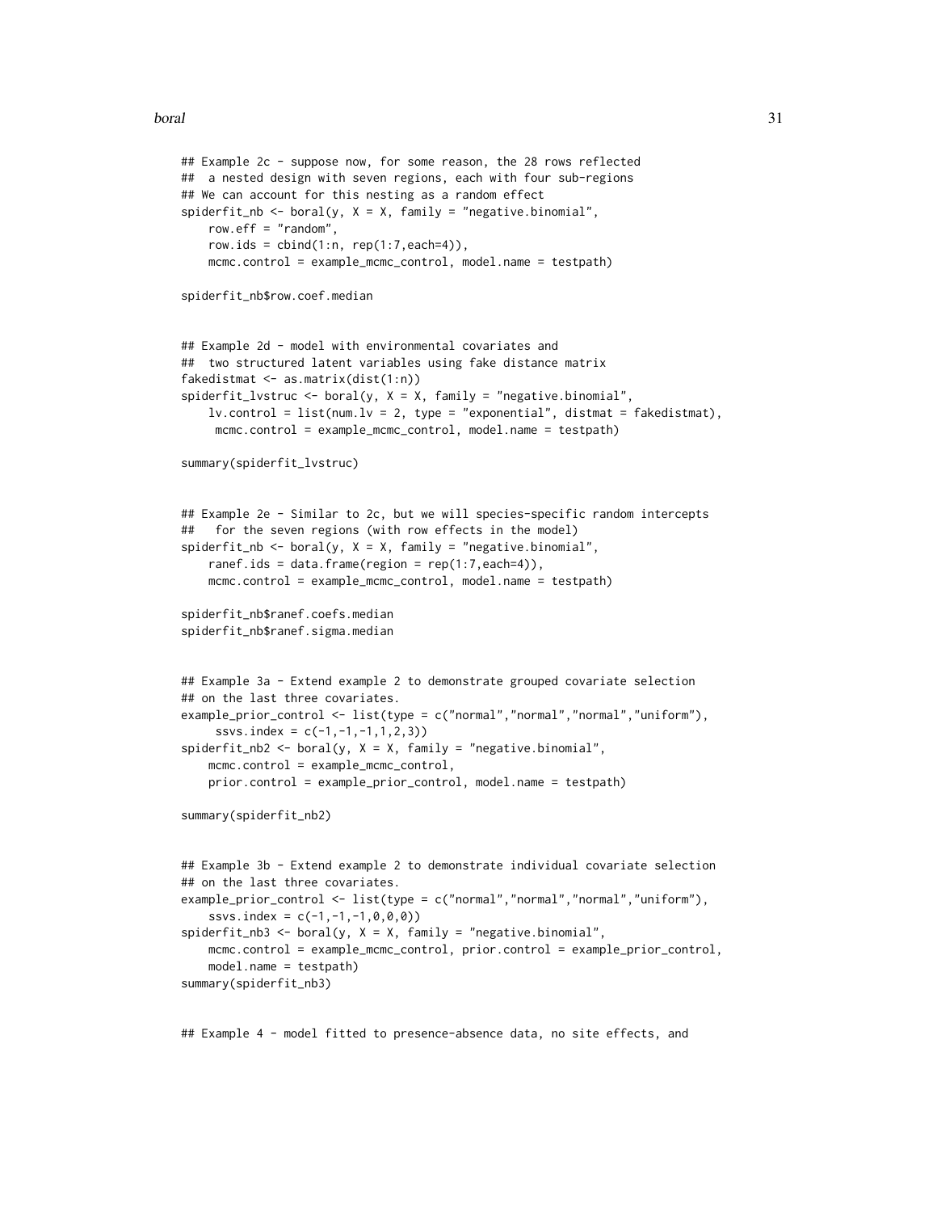```
## Example 2c - suppose now, for some reason, the 28 rows reflected
##  a nested design with seven regions, each with four sub-regions
## We can account for this nesting as a random effect
spiderfit_nb <- boral(y, X = X, family = "negative.binomial",
    row.eff = "random",
    row.ids = cbind(1:n, rep(1:7,each=4)),
    mcmc.control = example_mcmc_control, model.name = testpath)

spiderfit_nb$row.coef.median


## Example 2d - model with environmental covariates and
##  two structured latent variables using fake distance matrix
fakedistmat <- as.matrix(dist(1:n))
spiderfit_lvstruc <- boral(y, X = X, family = "negative.binomial",
    lv.control = list(num.lv = 2, type = "exponential", distmat = fakedistmat),
     mcmc.control = example_mcmc_control, model.name = testpath)

summary(spiderfit_lvstruc)


## Example 2e - Similar to 2c, but we will species-specific random intercepts
##   for the seven regions (with row effects in the model)
spiderfit_nb <- boral(y, X = X, family = "negative.binomial",
    ranef.ids = data.frame(region = rep(1:7,each=4)),
    mcmc.control = example_mcmc_control, model.name = testpath)

spiderfit_nb$ranef.coefs.median
spiderfit_nb$ranef.sigma.median


## Example 3a - Extend example 2 to demonstrate grouped covariate selection
## on the last three covariates.
example_prior_control <- list(type = c("normal","normal","normal","uniform"),
     ssvs.index = c(-1,-1,-1,1,2,3))
spiderfit_nb2 <- boral(y, X = X, family = "negative.binomial",
    mcmc.control = example_mcmc_control,
    prior.control = example_prior_control, model.name = testpath)

summary(spiderfit_nb2)


## Example 3b - Extend example 2 to demonstrate individual covariate selection
## on the last three covariates.
example_prior_control <- list(type = c("normal","normal","normal","uniform"),
    ssvs.index = c(-1,-1,-1,0,0,0))
spiderfit_nb3 <- boral(y, X = X, family = "negative.binomial",
    mcmc.control = example_mcmc_control, prior.control = example_prior_control,
    model.name = testpath)
summary(spiderfit_nb3)


## Example 4 - model fitted to presence-absence data, no site effects, and
```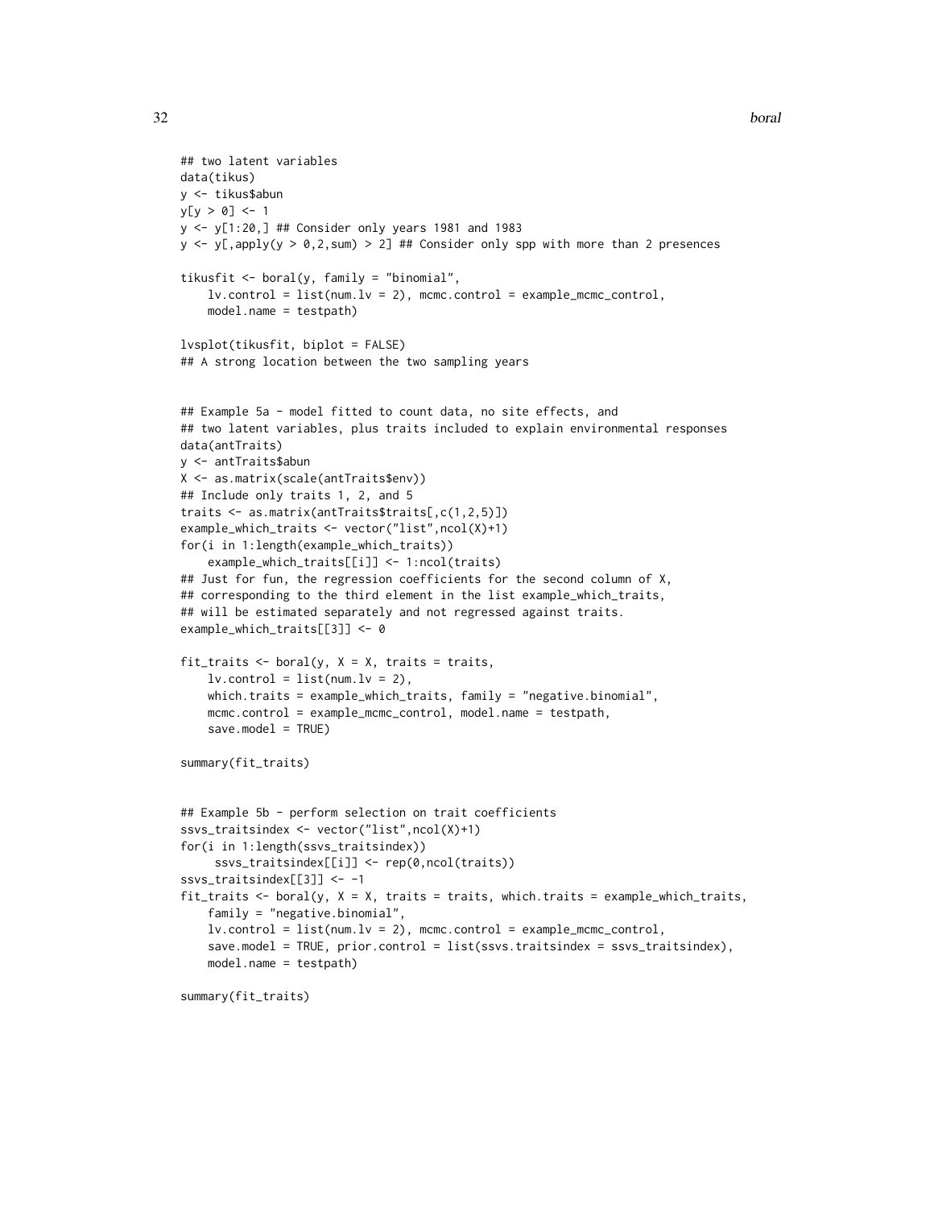```
## two latent variables
data(tikus)
y <- tikus$abun
y[y > 0] <- 1
y <- y[1:20,] ## Consider only years 1981 and 1983
y <- y[,apply(y > 0,2,sum) > 2] ## Consider only spp with more than 2 presences

tikusfit <- boral(y, family = "binomial",
    lv.control = list(num.lv = 2), mcmc.control = example_mcmc_control,
    model.name = testpath)

lvsplot(tikusfit, biplot = FALSE)
## A strong location between the two sampling years


## Example 5a - model fitted to count data, no site effects, and
## two latent variables, plus traits included to explain environmental responses
data(antTraits)
y <- antTraits$abun
X <- as.matrix(scale(antTraits$env))
## Include only traits 1, 2, and 5
traits <- as.matrix(antTraits$traits[,c(1,2,5)])
example_which_traits <- vector("list",ncol(X)+1)
for(i in 1:length(example_which_traits))
    example_which_traits[[i]] <- 1:ncol(traits)
## Just for fun, the regression coefficients for the second column of X,
## corresponding to the third element in the list example_which_traits,
## will be estimated separately and not regressed against traits.
example_which_traits[[3]] <- 0

fit_traits <- boral(y, X = X, traits = traits,
    lv.control = list(num.lv = 2),
    which.traits = example_which_traits, family = "negative.binomial",
    mcmc.control = example_mcmc_control, model.name = testpath,
    save.model = TRUE)

summary(fit_traits)


## Example 5b - perform selection on trait coefficients
ssvs_traitsindex <- vector("list",ncol(X)+1)
for(i in 1:length(ssvs_traitsindex))
     ssvs_traitsindex[[i]] <- rep(0,ncol(traits))
ssvs_traitsindex[[3]] <- -1
fit_traits <- boral(y, X = X, traits = traits, which.traits = example_which_traits,
    family = "negative.binomial",
    lv.control = list(num.lv = 2), mcmc.control = example_mcmc_control,
    save.model = TRUE, prior.control = list(ssvs.traitsindex = ssvs_traitsindex),
    model.name = testpath)

summary(fit_traits)
```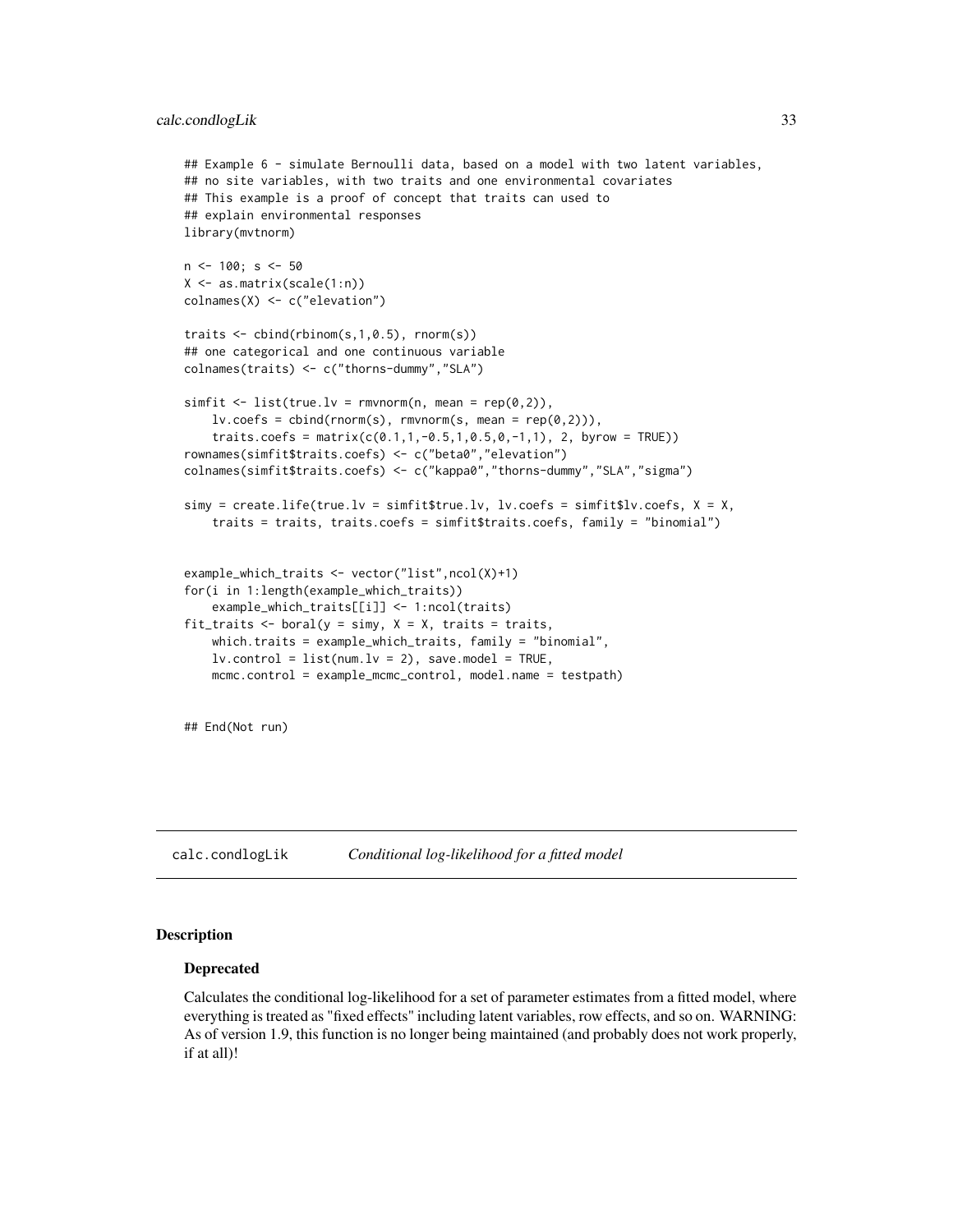```
## Example 6 - simulate Bernoulli data, based on a model with two latent variables,
## no site variables, with two traits and one environmental covariates
## This example is a proof of concept that traits can used to
## explain environmental responses
library(mvtnorm)

n <- 100; s <- 50
X <- as.matrix(scale(1:n))
colnames(X) <- c("elevation")

traits <- cbind(rbinom(s,1,0.5), rnorm(s))
## one categorical and one continuous variable
colnames(traits) <- c("thorns-dummy","SLA")

simfit <- list(true.lv = rmvnorm(n, mean = rep(0,2)),
    lv.coefs = cbind(rnorm(s), rmvnorm(s, mean = rep(0,2))),
    traits.coefs = matrix(c(0.1,1,-0.5,1,0.5,0,-1,1), 2, byrow = TRUE))
rownames(simfit$traits.coefs) <- c("beta0","elevation")
colnames(simfit$traits.coefs) <- c("kappa0","thorns-dummy","SLA","sigma")

simy = create.life(true.lv = simfit$true.lv, lv.coefs = simfit$lv.coefs, X = X,
    traits = traits, traits.coefs = simfit$traits.coefs, family = "binomial")


example_which_traits <- vector("list",ncol(X)+1)
for(i in 1:length(example_which_traits))
    example_which_traits[[i]] <- 1:ncol(traits)
fit_traits <- boral(y = simy, X = X, traits = traits,
    which.traits = example_which_traits, family = "binomial",
    lv.control = list(num.lv = 2), save.model = TRUE,
    mcmc.control = example_mcmc_control, model.name = testpath)


## End(Not run)
```

---

# calc.condlogLik *Conditional log-likelihood for a fitted model*

---

## Description

### Deprecated

Calculates the conditional log-likelihood for a set of parameter estimates from a fitted model, where everything is treated as "fixed effects" including latent variables, row effects, and so on. WARNING: As of version 1.9, this function is no longer being maintained (and probably does not work properly, if at all)!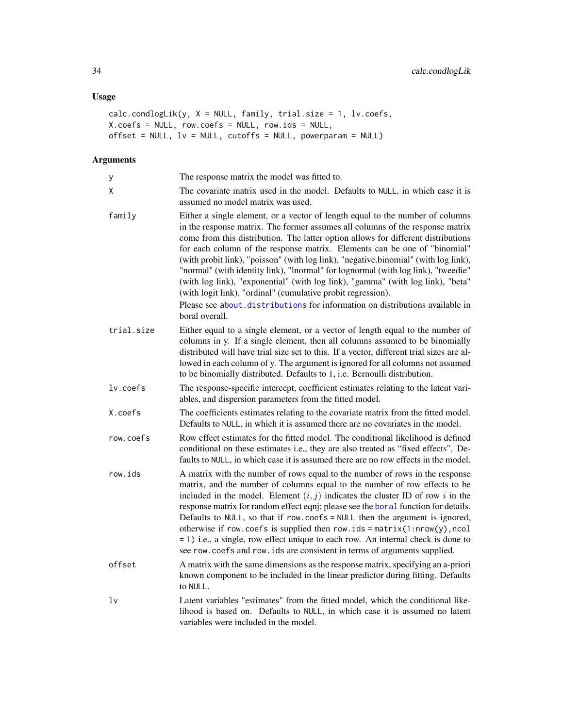## Usage

```
calc.condlogLik(y, X = NULL, family, trial.size = 1, lv.coefs,
X.coefs = NULL, row.coefs = NULL, row.ids = NULL,
offset = NULL, lv = NULL, cutoffs = NULL, powerparam = NULL)
```

## Arguments

| | |
|---|---|
| y | The response matrix the model was fitted to. |
| X | The covariate matrix used in the model. Defaults to NULL, in which case it is assumed no model matrix was used. |
| family | Either a single element, or a vector of length equal to the number of columns in the response matrix. The former assumes all columns of the response matrix come from this distribution. The latter option allows for different distributions for each column of the response matrix. Elements can be one of "binomial" (with probit link), "poisson" (with log link), "negative.binomial" (with log link), "normal" (with identity link), "lnormal" for lognormal (with log link), "tweedie" (with log link), "exponential" (with log link), "gamma" (with log link), "beta" (with logit link), "ordinal" (cumulative probit regression).<br>Please see about.distributions for information on distributions available in boral overall. |
| trial.size | Either equal to a single element, or a vector of length equal to the number of columns in y. If a single element, then all columns assumed to be binomially distributed will have trial size set to this. If a vector, different trial sizes are allowed in each column of y. The argument is ignored for all columns not assumed to be binomially distributed. Defaults to 1, i.e. Bernoulli distribution. |
| lv.coefs | The response-specific intercept, coefficient estimates relating to the latent variables, and dispersion parameters from the fitted model. |
| X.coefs | The coefficients estimates relating to the covariate matrix from the fitted model. Defaults to NULL, in which it is assumed there are no covariates in the model. |
| row.coefs | Row effect estimates for the fitted model. The conditional likelihood is defined conditional on these estimates i.e., they are also treated as "fixed effects". Defaults to NULL, in which case it is assumed there are no row effects in the model. |
| row.ids | A matrix with the number of rows equal to the number of rows in the response matrix, and the number of columns equal to the number of row effects to be included in the model. Element $(i, j)$ indicates the cluster ID of row $i$ in the response matrix for random effect eqnj; please see the boral function for details. Defaults to NULL, so that if row.coefs = NULL then the argument is ignored, otherwise if row.coefs is supplied then row.ids = matrix(1:nrow(y),ncol = 1) i.e., a single, row effect unique to each row. An internal check is done to see row.coefs and row.ids are consistent in terms of arguments supplied. |
| offset | A matrix with the same dimensions as the response matrix, specifying an a-priori known component to be included in the linear predictor during fitting. Defaults to NULL. |
| lv | Latent variables "estimates" from the fitted model, which the conditional likelihood is based on. Defaults to NULL, in which case it is assumed no latent variables were included in the model. |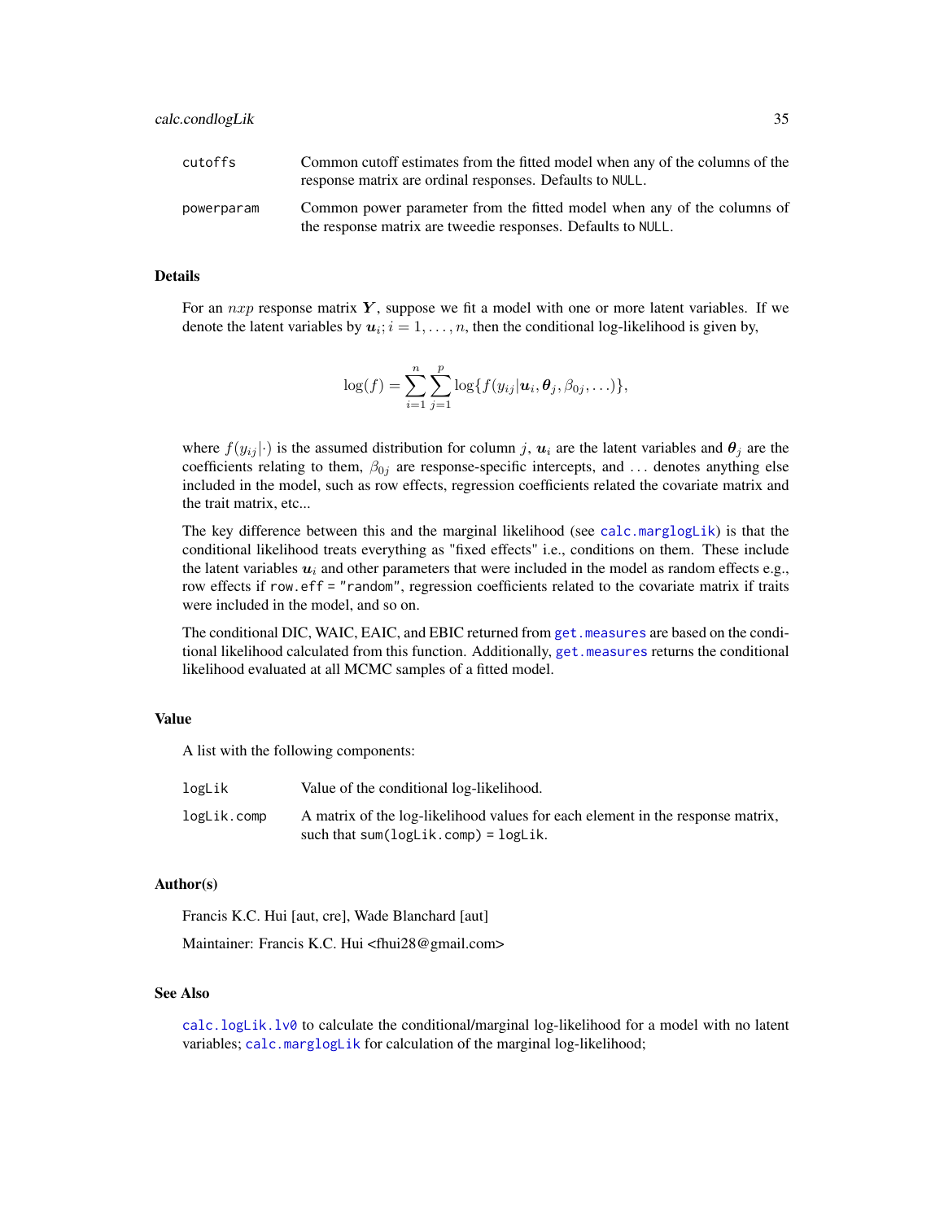| | |
|---|---|
| `cutoffs` | Common cutoff estimates from the fitted model when any of the columns of the response matrix are ordinal responses. Defaults to `NULL`. |
| `powerparam` | Common power parameter from the fitted model when any of the columns of the response matrix are tweedie responses. Defaults to `NULL`. |

## Details

For an $nxp$ response matrix $\boldsymbol{Y}$, suppose we fit a model with one or more latent variables. If we denote the latent variables by $\boldsymbol{u}_i; i = 1, \ldots, n$, then the conditional log-likelihood is given by,

$$\log(f) = \sum_{i=1}^{n} \sum_{j=1}^{p} \log\{f(y_{ij}|\boldsymbol{u}_i, \boldsymbol{\theta}_j, \beta_{0j}, \ldots)\},$$

where $f(y_{ij}|\cdot)$ is the assumed distribution for column $j$, $\boldsymbol{u}_i$ are the latent variables and $\boldsymbol{\theta}_j$ are the coefficients relating to them, $\beta_{0j}$ are response-specific intercepts, and $\ldots$ denotes anything else included in the model, such as row effects, regression coefficients related the covariate matrix and the trait matrix, etc...

The key difference between this and the marginal likelihood (see `calc.marglogLik`) is that the conditional likelihood treats everything as "fixed effects" i.e., conditions on them. These include the latent variables $\boldsymbol{u}_i$ and other parameters that were included in the model as random effects e.g., row effects if `row.eff = "random"`, regression coefficients related to the covariate matrix if traits were included in the model, and so on.

The conditional DIC, WAIC, EAIC, and EBIC returned from `get.measures` are based on the conditional likelihood calculated from this function. Additionally, `get.measures` returns the conditional likelihood evaluated at all MCMC samples of a fitted model.

## Value

A list with the following components:

| | |
|---|---|
| `logLik` | Value of the conditional log-likelihood. |
| `logLik.comp` | A matrix of the log-likelihood values for each element in the response matrix, such that `sum(logLik.comp) = logLik`. |

## Author(s)

Francis K.C. Hui [aut, cre], Wade Blanchard [aut]

Maintainer: Francis K.C. Hui <fhui28@gmail.com>

## See Also

`calc.logLik.lv0` to calculate the conditional/marginal log-likelihood for a model with no latent variables; `calc.marglogLik` for calculation of the marginal log-likelihood;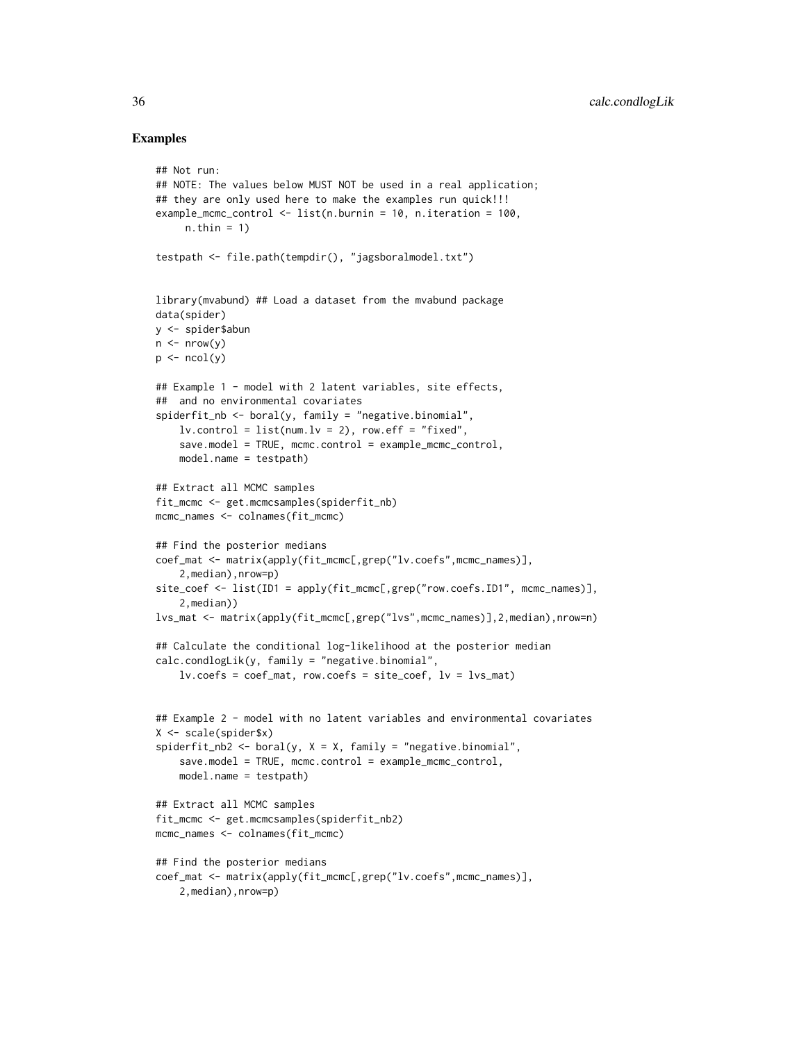## Examples

```
## Not run:
## NOTE: The values below MUST NOT be used in a real application;
## they are only used here to make the examples run quick!!!
example_mcmc_control <- list(n.burnin = 10, n.iteration = 100,
     n.thin = 1)

testpath <- file.path(tempdir(), "jagsboralmodel.txt")


library(mvabund) ## Load a dataset from the mvabund package
data(spider)
y <- spider$abun
n <- nrow(y)
p <- ncol(y)

## Example 1 - model with 2 latent variables, site effects,
##  and no environmental covariates
spiderfit_nb <- boral(y, family = "negative.binomial",
    lv.control = list(num.lv = 2), row.eff = "fixed",
    save.model = TRUE, mcmc.control = example_mcmc_control,
    model.name = testpath)

## Extract all MCMC samples
fit_mcmc <- get.mcmcsamples(spiderfit_nb)
mcmc_names <- colnames(fit_mcmc)

## Find the posterior medians
coef_mat <- matrix(apply(fit_mcmc[,grep("lv.coefs",mcmc_names)],
    2,median),nrow=p)
site_coef <- list(ID1 = apply(fit_mcmc[,grep("row.coefs.ID1", mcmc_names)],
    2,median))
lvs_mat <- matrix(apply(fit_mcmc[,grep("lvs",mcmc_names)],2,median),nrow=n)

## Calculate the conditional log-likelihood at the posterior median
calc.condlogLik(y, family = "negative.binomial",
    lv.coefs = coef_mat, row.coefs = site_coef, lv = lvs_mat)


## Example 2 - model with no latent variables and environmental covariates
X <- scale(spider$x)
spiderfit_nb2 <- boral(y, X = X, family = "negative.binomial",
    save.model = TRUE, mcmc.control = example_mcmc_control,
    model.name = testpath)

## Extract all MCMC samples
fit_mcmc <- get.mcmcsamples(spiderfit_nb2)
mcmc_names <- colnames(fit_mcmc)

## Find the posterior medians
coef_mat <- matrix(apply(fit_mcmc[,grep("lv.coefs",mcmc_names)],
    2,median),nrow=p)
```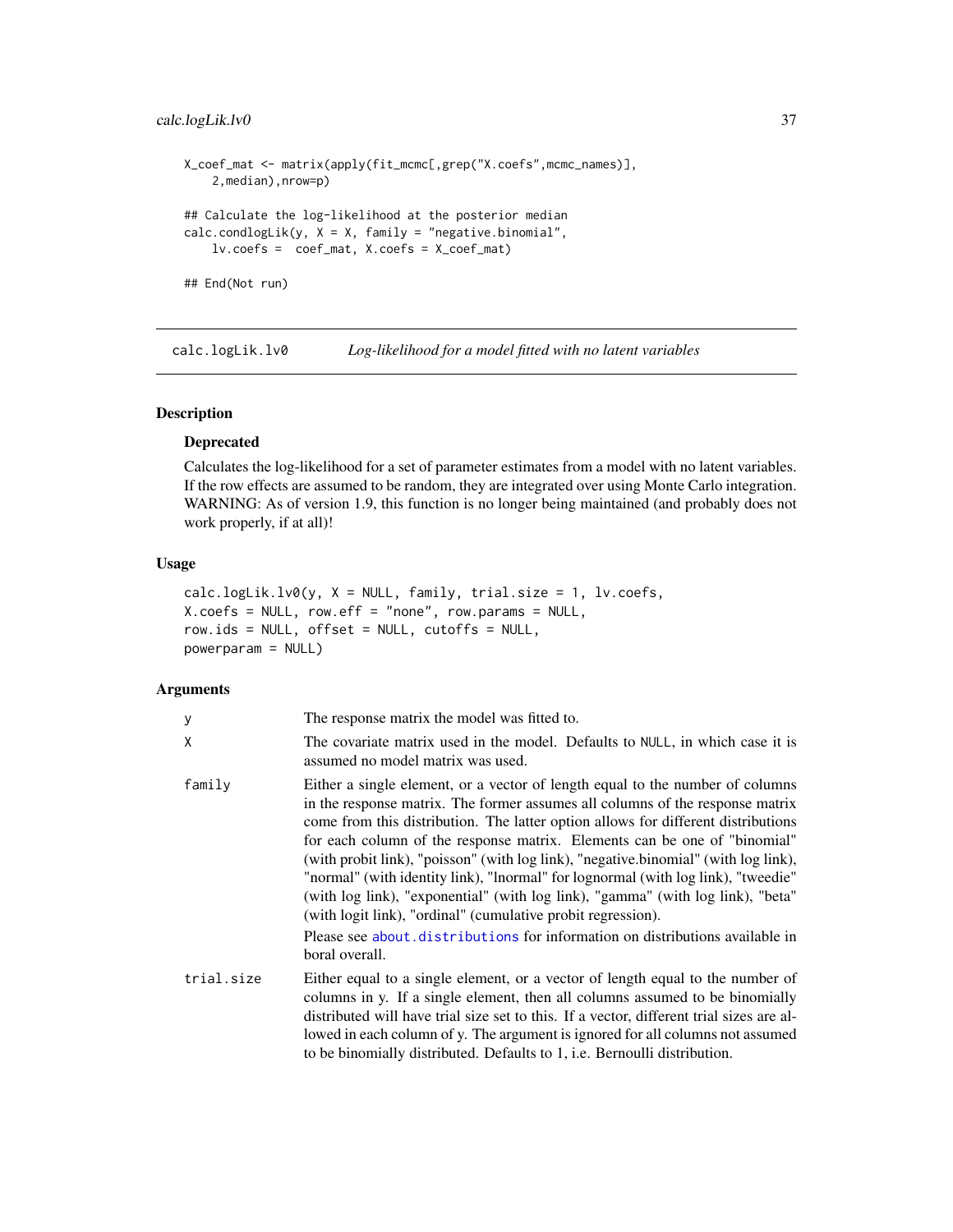```
X_coef_mat <- matrix(apply(fit_mcmc[,grep("X.coefs",mcmc_names)],
    2,median),nrow=p)

## Calculate the log-likelihood at the posterior median
calc.condlogLik(y, X = X, family = "negative.binomial",
    lv.coefs =  coef_mat, X.coefs = X_coef_mat)

## End(Not run)
```

---

`calc.logLik.lv0` *Log-likelihood for a model fitted with no latent variables*

---

## Description

### Deprecated

Calculates the log-likelihood for a set of parameter estimates from a model with no latent variables. If the row effects are assumed to be random, they are integrated over using Monte Carlo integration. WARNING: As of version 1.9, this function is no longer being maintained (and probably does not work properly, if at all)!

## Usage

```
calc.logLik.lv0(y, X = NULL, family, trial.size = 1, lv.coefs,
X.coefs = NULL, row.eff = "none", row.params = NULL,
row.ids = NULL, offset = NULL, cutoffs = NULL,
powerparam = NULL)
```

## Arguments

| | |
|---|---|
| `y` | The response matrix the model was fitted to. |
| `X` | The covariate matrix used in the model. Defaults to `NULL`, in which case it is assumed no model matrix was used. |
| `family` | Either a single element, or a vector of length equal to the number of columns in the response matrix. The former assumes all columns of the response matrix come from this distribution. The latter option allows for different distributions for each column of the response matrix. Elements can be one of "binomial" (with probit link), "poisson" (with log link), "negative.binomial" (with log link), "normal" (with identity link), "lnormal" for lognormal (with log link), "tweedie" (with log link), "exponential" (with log link), "gamma" (with log link), "beta" (with logit link), "ordinal" (cumulative probit regression). Please see `about.distributions` for information on distributions available in boral overall. |
| `trial.size` | Either equal to a single element, or a vector of length equal to the number of columns in y. If a single element, then all columns assumed to be binomially distributed will have trial size set to this. If a vector, different trial sizes are allowed in each column of y. The argument is ignored for all columns not assumed to be binomially distributed. Defaults to 1, i.e. Bernoulli distribution. |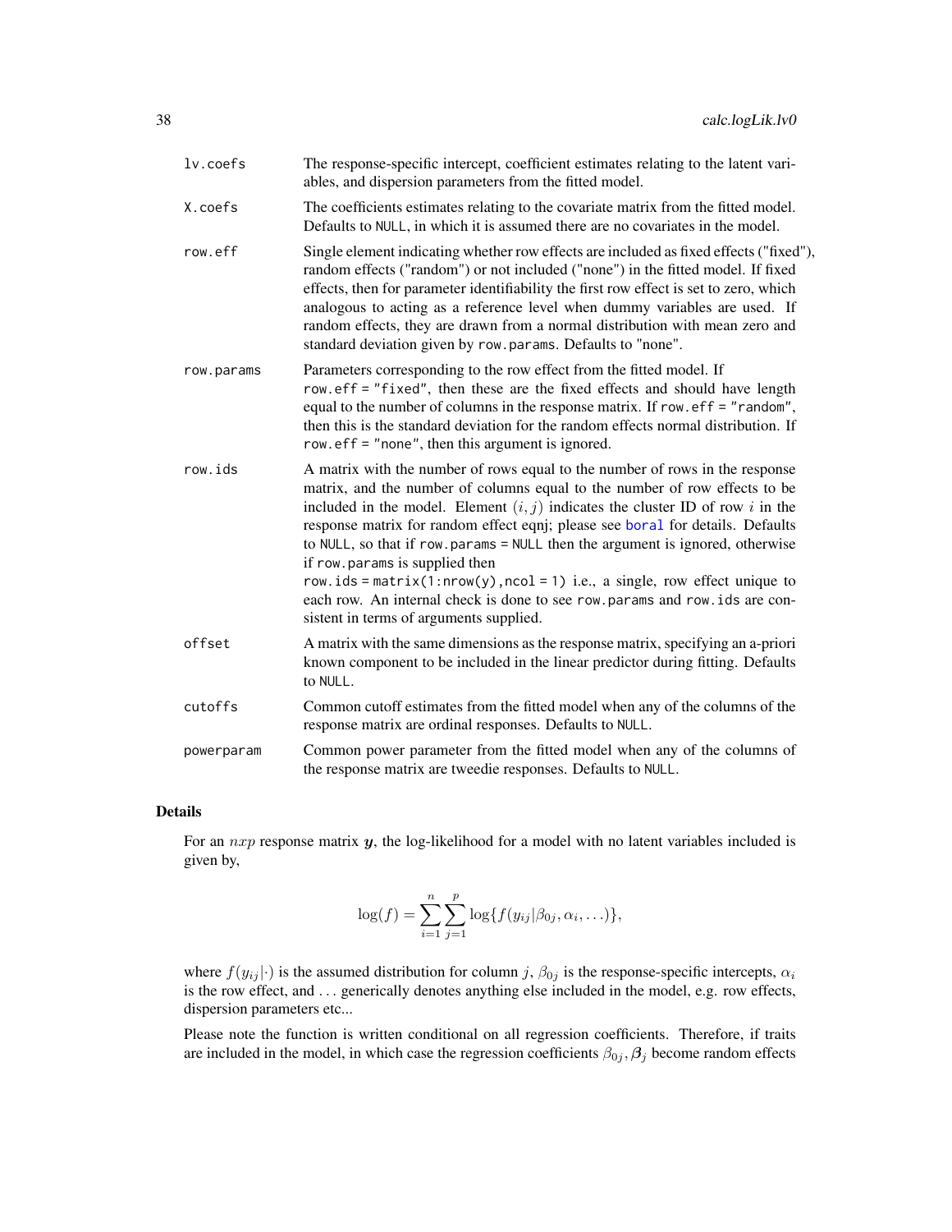| | |
|---|---|
| lv.coefs | The response-specific intercept, coefficient estimates relating to the latent variables, and dispersion parameters from the fitted model. |
| X.coefs | The coefficients estimates relating to the covariate matrix from the fitted model. Defaults to NULL, in which it is assumed there are no covariates in the model. |
| row.eff | Single element indicating whether row effects are included as fixed effects ("fixed"), random effects ("random") or not included ("none") in the fitted model. If fixed effects, then for parameter identifiability the first row effect is set to zero, which analogous to acting as a reference level when dummy variables are used. If random effects, they are drawn from a normal distribution with mean zero and standard deviation given by row.params. Defaults to "none". |
| row.params | Parameters corresponding to the row effect from the fitted model. If row.eff = "fixed", then these are the fixed effects and should have length equal to the number of columns in the response matrix. If row.eff = "random", then this is the standard deviation for the random effects normal distribution. If row.eff = "none", then this argument is ignored. |
| row.ids | A matrix with the number of rows equal to the number of rows in the response matrix, and the number of columns equal to the number of row effects to be included in the model. Element $(i, j)$ indicates the cluster ID of row $i$ in the response matrix for random effect eqnj; please see boral for details. Defaults to NULL, so that if row.params = NULL then the argument is ignored, otherwise if row.params is supplied then row.ids = matrix(1:nrow(y),ncol = 1) i.e., a single, row effect unique to each row. An internal check is done to see row.params and row.ids are consistent in terms of arguments supplied. |
| offset | A matrix with the same dimensions as the response matrix, specifying an a-priori known component to be included in the linear predictor during fitting. Defaults to NULL. |
| cutoffs | Common cutoff estimates from the fitted model when any of the columns of the response matrix are ordinal responses. Defaults to NULL. |
| powerparam | Common power parameter from the fitted model when any of the columns of the response matrix are tweedie responses. Defaults to NULL. |

## Details

For an $nxp$ response matrix $\boldsymbol{y}$, the log-likelihood for a model with no latent variables included is given by,

$$\log(f) = \sum_{i=1}^{n} \sum_{j=1}^{p} \log\{f(y_{ij}|\beta_{0j}, \alpha_i, \ldots)\},$$

where $f(y_{ij}|\cdot)$ is the assumed distribution for column $j$, $\beta_{0j}$ is the response-specific intercepts, $\alpha_i$ is the row effect, and $\ldots$ generically denotes anything else included in the model, e.g. row effects, dispersion parameters etc...

Please note the function is written conditional on all regression coefficients. Therefore, if traits are included in the model, in which case the regression coefficients $\beta_{0j}, \boldsymbol{\beta}_j$ become random effects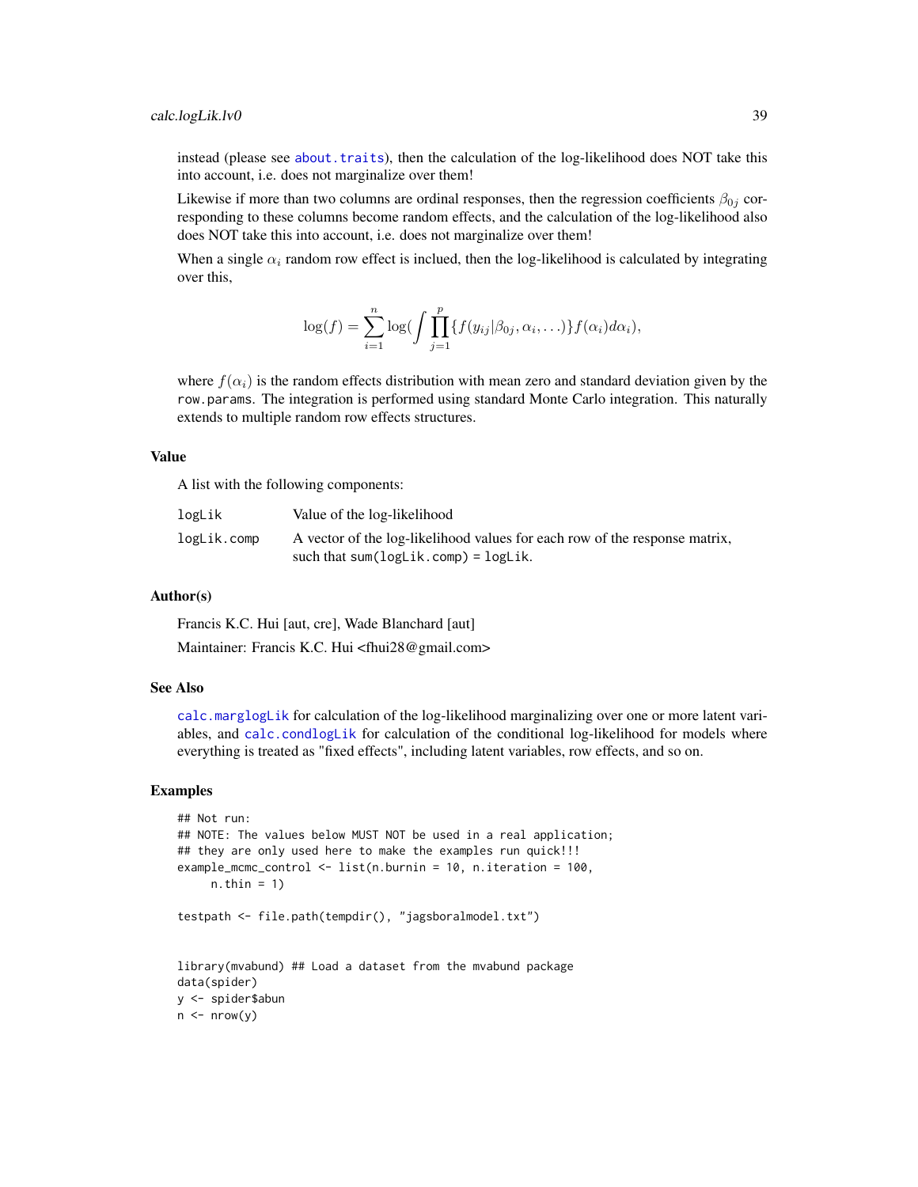instead (please see about.traits), then the calculation of the log-likelihood does NOT take this into account, i.e. does not marginalize over them!

Likewise if more than two columns are ordinal responses, then the regression coefficients $\beta_{0j}$ corresponding to these columns become random effects, and the calculation of the log-likelihood also does NOT take this into account, i.e. does not marginalize over them!

When a single $\alpha_i$ random row effect is inclued, then the log-likelihood is calculated by integrating over this,

$$\log(f) = \sum_{i=1}^{n} \log\left(\int \prod_{j=1}^{p} \{f(y_{ij}|\beta_{0j}, \alpha_i, \ldots)\} f(\alpha_i) d\alpha_i\right),$$

where $f(\alpha_i)$ is the random effects distribution with mean zero and standard deviation given by the `row.params`. The integration is performed using standard Monte Carlo integration. This naturally extends to multiple random row effects structures.

## Value

A list with the following components:

| | |
|---|---|
| `logLik` | Value of the log-likelihood |
| `logLik.comp` | A vector of the log-likelihood values for each row of the response matrix, such that `sum(logLik.comp) = logLik`. |

## Author(s)

Francis K.C. Hui [aut, cre], Wade Blanchard [aut]

Maintainer: Francis K.C. Hui <fhui28@gmail.com>

## See Also

calc.marglogLik for calculation of the log-likelihood marginalizing over one or more latent variables, and calc.condlogLik for calculation of the conditional log-likelihood for models where everything is treated as "fixed effects", including latent variables, row effects, and so on.

## Examples

```
## Not run:
## NOTE: The values below MUST NOT be used in a real application;
## they are only used here to make the examples run quick!!!
example_mcmc_control <- list(n.burnin = 10, n.iteration = 100,
     n.thin = 1)

testpath <- file.path(tempdir(), "jagsboralmodel.txt")


library(mvabund) ## Load a dataset from the mvabund package
data(spider)
y <- spider$abun
n <- nrow(y)
```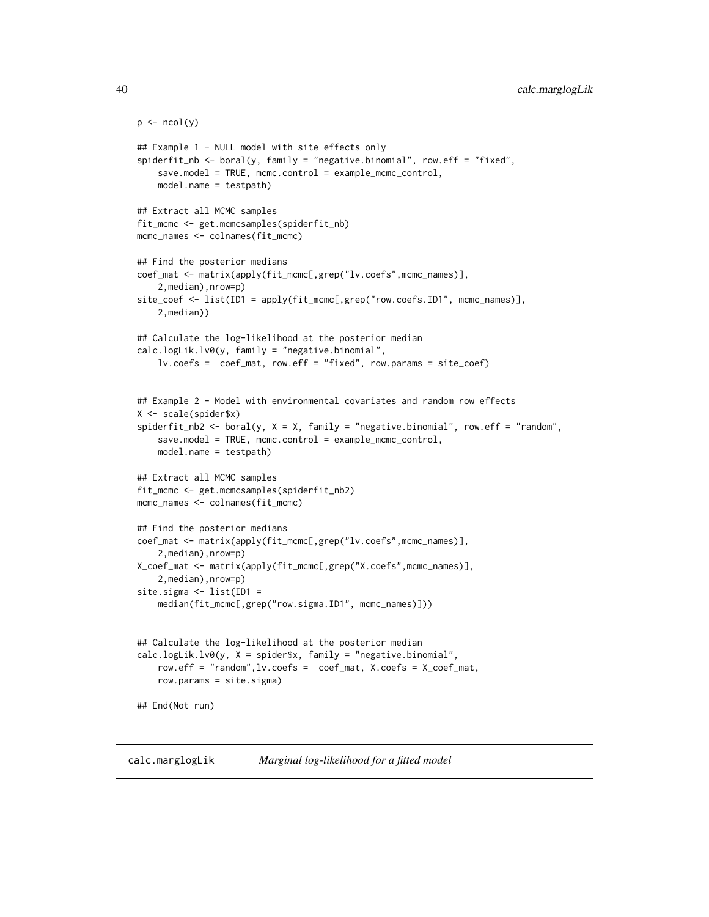```
p <- ncol(y)

## Example 1 - NULL model with site effects only
spiderfit_nb <- boral(y, family = "negative.binomial", row.eff = "fixed",
    save.model = TRUE, mcmc.control = example_mcmc_control,
    model.name = testpath)

## Extract all MCMC samples
fit_mcmc <- get.mcmcsamples(spiderfit_nb)
mcmc_names <- colnames(fit_mcmc)

## Find the posterior medians
coef_mat <- matrix(apply(fit_mcmc[,grep("lv.coefs",mcmc_names)],
    2,median),nrow=p)
site_coef <- list(ID1 = apply(fit_mcmc[,grep("row.coefs.ID1", mcmc_names)],
    2,median))

## Calculate the log-likelihood at the posterior median
calc.logLik.lv0(y, family = "negative.binomial",
    lv.coefs =  coef_mat, row.eff = "fixed", row.params = site_coef)


## Example 2 - Model with environmental covariates and random row effects
X <- scale(spider$x)
spiderfit_nb2 <- boral(y, X = X, family = "negative.binomial", row.eff = "random",
    save.model = TRUE, mcmc.control = example_mcmc_control,
    model.name = testpath)

## Extract all MCMC samples
fit_mcmc <- get.mcmcsamples(spiderfit_nb2)
mcmc_names <- colnames(fit_mcmc)

## Find the posterior medians
coef_mat <- matrix(apply(fit_mcmc[,grep("lv.coefs",mcmc_names)],
    2,median),nrow=p)
X_coef_mat <- matrix(apply(fit_mcmc[,grep("X.coefs",mcmc_names)],
    2,median),nrow=p)
site.sigma <- list(ID1 =
    median(fit_mcmc[,grep("row.sigma.ID1", mcmc_names)]))


## Calculate the log-likelihood at the posterior median
calc.logLik.lv0(y, X = spider$x, family = "negative.binomial",
    row.eff = "random",lv.coefs =  coef_mat, X.coefs = X_coef_mat,
    row.params = site.sigma)

## End(Not run)
```

## calc.marglogLik *Marginal log-likelihood for a fitted model*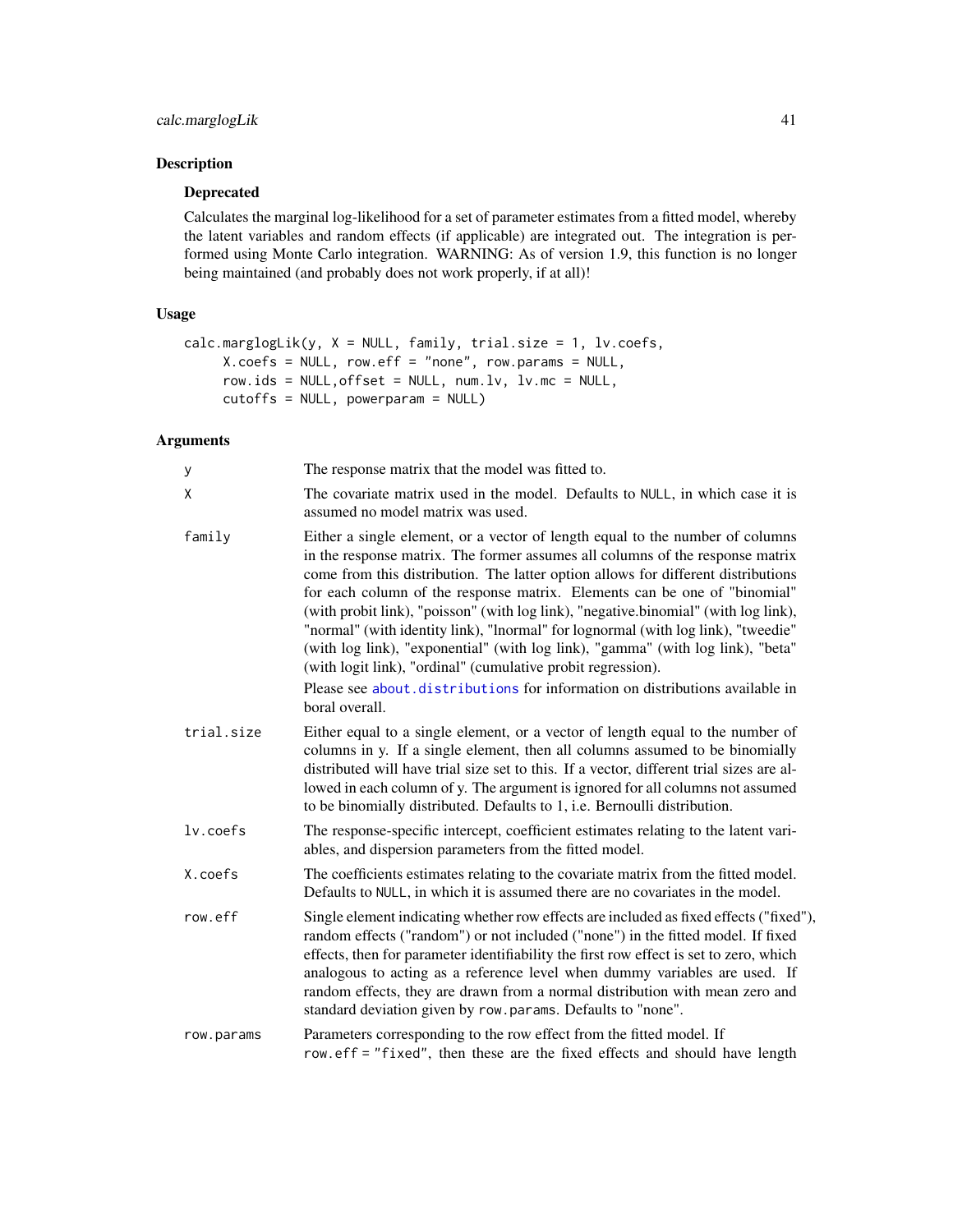## Description

### Deprecated

Calculates the marginal log-likelihood for a set of parameter estimates from a fitted model, whereby the latent variables and random effects (if applicable) are integrated out. The integration is performed using Monte Carlo integration. WARNING: As of version 1.9, this function is no longer being maintained (and probably does not work properly, if at all)!

## Usage

```
calc.marglogLik(y, X = NULL, family, trial.size = 1, lv.coefs,
     X.coefs = NULL, row.eff = "none", row.params = NULL,
     row.ids = NULL,offset = NULL, num.lv, lv.mc = NULL,
     cutoffs = NULL, powerparam = NULL)
```

## Arguments

`y` The response matrix that the model was fitted to.

`X` The covariate matrix used in the model. Defaults to NULL, in which case it is assumed no model matrix was used.

`family` Either a single element, or a vector of length equal to the number of columns in the response matrix. The former assumes all columns of the response matrix come from this distribution. The latter option allows for different distributions for each column of the response matrix. Elements can be one of "binomial" (with probit link), "poisson" (with log link), "negative.binomial" (with log link), "normal" (with identity link), "lnormal" for lognormal (with log link), "tweedie" (with log link), "exponential" (with log link), "gamma" (with log link), "beta" (with logit link), "ordinal" (cumulative probit regression).

Please see `about.distributions` for information on distributions available in boral overall.

`trial.size` Either equal to a single element, or a vector of length equal to the number of columns in y. If a single element, then all columns assumed to be binomially distributed will have trial size set to this. If a vector, different trial sizes are allowed in each column of y. The argument is ignored for all columns not assumed to be binomially distributed. Defaults to 1, i.e. Bernoulli distribution.

`lv.coefs` The response-specific intercept, coefficient estimates relating to the latent variables, and dispersion parameters from the fitted model.

`X.coefs` The coefficients estimates relating to the covariate matrix from the fitted model. Defaults to NULL, in which it is assumed there are no covariates in the model.

`row.eff` Single element indicating whether row effects are included as fixed effects ("fixed"), random effects ("random") or not included ("none") in the fitted model. If fixed effects, then for parameter identifiability the first row effect is set to zero, which analogous to acting as a reference level when dummy variables are used. If random effects, they are drawn from a normal distribution with mean zero and standard deviation given by `row.params`. Defaults to "none".

`row.params` Parameters corresponding to the row effect from the fitted model. If `row.eff = "fixed"`, then these are the fixed effects and should have length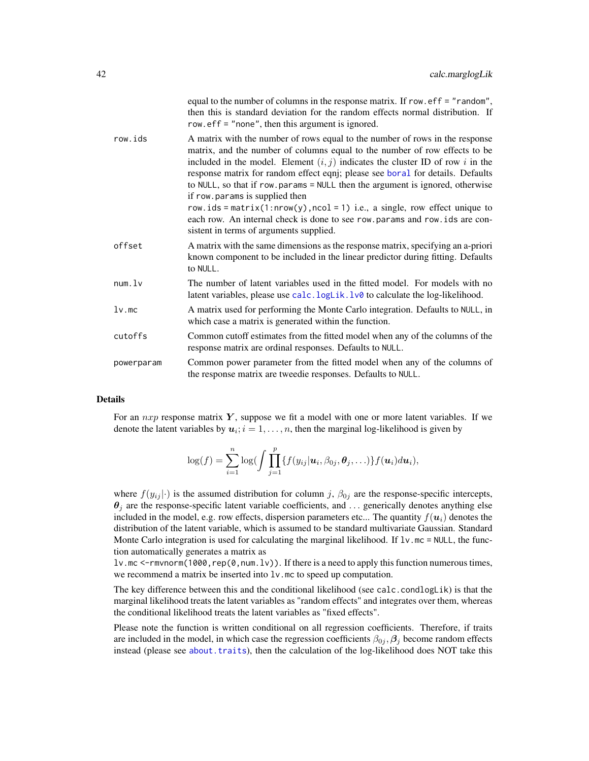equal to the number of columns in the response matrix. If `row.eff = "random"`, then this is standard deviation for the random effects normal distribution. If `row.eff = "none"`, then this argument is ignored.

**row.ids** A matrix with the number of rows equal to the number of rows in the response matrix, and the number of columns equal to the number of row effects to be included in the model. Element $(i, j)$ indicates the cluster ID of row $i$ in the response matrix for random effect eqnj; please see boral for details. Defaults to NULL, so that if `row.params = NULL` then the argument is ignored, otherwise if `row.params` is supplied then `row.ids = matrix(1:nrow(y),ncol = 1)` i.e., a single, row effect unique to each row. An internal check is done to see `row.params` and `row.ids` are consistent in terms of arguments supplied.

**offset** A matrix with the same dimensions as the response matrix, specifying an a-priori known component to be included in the linear predictor during fitting. Defaults to NULL.

**num.lv** The number of latent variables used in the fitted model. For models with no latent variables, please use calc.logLik.lv0 to calculate the log-likelihood.

**lv.mc** A matrix used for performing the Monte Carlo integration. Defaults to NULL, in which case a matrix is generated within the function.

**cutoffs** Common cutoff estimates from the fitted model when any of the columns of the response matrix are ordinal responses. Defaults to NULL.

**powerparam** Common power parameter from the fitted model when any of the columns of the response matrix are tweedie responses. Defaults to NULL.

## Details

For an $nxp$ response matrix $\boldsymbol{Y}$, suppose we fit a model with one or more latent variables. If we denote the latent variables by $\boldsymbol{u}_i; i = 1, \ldots, n$, then the marginal log-likelihood is given by

$$\log(f) = \sum_{i=1}^{n} \log(\int \prod_{j=1}^{p} \{f(y_{ij}|\boldsymbol{u}_i, \beta_{0j}, \boldsymbol{\theta}_j, \ldots)\} f(\boldsymbol{u}_i) d\boldsymbol{u}_i),$$

where $f(y_{ij}|\cdot)$ is the assumed distribution for column $j$, $\beta_{0j}$ are the response-specific intercepts, $\boldsymbol{\theta}_j$ are the response-specific latent variable coefficients, and $\ldots$ generically denotes anything else included in the model, e.g. row effects, dispersion parameters etc... The quantity $f(\boldsymbol{u}_i)$ denotes the distribution of the latent variable, which is assumed to be standard multivariate Gaussian. Standard Monte Carlo integration is used for calculating the marginal likelihood. If `lv.mc = NULL`, the function automatically generates a matrix as `lv.mc <-rmvnorm(1000,rep(0,num.lv))`. If there is a need to apply this function numerous times, we recommend a matrix be inserted into `lv.mc` to speed up computation.

The key difference between this and the conditional likelihood (see `calc.condlogLik`) is that the marginal likelihood treats the latent variables as "random effects" and integrates over them, whereas the conditional likelihood treats the latent variables as "fixed effects".

Please note the function is written conditional on all regression coefficients. Therefore, if traits are included in the model, in which case the regression coefficients $\beta_{0j}, \boldsymbol{\beta}_j$ become random effects instead (please see about.traits), then the calculation of the log-likelihood does NOT take this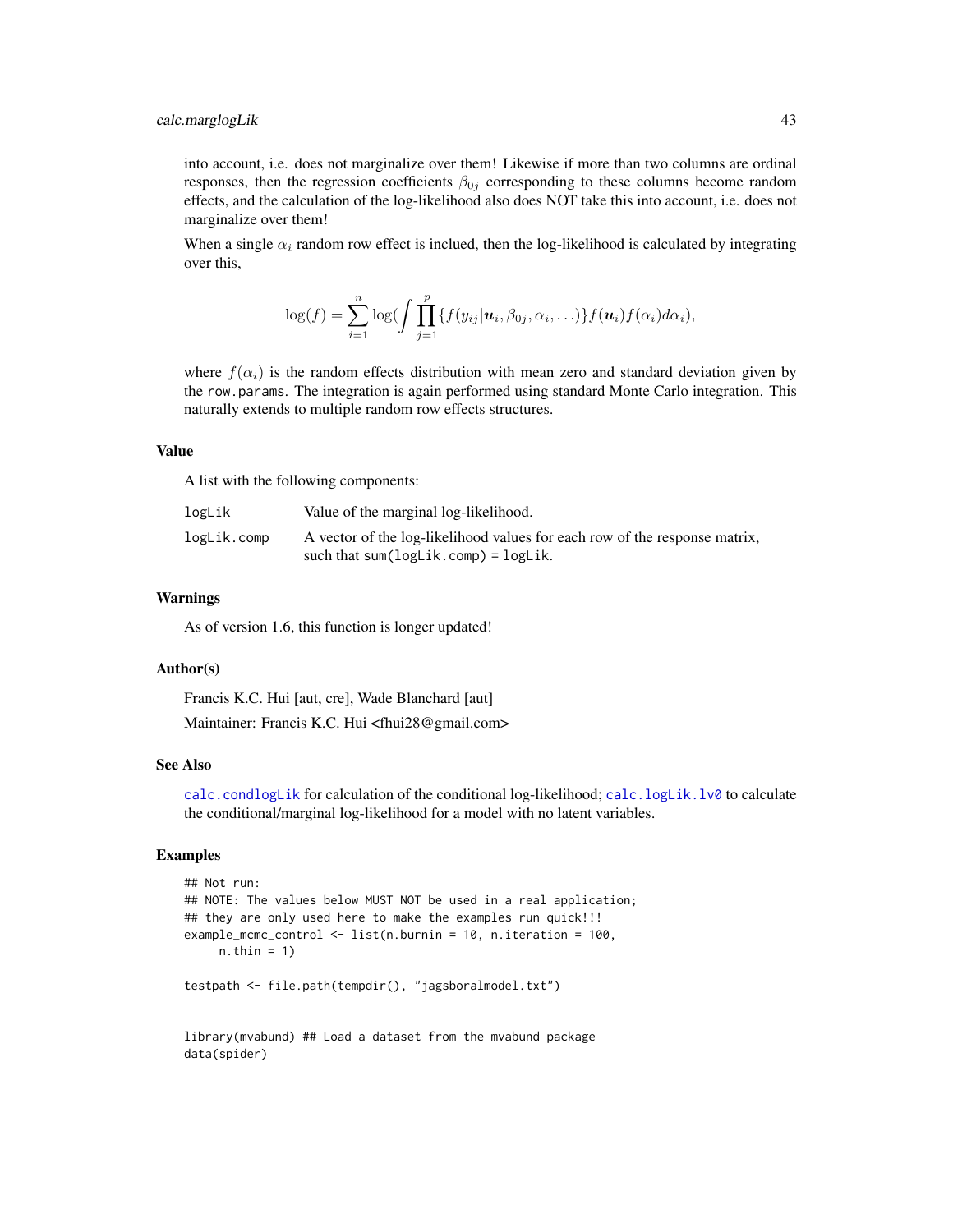into account, i.e. does not marginalize over them! Likewise if more than two columns are ordinal responses, then the regression coefficients $\beta_{0j}$ corresponding to these columns become random effects, and the calculation of the log-likelihood also does NOT take this into account, i.e. does not marginalize over them!

When a single $\alpha_i$ random row effect is inclued, then the log-likelihood is calculated by integrating over this,

$$\log(f) = \sum_{i=1}^{n} \log\left( \int \prod_{j=1}^{p} \{ f(y_{ij} | \boldsymbol{u}_i, \beta_{0j}, \alpha_i, \ldots) \} f(\boldsymbol{u}_i) f(\alpha_i) d\alpha_i \right),$$

where $f(\alpha_i)$ is the random effects distribution with mean zero and standard deviation given by the `row.params`. The integration is again performed using standard Monte Carlo integration. This naturally extends to multiple random row effects structures.

## Value

A list with the following components:

| | |
|---|---|
| `logLik` | Value of the marginal log-likelihood. |
| `logLik.comp` | A vector of the log-likelihood values for each row of the response matrix, such that `sum(logLik.comp) = logLik`. |

## Warnings

As of version 1.6, this function is longer updated!

## Author(s)

Francis K.C. Hui [aut, cre], Wade Blanchard [aut]

Maintainer: Francis K.C. Hui <fhui28@gmail.com>

## See Also

`calc.condlogLik` for calculation of the conditional log-likelihood; `calc.logLik.lv0` to calculate the conditional/marginal log-likelihood for a model with no latent variables.

## Examples

```
## Not run:
## NOTE: The values below MUST NOT be used in a real application;
## they are only used here to make the examples run quick!!!
example_mcmc_control <- list(n.burnin = 10, n.iteration = 100,
     n.thin = 1)

testpath <- file.path(tempdir(), "jagsboralmodel.txt")


library(mvabund) ## Load a dataset from the mvabund package
data(spider)
```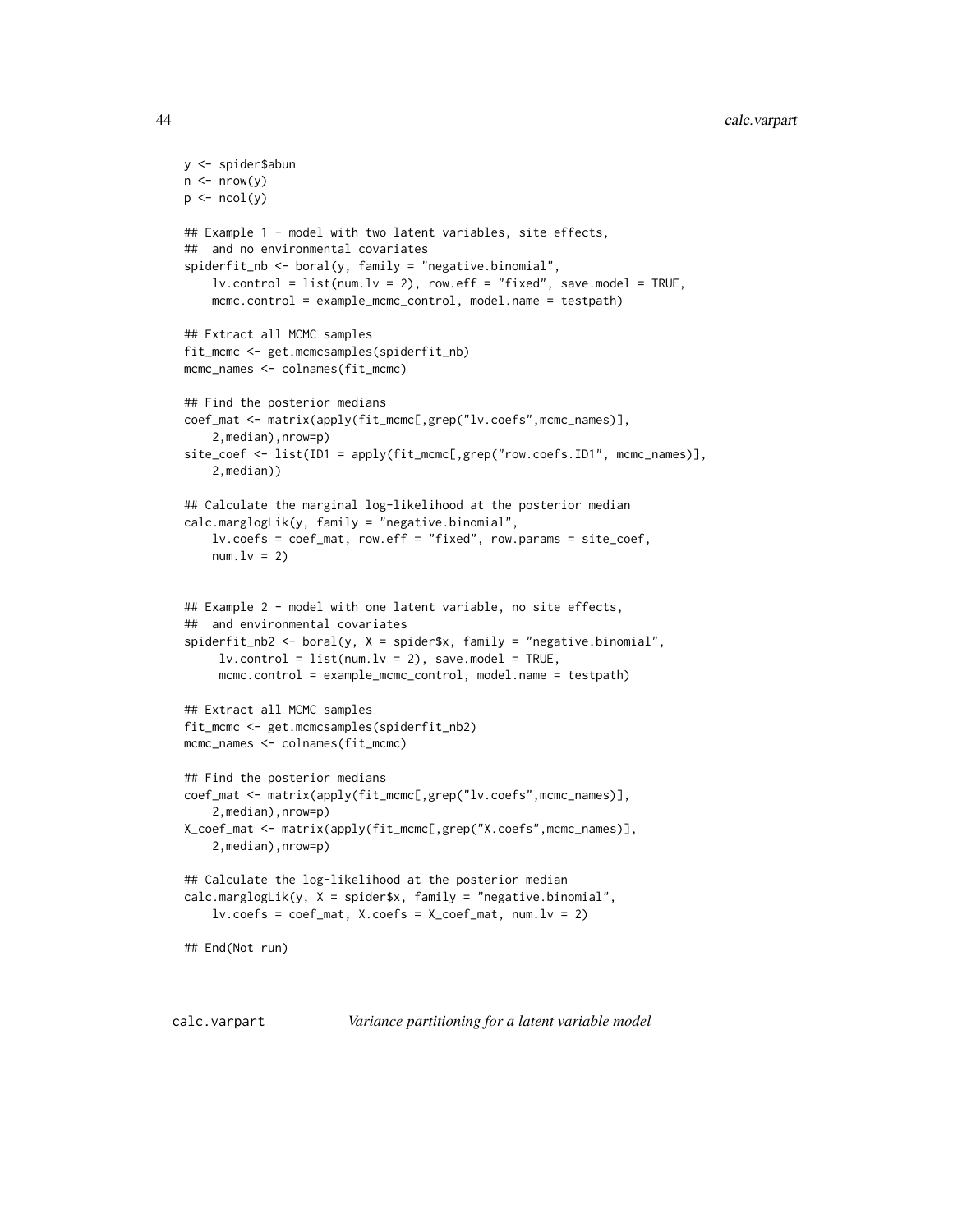```
y <- spider$abun
n <- nrow(y)
p <- ncol(y)

## Example 1 - model with two latent variables, site effects,
##  and no environmental covariates
spiderfit_nb <- boral(y, family = "negative.binomial",
    lv.control = list(num.lv = 2), row.eff = "fixed", save.model = TRUE,
    mcmc.control = example_mcmc_control, model.name = testpath)

## Extract all MCMC samples
fit_mcmc <- get.mcmcsamples(spiderfit_nb)
mcmc_names <- colnames(fit_mcmc)

## Find the posterior medians
coef_mat <- matrix(apply(fit_mcmc[,grep("lv.coefs",mcmc_names)],
    2,median),nrow=p)
site_coef <- list(ID1 = apply(fit_mcmc[,grep("row.coefs.ID1", mcmc_names)],
    2,median))

## Calculate the marginal log-likelihood at the posterior median
calc.marglogLik(y, family = "negative.binomial",
    lv.coefs = coef_mat, row.eff = "fixed", row.params = site_coef,
    num.lv = 2)


## Example 2 - model with one latent variable, no site effects,
##  and environmental covariates
spiderfit_nb2 <- boral(y, X = spider$x, family = "negative.binomial",
     lv.control = list(num.lv = 2), save.model = TRUE,
     mcmc.control = example_mcmc_control, model.name = testpath)

## Extract all MCMC samples
fit_mcmc <- get.mcmcsamples(spiderfit_nb2)
mcmc_names <- colnames(fit_mcmc)

## Find the posterior medians
coef_mat <- matrix(apply(fit_mcmc[,grep("lv.coefs",mcmc_names)],
    2,median),nrow=p)
X_coef_mat <- matrix(apply(fit_mcmc[,grep("X.coefs",mcmc_names)],
    2,median),nrow=p)

## Calculate the log-likelihood at the posterior median
calc.marglogLik(y, X = spider$x, family = "negative.binomial",
    lv.coefs = coef_mat, X.coefs = X_coef_mat, num.lv = 2)

## End(Not run)
```

---

## calc.varpart    *Variance partitioning for a latent variable model*

---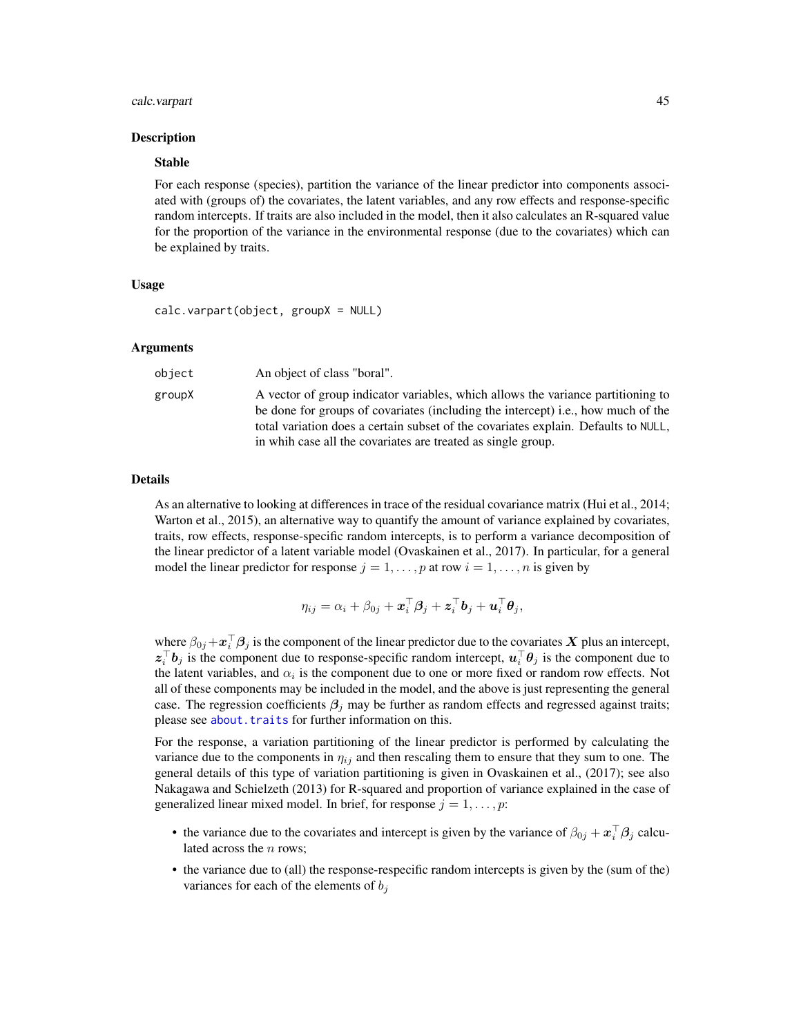## Description

### Stable

For each response (species), partition the variance of the linear predictor into components associated with (groups of) the covariates, the latent variables, and any row effects and response-specific random intercepts. If traits are also included in the model, then it also calculates an R-squared value for the proportion of the variance in the environmental response (due to the covariates) which can be explained by traits.

## Usage

```
calc.varpart(object, groupX = NULL)
```

## Arguments

| | |
|---|---|
| object | An object of class "boral". |
| groupX | A vector of group indicator variables, which allows the variance partitioning to be done for groups of covariates (including the intercept) i.e., how much of the total variation does a certain subset of the covariates explain. Defaults to NULL, in whih case all the covariates are treated as single group. |

## Details

As an alternative to looking at differences in trace of the residual covariance matrix (Hui et al., 2014; Warton et al., 2015), an alternative way to quantify the amount of variance explained by covariates, traits, row effects, response-specific random intercepts, is to perform a variance decomposition of the linear predictor of a latent variable model (Ovaskainen et al., 2017). In particular, for a general model the linear predictor for response $j = 1, \ldots, p$ at row $i = 1, \ldots, n$ is given by

$$\eta_{ij} = \alpha_i + \beta_{0j} + \boldsymbol{x}_i^\top \boldsymbol{\beta}_j + \boldsymbol{z}_i^\top \boldsymbol{b}_j + \boldsymbol{u}_i^\top \boldsymbol{\theta}_j,$$

where $\beta_{0j} + \boldsymbol{x}_i^\top \boldsymbol{\beta}_j$ is the component of the linear predictor due to the covariates $\boldsymbol{X}$ plus an intercept, $\boldsymbol{z}_i^\top \boldsymbol{b}_j$ is the component due to response-specific random intercept, $\boldsymbol{u}_i^\top \boldsymbol{\theta}_j$ is the component due to the latent variables, and $\alpha_i$ is the component due to one or more fixed or random row effects. Not all of these components may be included in the model, and the above is just representing the general case. The regression coefficients $\boldsymbol{\beta}_j$ may be further as random effects and regressed against traits; please see about.traits for further information on this.

For the response, a variation partitioning of the linear predictor is performed by calculating the variance due to the components in $\eta_{ij}$ and then rescaling them to ensure that they sum to one. The general details of this type of variation partitioning is given in Ovaskainen et al., (2017); see also Nakagawa and Schielzeth (2013) for R-squared and proportion of variance explained in the case of generalized linear mixed model. In brief, for response $j = 1, \ldots, p$:

- the variance due to the covariates and intercept is given by the variance of $\beta_{0j} + \boldsymbol{x}_i^\top \boldsymbol{\beta}_j$ calculated across the $n$ rows;
- the variance due to (all) the response-respecific random intercepts is given by the (sum of the) variances for each of the elements of $b_j$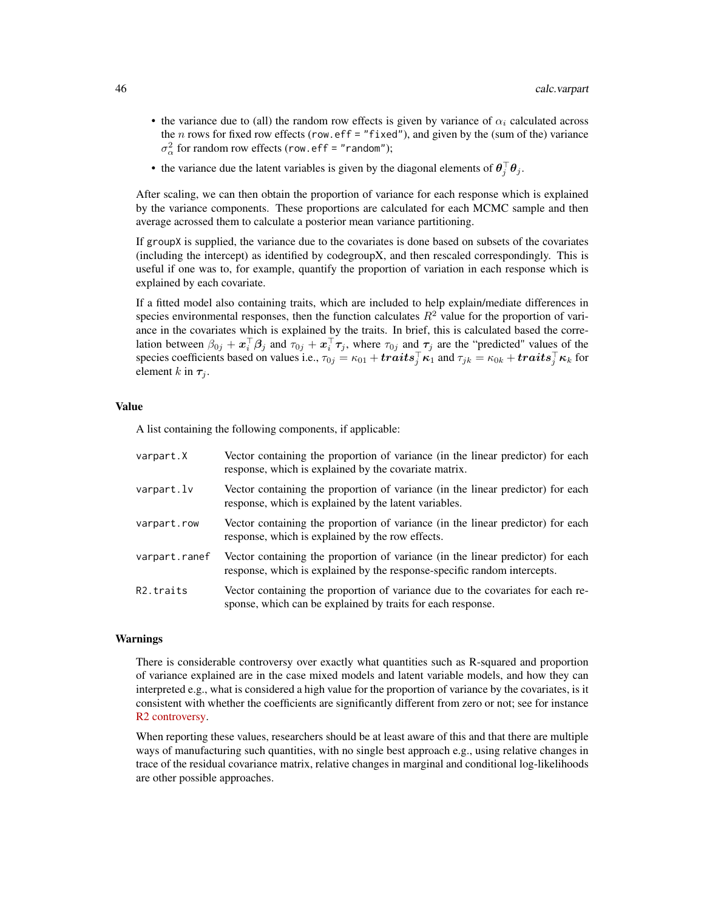- the variance due to (all) the random row effects is given by variance of $\alpha_i$ calculated across the $n$ rows for fixed row effects (`row.eff = "fixed"`), and given by the (sum of the) variance $\sigma^2_\alpha$ for random row effects (`row.eff = "random"`);
- the variance due the latent variables is given by the diagonal elements of $\boldsymbol{\theta}_j^\top \boldsymbol{\theta}_j$.

After scaling, we can then obtain the proportion of variance for each response which is explained by the variance components. These proportions are calculated for each MCMC sample and then average acrossed them to calculate a posterior mean variance partitioning.

If `groupX` is supplied, the variance due to the covariates is done based on subsets of the covariates (including the intercept) as identified by codegroupX, and then rescaled correspondingly. This is useful if one was to, for example, quantify the proportion of variation in each response which is explained by each covariate.

If a fitted model also containing traits, which are included to help explain/mediate differences in species environmental responses, then the function calculates $R^2$ value for the proportion of variance in the covariates which is explained by the traits. In brief, this is calculated based the correlation between $\beta_{0j} + \boldsymbol{x}_i^\top \boldsymbol{\beta}_j$ and $\tau_{0j} + \boldsymbol{x}_i^\top \boldsymbol{\tau}_j$, where $\tau_{0j}$ and $\boldsymbol{\tau}_j$ are the "predicted" values of the species coefficients based on values i.e., $\tau_{0j} = \kappa_{01} + \boldsymbol{traits}_j^\top \boldsymbol{\kappa}_1$ and $\tau_{jk} = \kappa_{0k} + \boldsymbol{traits}_j^\top \boldsymbol{\kappa}_k$ for element $k$ in $\boldsymbol{\tau}_j$.

## Value

A list containing the following components, if applicable:

| | |
|---|---|
| `varpart.X` | Vector containing the proportion of variance (in the linear predictor) for each response, which is explained by the covariate matrix. |
| `varpart.lv` | Vector containing the proportion of variance (in the linear predictor) for each response, which is explained by the latent variables. |
| `varpart.row` | Vector containing the proportion of variance (in the linear predictor) for each response, which is explained by the row effects. |
| `varpart.ranef` | Vector containing the proportion of variance (in the linear predictor) for each response, which is explained by the response-specific random intercepts. |
| `R2.traits` | Vector containing the proportion of variance due to the covariates for each response, which can be explained by traits for each response. |

## Warnings

There is considerable controversy over exactly what quantities such as R-squared and proportion of variance explained are in the case mixed models and latent variable models, and how they can interpreted e.g., what is considered a high value for the proportion of variance by the covariates, is it consistent with whether the coefficients are significantly different from zero or not; see for instance R2 controversy.

When reporting these values, researchers should be at least aware of this and that there are multiple ways of manufacturing such quantities, with no single best approach e.g., using relative changes in trace of the residual covariance matrix, relative changes in marginal and conditional log-likelihoods are other possible approaches.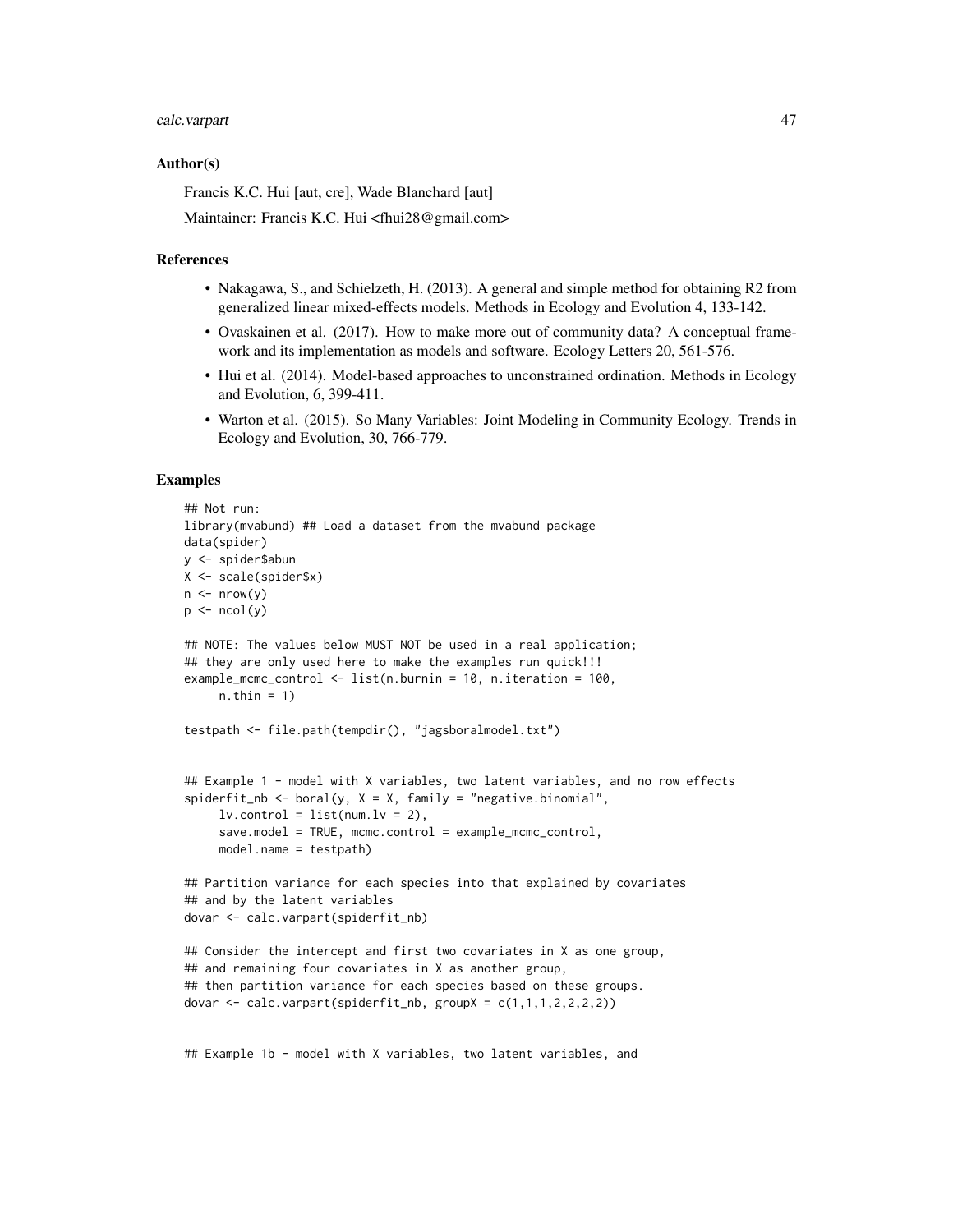### Author(s)

Francis K.C. Hui [aut, cre], Wade Blanchard [aut]

Maintainer: Francis K.C. Hui <fhui28@gmail.com>

### References

- Nakagawa, S., and Schielzeth, H. (2013). A general and simple method for obtaining R2 from generalized linear mixed-effects models. Methods in Ecology and Evolution 4, 133-142.
- Ovaskainen et al. (2017). How to make more out of community data? A conceptual framework and its implementation as models and software. Ecology Letters 20, 561-576.
- Hui et al. (2014). Model-based approaches to unconstrained ordination. Methods in Ecology and Evolution, 6, 399-411.
- Warton et al. (2015). So Many Variables: Joint Modeling in Community Ecology. Trends in Ecology and Evolution, 30, 766-779.

### Examples

```
## Not run:
library(mvabund) ## Load a dataset from the mvabund package
data(spider)
y <- spider$abun
X <- scale(spider$x)
n <- nrow(y)
p <- ncol(y)

## NOTE: The values below MUST NOT be used in a real application;
## they are only used here to make the examples run quick!!!
example_mcmc_control <- list(n.burnin = 10, n.iteration = 100,
     n.thin = 1)

testpath <- file.path(tempdir(), "jagsboralmodel.txt")


## Example 1 - model with X variables, two latent variables, and no row effects
spiderfit_nb <- boral(y, X = X, family = "negative.binomial",
     lv.control = list(num.lv = 2),
     save.model = TRUE, mcmc.control = example_mcmc_control,
     model.name = testpath)

## Partition variance for each species into that explained by covariates
## and by the latent variables
dovar <- calc.varpart(spiderfit_nb)

## Consider the intercept and first two covariates in X as one group,
## and remaining four covariates in X as another group,
## then partition variance for each species based on these groups.
dovar <- calc.varpart(spiderfit_nb, groupX = c(1,1,1,2,2,2,2))


## Example 1b - model with X variables, two latent variables, and
```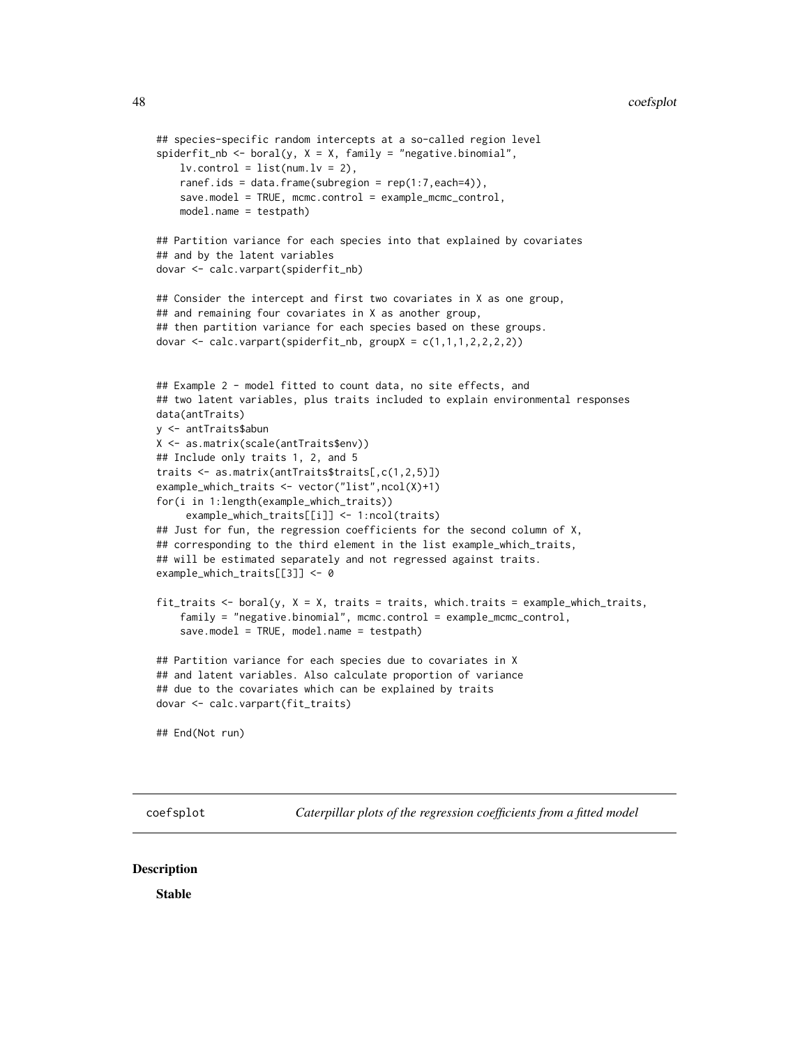```
## species-specific random intercepts at a so-called region level
spiderfit_nb <- boral(y, X = X, family = "negative.binomial",
    lv.control = list(num.lv = 2),
    ranef.ids = data.frame(subregion = rep(1:7,each=4)),
    save.model = TRUE, mcmc.control = example_mcmc_control,
    model.name = testpath)

## Partition variance for each species into that explained by covariates
## and by the latent variables
dovar <- calc.varpart(spiderfit_nb)

## Consider the intercept and first two covariates in X as one group,
## and remaining four covariates in X as another group,
## then partition variance for each species based on these groups.
dovar <- calc.varpart(spiderfit_nb, groupX = c(1,1,1,2,2,2,2))


## Example 2 - model fitted to count data, no site effects, and
## two latent variables, plus traits included to explain environmental responses
data(antTraits)
y <- antTraits$abun
X <- as.matrix(scale(antTraits$env))
## Include only traits 1, 2, and 5
traits <- as.matrix(antTraits$traits[,c(1,2,5)])
example_which_traits <- vector("list",ncol(X)+1)
for(i in 1:length(example_which_traits))
     example_which_traits[[i]] <- 1:ncol(traits)
## Just for fun, the regression coefficients for the second column of X,
## corresponding to the third element in the list example_which_traits,
## will be estimated separately and not regressed against traits.
example_which_traits[[3]] <- 0

fit_traits <- boral(y, X = X, traits = traits, which.traits = example_which_traits,
    family = "negative.binomial", mcmc.control = example_mcmc_control,
    save.model = TRUE, model.name = testpath)

## Partition variance for each species due to covariates in X
## and latent variables. Also calculate proportion of variance
## due to the covariates which can be explained by traits
dovar <- calc.varpart(fit_traits)

## End(Not run)
```

---

coefsplot — *Caterpillar plots of the regression coefficients from a fitted model*

---

## Description

**Stable**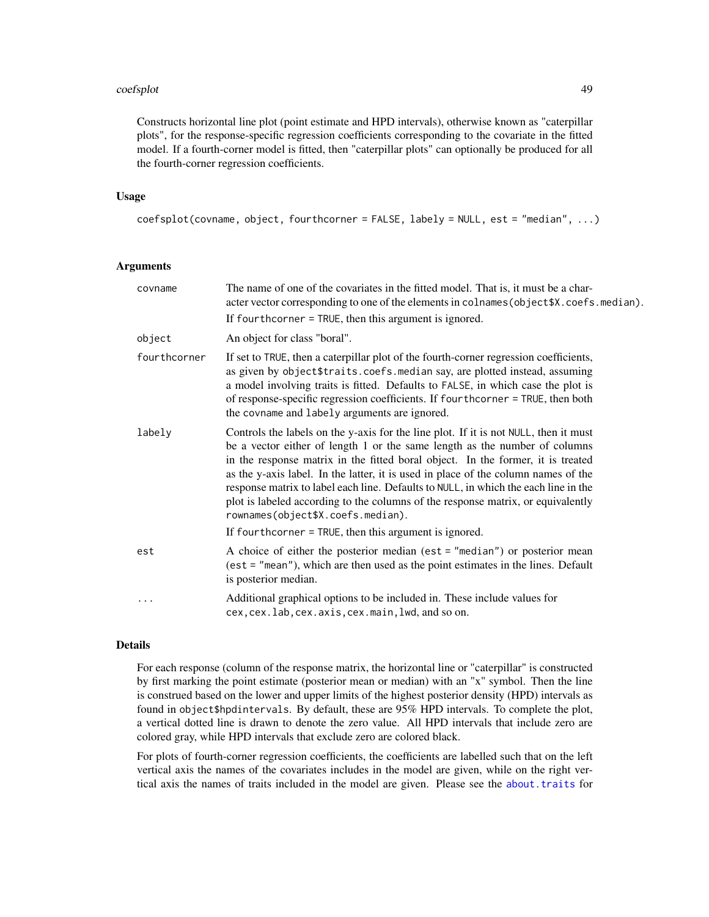Constructs horizontal line plot (point estimate and HPD intervals), otherwise known as "caterpillar plots", for the response-specific regression coefficients corresponding to the covariate in the fitted model. If a fourth-corner model is fitted, then "caterpillar plots" can optionally be produced for all the fourth-corner regression coefficients.

## Usage

```
coefsplot(covname, object, fourthcorner = FALSE, labely = NULL, est = "median", ...)
```

## Arguments

- **covname**: The name of one of the covariates in the fitted model. That is, it must be a character vector corresponding to one of the elements in `colnames(object$X.coefs.median)`.

  If `fourthcorner = TRUE`, then this argument is ignored.

- **object**: An object for class "boral".

- **fourthcorner**: If set to `TRUE`, then a caterpillar plot of the fourth-corner regression coefficients, as given by `object$traits.coefs.median` say, are plotted instead, assuming a model involving traits is fitted. Defaults to `FALSE`, in which case the plot is of response-specific regression coefficients. If `fourthcorner = TRUE`, then both the `covname` and `labely` arguments are ignored.

- **labely**: Controls the labels on the y-axis for the line plot. If it is not `NULL`, then it must be a vector either of length 1 or the same length as the number of columns in the response matrix in the fitted boral object. In the former, it is treated as the y-axis label. In the latter, it is used in place of the column names of the response matrix to label each line. Defaults to `NULL`, in which the each line in the plot is labeled according to the columns of the response matrix, or equivalently `rownames(object$X.coefs.median)`.

  If `fourthcorner = TRUE`, then this argument is ignored.

- **est**: A choice of either the posterior median (`est = "median"`) or posterior mean (`est = "mean"`), which are then used as the point estimates in the lines. Default is posterior median.

- **...**: Additional graphical options to be included in. These include values for `cex,cex.lab,cex.axis,cex.main,lwd`, and so on.

## Details

For each response (column of the response matrix, the horizontal line or "caterpillar" is constructed by first marking the point estimate (posterior mean or median) with an "x" symbol. Then the line is construed based on the lower and upper limits of the highest posterior density (HPD) intervals as found in `object$hpdintervals`. By default, these are 95% HPD intervals. To complete the plot, a vertical dotted line is drawn to denote the zero value. All HPD intervals that include zero are colored gray, while HPD intervals that exclude zero are colored black.

For plots of fourth-corner regression coefficients, the coefficients are labelled such that on the left vertical axis the names of the covariates includes in the model are given, while on the right vertical axis the names of traits included in the model are given. Please see the `about.traits` for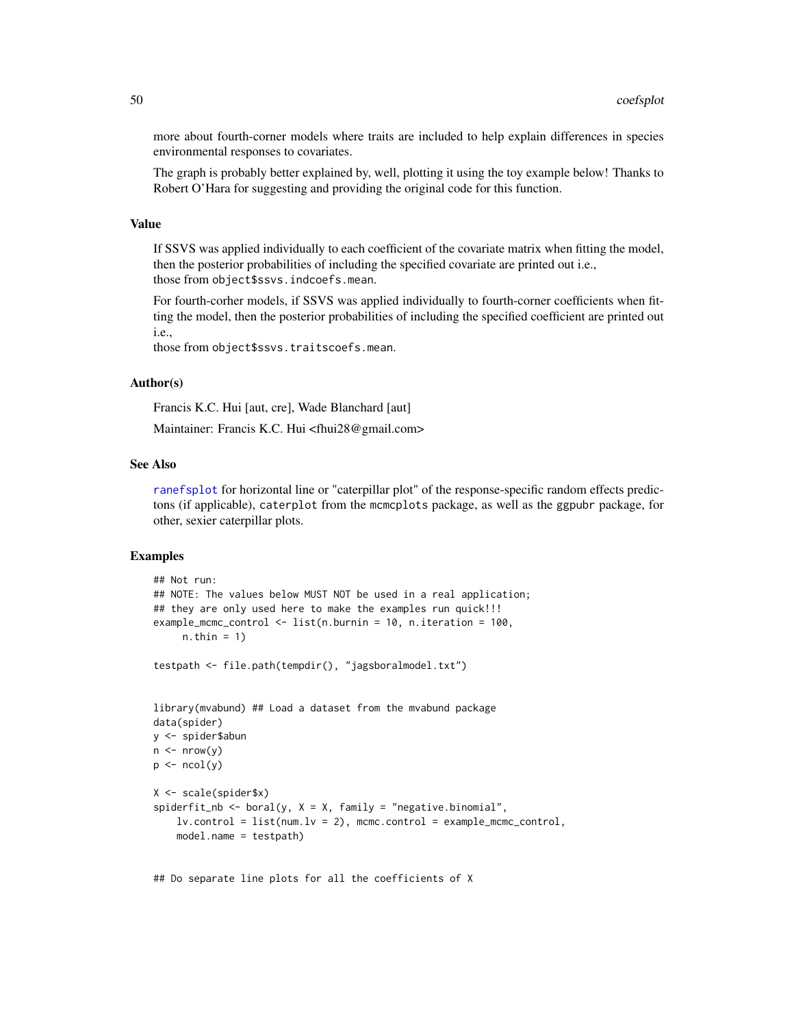more about fourth-corner models where traits are included to help explain differences in species environmental responses to covariates.

The graph is probably better explained by, well, plotting it using the toy example below! Thanks to Robert O'Hara for suggesting and providing the original code for this function.

### Value

If SSVS was applied individually to each coefficient of the covariate matrix when fitting the model, then the posterior probabilities of including the specified covariate are printed out i.e., those from `object$ssvs.indcoefs.mean`.

For fourth-corher models, if SSVS was applied individually to fourth-corner coefficients when fitting the model, then the posterior probabilities of including the specified coefficient are printed out i.e.,
those from `object$ssvs.traitscoefs.mean`.

### Author(s)

Francis K.C. Hui [aut, cre], Wade Blanchard [aut]

Maintainer: Francis K.C. Hui <fhui28@gmail.com>

### See Also

ranefsplot for horizontal line or "caterpillar plot" of the response-specific random effects predictons (if applicable), `caterplot` from the `mcmcplots` package, as well as the `ggpubr` package, for other, sexier caterpillar plots.

### Examples

```
## Not run:
## NOTE: The values below MUST NOT be used in a real application;
## they are only used here to make the examples run quick!!!
example_mcmc_control <- list(n.burnin = 10, n.iteration = 100,
     n.thin = 1)

testpath <- file.path(tempdir(), "jagsboralmodel.txt")


library(mvabund) ## Load a dataset from the mvabund package
data(spider)
y <- spider$abun
n <- nrow(y)
p <- ncol(y)

X <- scale(spider$x)
spiderfit_nb <- boral(y, X = X, family = "negative.binomial",
    lv.control = list(num.lv = 2), mcmc.control = example_mcmc_control,
    model.name = testpath)


## Do separate line plots for all the coefficients of X
```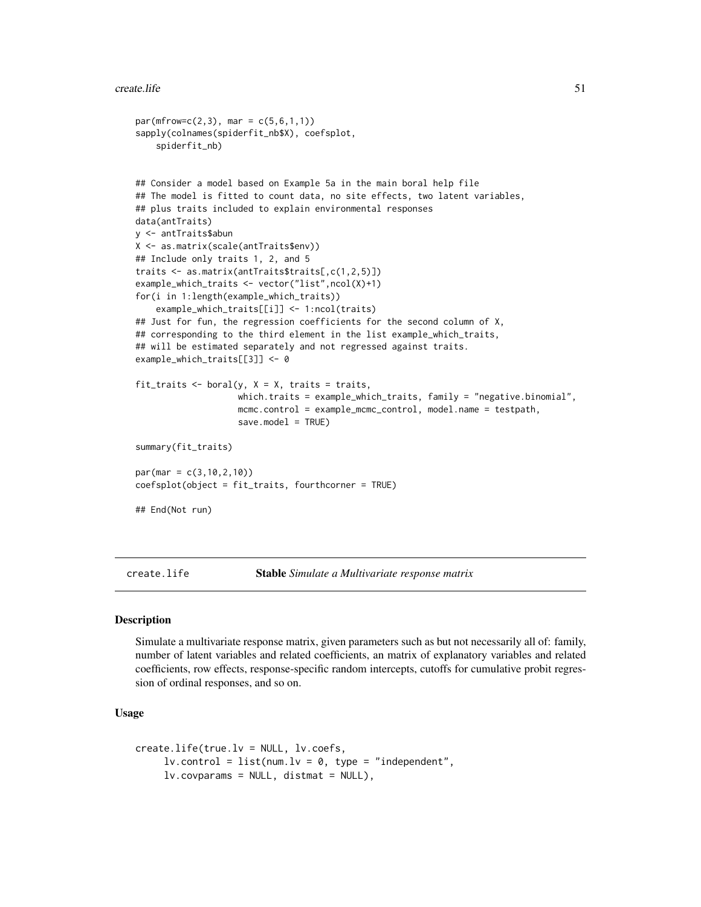```
par(mfrow=c(2,3), mar = c(5,6,1,1))
sapply(colnames(spiderfit_nb$X), coefsplot,
    spiderfit_nb)


## Consider a model based on Example 5a in the main boral help file
## The model is fitted to count data, no site effects, two latent variables,
## plus traits included to explain environmental responses
data(antTraits)
y <- antTraits$abun
X <- as.matrix(scale(antTraits$env))
## Include only traits 1, 2, and 5
traits <- as.matrix(antTraits$traits[,c(1,2,5)])
example_which_traits <- vector("list",ncol(X)+1)
for(i in 1:length(example_which_traits))
    example_which_traits[[i]] <- 1:ncol(traits)
## Just for fun, the regression coefficients for the second column of X,
## corresponding to the third element in the list example_which_traits,
## will be estimated separately and not regressed against traits.
example_which_traits[[3]] <- 0

fit_traits <- boral(y, X = X, traits = traits,
                    which.traits = example_which_traits, family = "negative.binomial",
                    mcmc.control = example_mcmc_control, model.name = testpath,
                    save.model = TRUE)

summary(fit_traits)

par(mar = c(3,10,2,10))
coefsplot(object = fit_traits, fourthcorner = TRUE)

## End(Not run)
```

---

## create.life — **Stable** *Simulate a Multivariate response matrix*

### Description

Simulate a multivariate response matrix, given parameters such as but not necessarily all of: family, number of latent variables and related coefficients, an matrix of explanatory variables and related coefficients, row effects, response-specific random intercepts, cutoffs for cumulative probit regression of ordinal responses, and so on.

### Usage

```
create.life(true.lv = NULL, lv.coefs,
     lv.control = list(num.lv = 0, type = "independent",
     lv.covparams = NULL, distmat = NULL),
```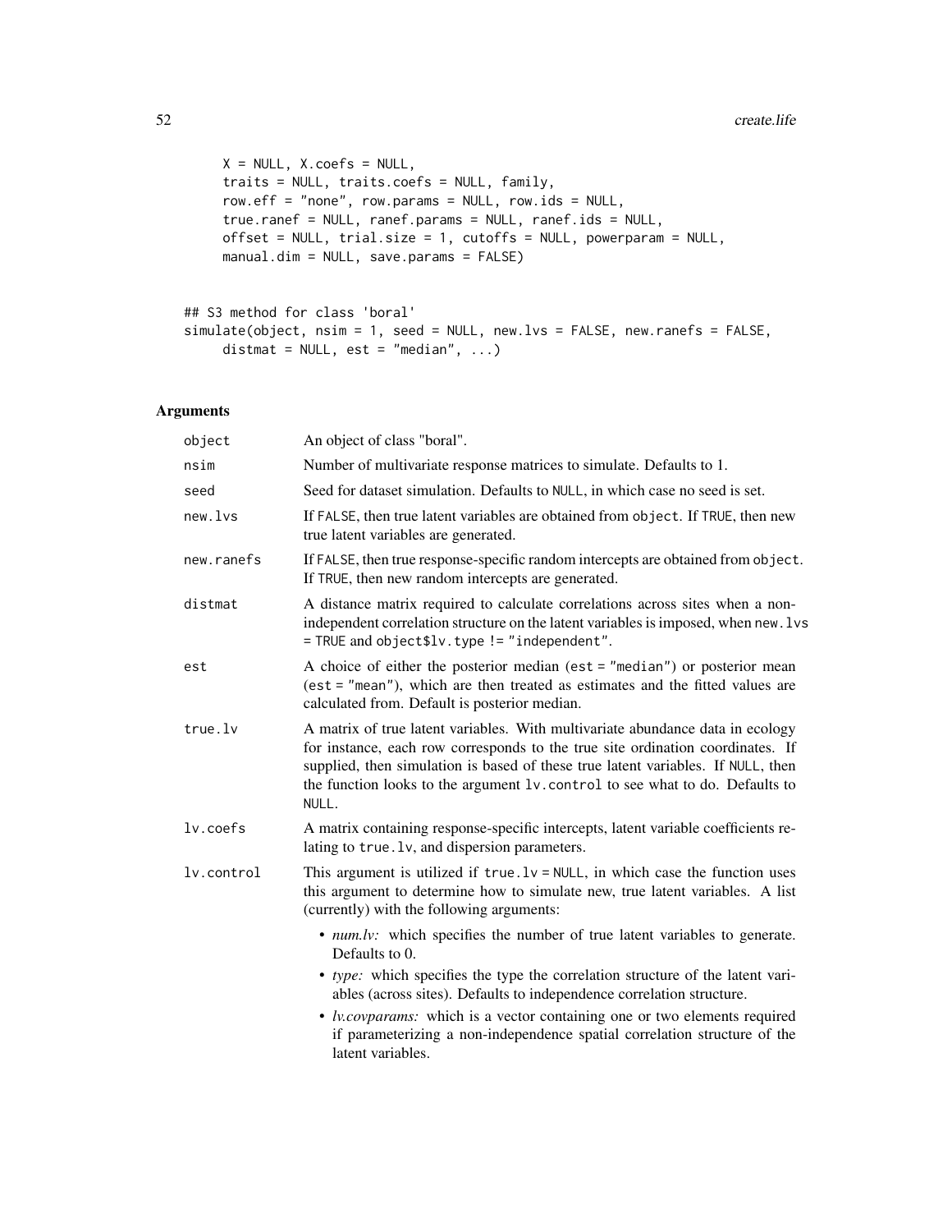```
    X = NULL, X.coefs = NULL,
    traits = NULL, traits.coefs = NULL, family,
    row.eff = "none", row.params = NULL, row.ids = NULL,
    true.ranef = NULL, ranef.params = NULL, ranef.ids = NULL,
    offset = NULL, trial.size = 1, cutoffs = NULL, powerparam = NULL,
    manual.dim = NULL, save.params = FALSE)


## S3 method for class 'boral'
simulate(object, nsim = 1, seed = NULL, new.lvs = FALSE, new.ranefs = FALSE,
    distmat = NULL, est = "median", ...)
```

## Arguments

| | |
|---|---|
| `object` | An object of class "boral". |
| `nsim` | Number of multivariate response matrices to simulate. Defaults to 1. |
| `seed` | Seed for dataset simulation. Defaults to `NULL`, in which case no seed is set. |
| `new.lvs` | If `FALSE`, then true latent variables are obtained from `object`. If `TRUE`, then new true latent variables are generated. |
| `new.ranefs` | If `FALSE`, then true response-specific random intercepts are obtained from `object`. If `TRUE`, then new random intercepts are generated. |
| `distmat` | A distance matrix required to calculate correlations across sites when a non-independent correlation structure on the latent variables is imposed, when `new.lvs = TRUE` and `object$lv.type != "independent"`. |
| `est` | A choice of either the posterior median (`est = "median"`) or posterior mean (`est = "mean"`), which are then treated as estimates and the fitted values are calculated from. Default is posterior median. |
| `true.lv` | A matrix of true latent variables. With multivariate abundance data in ecology for instance, each row corresponds to the true site ordination coordinates. If supplied, then simulation is based of these true latent variables. If `NULL`, then the function looks to the argument `lv.control` to see what to do. Defaults to `NULL`. |
| `lv.coefs` | A matrix containing response-specific intercepts, latent variable coefficients relating to `true.lv`, and dispersion parameters. |
| `lv.control` | This argument is utilized if `true.lv = NULL`, in which case the function uses this argument to determine how to simulate new, true latent variables. A list (currently) with the following arguments:<br>• *num.lv:* which specifies the number of true latent variables to generate. Defaults to 0.<br>• *type:* which specifies the type the correlation structure of the latent variables (across sites). Defaults to independence correlation structure.<br>• *lv.covparams:* which is a vector containing one or two elements required if parameterizing a non-independence spatial correlation structure of the latent variables. |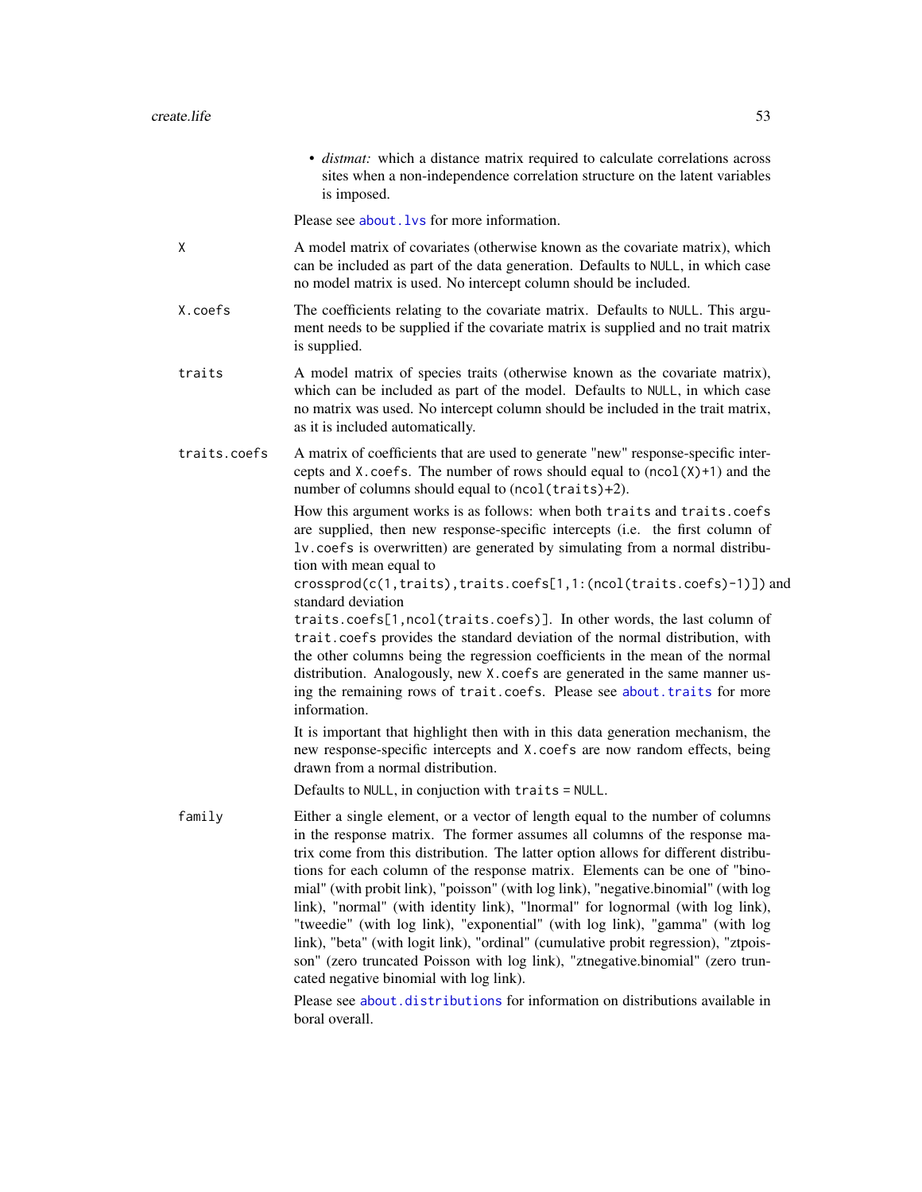- *distmat:* which a distance matrix required to calculate correlations across sites when a non-independence correlation structure on the latent variables is imposed.

Please see `about.lvs` for more information.

`X`
: A model matrix of covariates (otherwise known as the covariate matrix), which can be included as part of the data generation. Defaults to `NULL`, in which case no model matrix is used. No intercept column should be included.

`X.coefs`
: The coefficients relating to the covariate matrix. Defaults to `NULL`. This argument needs to be supplied if the covariate matrix is supplied and no trait matrix is supplied.

`traits`
: A model matrix of species traits (otherwise known as the covariate matrix), which can be included as part of the model. Defaults to `NULL`, in which case no matrix was used. No intercept column should be included in the trait matrix, as it is included automatically.

`traits.coefs`
: A matrix of coefficients that are used to generate "new" response-specific intercepts and `X.coefs`. The number of rows should equal to `(ncol(X)+1)` and the number of columns should equal to `(ncol(traits)+2)`.

  How this argument works is as follows: when both `traits` and `traits.coefs` are supplied, then new response-specific intercepts (i.e. the first column of `lv.coefs` is overwritten) are generated by simulating from a normal distribution with mean equal to `crossprod(c(1,traits),traits.coefs[1,1:(ncol(traits.coefs)-1)])` and standard deviation `traits.coefs[1,ncol(traits.coefs)]`. In other words, the last column of `trait.coefs` provides the standard deviation of the normal distribution, with the other columns being the regression coefficients in the mean of the normal distribution. Analogously, new `X.coefs` are generated in the same manner using the remaining rows of `trait.coefs`. Please see `about.traits` for more information.

  It is important that highlight then with in this data generation mechanism, the new response-specific intercepts and `X.coefs` are now random effects, being drawn from a normal distribution.

  Defaults to `NULL`, in conjuction with `traits = NULL`.

`family`
: Either a single element, or a vector of length equal to the number of columns in the response matrix. The former assumes all columns of the response matrix come from this distribution. The latter option allows for different distributions for each column of the response matrix. Elements can be one of "binomial" (with probit link), "poisson" (with log link), "negative.binomial" (with log link), "normal" (with identity link), "lnormal" for lognormal (with log link), "tweedie" (with log link), "exponential" (with log link), "gamma" (with log link), "beta" (with logit link), "ordinal" (cumulative probit regression), "ztpoisson" (zero truncated Poisson with log link), "ztnegative.binomial" (zero truncated negative binomial with log link).

  Please see `about.distributions` for information on distributions available in boral overall.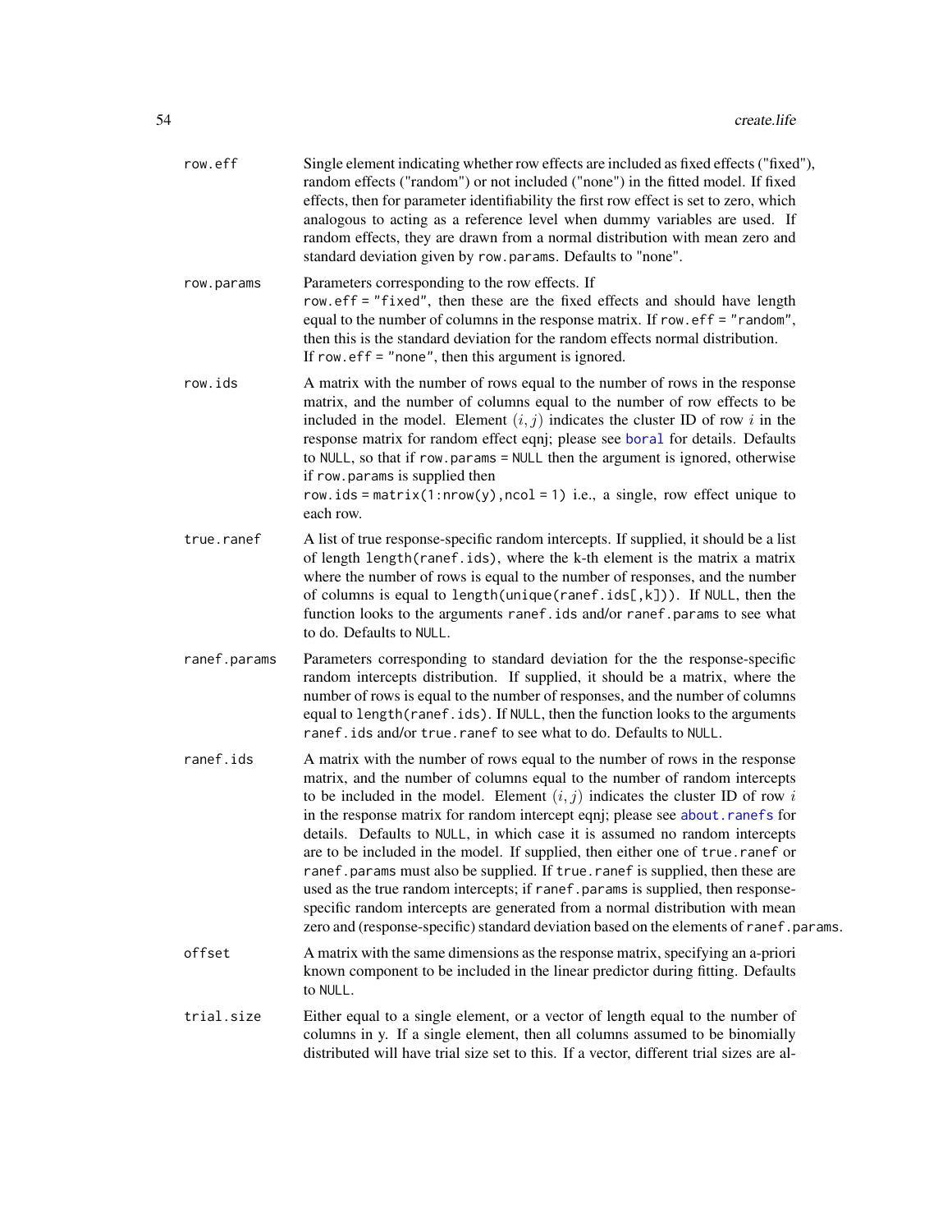**row.eff**
Single element indicating whether row effects are included as fixed effects ("fixed"), random effects ("random") or not included ("none") in the fitted model. If fixed effects, then for parameter identifiability the first row effect is set to zero, which analogous to acting as a reference level when dummy variables are used. If random effects, they are drawn from a normal distribution with mean zero and standard deviation given by `row.params`. Defaults to "none".

**row.params**
Parameters corresponding to the row effects. If `row.eff = "fixed"`, then these are the fixed effects and should have length equal to the number of columns in the response matrix. If `row.eff = "random"`, then this is the standard deviation for the random effects normal distribution. If `row.eff = "none"`, then this argument is ignored.

**row.ids**
A matrix with the number of rows equal to the number of rows in the response matrix, and the number of columns equal to the number of row effects to be included in the model. Element $(i, j)$ indicates the cluster ID of row $i$ in the response matrix for random effect eqnj; please see `boral` for details. Defaults to `NULL`, so that if `row.params = NULL` then the argument is ignored, otherwise if `row.params` is supplied then `row.ids = matrix(1:nrow(y),ncol = 1)` i.e., a single, row effect unique to each row.

**true.ranef**
A list of true response-specific random intercepts. If supplied, it should be a list of length `length(ranef.ids)`, where the k-th element is the matrix a matrix where the number of rows is equal to the number of responses, and the number of columns is equal to `length(unique(ranef.ids[,k]))`. If `NULL`, then the function looks to the arguments `ranef.ids` and/or `ranef.params` to see what to do. Defaults to `NULL`.

**ranef.params**
Parameters corresponding to standard deviation for the the response-specific random intercepts distribution. If supplied, it should be a matrix, where the number of rows is equal to the number of responses, and the number of columns equal to `length(ranef.ids)`. If `NULL`, then the function looks to the arguments `ranef.ids` and/or `true.ranef` to see what to do. Defaults to `NULL`.

**ranef.ids**
A matrix with the number of rows equal to the number of rows in the response matrix, and the number of columns equal to the number of random intercepts to be included in the model. Element $(i, j)$ indicates the cluster ID of row $i$ in the response matrix for random intercept eqnj; please see `about.ranefs` for details. Defaults to `NULL`, in which case it is assumed no random intercepts are to be included in the model. If supplied, then either one of `true.ranef` or `ranef.params` must also be supplied. If `true.ranef` is supplied, then these are used as the true random intercepts; if `ranef.params` is supplied, then response-specific random intercepts are generated from a normal distribution with mean zero and (response-specific) standard deviation based on the elements of `ranef.params`.

**offset**
A matrix with the same dimensions as the response matrix, specifying an a-priori known component to be included in the linear predictor during fitting. Defaults to `NULL`.

**trial.size**
Either equal to a single element, or a vector of length equal to the number of columns in y. If a single element, then all columns assumed to be binomially distributed will have trial size set to this. If a vector, different trial sizes are al-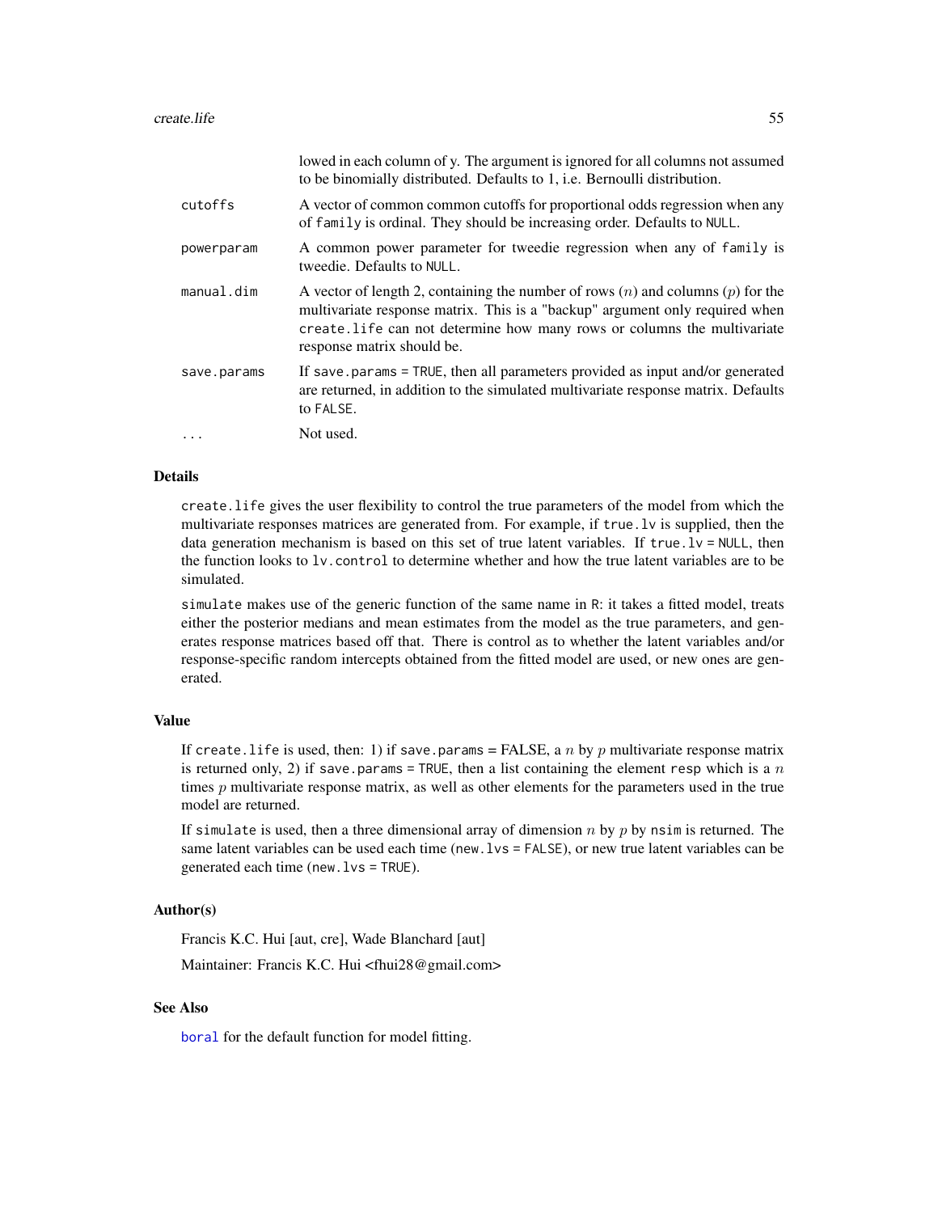| | |
|---|---|
| | lowed in each column of y. The argument is ignored for all columns not assumed to be binomially distributed. Defaults to 1, i.e. Bernoulli distribution. |
| cutoffs | A vector of common common cutoffs for proportional odds regression when any of family is ordinal. They should be increasing order. Defaults to NULL. |
| powerparam | A common power parameter for tweedie regression when any of family is tweedie. Defaults to NULL. |
| manual.dim | A vector of length 2, containing the number of rows ($n$) and columns ($p$) for the multivariate response matrix. This is a "backup" argument only required when create.life can not determine how many rows or columns the multivariate response matrix should be. |
| save.params | If save.params = TRUE, then all parameters provided as input and/or generated are returned, in addition to the simulated multivariate response matrix. Defaults to FALSE. |
| ... | Not used. |

## Details

create.life gives the user flexibility to control the true parameters of the model from which the multivariate responses matrices are generated from. For example, if true.lv is supplied, then the data generation mechanism is based on this set of true latent variables. If true.lv = NULL, then the function looks to lv.control to determine whether and how the true latent variables are to be simulated.

simulate makes use of the generic function of the same name in R: it takes a fitted model, treats either the posterior medians and mean estimates from the model as the true parameters, and generates response matrices based off that. There is control as to whether the latent variables and/or response-specific random intercepts obtained from the fitted model are used, or new ones are generated.

## Value

If create.life is used, then: 1) if save.params = FALSE, a $n$ by $p$ multivariate response matrix is returned only, 2) if save.params = TRUE, then a list containing the element resp which is a $n$ times $p$ multivariate response matrix, as well as other elements for the parameters used in the true model are returned.

If simulate is used, then a three dimensional array of dimension $n$ by $p$ by nsim is returned. The same latent variables can be used each time (new.lvs = FALSE), or new true latent variables can be generated each time (new.lvs = TRUE).

## Author(s)

Francis K.C. Hui [aut, cre], Wade Blanchard [aut]

Maintainer: Francis K.C. Hui <fhui28@gmail.com>

## See Also

boral for the default function for model fitting.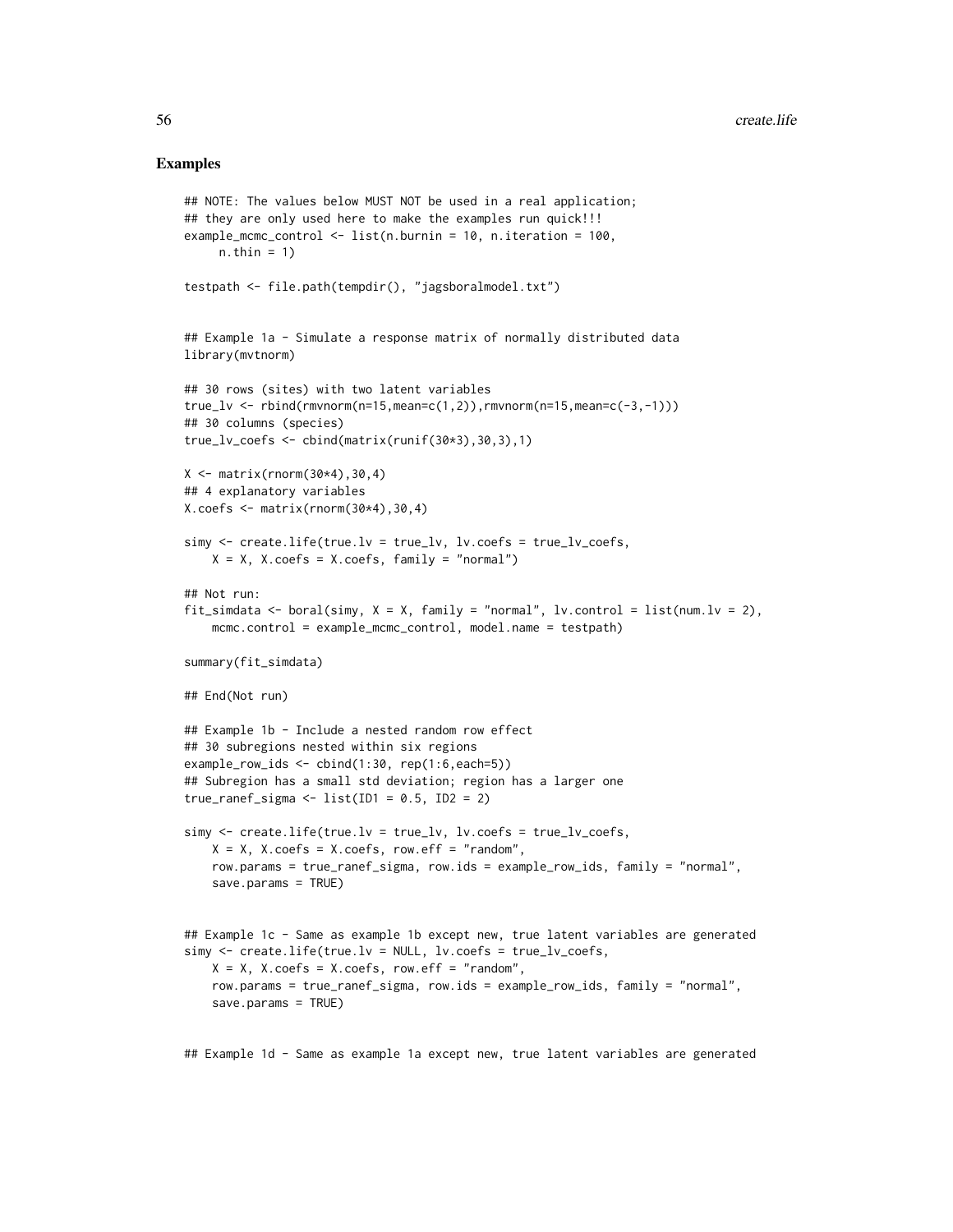## Examples

```
## NOTE: The values below MUST NOT be used in a real application;
## they are only used here to make the examples run quick!!!
example_mcmc_control <- list(n.burnin = 10, n.iteration = 100,
     n.thin = 1)

testpath <- file.path(tempdir(), "jagsboralmodel.txt")


## Example 1a - Simulate a response matrix of normally distributed data
library(mvtnorm)

## 30 rows (sites) with two latent variables
true_lv <- rbind(rmvnorm(n=15,mean=c(1,2)),rmvnorm(n=15,mean=c(-3,-1)))
## 30 columns (species)
true_lv_coefs <- cbind(matrix(runif(30*3),30,3),1)

X <- matrix(rnorm(30*4),30,4)
## 4 explanatory variables
X.coefs <- matrix(rnorm(30*4),30,4)

simy <- create.life(true.lv = true_lv, lv.coefs = true_lv_coefs,
    X = X, X.coefs = X.coefs, family = "normal")

## Not run:
fit_simdata <- boral(simy, X = X, family = "normal", lv.control = list(num.lv = 2),
    mcmc.control = example_mcmc_control, model.name = testpath)

summary(fit_simdata)

## End(Not run)

## Example 1b - Include a nested random row effect
## 30 subregions nested within six regions
example_row_ids <- cbind(1:30, rep(1:6,each=5))
## Subregion has a small std deviation; region has a larger one
true_ranef_sigma <- list(ID1 = 0.5, ID2 = 2)

simy <- create.life(true.lv = true_lv, lv.coefs = true_lv_coefs,
    X = X, X.coefs = X.coefs, row.eff = "random",
    row.params = true_ranef_sigma, row.ids = example_row_ids, family = "normal",
    save.params = TRUE)


## Example 1c - Same as example 1b except new, true latent variables are generated
simy <- create.life(true.lv = NULL, lv.coefs = true_lv_coefs,
    X = X, X.coefs = X.coefs, row.eff = "random",
    row.params = true_ranef_sigma, row.ids = example_row_ids, family = "normal",
    save.params = TRUE)


## Example 1d - Same as example 1a except new, true latent variables are generated
```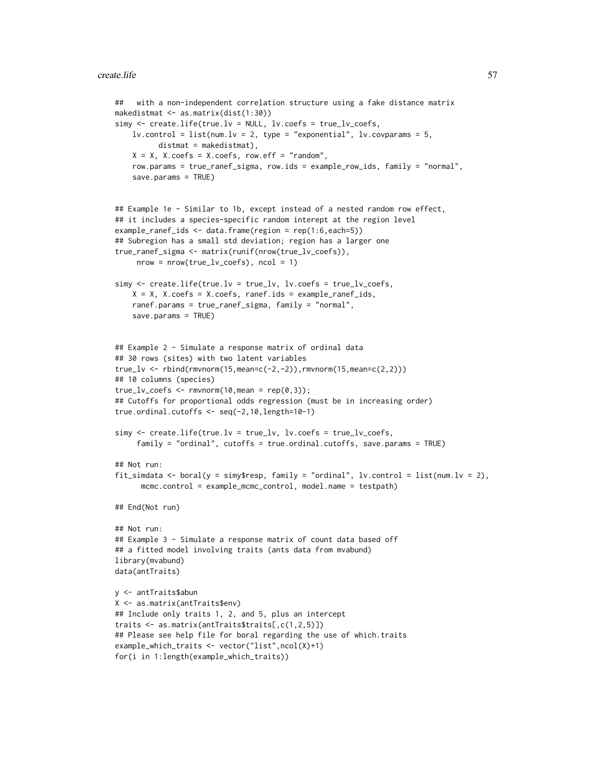```
##   with a non-independent correlation structure using a fake distance matrix
makedistmat <- as.matrix(dist(1:30))
simy <- create.life(true.lv = NULL, lv.coefs = true_lv_coefs,
    lv.control = list(num.lv = 2, type = "exponential", lv.covparams = 5,
         distmat = makedistmat),
    X = X, X.coefs = X.coefs, row.eff = "random",
    row.params = true_ranef_sigma, row.ids = example_row_ids, family = "normal",
    save.params = TRUE)


## Example 1e - Similar to 1b, except instead of a nested random row effect,
## it includes a species-specific random interept at the region level
example_ranef_ids <- data.frame(region = rep(1:6,each=5))
## Subregion has a small std deviation; region has a larger one
true_ranef_sigma <- matrix(runif(nrow(true_lv_coefs)),
     nrow = nrow(true_lv_coefs), ncol = 1)

simy <- create.life(true.lv = true_lv, lv.coefs = true_lv_coefs,
    X = X, X.coefs = X.coefs, ranef.ids = example_ranef_ids,
    ranef.params = true_ranef_sigma, family = "normal",
    save.params = TRUE)


## Example 2 - Simulate a response matrix of ordinal data
## 30 rows (sites) with two latent variables
true_lv <- rbind(rmvnorm(15,mean=c(-2,-2)),rmvnorm(15,mean=c(2,2)))
## 10 columns (species)
true_lv_coefs <- rmvnorm(10,mean = rep(0,3));
## Cutoffs for proportional odds regression (must be in increasing order)
true.ordinal.cutoffs <- seq(-2,10,length=10-1)

simy <- create.life(true.lv = true_lv, lv.coefs = true_lv_coefs,
     family = "ordinal", cutoffs = true.ordinal.cutoffs, save.params = TRUE)

## Not run:
fit_simdata <- boral(y = simy$resp, family = "ordinal", lv.control = list(num.lv = 2),
      mcmc.control = example_mcmc_control, model.name = testpath)

## End(Not run)

## Not run:
## Example 3 - Simulate a response matrix of count data based off
## a fitted model involving traits (ants data from mvabund)
library(mvabund)
data(antTraits)

y <- antTraits$abun
X <- as.matrix(antTraits$env)
## Include only traits 1, 2, and 5, plus an intercept
traits <- as.matrix(antTraits$traits[,c(1,2,5)])
## Please see help file for boral regarding the use of which.traits
example_which_traits <- vector("list",ncol(X)+1)
for(i in 1:length(example_which_traits))
```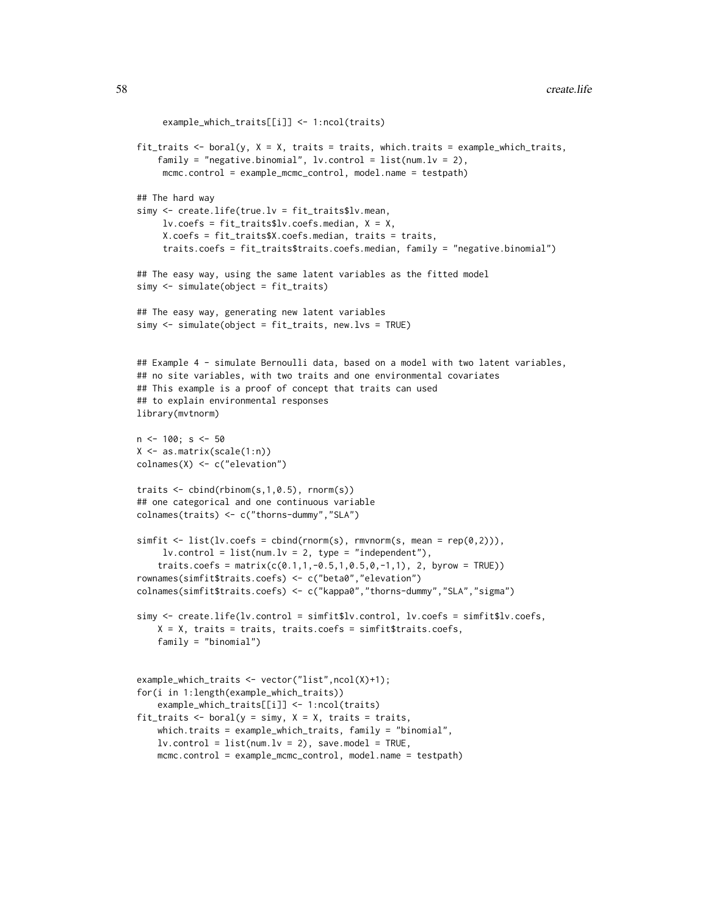```
     example_which_traits[[i]] <- 1:ncol(traits)

fit_traits <- boral(y, X = X, traits = traits, which.traits = example_which_traits,
    family = "negative.binomial", lv.control = list(num.lv = 2),
     mcmc.control = example_mcmc_control, model.name = testpath)

## The hard way
simy <- create.life(true.lv = fit_traits$lv.mean,
     lv.coefs = fit_traits$lv.coefs.median, X = X,
     X.coefs = fit_traits$X.coefs.median, traits = traits,
     traits.coefs = fit_traits$traits.coefs.median, family = "negative.binomial")

## The easy way, using the same latent variables as the fitted model
simy <- simulate(object = fit_traits)

## The easy way, generating new latent variables
simy <- simulate(object = fit_traits, new.lvs = TRUE)


## Example 4 - simulate Bernoulli data, based on a model with two latent variables,
## no site variables, with two traits and one environmental covariates
## This example is a proof of concept that traits can used
## to explain environmental responses
library(mvtnorm)

n <- 100; s <- 50
X <- as.matrix(scale(1:n))
colnames(X) <- c("elevation")

traits <- cbind(rbinom(s,1,0.5), rnorm(s))
## one categorical and one continuous variable
colnames(traits) <- c("thorns-dummy","SLA")

simfit <- list(lv.coefs = cbind(rnorm(s), rmvnorm(s, mean = rep(0,2))),
     lv.control = list(num.lv = 2, type = "independent"),
    traits.coefs = matrix(c(0.1,1,-0.5,1,0.5,0,-1,1), 2, byrow = TRUE))
rownames(simfit$traits.coefs) <- c("beta0","elevation")
colnames(simfit$traits.coefs) <- c("kappa0","thorns-dummy","SLA","sigma")

simy <- create.life(lv.control = simfit$lv.control, lv.coefs = simfit$lv.coefs,
    X = X, traits = traits, traits.coefs = simfit$traits.coefs,
    family = "binomial")


example_which_traits <- vector("list",ncol(X)+1);
for(i in 1:length(example_which_traits))
    example_which_traits[[i]] <- 1:ncol(traits)
fit_traits <- boral(y = simy, X = X, traits = traits,
    which.traits = example_which_traits, family = "binomial",
    lv.control = list(num.lv = 2), save.model = TRUE,
    mcmc.control = example_mcmc_control, model.name = testpath)
```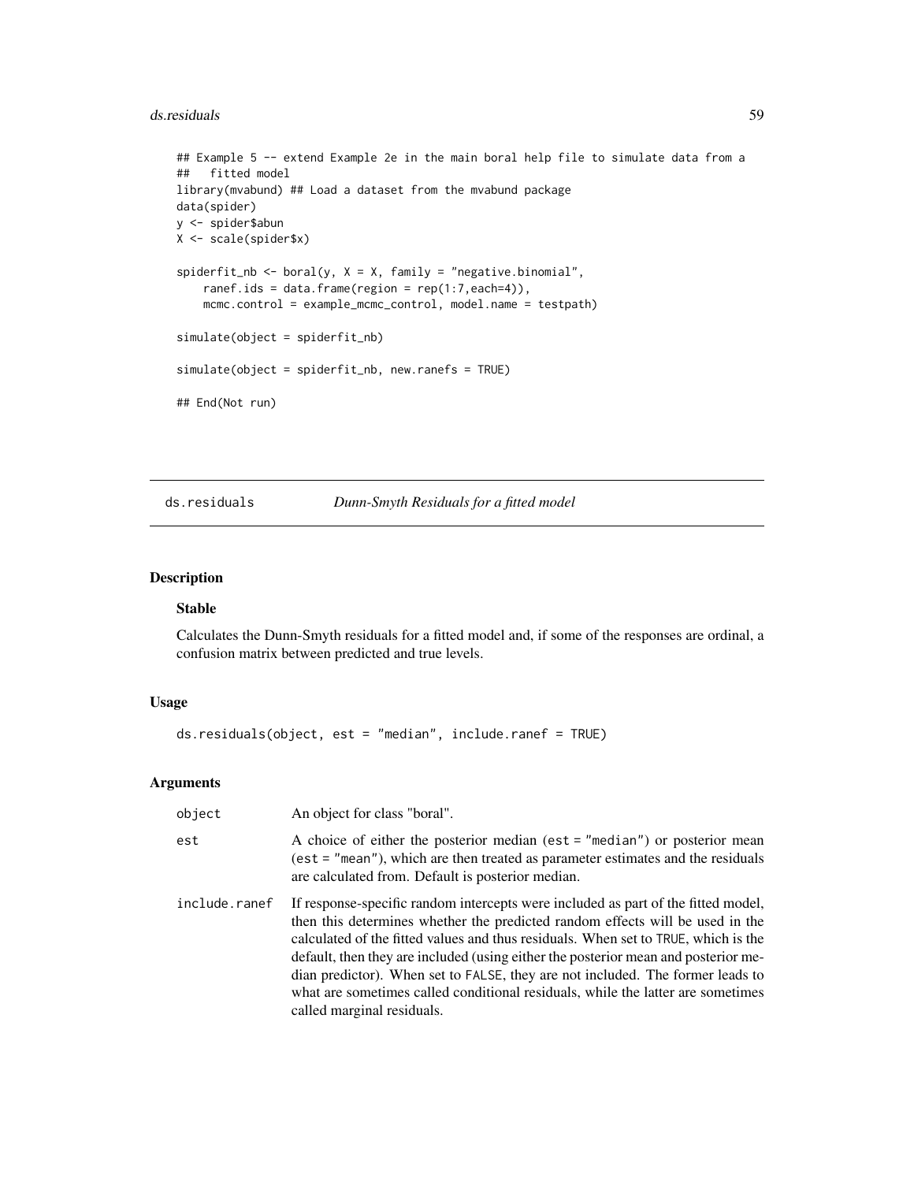```
## Example 5 -- extend Example 2e in the main boral help file to simulate data from a
##   fitted model
library(mvabund) ## Load a dataset from the mvabund package
data(spider)
y <- spider$abun
X <- scale(spider$x)

spiderfit_nb <- boral(y, X = X, family = "negative.binomial",
    ranef.ids = data.frame(region = rep(1:7,each=4)),
    mcmc.control = example_mcmc_control, model.name = testpath)

simulate(object = spiderfit_nb)

simulate(object = spiderfit_nb, new.ranefs = TRUE)

## End(Not run)
```

---

# ds.residuals *Dunn-Smyth Residuals for a fitted model*

---

## Description

### Stable

Calculates the Dunn-Smyth residuals for a fitted model and, if some of the responses are ordinal, a confusion matrix between predicted and true levels.

## Usage

```
ds.residuals(object, est = "median", include.ranef = TRUE)
```

## Arguments

| | |
|---|---|
| `object` | An object for class "boral". |
| `est` | A choice of either the posterior median (`est = "median"`) or posterior mean (`est = "mean"`), which are then treated as parameter estimates and the residuals are calculated from. Default is posterior median. |
| `include.ranef` | If response-specific random intercepts were included as part of the fitted model, then this determines whether the predicted random effects will be used in the calculated of the fitted values and thus residuals. When set to `TRUE`, which is the default, then they are included (using either the posterior mean and posterior median predictor). When set to `FALSE`, they are not included. The former leads to what are sometimes called conditional residuals, while the latter are sometimes called marginal residuals. |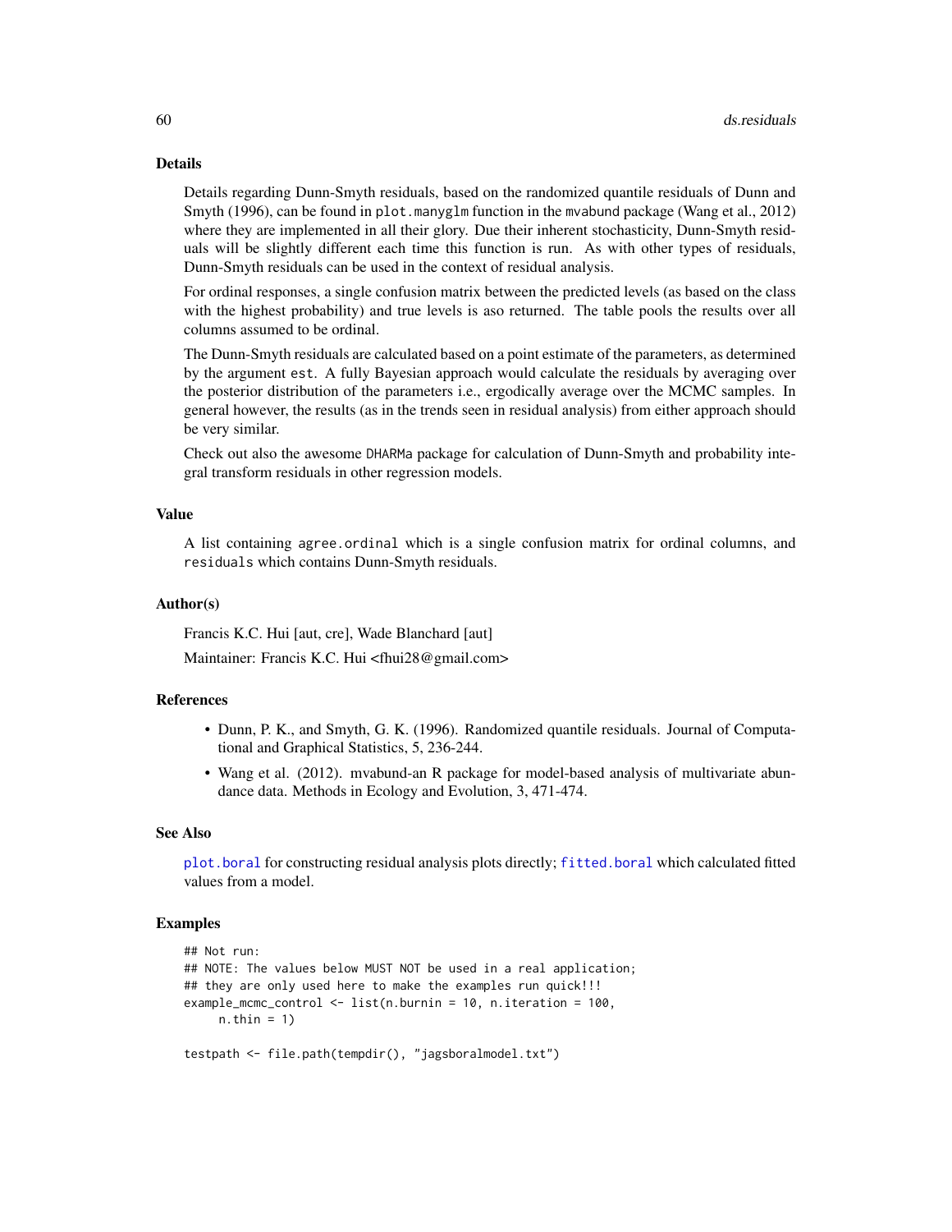## Details

Details regarding Dunn-Smyth residuals, based on the randomized quantile residuals of Dunn and Smyth (1996), can be found in `plot.manyglm` function in the `mvabund` package (Wang et al., 2012) where they are implemented in all their glory. Due their inherent stochasticity, Dunn-Smyth residuals will be slightly different each time this function is run. As with other types of residuals, Dunn-Smyth residuals can be used in the context of residual analysis.

For ordinal responses, a single confusion matrix between the predicted levels (as based on the class with the highest probability) and true levels is aso returned. The table pools the results over all columns assumed to be ordinal.

The Dunn-Smyth residuals are calculated based on a point estimate of the parameters, as determined by the argument `est`. A fully Bayesian approach would calculate the residuals by averaging over the posterior distribution of the parameters i.e., ergodically average over the MCMC samples. In general however, the results (as in the trends seen in residual analysis) from either approach should be very similar.

Check out also the awesome `DHARMa` package for calculation of Dunn-Smyth and probability integral transform residuals in other regression models.

## Value

A list containing `agree.ordinal` which is a single confusion matrix for ordinal columns, and `residuals` which contains Dunn-Smyth residuals.

## Author(s)

Francis K.C. Hui [aut, cre], Wade Blanchard [aut]

Maintainer: Francis K.C. Hui <fhui28@gmail.com>

## References

- Dunn, P. K., and Smyth, G. K. (1996). Randomized quantile residuals. Journal of Computational and Graphical Statistics, 5, 236-244.
- Wang et al. (2012). mvabund-an R package for model-based analysis of multivariate abundance data. Methods in Ecology and Evolution, 3, 471-474.

## See Also

`plot.boral` for constructing residual analysis plots directly; `fitted.boral` which calculated fitted values from a model.

## Examples

```
## Not run:
## NOTE: The values below MUST NOT be used in a real application;
## they are only used here to make the examples run quick!!!
example_mcmc_control <- list(n.burnin = 10, n.iteration = 100,
     n.thin = 1)

testpath <- file.path(tempdir(), "jagsboralmodel.txt")
```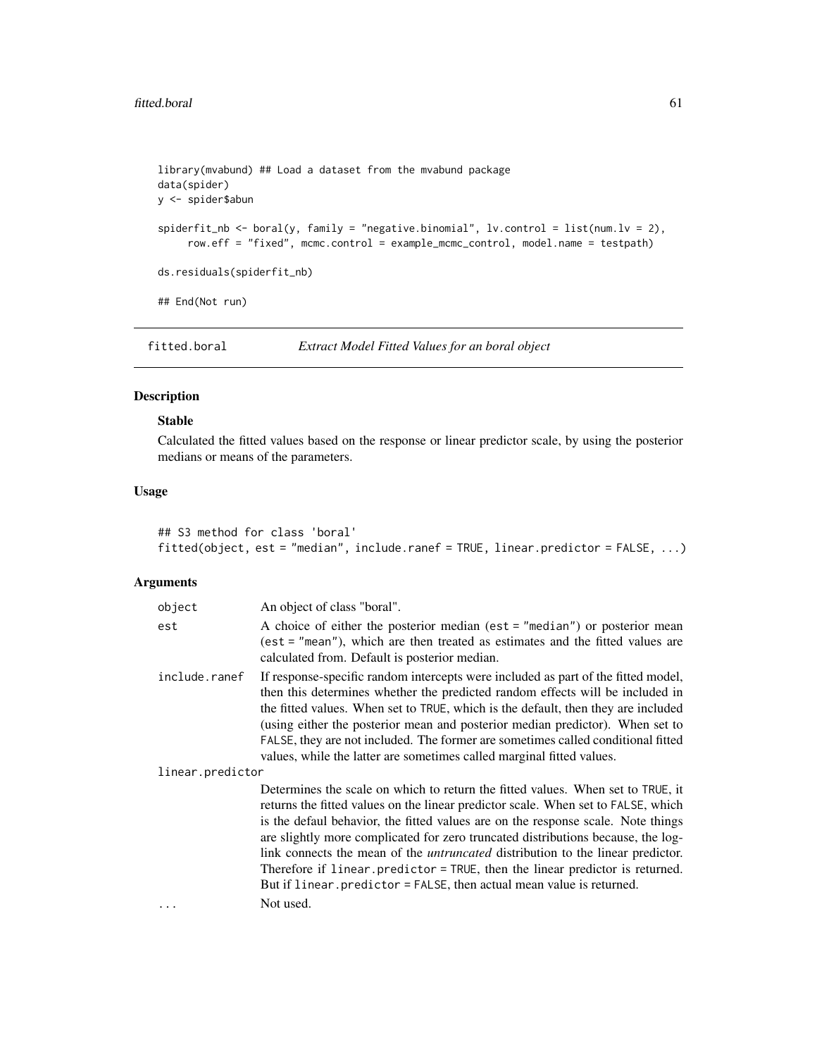```
library(mvabund) ## Load a dataset from the mvabund package
data(spider)
y <- spider$abun

spiderfit_nb <- boral(y, family = "negative.binomial", lv.control = list(num.lv = 2),
     row.eff = "fixed", mcmc.control = example_mcmc_control, model.name = testpath)

ds.residuals(spiderfit_nb)

## End(Not run)
```

---

## fitted.boral — *Extract Model Fitted Values for an boral object*

### Description

#### Stable

Calculated the fitted values based on the response or linear predictor scale, by using the posterior medians or means of the parameters.

### Usage

```
## S3 method for class 'boral'
fitted(object, est = "median", include.ranef = TRUE, linear.predictor = FALSE, ...)
```

### Arguments

| Argument | Description |
|---|---|
| `object` | An object of class "boral". |
| `est` | A choice of either the posterior median (`est = "median"`) or posterior mean (`est = "mean"`), which are then treated as estimates and the fitted values are calculated from. Default is posterior median. |
| `include.ranef` | If response-specific random intercepts were included as part of the fitted model, then this determines whether the predicted random effects will be included in the fitted values. When set to `TRUE`, which is the default, then they are included (using either the posterior mean and posterior median predictor). When set to `FALSE`, they are not included. The former are sometimes called conditional fitted values, while the latter are sometimes called marginal fitted values. |
| `linear.predictor` | Determines the scale on which to return the fitted values. When set to `TRUE`, it returns the fitted values on the linear predictor scale. When set to `FALSE`, which is the defaul behavior, the fitted values are on the response scale. Note things are slightly more complicated for zero truncated distributions because, the log-link connects the mean of the *untruncated* distribution to the linear predictor. Therefore if `linear.predictor = TRUE`, then the linear predictor is returned. But if `linear.predictor = FALSE`, then actual mean value is returned. |
| `...` | Not used. |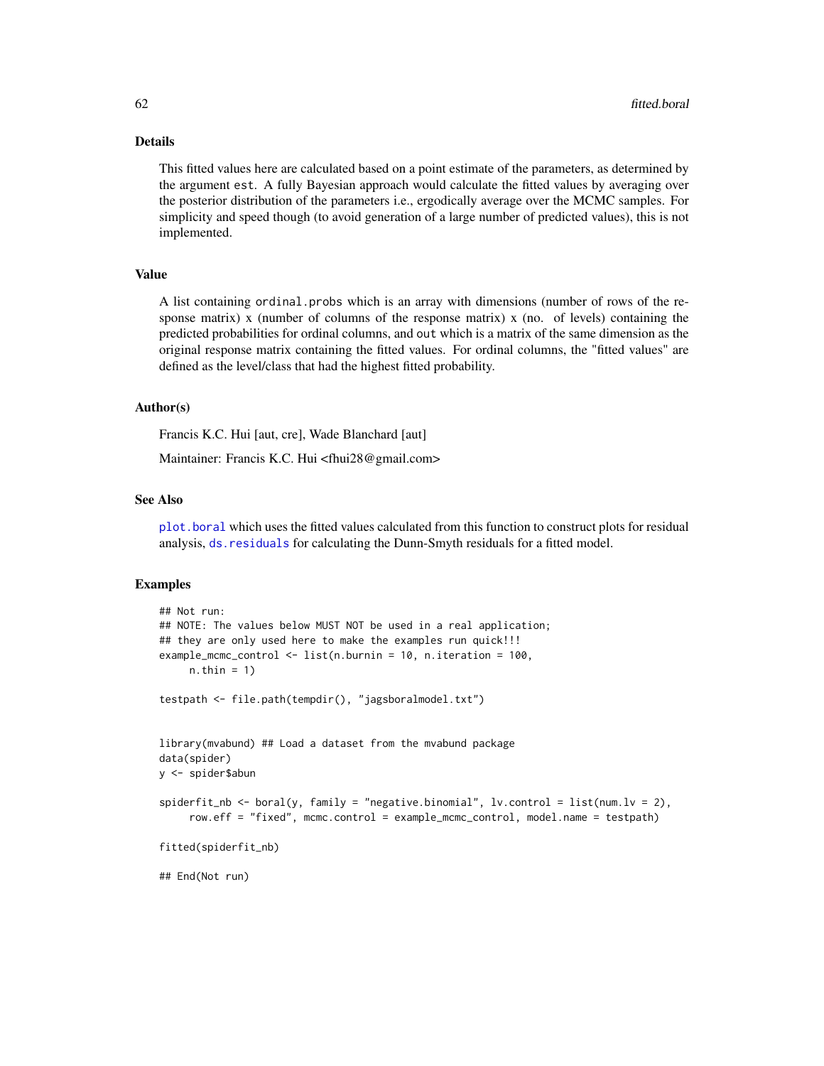## Details

This fitted values here are calculated based on a point estimate of the parameters, as determined by the argument `est`. A fully Bayesian approach would calculate the fitted values by averaging over the posterior distribution of the parameters i.e., ergodically average over the MCMC samples. For simplicity and speed though (to avoid generation of a large number of predicted values), this is not implemented.

## Value

A list containing `ordinal.probs` which is an array with dimensions (number of rows of the response matrix) x (number of columns of the response matrix) x (no. of levels) containing the predicted probabilities for ordinal columns, and `out` which is a matrix of the same dimension as the original response matrix containing the fitted values. For ordinal columns, the "fitted values" are defined as the level/class that had the highest fitted probability.

## Author(s)

Francis K.C. Hui [aut, cre], Wade Blanchard [aut]

Maintainer: Francis K.C. Hui <fhui28@gmail.com>

## See Also

`plot.boral` which uses the fitted values calculated from this function to construct plots for residual analysis, `ds.residuals` for calculating the Dunn-Smyth residuals for a fitted model.

## Examples

```
## Not run:
## NOTE: The values below MUST NOT be used in a real application;
## they are only used here to make the examples run quick!!!
example_mcmc_control <- list(n.burnin = 10, n.iteration = 100,
     n.thin = 1)

testpath <- file.path(tempdir(), "jagsboralmodel.txt")


library(mvabund) ## Load a dataset from the mvabund package
data(spider)
y <- spider$abun

spiderfit_nb <- boral(y, family = "negative.binomial", lv.control = list(num.lv = 2),
     row.eff = "fixed", mcmc.control = example_mcmc_control, model.name = testpath)

fitted(spiderfit_nb)

## End(Not run)
```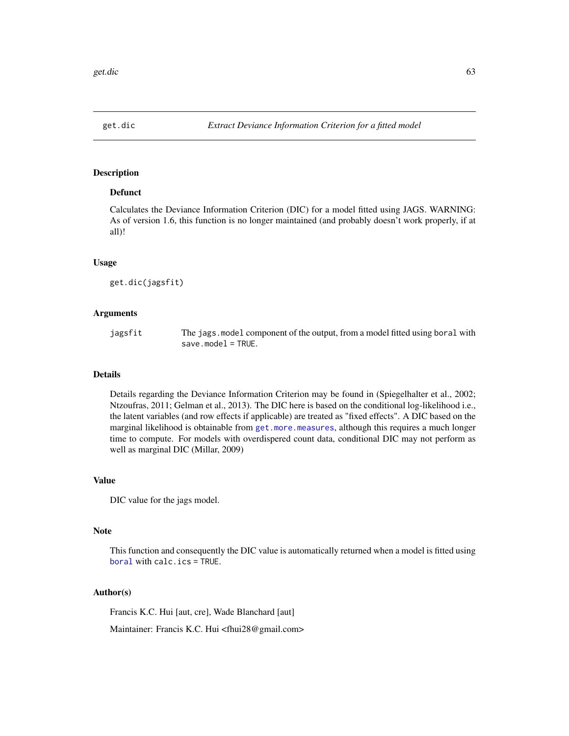# get.dic — *Extract Deviance Information Criterion for a fitted model*

## Description

### Defunct

Calculates the Deviance Information Criterion (DIC) for a model fitted using JAGS. WARNING: As of version 1.6, this function is no longer maintained (and probably doesn't work properly, if at all)!

## Usage

```
get.dic(jagsfit)
```

## Arguments

| | |
|---|---|
| `jagsfit` | The `jags.model` component of the output, from a model fitted using `boral` with `save.model = TRUE`. |

## Details

Details regarding the Deviance Information Criterion may be found in (Spiegelhalter et al., 2002; Ntzoufras, 2011; Gelman et al., 2013). The DIC here is based on the conditional log-likelihood i.e., the latent variables (and row effects if applicable) are treated as "fixed effects". A DIC based on the marginal likelihood is obtainable from `get.more.measures`, although this requires a much longer time to compute. For models with overdispered count data, conditional DIC may not perform as well as marginal DIC (Millar, 2009)

## Value

DIC value for the jags model.

## Note

This function and consequently the DIC value is automatically returned when a model is fitted using `boral` with `calc.ics = TRUE`.

## Author(s)

Francis K.C. Hui [aut, cre], Wade Blanchard [aut]

Maintainer: Francis K.C. Hui <fhui28@gmail.com>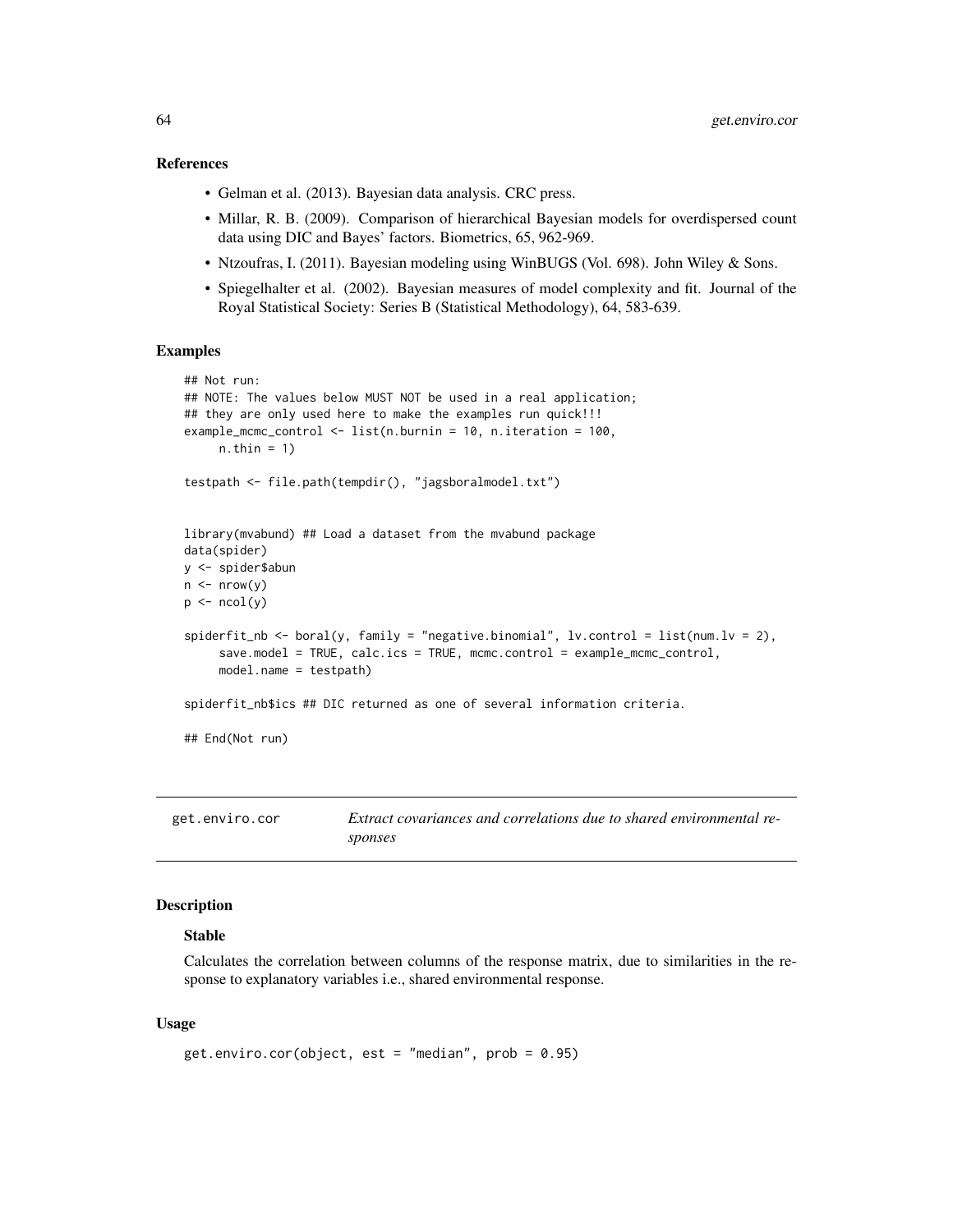## References

- Gelman et al. (2013). Bayesian data analysis. CRC press.
- Millar, R. B. (2009). Comparison of hierarchical Bayesian models for overdispersed count data using DIC and Bayes' factors. Biometrics, 65, 962-969.
- Ntzoufras, I. (2011). Bayesian modeling using WinBUGS (Vol. 698). John Wiley & Sons.
- Spiegelhalter et al. (2002). Bayesian measures of model complexity and fit. Journal of the Royal Statistical Society: Series B (Statistical Methodology), 64, 583-639.

## Examples

```
## Not run:
## NOTE: The values below MUST NOT be used in a real application;
## they are only used here to make the examples run quick!!!
example_mcmc_control <- list(n.burnin = 10, n.iteration = 100,
     n.thin = 1)

testpath <- file.path(tempdir(), "jagsboralmodel.txt")


library(mvabund) ## Load a dataset from the mvabund package
data(spider)
y <- spider$abun
n <- nrow(y)
p <- ncol(y)

spiderfit_nb <- boral(y, family = "negative.binomial", lv.control = list(num.lv = 2),
     save.model = TRUE, calc.ics = TRUE, mcmc.control = example_mcmc_control,
     model.name = testpath)

spiderfit_nb$ics ## DIC returned as one of several information criteria.

## End(Not run)
```

---

# get.enviro.cor    *Extract covariances and correlations due to shared environmental responses*

---

## Description

### Stable

Calculates the correlation between columns of the response matrix, due to similarities in the response to explanatory variables i.e., shared environmental response.

## Usage

```
get.enviro.cor(object, est = "median", prob = 0.95)
```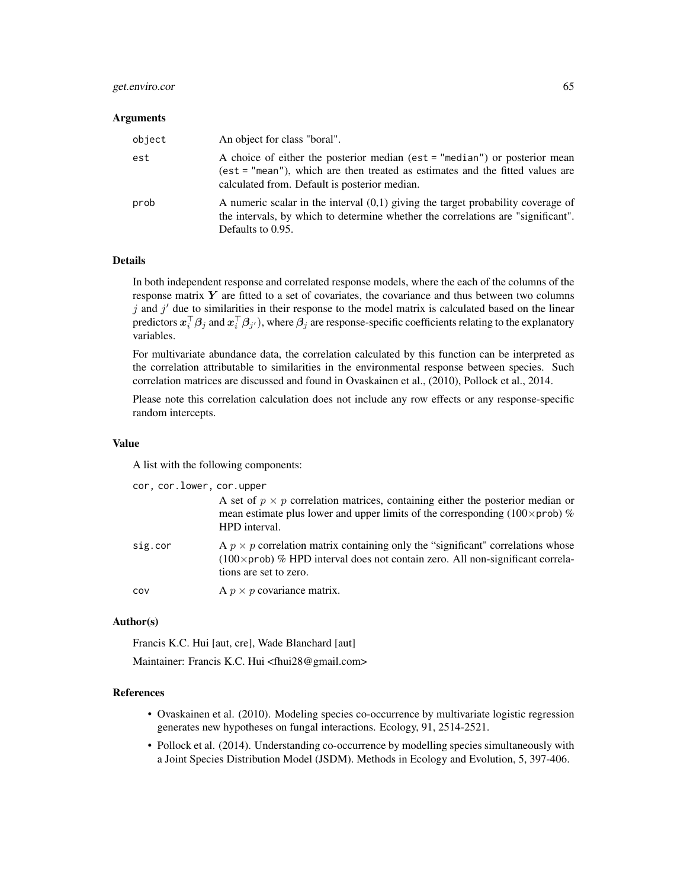### Arguments

| | |
|---|---|
| object | An object for class "boral". |
| est | A choice of either the posterior median (est = "median") or posterior mean (est = "mean"), which are then treated as estimates and the fitted values are calculated from. Default is posterior median. |
| prob | A numeric scalar in the interval (0,1) giving the target probability coverage of the intervals, by which to determine whether the correlations are "significant". Defaults to 0.95. |

### Details

In both independent response and correlated response models, where the each of the columns of the response matrix $\boldsymbol{Y}$ are fitted to a set of covariates, the covariance and thus between two columns $j$ and $j'$ due to similarities in their response to the model matrix is calculated based on the linear predictors $\boldsymbol{x}_i^\top \boldsymbol{\beta}_j$ and $\boldsymbol{x}_i^\top \boldsymbol{\beta}_{j'}$), where $\boldsymbol{\beta}_j$ are response-specific coefficients relating to the explanatory variables.

For multivariate abundance data, the correlation calculated by this function can be interpreted as the correlation attributable to similarities in the environmental response between species. Such correlation matrices are discussed and found in Ovaskainen et al., (2010), Pollock et al., 2014.

Please note this correlation calculation does not include any row effects or any response-specific random intercepts.

### Value

A list with the following components:

cor, cor.lower, cor.upper
: A set of $p \times p$ correlation matrices, containing either the posterior median or mean estimate plus lower and upper limits of the corresponding ($100\times$prob) % HPD interval.

sig.cor
: A $p \times p$ correlation matrix containing only the "significant" correlations whose ($100\times$prob) % HPD interval does not contain zero. All non-significant correlations are set to zero.

cov
: A $p \times p$ covariance matrix.

### Author(s)

Francis K.C. Hui [aut, cre], Wade Blanchard [aut]

Maintainer: Francis K.C. Hui <fhui28@gmail.com>

### References

- Ovaskainen et al. (2010). Modeling species co-occurrence by multivariate logistic regression generates new hypotheses on fungal interactions. Ecology, 91, 2514-2521.
- Pollock et al. (2014). Understanding co-occurrence by modelling species simultaneously with a Joint Species Distribution Model (JSDM). Methods in Ecology and Evolution, 5, 397-406.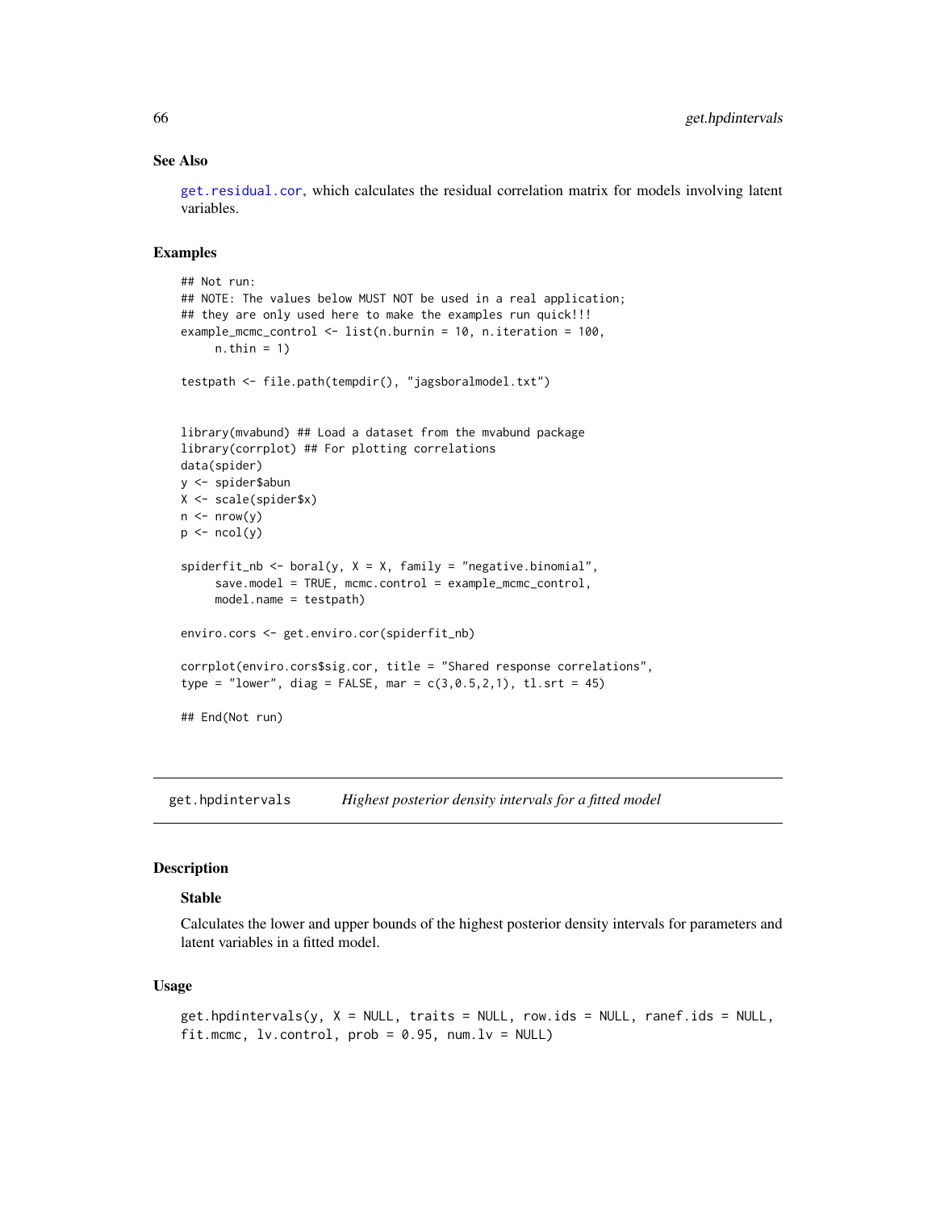### See Also

get.residual.cor, which calculates the residual correlation matrix for models involving latent variables.

### Examples

```
## Not run:
## NOTE: The values below MUST NOT be used in a real application;
## they are only used here to make the examples run quick!!!
example_mcmc_control <- list(n.burnin = 10, n.iteration = 100,
     n.thin = 1)

testpath <- file.path(tempdir(), "jagsboralmodel.txt")


library(mvabund) ## Load a dataset from the mvabund package
library(corrplot) ## For plotting correlations
data(spider)
y <- spider$abun
X <- scale(spider$x)
n <- nrow(y)
p <- ncol(y)

spiderfit_nb <- boral(y, X = X, family = "negative.binomial",
     save.model = TRUE, mcmc.control = example_mcmc_control,
     model.name = testpath)

enviro.cors <- get.enviro.cor(spiderfit_nb)

corrplot(enviro.cors$sig.cor, title = "Shared response correlations",
type = "lower", diag = FALSE, mar = c(3,0.5,2,1), tl.srt = 45)

## End(Not run)
```

---

## get.hpdintervals *Highest posterior density intervals for a fitted model*

### Description

#### Stable

Calculates the lower and upper bounds of the highest posterior density intervals for parameters and latent variables in a fitted model.

### Usage

```
get.hpdintervals(y, X = NULL, traits = NULL, row.ids = NULL, ranef.ids = NULL,
fit.mcmc, lv.control, prob = 0.95, num.lv = NULL)
```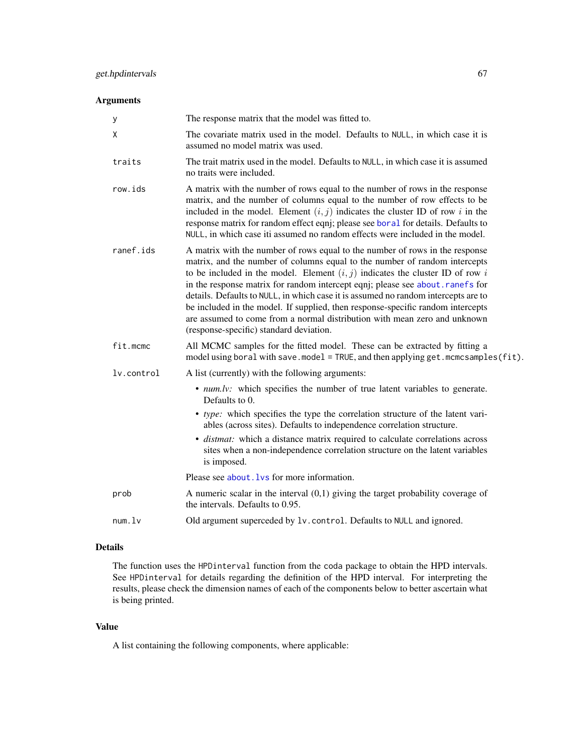## Arguments

| | |
|---|---|
| `y` | The response matrix that the model was fitted to. |
| `X` | The covariate matrix used in the model. Defaults to `NULL`, in which case it is assumed no model matrix was used. |
| `traits` | The trait matrix used in the model. Defaults to `NULL`, in which case it is assumed no traits were included. |
| `row.ids` | A matrix with the number of rows equal to the number of rows in the response matrix, and the number of columns equal to the number of row effects to be included in the model. Element $(i, j)$ indicates the cluster ID of row $i$ in the response matrix for random effect eqnj; please see `boral` for details. Defaults to `NULL`, in which case iti assumed no random effects were included in the model. |
| `ranef.ids` | A matrix with the number of rows equal to the number of rows in the response matrix, and the number of columns equal to the number of random intercepts to be included in the model. Element $(i, j)$ indicates the cluster ID of row $i$ in the response matrix for random intercept eqnj; please see `about.ranefs` for details. Defaults to `NULL`, in which case it is assumed no random intercepts are to be included in the model. If supplied, then response-specific random intercepts are assumed to come from a normal distribution with mean zero and unknown (response-specific) standard deviation. |
| `fit.mcmc` | All MCMC samples for the fitted model. These can be extracted by fitting a model using `boral` with `save.model = TRUE`, and then applying `get.mcmcsamples(fit)`. |
| `lv.control` | A list (currently) with the following arguments: <br>• *num.lv:* which specifies the number of true latent variables to generate. Defaults to 0. <br>• *type:* which specifies the type the correlation structure of the latent variables (across sites). Defaults to independence correlation structure. <br>• *distmat:* which a distance matrix required to calculate correlations across sites when a non-independence correlation structure on the latent variables is imposed. <br>Please see `about.lvs` for more information. |
| `prob` | A numeric scalar in the interval (0,1) giving the target probability coverage of the intervals. Defaults to 0.95. |
| `num.lv` | Old argument superceded by `lv.control`. Defaults to `NULL` and ignored. |

## Details

The function uses the `HPDinterval` function from the `coda` package to obtain the HPD intervals. See `HPDinterval` for details regarding the definition of the HPD interval. For interpreting the results, please check the dimension names of each of the components below to better ascertain what is being printed.

## Value

A list containing the following components, where applicable: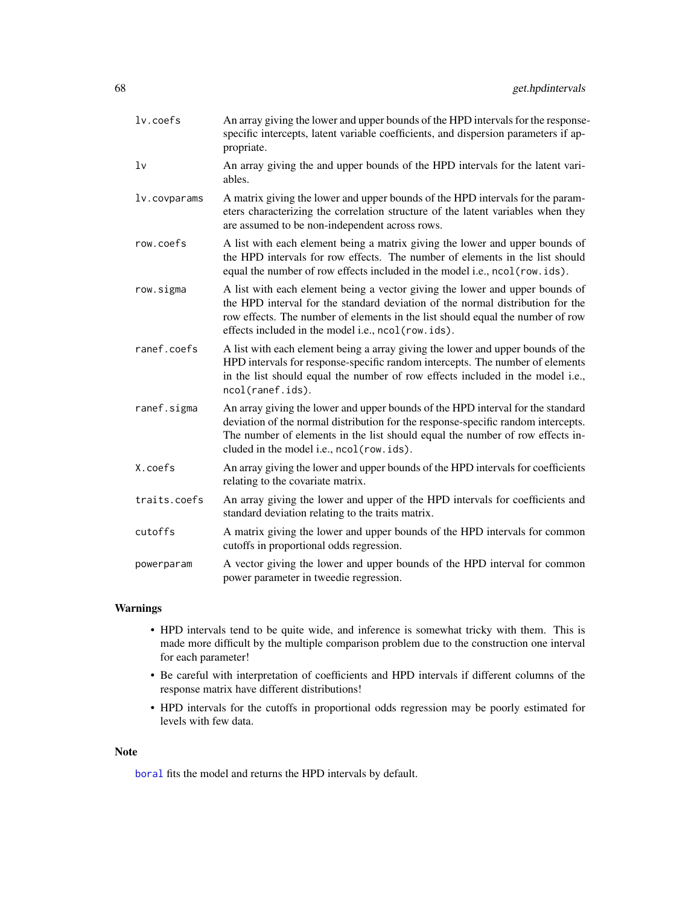| | |
|---|---|
| `lv.coefs` | An array giving the lower and upper bounds of the HPD intervals for the response-specific intercepts, latent variable coefficients, and dispersion parameters if appropriate. |
| `lv` | An array giving the and upper bounds of the HPD intervals for the latent variables. |
| `lv.covparams` | A matrix giving the lower and upper bounds of the HPD intervals for the parameters characterizing the correlation structure of the latent variables when they are assumed to be non-independent across rows. |
| `row.coefs` | A list with each element being a matrix giving the lower and upper bounds of the HPD intervals for row effects. The number of elements in the list should equal the number of row effects included in the model i.e., `ncol(row.ids)`. |
| `row.sigma` | A list with each element being a vector giving the lower and upper bounds of the HPD interval for the standard deviation of the normal distribution for the row effects. The number of elements in the list should equal the number of row effects included in the model i.e., `ncol(row.ids)`. |
| `ranef.coefs` | A list with each element being a array giving the lower and upper bounds of the HPD intervals for response-specific random intercepts. The number of elements in the list should equal the number of row effects included in the model i.e., `ncol(ranef.ids)`. |
| `ranef.sigma` | An array giving the lower and upper bounds of the HPD interval for the standard deviation of the normal distribution for the response-specific random intercepts. The number of elements in the list should equal the number of row effects included in the model i.e., `ncol(row.ids)`. |
| `X.coefs` | An array giving the lower and upper bounds of the HPD intervals for coefficients relating to the covariate matrix. |
| `traits.coefs` | An array giving the lower and upper of the HPD intervals for coefficients and standard deviation relating to the traits matrix. |
| `cutoffs` | A matrix giving the lower and upper bounds of the HPD intervals for common cutoffs in proportional odds regression. |
| `powerparam` | A vector giving the lower and upper bounds of the HPD interval for common power parameter in tweedie regression. |

## Warnings

- HPD intervals tend to be quite wide, and inference is somewhat tricky with them. This is made more difficult by the multiple comparison problem due to the construction one interval for each parameter!
- Be careful with interpretation of coefficients and HPD intervals if different columns of the response matrix have different distributions!
- HPD intervals for the cutoffs in proportional odds regression may be poorly estimated for levels with few data.

## Note

`boral` fits the model and returns the HPD intervals by default.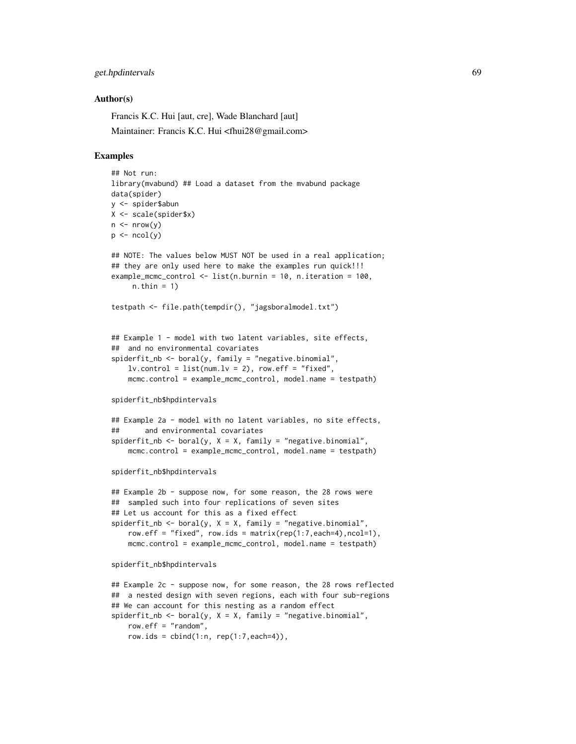### Author(s)

Francis K.C. Hui [aut, cre], Wade Blanchard [aut]

Maintainer: Francis K.C. Hui <fhui28@gmail.com>

### Examples

```
## Not run:
library(mvabund) ## Load a dataset from the mvabund package
data(spider)
y <- spider$abun
X <- scale(spider$x)
n <- nrow(y)
p <- ncol(y)

## NOTE: The values below MUST NOT be used in a real application;
## they are only used here to make the examples run quick!!!
example_mcmc_control <- list(n.burnin = 10, n.iteration = 100,
     n.thin = 1)

testpath <- file.path(tempdir(), "jagsboralmodel.txt")


## Example 1 - model with two latent variables, site effects,
##  and no environmental covariates
spiderfit_nb <- boral(y, family = "negative.binomial",
    lv.control = list(num.lv = 2), row.eff = "fixed",
    mcmc.control = example_mcmc_control, model.name = testpath)

spiderfit_nb$hpdintervals

## Example 2a - model with no latent variables, no site effects,
##      and environmental covariates
spiderfit_nb <- boral(y, X = X, family = "negative.binomial",
    mcmc.control = example_mcmc_control, model.name = testpath)

spiderfit_nb$hpdintervals

## Example 2b - suppose now, for some reason, the 28 rows were
##  sampled such into four replications of seven sites
## Let us account for this as a fixed effect
spiderfit_nb <- boral(y, X = X, family = "negative.binomial",
    row.eff = "fixed", row.ids = matrix(rep(1:7,each=4),ncol=1),
    mcmc.control = example_mcmc_control, model.name = testpath)

spiderfit_nb$hpdintervals

## Example 2c - suppose now, for some reason, the 28 rows reflected
##  a nested design with seven regions, each with four sub-regions
## We can account for this nesting as a random effect
spiderfit_nb <- boral(y, X = X, family = "negative.binomial",
    row.eff = "random",
    row.ids = cbind(1:n, rep(1:7,each=4)),
```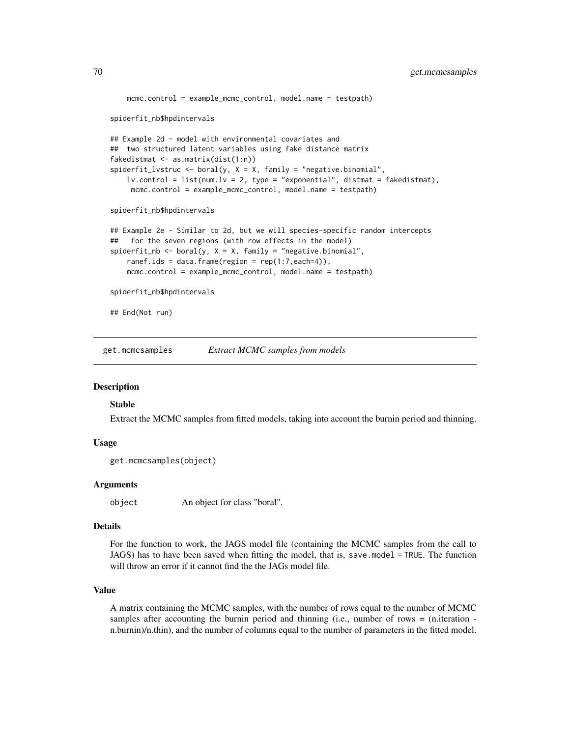```
    mcmc.control = example_mcmc_control, model.name = testpath)

spiderfit_nb$hpdintervals

## Example 2d - model with environmental covariates and
##  two structured latent variables using fake distance matrix
fakedistmat <- as.matrix(dist(1:n))
spiderfit_lvstruc <- boral(y, X = X, family = "negative.binomial",
    lv.control = list(num.lv = 2, type = "exponential", distmat = fakedistmat),
     mcmc.control = example_mcmc_control, model.name = testpath)

spiderfit_nb$hpdintervals

## Example 2e - Similar to 2d, but we will species-specific random intercepts
##   for the seven regions (with row effects in the model)
spiderfit_nb <- boral(y, X = X, family = "negative.binomial",
    ranef.ids = data.frame(region = rep(1:7,each=4)),
    mcmc.control = example_mcmc_control, model.name = testpath)

spiderfit_nb$hpdintervals

## End(Not run)
```

---

## get.mcmcsamples — *Extract MCMC samples from models*

### Description

**Stable**

Extract the MCMC samples from fitted models, taking into account the burnin period and thinning.

### Usage

```
get.mcmcsamples(object)
```

### Arguments

| | |
|---|---|
| object | An object for class "boral". |

### Details

For the function to work, the JAGS model file (containing the MCMC samples from the call to JAGS) has to have been saved when fitting the model, that is, `save.model = TRUE`. The function will throw an error if it cannot find the the JAGs model file.

### Value

A matrix containing the MCMC samples, with the number of rows equal to the number of MCMC samples after accounting the burnin period and thinning (i.e., number of rows = (n.iteration - n.burnin)/n.thin), and the number of columns equal to the number of parameters in the fitted model.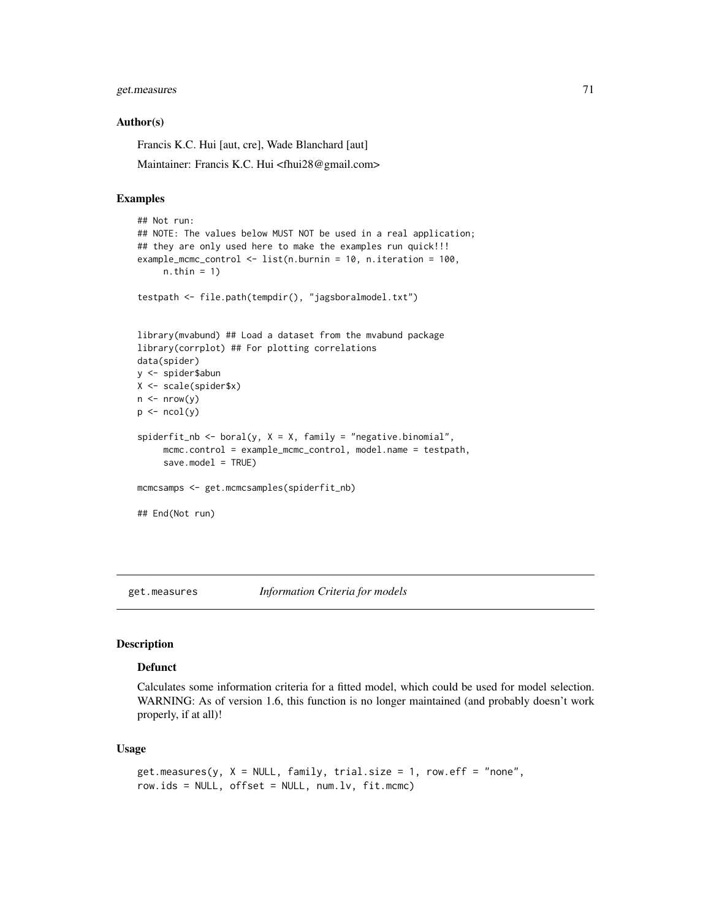### Author(s)

Francis K.C. Hui [aut, cre], Wade Blanchard [aut]

Maintainer: Francis K.C. Hui <fhui28@gmail.com>

### Examples

```
## Not run:
## NOTE: The values below MUST NOT be used in a real application;
## they are only used here to make the examples run quick!!!
example_mcmc_control <- list(n.burnin = 10, n.iteration = 100,
     n.thin = 1)

testpath <- file.path(tempdir(), "jagsboralmodel.txt")


library(mvabund) ## Load a dataset from the mvabund package
library(corrplot) ## For plotting correlations
data(spider)
y <- spider$abun
X <- scale(spider$x)
n <- nrow(y)
p <- ncol(y)

spiderfit_nb <- boral(y, X = X, family = "negative.binomial",
     mcmc.control = example_mcmc_control, model.name = testpath,
     save.model = TRUE)

mcmcsamps <- get.mcmcsamples(spiderfit_nb)

## End(Not run)
```

---

## get.measures *Information Criteria for models*

### Description

#### Defunct

Calculates some information criteria for a fitted model, which could be used for model selection. WARNING: As of version 1.6, this function is no longer maintained (and probably doesn't work properly, if at all)!

### Usage

```
get.measures(y, X = NULL, family, trial.size = 1, row.eff = "none",
row.ids = NULL, offset = NULL, num.lv, fit.mcmc)
```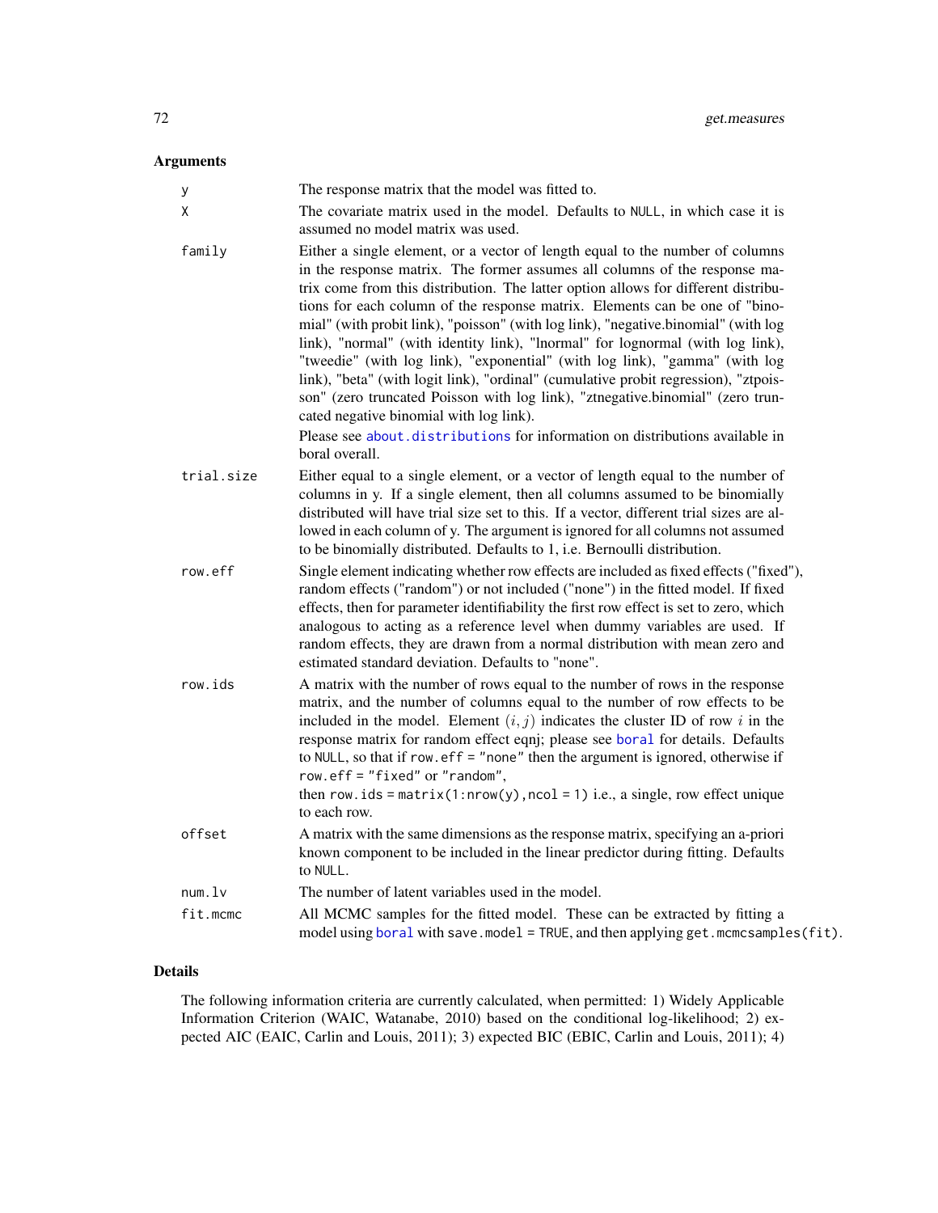## Arguments

**y**
The response matrix that the model was fitted to.

**X**
The covariate matrix used in the model. Defaults to NULL, in which case it is assumed no model matrix was used.

**family**
Either a single element, or a vector of length equal to the number of columns in the response matrix. The former assumes all columns of the response matrix come from this distribution. The latter option allows for different distributions for each column of the response matrix. Elements can be one of "binomial" (with probit link), "poisson" (with log link), "negative.binomial" (with log link), "normal" (with identity link), "lnormal" for lognormal (with log link), "tweedie" (with log link), "exponential" (with log link), "gamma" (with log link), "beta" (with logit link), "ordinal" (cumulative probit regression), "ztpoisson" (zero truncated Poisson with log link), "ztnegative.binomial" (zero truncated negative binomial with log link).

Please see `about.distributions` for information on distributions available in boral overall.

**trial.size**
Either equal to a single element, or a vector of length equal to the number of columns in y. If a single element, then all columns assumed to be binomially distributed will have trial size set to this. If a vector, different trial sizes are allowed in each column of y. The argument is ignored for all columns not assumed to be binomially distributed. Defaults to 1, i.e. Bernoulli distribution.

**row.eff**
Single element indicating whether row effects are included as fixed effects ("fixed"), random effects ("random") or not included ("none") in the fitted model. If fixed effects, then for parameter identifiability the first row effect is set to zero, which analogous to acting as a reference level when dummy variables are used. If random effects, they are drawn from a normal distribution with mean zero and estimated standard deviation. Defaults to "none".

**row.ids**
A matrix with the number of rows equal to the number of rows in the response matrix, and the number of columns equal to the number of row effects to be included in the model. Element $(i, j)$ indicates the cluster ID of row $i$ in the response matrix for random effect eqnj; please see `boral` for details. Defaults to NULL, so that if `row.eff = "none"` then the argument is ignored, otherwise if `row.eff = "fixed"` or `"random"`,
then `row.ids = matrix(1:nrow(y),ncol = 1)` i.e., a single, row effect unique to each row.

**offset**
A matrix with the same dimensions as the response matrix, specifying an a-priori known component to be included in the linear predictor during fitting. Defaults to NULL.

**num.lv**
The number of latent variables used in the model.

**fit.mcmc**
All MCMC samples for the fitted model. These can be extracted by fitting a model using `boral` with `save.model = TRUE`, and then applying `get.mcmcsamples(fit)`.

## Details

The following information criteria are currently calculated, when permitted: 1) Widely Applicable Information Criterion (WAIC, Watanabe, 2010) based on the conditional log-likelihood; 2) expected AIC (EAIC, Carlin and Louis, 2011); 3) expected BIC (EBIC, Carlin and Louis, 2011); 4)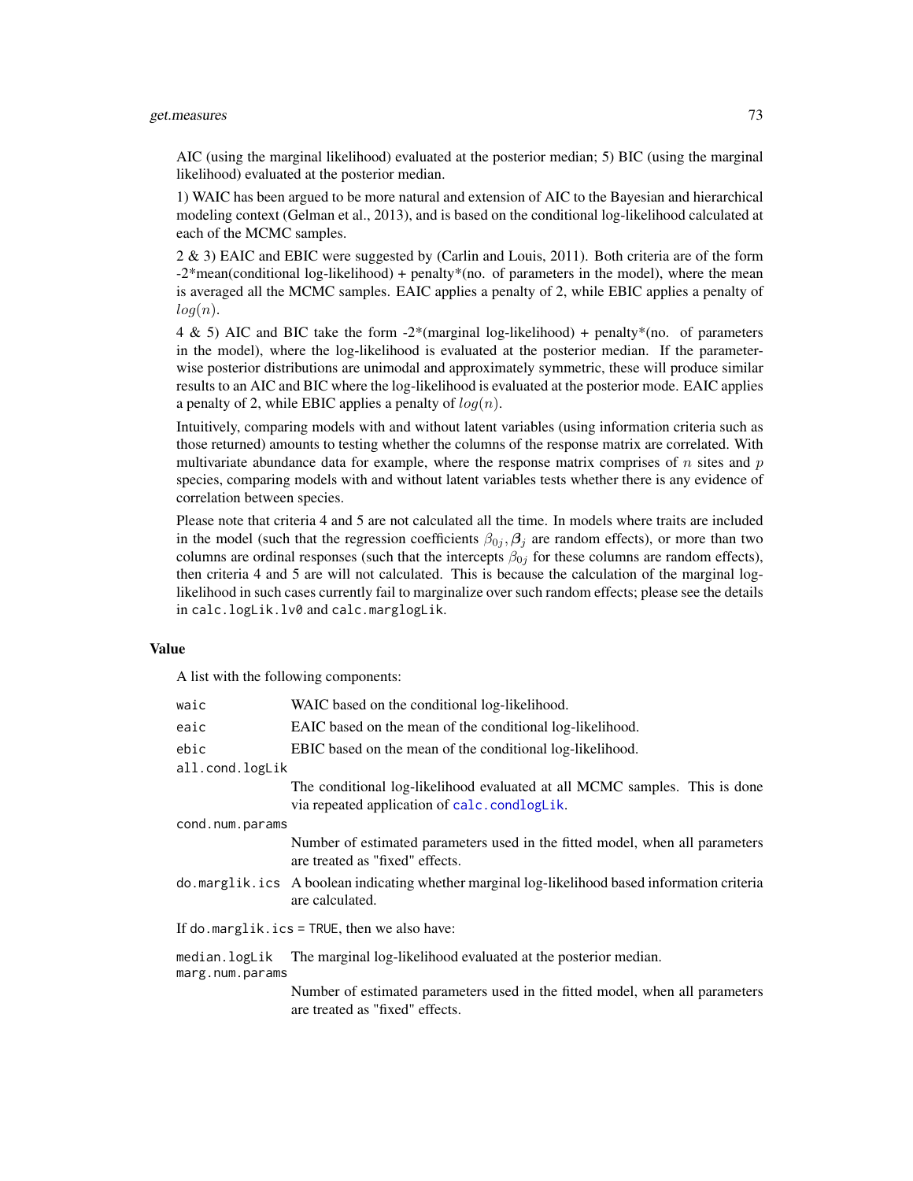AIC (using the marginal likelihood) evaluated at the posterior median; 5) BIC (using the marginal likelihood) evaluated at the posterior median.

1) WAIC has been argued to be more natural and extension of AIC to the Bayesian and hierarchical modeling context (Gelman et al., 2013), and is based on the conditional log-likelihood calculated at each of the MCMC samples.

2 & 3) EAIC and EBIC were suggested by (Carlin and Louis, 2011). Both criteria are of the form -2*mean(conditional log-likelihood) + penalty*(no. of parameters in the model), where the mean is averaged all the MCMC samples. EAIC applies a penalty of 2, while EBIC applies a penalty of $log(n)$.

4 & 5) AIC and BIC take the form -2*(marginal log-likelihood) + penalty*(no. of parameters in the model), where the log-likelihood is evaluated at the posterior median. If the parameter-wise posterior distributions are unimodal and approximately symmetric, these will produce similar results to an AIC and BIC where the log-likelihood is evaluated at the posterior mode. EAIC applies a penalty of 2, while EBIC applies a penalty of $log(n)$.

Intuitively, comparing models with and without latent variables (using information criteria such as those returned) amounts to testing whether the columns of the response matrix are correlated. With multivariate abundance data for example, where the response matrix comprises of $n$ sites and $p$ species, comparing models with and without latent variables tests whether there is any evidence of correlation between species.

Please note that criteria 4 and 5 are not calculated all the time. In models where traits are included in the model (such that the regression coefficients $\beta_{0j}, \boldsymbol{\beta}_j$ are random effects), or more than two columns are ordinal responses (such that the intercepts $\beta_{0j}$ for these columns are random effects), then criteria 4 and 5 are will not calculated. This is because the calculation of the marginal log-likelihood in such cases currently fail to marginalize over such random effects; please see the details in `calc.logLik.lv0` and `calc.marglogLik`.

## Value

A list with the following components:

- `waic` — WAIC based on the conditional log-likelihood.
- `eaic` — EAIC based on the mean of the conditional log-likelihood.
- `ebic` — EBIC based on the mean of the conditional log-likelihood.
- `all.cond.logLik` — The conditional log-likelihood evaluated at all MCMC samples. This is done via repeated application of `calc.condlogLik`.
- `cond.num.params` — Number of estimated parameters used in the fitted model, when all parameters are treated as "fixed" effects.
- `do.marglik.ics` — A boolean indicating whether marginal log-likelihood based information criteria are calculated.

If `do.marglik.ics = TRUE`, then we also have:

- `median.logLik` — The marginal log-likelihood evaluated at the posterior median.
- `marg.num.params` — Number of estimated parameters used in the fitted model, when all parameters are treated as "fixed" effects.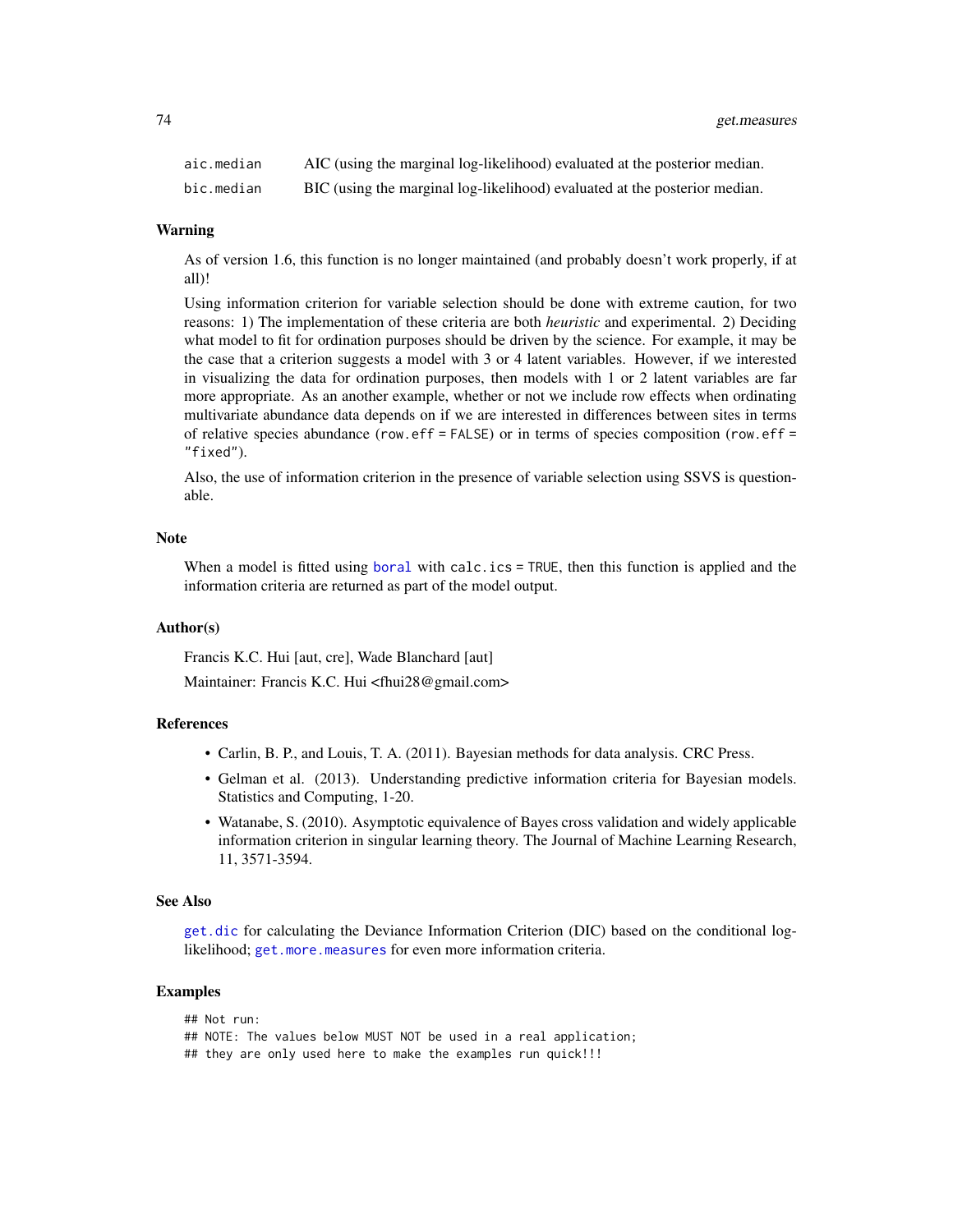| | |
|---|---|
| `aic.median` | AIC (using the marginal log-likelihood) evaluated at the posterior median. |
| `bic.median` | BIC (using the marginal log-likelihood) evaluated at the posterior median. |

### Warning

As of version 1.6, this function is no longer maintained (and probably doesn't work properly, if at all)!

Using information criterion for variable selection should be done with extreme caution, for two reasons: 1) The implementation of these criteria are both *heuristic* and experimental. 2) Deciding what model to fit for ordination purposes should be driven by the science. For example, it may be the case that a criterion suggests a model with 3 or 4 latent variables. However, if we interested in visualizing the data for ordination purposes, then models with 1 or 2 latent variables are far more appropriate. As an another example, whether or not we include row effects when ordinating multivariate abundance data depends on if we are interested in differences between sites in terms of relative species abundance (`row.eff = FALSE`) or in terms of species composition (`row.eff = "fixed"`).

Also, the use of information criterion in the presence of variable selection using SSVS is questionable.

### Note

When a model is fitted using `boral` with `calc.ics = TRUE`, then this function is applied and the information criteria are returned as part of the model output.

### Author(s)

Francis K.C. Hui [aut, cre], Wade Blanchard [aut]

Maintainer: Francis K.C. Hui <fhui28@gmail.com>

### References

- Carlin, B. P., and Louis, T. A. (2011). Bayesian methods for data analysis. CRC Press.
- Gelman et al. (2013). Understanding predictive information criteria for Bayesian models. Statistics and Computing, 1-20.
- Watanabe, S. (2010). Asymptotic equivalence of Bayes cross validation and widely applicable information criterion in singular learning theory. The Journal of Machine Learning Research, 11, 3571-3594.

### See Also

`get.dic` for calculating the Deviance Information Criterion (DIC) based on the conditional log-likelihood; `get.more.measures` for even more information criteria.

### Examples

```
## Not run:
## NOTE: The values below MUST NOT be used in a real application;
## they are only used here to make the examples run quick!!!
```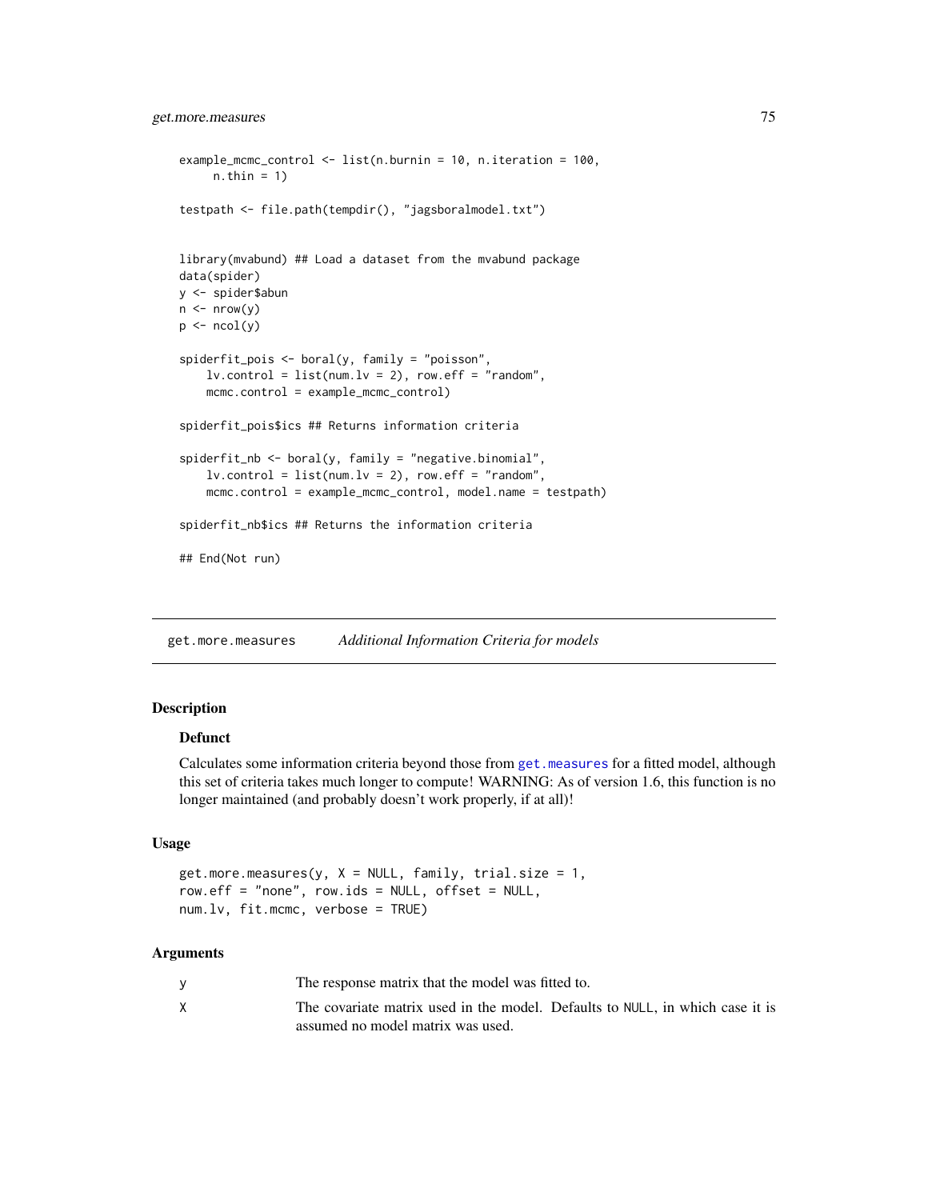```
example_mcmc_control <- list(n.burnin = 10, n.iteration = 100,
     n.thin = 1)

testpath <- file.path(tempdir(), "jagsboralmodel.txt")


library(mvabund) ## Load a dataset from the mvabund package
data(spider)
y <- spider$abun
n <- nrow(y)
p <- ncol(y)

spiderfit_pois <- boral(y, family = "poisson",
    lv.control = list(num.lv = 2), row.eff = "random",
    mcmc.control = example_mcmc_control)

spiderfit_pois$ics ## Returns information criteria

spiderfit_nb <- boral(y, family = "negative.binomial",
    lv.control = list(num.lv = 2), row.eff = "random",
    mcmc.control = example_mcmc_control, model.name = testpath)

spiderfit_nb$ics ## Returns the information criteria

## End(Not run)
```

---

## get.more.measures &nbsp;&nbsp;&nbsp; *Additional Information Criteria for models*

---

### Description

#### Defunct

Calculates some information criteria beyond those from get.measures for a fitted model, although this set of criteria takes much longer to compute! WARNING: As of version 1.6, this function is no longer maintained (and probably doesn't work properly, if at all)!

### Usage

```
get.more.measures(y, X = NULL, family, trial.size = 1,
row.eff = "none", row.ids = NULL, offset = NULL,
num.lv, fit.mcmc, verbose = TRUE)
```

### Arguments

| | |
|---|---|
| y | The response matrix that the model was fitted to. |
| X | The covariate matrix used in the model. Defaults to NULL, in which case it is assumed no model matrix was used. |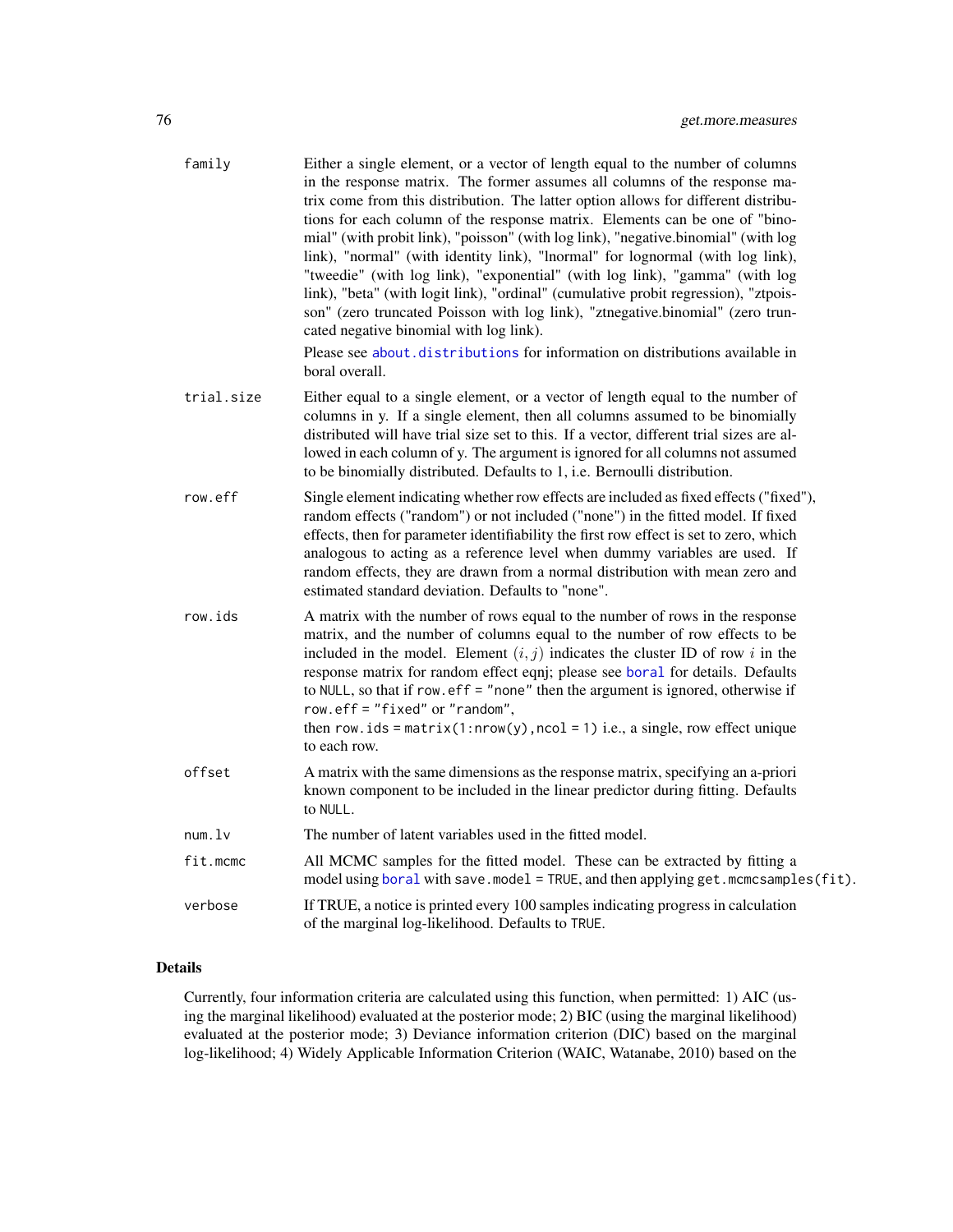family
: Either a single element, or a vector of length equal to the number of columns in the response matrix. The former assumes all columns of the response matrix come from this distribution. The latter option allows for different distributions for each column of the response matrix. Elements can be one of "binomial" (with probit link), "poisson" (with log link), "negative.binomial" (with log link), "normal" (with identity link), "lnormal" for lognormal (with log link), "tweedie" (with log link), "exponential" (with log link), "gamma" (with log link), "beta" (with logit link), "ordinal" (cumulative probit regression), "ztpoisson" (zero truncated Poisson with log link), "ztnegative.binomial" (zero truncated negative binomial with log link).

  Please see `about.distributions` for information on distributions available in boral overall.

trial.size
: Either equal to a single element, or a vector of length equal to the number of columns in y. If a single element, then all columns assumed to be binomially distributed will have trial size set to this. If a vector, different trial sizes are allowed in each column of y. The argument is ignored for all columns not assumed to be binomially distributed. Defaults to 1, i.e. Bernoulli distribution.

row.eff
: Single element indicating whether row effects are included as fixed effects ("fixed"), random effects ("random") or not included ("none") in the fitted model. If fixed effects, then for parameter identifiability the first row effect is set to zero, which analogous to acting as a reference level when dummy variables are used. If random effects, they are drawn from a normal distribution with mean zero and estimated standard deviation. Defaults to "none".

row.ids
: A matrix with the number of rows equal to the number of rows in the response matrix, and the number of columns equal to the number of row effects to be included in the model. Element $(i, j)$ indicates the cluster ID of row $i$ in the response matrix for random effect eqnj; please see `boral` for details. Defaults to `NULL`, so that if `row.eff = "none"` then the argument is ignored, otherwise if `row.eff = "fixed"` or `"random"`,
  then `row.ids = matrix(1:nrow(y),ncol = 1)` i.e., a single, row effect unique to each row.

offset
: A matrix with the same dimensions as the response matrix, specifying an a-priori known component to be included in the linear predictor during fitting. Defaults to `NULL`.

num.lv
: The number of latent variables used in the fitted model.

fit.mcmc
: All MCMC samples for the fitted model. These can be extracted by fitting a model using `boral` with `save.model = TRUE`, and then applying `get.mcmcsamples(fit)`.

verbose
: If TRUE, a notice is printed every 100 samples indicating progress in calculation of the marginal log-likelihood. Defaults to `TRUE`.

## Details

Currently, four information criteria are calculated using this function, when permitted: 1) AIC (using the marginal likelihood) evaluated at the posterior mode; 2) BIC (using the marginal likelihood) evaluated at the posterior mode; 3) Deviance information criterion (DIC) based on the marginal log-likelihood; 4) Widely Applicable Information Criterion (WAIC, Watanabe, 2010) based on the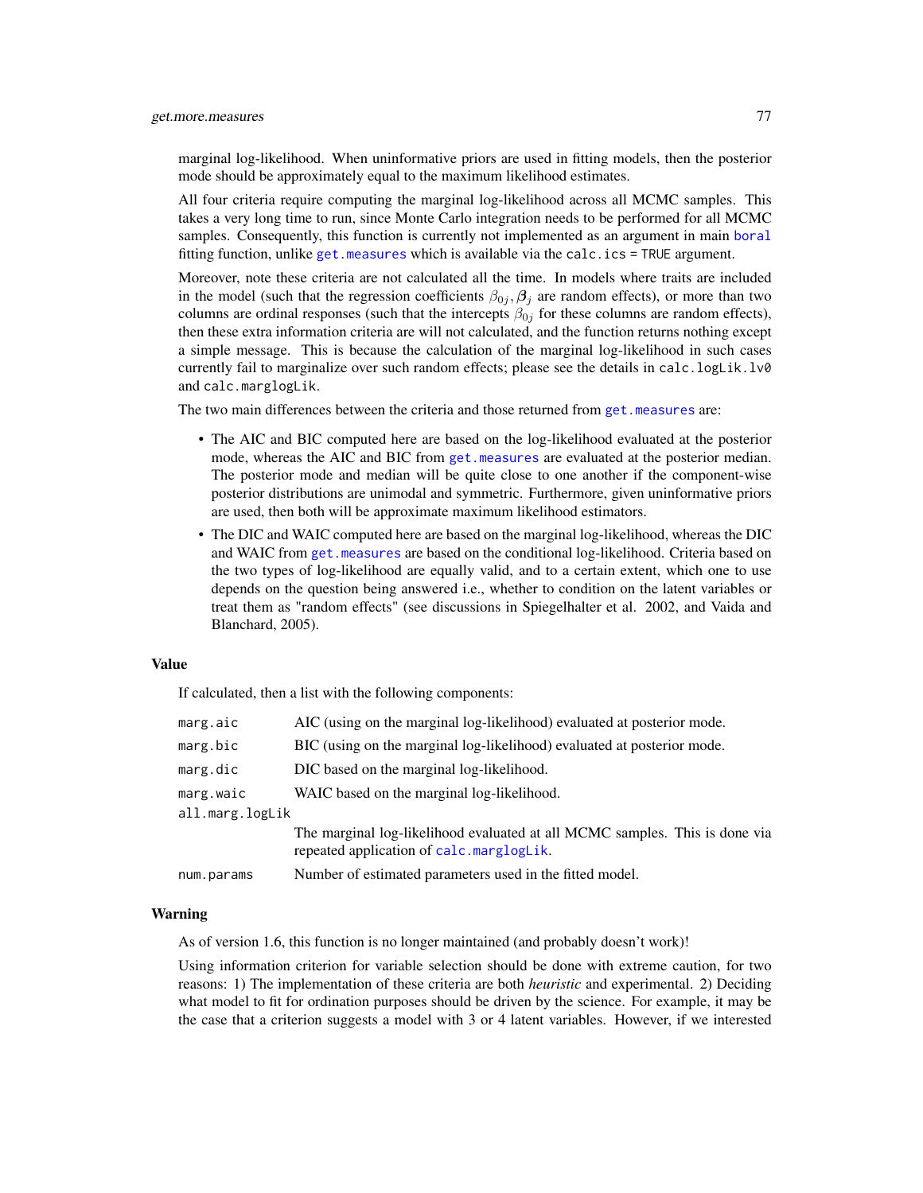marginal log-likelihood. When uninformative priors are used in fitting models, then the posterior mode should be approximately equal to the maximum likelihood estimates.

All four criteria require computing the marginal log-likelihood across all MCMC samples. This takes a very long time to run, since Monte Carlo integration needs to be performed for all MCMC samples. Consequently, this function is currently not implemented as an argument in main `boral` fitting function, unlike `get.measures` which is available via the `calc.ics = TRUE` argument.

Moreover, note these criteria are not calculated all the time. In models where traits are included in the model (such that the regression coefficients $\beta_{0j}, \boldsymbol{\beta}_j$ are random effects), or more than two columns are ordinal responses (such that the intercepts $\beta_{0j}$ for these columns are random effects), then these extra information criteria are will not calculated, and the function returns nothing except a simple message. This is because the calculation of the marginal log-likelihood in such cases currently fail to marginalize over such random effects; please see the details in `calc.logLik.lv0` and `calc.marglogLik`.

The two main differences between the criteria and those returned from `get.measures` are:

- The AIC and BIC computed here are based on the log-likelihood evaluated at the posterior mode, whereas the AIC and BIC from `get.measures` are evaluated at the posterior median. The posterior mode and median will be quite close to one another if the component-wise posterior distributions are unimodal and symmetric. Furthermore, given uninformative priors are used, then both will be approximate maximum likelihood estimators.
- The DIC and WAIC computed here are based on the marginal log-likelihood, whereas the DIC and WAIC from `get.measures` are based on the conditional log-likelihood. Criteria based on the two types of log-likelihood are equally valid, and to a certain extent, which one to use depends on the question being answered i.e., whether to condition on the latent variables or treat them as "random effects" (see discussions in Spiegelhalter et al. 2002, and Vaida and Blanchard, 2005).

## Value

If calculated, then a list with the following components:

| | |
|---|---|
| `marg.aic` | AIC (using on the marginal log-likelihood) evaluated at posterior mode. |
| `marg.bic` | BIC (using on the marginal log-likelihood) evaluated at posterior mode. |
| `marg.dic` | DIC based on the marginal log-likelihood. |
| `marg.waic` | WAIC based on the marginal log-likelihood. |
| `all.marg.logLik` | The marginal log-likelihood evaluated at all MCMC samples. This is done via repeated application of `calc.marglogLik`. |
| `num.params` | Number of estimated parameters used in the fitted model. |

## Warning

As of version 1.6, this function is no longer maintained (and probably doesn't work)!

Using information criterion for variable selection should be done with extreme caution, for two reasons: 1) The implementation of these criteria are both *heuristic* and experimental. 2) Deciding what model to fit for ordination purposes should be driven by the science. For example, it may be the case that a criterion suggests a model with 3 or 4 latent variables. However, if we interested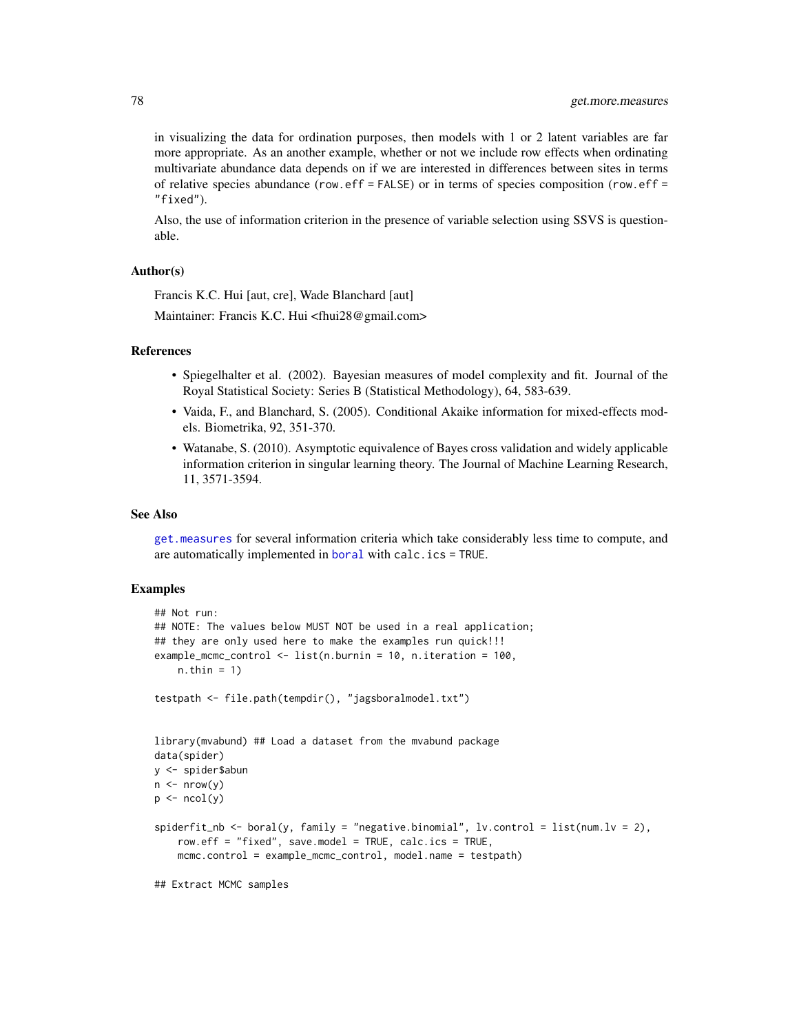in visualizing the data for ordination purposes, then models with 1 or 2 latent variables are far more appropriate. As an another example, whether or not we include row effects when ordinating multivariate abundance data depends on if we are interested in differences between sites in terms of relative species abundance (`row.eff = FALSE`) or in terms of species composition (`row.eff = "fixed"`).

Also, the use of information criterion in the presence of variable selection using SSVS is questionable.

### Author(s)

Francis K.C. Hui [aut, cre], Wade Blanchard [aut]

Maintainer: Francis K.C. Hui <fhui28@gmail.com>

### References

- Spiegelhalter et al. (2002). Bayesian measures of model complexity and fit. Journal of the Royal Statistical Society: Series B (Statistical Methodology), 64, 583-639.
- Vaida, F., and Blanchard, S. (2005). Conditional Akaike information for mixed-effects models. Biometrika, 92, 351-370.
- Watanabe, S. (2010). Asymptotic equivalence of Bayes cross validation and widely applicable information criterion in singular learning theory. The Journal of Machine Learning Research, 11, 3571-3594.

### See Also

`get.measures` for several information criteria which take considerably less time to compute, and are automatically implemented in `boral` with `calc.ics = TRUE`.

### Examples

```
## Not run:
## NOTE: The values below MUST NOT be used in a real application;
## they are only used here to make the examples run quick!!!
example_mcmc_control <- list(n.burnin = 10, n.iteration = 100,
     n.thin = 1)

testpath <- file.path(tempdir(), "jagsboralmodel.txt")


library(mvabund) ## Load a dataset from the mvabund package
data(spider)
y <- spider$abun
n <- nrow(y)
p <- ncol(y)

spiderfit_nb <- boral(y, family = "negative.binomial", lv.control = list(num.lv = 2),
     row.eff = "fixed", save.model = TRUE, calc.ics = TRUE,
     mcmc.control = example_mcmc_control, model.name = testpath)

## Extract MCMC samples
```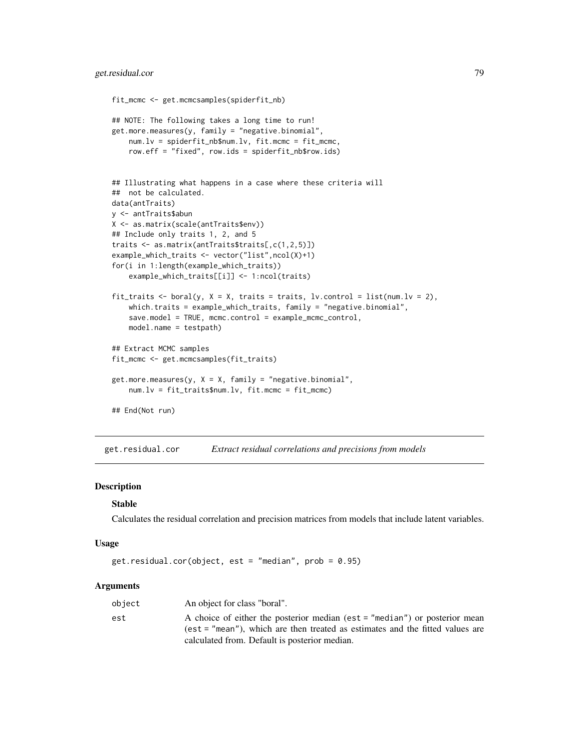```
fit_mcmc <- get.mcmcsamples(spiderfit_nb)

## NOTE: The following takes a long time to run!
get.more.measures(y, family = "negative.binomial",
    num.lv = spiderfit_nb$num.lv, fit.mcmc = fit_mcmc,
    row.eff = "fixed", row.ids = spiderfit_nb$row.ids)


## Illustrating what happens in a case where these criteria will
##  not be calculated.
data(antTraits)
y <- antTraits$abun
X <- as.matrix(scale(antTraits$env))
## Include only traits 1, 2, and 5
traits <- as.matrix(antTraits$traits[,c(1,2,5)])
example_which_traits <- vector("list",ncol(X)+1)
for(i in 1:length(example_which_traits))
    example_which_traits[[i]] <- 1:ncol(traits)

fit_traits <- boral(y, X = X, traits = traits, lv.control = list(num.lv = 2),
    which.traits = example_which_traits, family = "negative.binomial",
    save.model = TRUE, mcmc.control = example_mcmc_control,
    model.name = testpath)

## Extract MCMC samples
fit_mcmc <- get.mcmcsamples(fit_traits)

get.more.measures(y, X = X, family = "negative.binomial",
    num.lv = fit_traits$num.lv, fit.mcmc = fit_mcmc)

## End(Not run)
```

---

## get.residual.cor — *Extract residual correlations and precisions from models*

### Description

**Stable**

Calculates the residual correlation and precision matrices from models that include latent variables.

### Usage

```
get.residual.cor(object, est = "median", prob = 0.95)
```

### Arguments

| | |
|---|---|
| object | An object for class "boral". |
| est | A choice of either the posterior median (est = "median") or posterior mean (est = "mean"), which are then treated as estimates and the fitted values are calculated from. Default is posterior median. |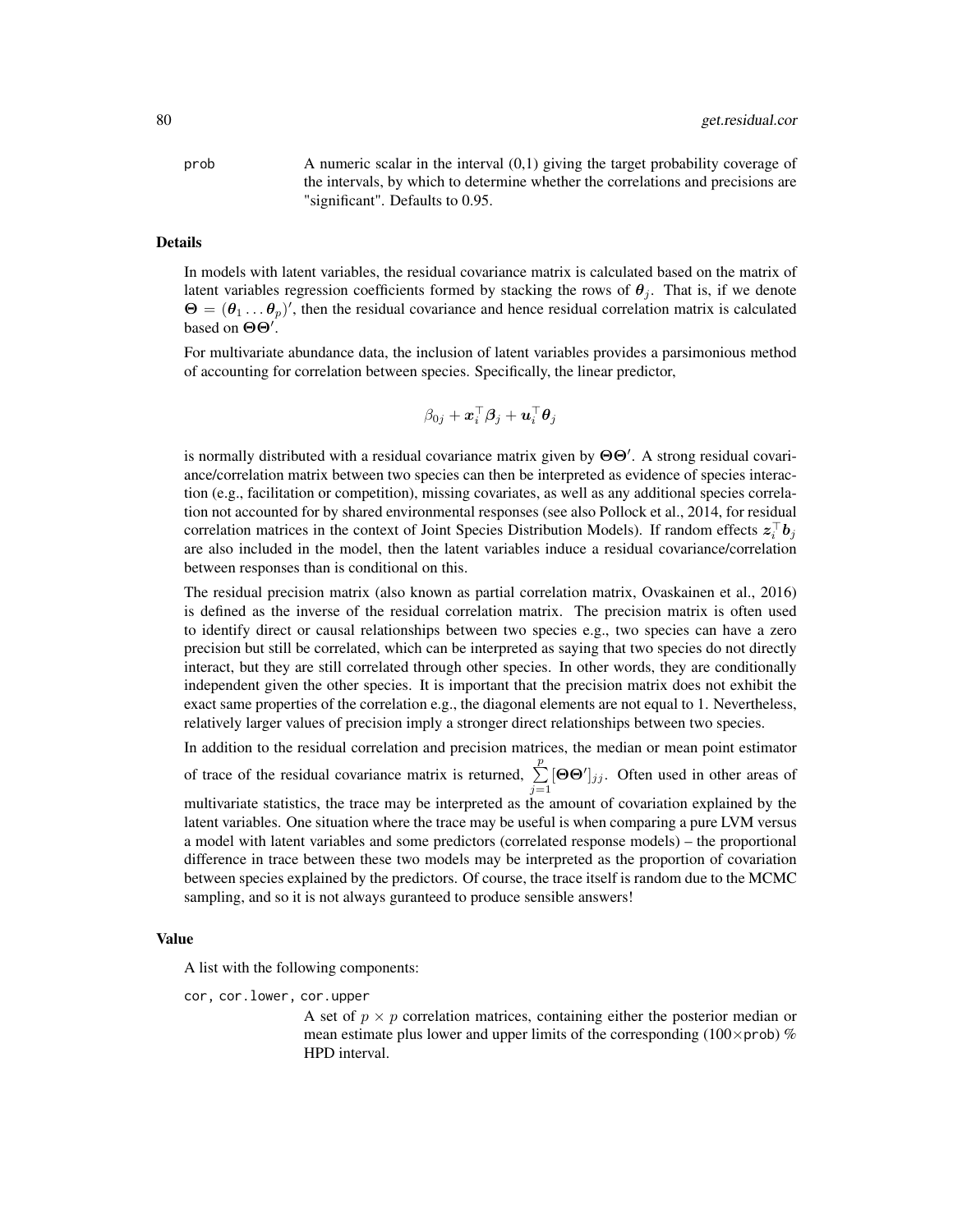prob — A numeric scalar in the interval (0,1) giving the target probability coverage of the intervals, by which to determine whether the correlations and precisions are "significant". Defaults to 0.95.

## Details

In models with latent variables, the residual covariance matrix is calculated based on the matrix of latent variables regression coefficients formed by stacking the rows of $\boldsymbol{\theta}_j$. That is, if we denote $\boldsymbol{\Theta} = (\boldsymbol{\theta}_1 \ldots \boldsymbol{\theta}_p)'$, then the residual covariance and hence residual correlation matrix is calculated based on $\boldsymbol{\Theta}\boldsymbol{\Theta}'$.

For multivariate abundance data, the inclusion of latent variables provides a parsimonious method of accounting for correlation between species. Specifically, the linear predictor,

$$\beta_{0j} + \boldsymbol{x}_i^\top \boldsymbol{\beta}_j + \boldsymbol{u}_i^\top \boldsymbol{\theta}_j$$

is normally distributed with a residual covariance matrix given by $\boldsymbol{\Theta}\boldsymbol{\Theta}'$. A strong residual covariance/correlation matrix between two species can then be interpreted as evidence of species interaction (e.g., facilitation or competition), missing covariates, as well as any additional species correlation not accounted for by shared environmental responses (see also Pollock et al., 2014, for residual correlation matrices in the context of Joint Species Distribution Models). If random effects $\boldsymbol{z}_i^\top \boldsymbol{b}_j$ are also included in the model, then the latent variables induce a residual covariance/correlation between responses than is conditional on this.

The residual precision matrix (also known as partial correlation matrix, Ovaskainen et al., 2016) is defined as the inverse of the residual correlation matrix. The precision matrix is often used to identify direct or causal relationships between two species e.g., two species can have a zero precision but still be correlated, which can be interpreted as saying that two species do not directly interact, but they are still correlated through other species. In other words, they are conditionally independent given the other species. It is important that the precision matrix does not exhibit the exact same properties of the correlation e.g., the diagonal elements are not equal to 1. Nevertheless, relatively larger values of precision imply a stronger direct relationships between two species.

In addition to the residual correlation and precision matrices, the median or mean point estimator of trace of the residual covariance matrix is returned, $\sum_{j=1}^{p} [\boldsymbol{\Theta}\boldsymbol{\Theta}']_{jj}$. Often used in other areas of multivariate statistics, the trace may be interpreted as the amount of covariation explained by the latent variables. One situation where the trace may be useful is when comparing a pure LVM versus a model with latent variables and some predictors (correlated response models) – the proportional difference in trace between these two models may be interpreted as the proportion of covariation between species explained by the predictors. Of course, the trace itself is random due to the MCMC sampling, and so it is not always guranteed to produce sensible answers!

## Value

A list with the following components:

cor, cor.lower, cor.upper — A set of $p \times p$ correlation matrices, containing either the posterior median or mean estimate plus lower and upper limits of the corresponding ($100\times$prob) % HPD interval.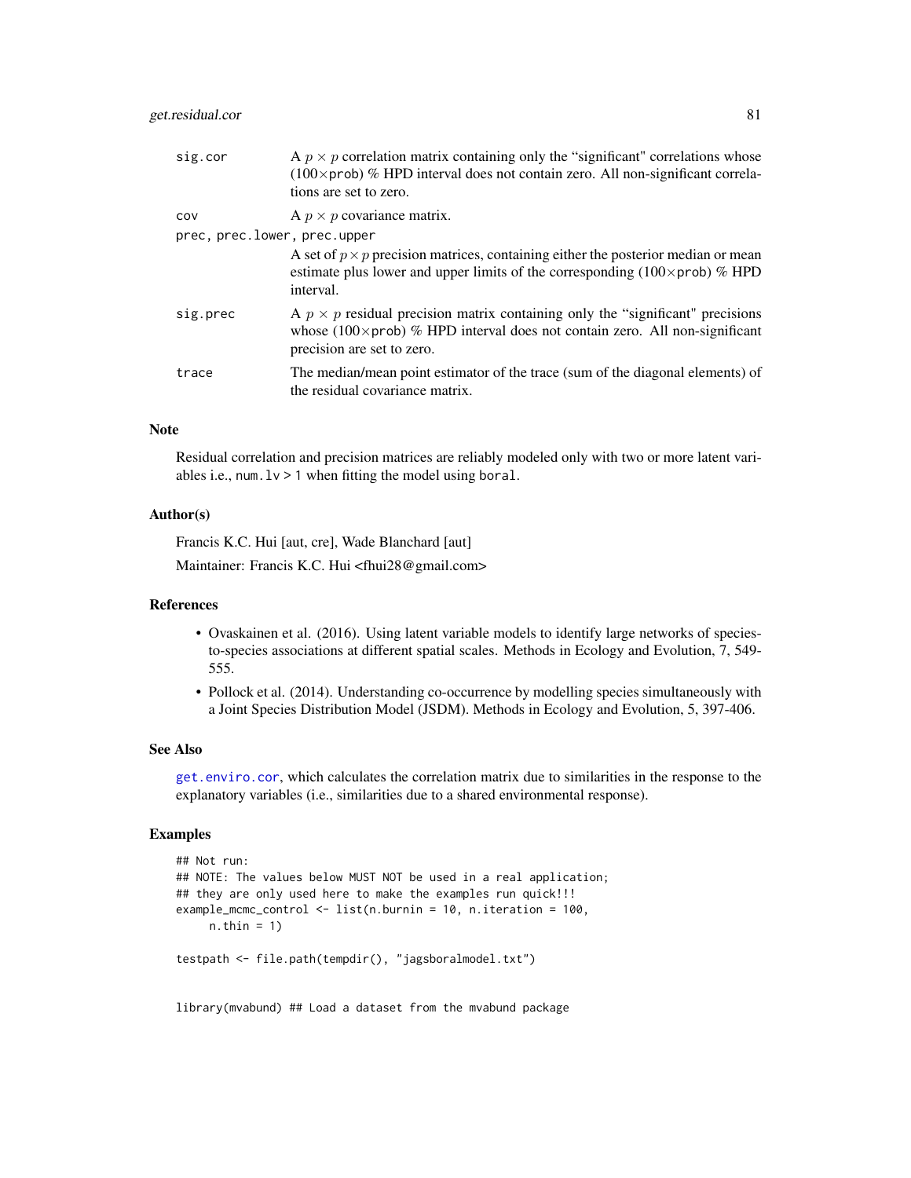sig.cor
: A $p \times p$ correlation matrix containing only the "significant" correlations whose ($100\times$prob) % HPD interval does not contain zero. All non-significant correlations are set to zero.

cov
: A $p \times p$ covariance matrix.

prec, prec.lower, prec.upper
: A set of $p \times p$ precision matrices, containing either the posterior median or mean estimate plus lower and upper limits of the corresponding ($100\times$prob) % HPD interval.

sig.prec
: A $p \times p$ residual precision matrix containing only the "significant" precisions whose ($100\times$prob) % HPD interval does not contain zero. All non-significant precision are set to zero.

trace
: The median/mean point estimator of the trace (sum of the diagonal elements) of the residual covariance matrix.

## Note

Residual correlation and precision matrices are reliably modeled only with two or more latent variables i.e., `num.lv > 1` when fitting the model using `boral`.

## Author(s)

Francis K.C. Hui [aut, cre], Wade Blanchard [aut]

Maintainer: Francis K.C. Hui <fhui28@gmail.com>

## References

- Ovaskainen et al. (2016). Using latent variable models to identify large networks of species-to-species associations at different spatial scales. Methods in Ecology and Evolution, 7, 549-555.
- Pollock et al. (2014). Understanding co-occurrence by modelling species simultaneously with a Joint Species Distribution Model (JSDM). Methods in Ecology and Evolution, 5, 397-406.

## See Also

`get.enviro.cor`, which calculates the correlation matrix due to similarities in the response to the explanatory variables (i.e., similarities due to a shared environmental response).

## Examples

```
## Not run:
## NOTE: The values below MUST NOT be used in a real application;
## they are only used here to make the examples run quick!!!
example_mcmc_control <- list(n.burnin = 10, n.iteration = 100,
     n.thin = 1)

testpath <- file.path(tempdir(), "jagsboralmodel.txt")


library(mvabund) ## Load a dataset from the mvabund package
```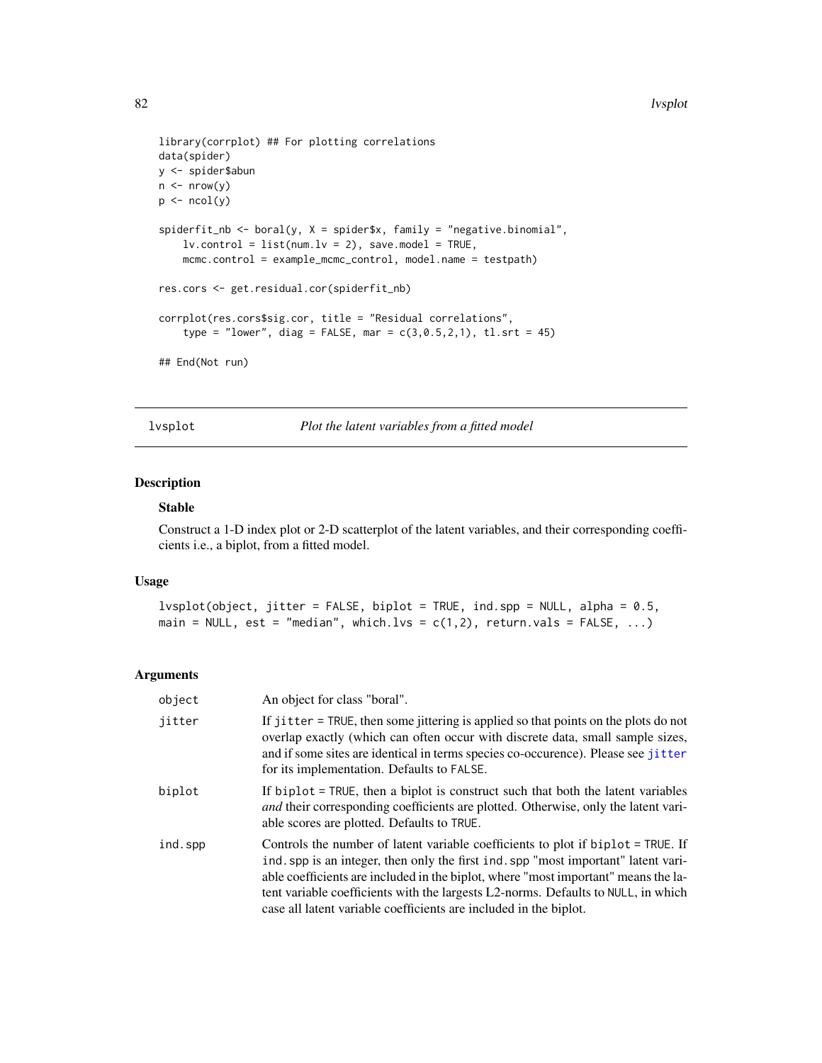```
library(corrplot) ## For plotting correlations
data(spider)
y <- spider$abun
n <- nrow(y)
p <- ncol(y)

spiderfit_nb <- boral(y, X = spider$x, family = "negative.binomial",
    lv.control = list(num.lv = 2), save.model = TRUE,
    mcmc.control = example_mcmc_control, model.name = testpath)

res.cors <- get.residual.cor(spiderfit_nb)

corrplot(res.cors$sig.cor, title = "Residual correlations",
    type = "lower", diag = FALSE, mar = c(3,0.5,2,1), tl.srt = 45)

## End(Not run)
```

## lvsplot — *Plot the latent variables from a fitted model*

### Description

#### Stable

Construct a 1-D index plot or 2-D scatterplot of the latent variables, and their corresponding coefficients i.e., a biplot, from a fitted model.

### Usage

```
lvsplot(object, jitter = FALSE, biplot = TRUE, ind.spp = NULL, alpha = 0.5,
main = NULL, est = "median", which.lvs = c(1,2), return.vals = FALSE, ...)
```

### Arguments

| Argument | Description |
|---|---|
| object | An object for class "boral". |
| jitter | If `jitter = TRUE`, then some jittering is applied so that points on the plots do not overlap exactly (which can often occur with discrete data, small sample sizes, and if some sites are identical in terms species co-occurence). Please see `jitter` for its implementation. Defaults to `FALSE`. |
| biplot | If `biplot = TRUE`, then a biplot is construct such that both the latent variables *and* their corresponding coefficients are plotted. Otherwise, only the latent variable scores are plotted. Defaults to `TRUE`. |
| ind.spp | Controls the number of latent variable coefficients to plot if `biplot = TRUE`. If `ind.spp` is an integer, then only the first `ind.spp` "most important" latent variable coefficients are included in the biplot, where "most important" means the latent variable coefficients with the largests L2-norms. Defaults to `NULL`, in which case all latent variable coefficients are included in the biplot. |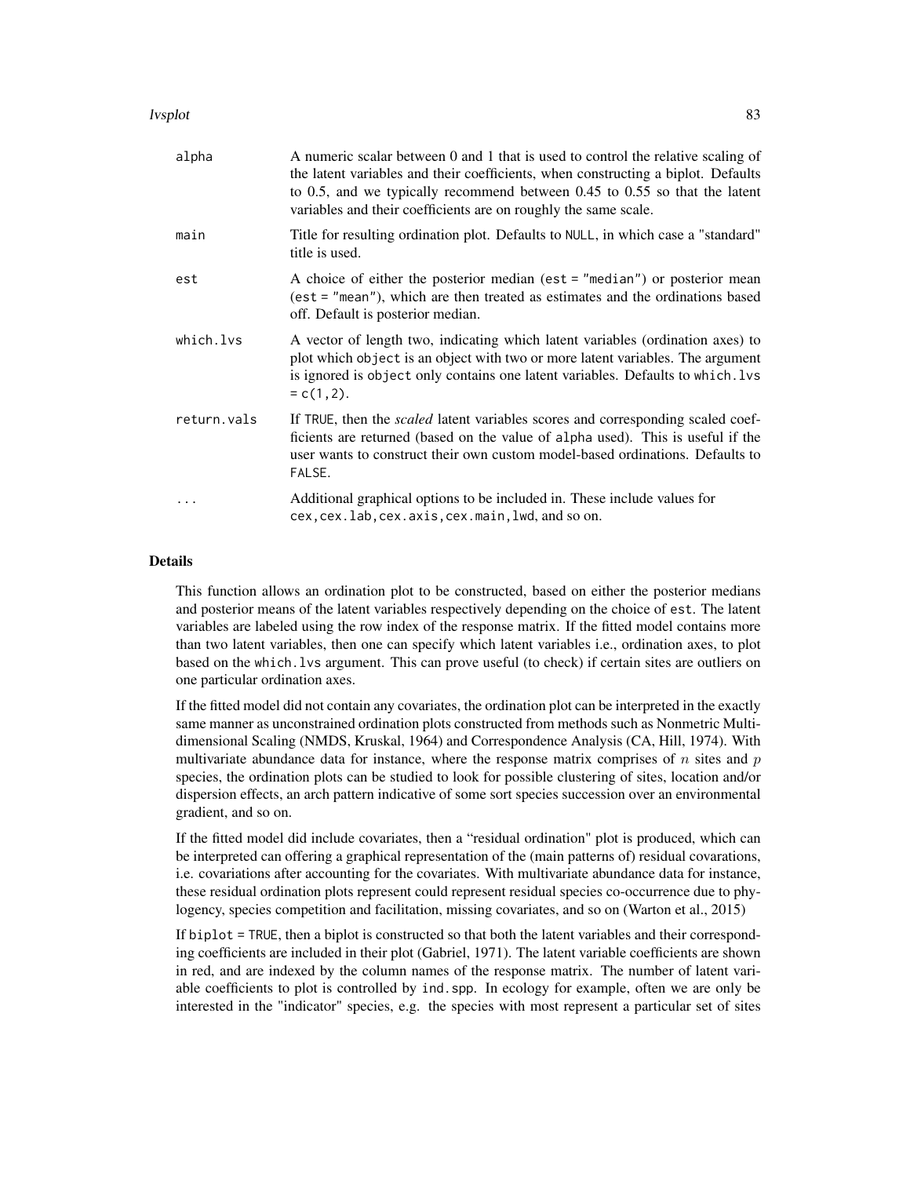| | |
|---|---|
| alpha | A numeric scalar between 0 and 1 that is used to control the relative scaling of the latent variables and their coefficients, when constructing a biplot. Defaults to 0.5, and we typically recommend between 0.45 to 0.55 so that the latent variables and their coefficients are on roughly the same scale. |
| main | Title for resulting ordination plot. Defaults to NULL, in which case a "standard" title is used. |
| est | A choice of either the posterior median (est = "median") or posterior mean (est = "mean"), which are then treated as estimates and the ordinations based off. Default is posterior median. |
| which.lvs | A vector of length two, indicating which latent variables (ordination axes) to plot which object is an object with two or more latent variables. The argument is ignored is object only contains one latent variables. Defaults to which.lvs = c(1,2). |
| return.vals | If TRUE, then the *scaled* latent variables scores and corresponding scaled coefficients are returned (based on the value of alpha used). This is useful if the user wants to construct their own custom model-based ordinations. Defaults to FALSE. |
| ... | Additional graphical options to be included in. These include values for cex,cex.lab,cex.axis,cex.main,lwd, and so on. |

## Details

This function allows an ordination plot to be constructed, based on either the posterior medians and posterior means of the latent variables respectively depending on the choice of est. The latent variables are labeled using the row index of the response matrix. If the fitted model contains more than two latent variables, then one can specify which latent variables i.e., ordination axes, to plot based on the which.lvs argument. This can prove useful (to check) if certain sites are outliers on one particular ordination axes.

If the fitted model did not contain any covariates, the ordination plot can be interpreted in the exactly same manner as unconstrained ordination plots constructed from methods such as Nonmetric Multi-dimensional Scaling (NMDS, Kruskal, 1964) and Correspondence Analysis (CA, Hill, 1974). With multivariate abundance data for instance, where the response matrix comprises of $n$ sites and $p$ species, the ordination plots can be studied to look for possible clustering of sites, location and/or dispersion effects, an arch pattern indicative of some sort species succession over an environmental gradient, and so on.

If the fitted model did include covariates, then a "residual ordination" plot is produced, which can be interpreted can offering a graphical representation of the (main patterns of) residual covarations, i.e. covariations after accounting for the covariates. With multivariate abundance data for instance, these residual ordination plots represent could represent residual species co-occurrence due to phylogency, species competition and facilitation, missing covariates, and so on (Warton et al., 2015)

If biplot = TRUE, then a biplot is constructed so that both the latent variables and their corresponding coefficients are included in their plot (Gabriel, 1971). The latent variable coefficients are shown in red, and are indexed by the column names of the response matrix. The number of latent variable coefficients to plot is controlled by ind.spp. In ecology for example, often we are only be interested in the "indicator" species, e.g. the species with most represent a particular set of sites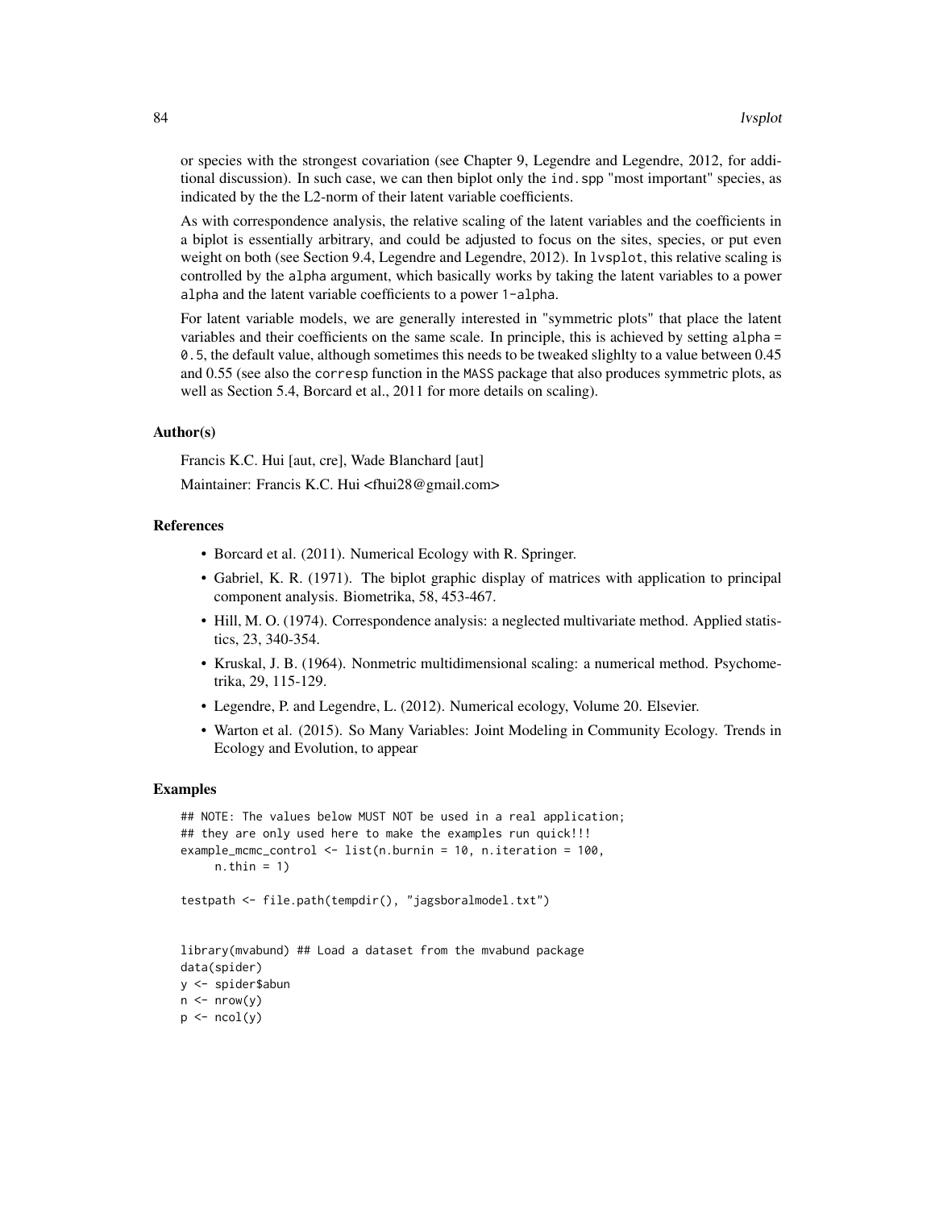or species with the strongest covariation (see Chapter 9, Legendre and Legendre, 2012, for additional discussion). In such case, we can then biplot only the `ind.spp` "most important" species, as indicated by the the L2-norm of their latent variable coefficients.

As with correspondence analysis, the relative scaling of the latent variables and the coefficients in a biplot is essentially arbitrary, and could be adjusted to focus on the sites, species, or put even weight on both (see Section 9.4, Legendre and Legendre, 2012). In `lvsplot`, this relative scaling is controlled by the `alpha` argument, which basically works by taking the latent variables to a power `alpha` and the latent variable coefficients to a power `1-alpha`.

For latent variable models, we are generally interested in "symmetric plots" that place the latent variables and their coefficients on the same scale. In principle, this is achieved by setting `alpha = 0.5`, the default value, although sometimes this needs to be tweaked slighlty to a value between 0.45 and 0.55 (see also the `corresp` function in the `MASS` package that also produces symmetric plots, as well as Section 5.4, Borcard et al., 2011 for more details on scaling).

### Author(s)

Francis K.C. Hui [aut, cre], Wade Blanchard [aut]

Maintainer: Francis K.C. Hui <fhui28@gmail.com>

### References

- Borcard et al. (2011). Numerical Ecology with R. Springer.
- Gabriel, K. R. (1971). The biplot graphic display of matrices with application to principal component analysis. Biometrika, 58, 453-467.
- Hill, M. O. (1974). Correspondence analysis: a neglected multivariate method. Applied statistics, 23, 340-354.
- Kruskal, J. B. (1964). Nonmetric multidimensional scaling: a numerical method. Psychometrika, 29, 115-129.
- Legendre, P. and Legendre, L. (2012). Numerical ecology, Volume 20. Elsevier.
- Warton et al. (2015). So Many Variables: Joint Modeling in Community Ecology. Trends in Ecology and Evolution, to appear

### Examples

```
## NOTE: The values below MUST NOT be used in a real application;
## they are only used here to make the examples run quick!!!
example_mcmc_control <- list(n.burnin = 10, n.iteration = 100,
     n.thin = 1)

testpath <- file.path(tempdir(), "jagsboralmodel.txt")


library(mvabund) ## Load a dataset from the mvabund package
data(spider)
y <- spider$abun
n <- nrow(y)
p <- ncol(y)
```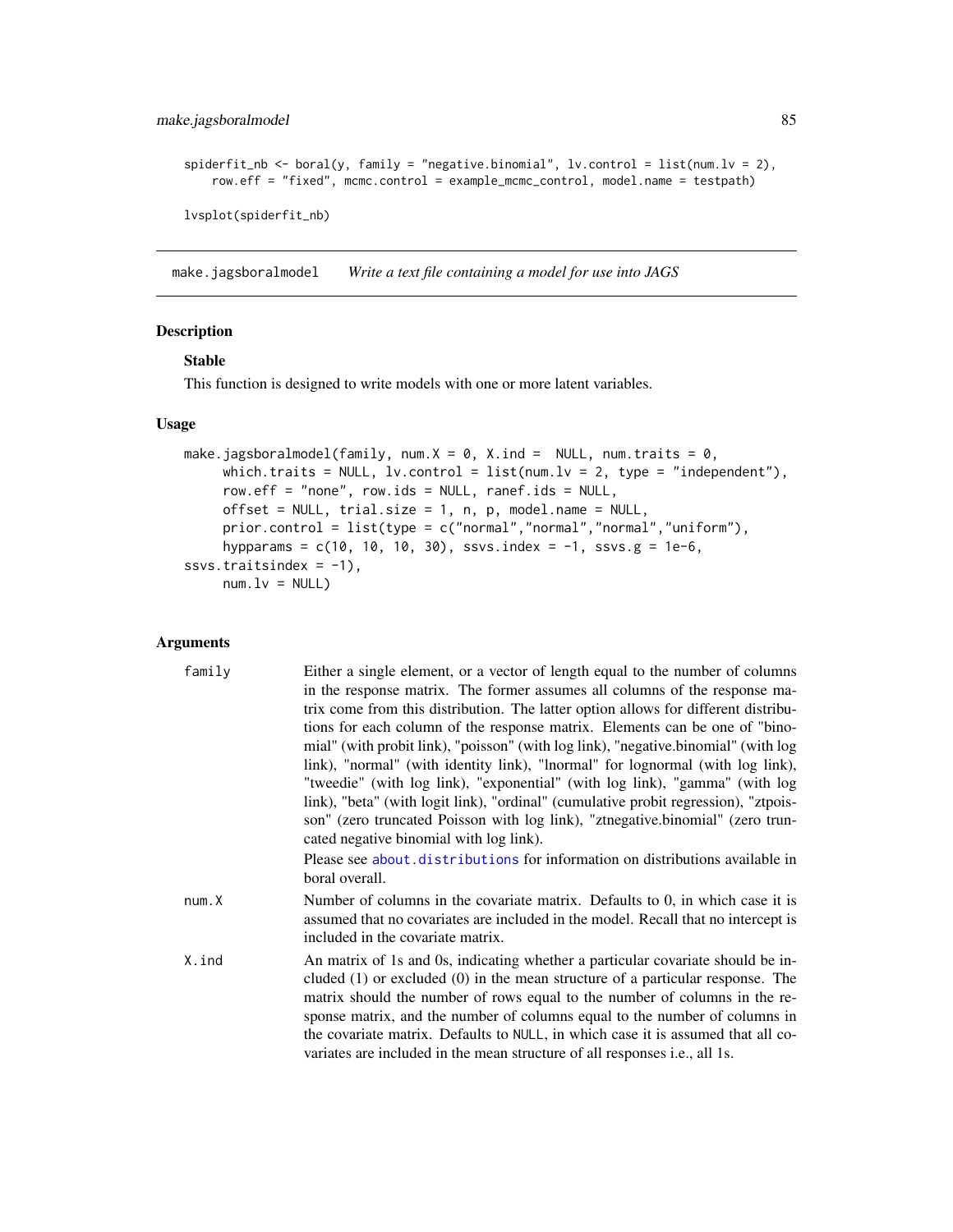```
spiderfit_nb <- boral(y, family = "negative.binomial", lv.control = list(num.lv = 2),
    row.eff = "fixed", mcmc.control = example_mcmc_control, model.name = testpath)

lvsplot(spiderfit_nb)
```

---

## make.jagsboralmodel    *Write a text file containing a model for use into JAGS*

### Description

**Stable**

This function is designed to write models with one or more latent variables.

### Usage

```
make.jagsboralmodel(family, num.X = 0, X.ind =  NULL, num.traits = 0,
     which.traits = NULL, lv.control = list(num.lv = 2, type = "independent"),
     row.eff = "none", row.ids = NULL, ranef.ids = NULL,
     offset = NULL, trial.size = 1, n, p, model.name = NULL,
     prior.control = list(type = c("normal","normal","normal","uniform"),
     hypparams = c(10, 10, 10, 30), ssvs.index = -1, ssvs.g = 1e-6,
ssvs.traitsindex = -1),
     num.lv = NULL)
```

### Arguments

| | |
|---|---|
| family | Either a single element, or a vector of length equal to the number of columns in the response matrix. The former assumes all columns of the response matrix come from this distribution. The latter option allows for different distributions for each column of the response matrix. Elements can be one of "binomial" (with probit link), "poisson" (with log link), "negative.binomial" (with log link), "normal" (with identity link), "lnormal" for lognormal (with log link), "tweedie" (with log link), "exponential" (with log link), "gamma" (with log link), "beta" (with logit link), "ordinal" (cumulative probit regression), "ztpoisson" (zero truncated Poisson with log link), "ztnegative.binomial" (zero truncated negative binomial with log link). Please see about.distributions for information on distributions available in boral overall. |
| num.X | Number of columns in the covariate matrix. Defaults to 0, in which case it is assumed that no covariates are included in the model. Recall that no intercept is included in the covariate matrix. |
| X.ind | An matrix of 1s and 0s, indicating whether a particular covariate should be included (1) or excluded (0) in the mean structure of a particular response. The matrix should the number of rows equal to the number of columns in the response matrix, and the number of columns equal to the number of columns in the covariate matrix. Defaults to NULL, in which case it is assumed that all covariates are included in the mean structure of all responses i.e., all 1s. |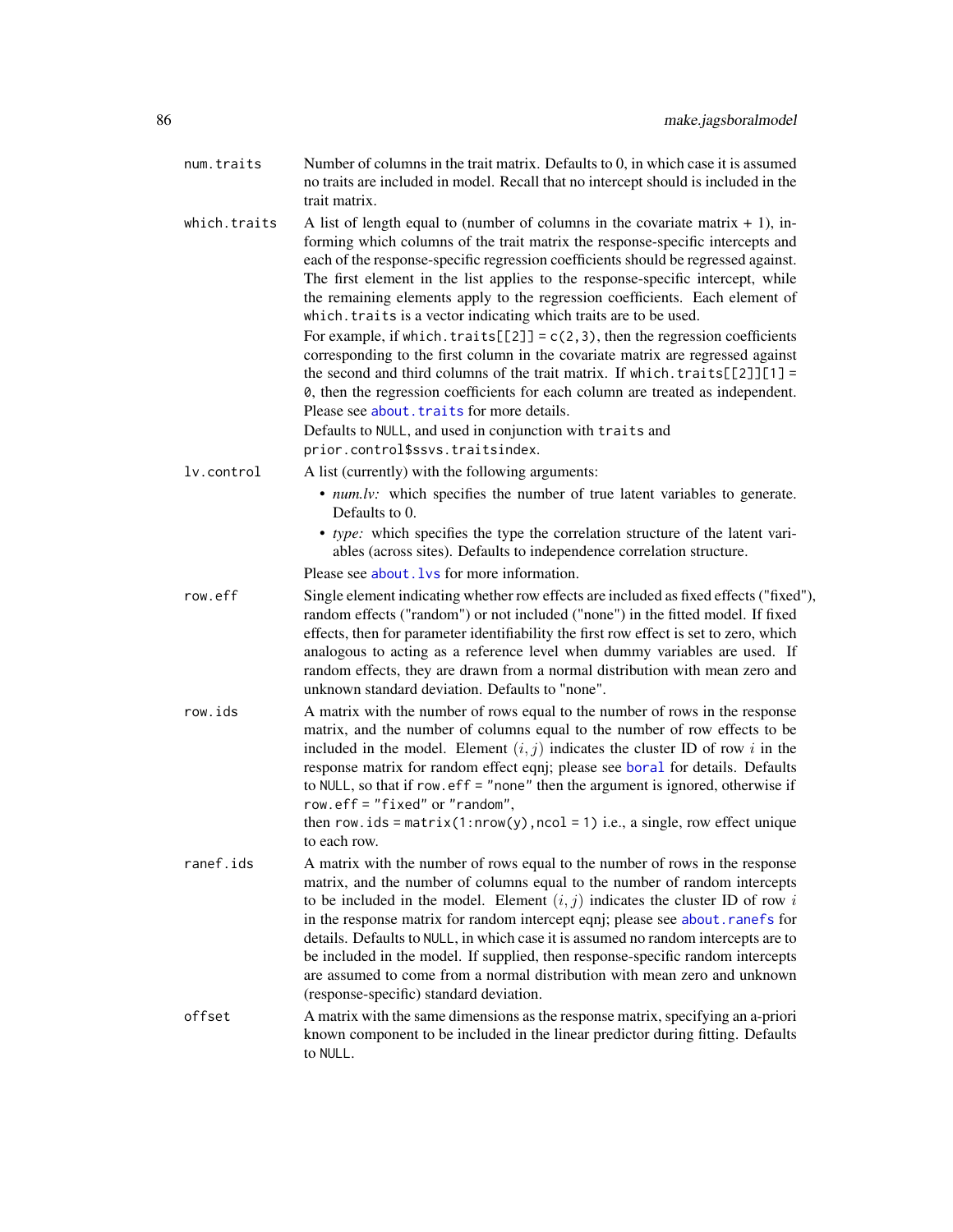`num.traits`
: Number of columns in the trait matrix. Defaults to 0, in which case it is assumed no traits are included in model. Recall that no intercept should is included in the trait matrix.

`which.traits`
: A list of length equal to (number of columns in the covariate matrix + 1), informing which columns of the trait matrix the response-specific intercepts and each of the response-specific regression coefficients should be regressed against. The first element in the list applies to the response-specific intercept, while the remaining elements apply to the regression coefficients. Each element of `which.traits` is a vector indicating which traits are to be used.

  For example, if `which.traits[[2]] = c(2,3)`, then the regression coefficients corresponding to the first column in the covariate matrix are regressed against the second and third columns of the trait matrix. If `which.traits[[2]][1] = 0`, then the regression coefficients for each column are treated as independent. Please see `about.traits` for more details.

  Defaults to `NULL`, and used in conjunction with `traits` and `prior.control$ssvs.traitsindex`.

`lv.control`
: A list (currently) with the following arguments:

  - *num.lv:* which specifies the number of true latent variables to generate. Defaults to 0.
  - *type:* which specifies the type the correlation structure of the latent variables (across sites). Defaults to independence correlation structure.

  Please see `about.lvs` for more information.

`row.eff`
: Single element indicating whether row effects are included as fixed effects ("fixed"), random effects ("random") or not included ("none") in the fitted model. If fixed effects, then for parameter identifiability the first row effect is set to zero, which analogous to acting as a reference level when dummy variables are used. If random effects, they are drawn from a normal distribution with mean zero and unknown standard deviation. Defaults to "none".

`row.ids`
: A matrix with the number of rows equal to the number of rows in the response matrix, and the number of columns equal to the number of row effects to be included in the model. Element $(i, j)$ indicates the cluster ID of row $i$ in the response matrix for random effect eqnj; please see `boral` for details. Defaults to `NULL`, so that if `row.eff = "none"` then the argument is ignored, otherwise if `row.eff = "fixed"` or `"random"`,

  then `row.ids = matrix(1:nrow(y),ncol = 1)` i.e., a single, row effect unique to each row.

`ranef.ids`
: A matrix with the number of rows equal to the number of rows in the response matrix, and the number of columns equal to the number of random intercepts to be included in the model. Element $(i, j)$ indicates the cluster ID of row $i$ in the response matrix for random intercept eqnj; please see `about.ranefs` for details. Defaults to `NULL`, in which case it is assumed no random intercepts are to be included in the model. If supplied, then response-specific random intercepts are assumed to come from a normal distribution with mean zero and unknown (response-specific) standard deviation.

`offset`
: A matrix with the same dimensions as the response matrix, specifying an a-priori known component to be included in the linear predictor during fitting. Defaults to `NULL`.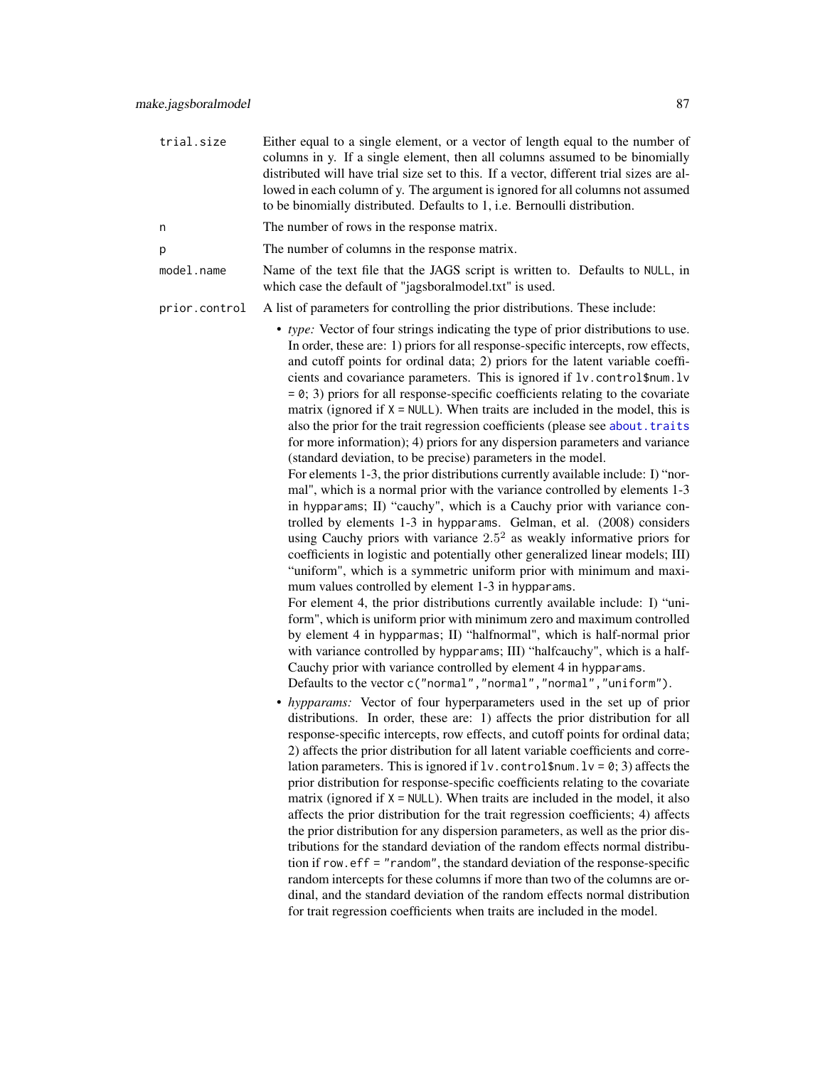`trial.size` Either equal to a single element, or a vector of length equal to the number of columns in y. If a single element, then all columns assumed to be binomially distributed will have trial size set to this. If a vector, different trial sizes are allowed in each column of y. The argument is ignored for all columns not assumed to be binomially distributed. Defaults to 1, i.e. Bernoulli distribution.

`n` The number of rows in the response matrix.

`p` The number of columns in the response matrix.

`model.name` Name of the text file that the JAGS script is written to. Defaults to `NULL`, in which case the default of "jagsboralmodel.txt" is used.

`prior.control` A list of parameters for controlling the prior distributions. These include:

- *type:* Vector of four strings indicating the type of prior distributions to use. In order, these are: 1) priors for all response-specific intercepts, row effects, and cutoff points for ordinal data; 2) priors for the latent variable coefficients and covariance parameters. This is ignored if `lv.control$num.lv = 0`; 3) priors for all response-specific coefficients relating to the covariate matrix (ignored if `X = NULL`). When traits are included in the model, this is also the prior for the trait regression coefficients (please see `about.traits` for more information); 4) priors for any dispersion parameters and variance (standard deviation, to be precise) parameters in the model.
  For elements 1-3, the prior distributions currently available include: I) "normal", which is a normal prior with the variance controlled by elements 1-3 in `hypparams`; II) "cauchy", which is a Cauchy prior with variance controlled by elements 1-3 in `hypparams`. Gelman, et al. (2008) considers using Cauchy priors with variance $2.5^2$ as weakly informative priors for coefficients in logistic and potentially other generalized linear models; III) "uniform", which is a symmetric uniform prior with minimum and maximum values controlled by element 1-3 in `hypparams`.
  For element 4, the prior distributions currently available include: I) "uniform", which is uniform prior with minimum zero and maximum controlled by element 4 in `hypparmas`; II) "halfnormal", which is half-normal prior with variance controlled by `hypparams`; III) "halfcauchy", which is a half-Cauchy prior with variance controlled by element 4 in `hypparams`.
  Defaults to the vector `c("normal","normal","normal","uniform")`.
- *hypparams:* Vector of four hyperparameters used in the set up of prior distributions. In order, these are: 1) affects the prior distribution for all response-specific intercepts, row effects, and cutoff points for ordinal data; 2) affects the prior distribution for all latent variable coefficients and correlation parameters. This is ignored if `lv.control$num.lv = 0`; 3) affects the prior distribution for response-specific coefficients relating to the covariate matrix (ignored if `X = NULL`). When traits are included in the model, it also affects the prior distribution for the trait regression coefficients; 4) affects the prior distribution for any dispersion parameters, as well as the prior distributions for the standard deviation of the random effects normal distribution if `row.eff = "random"`, the standard deviation of the response-specific random intercepts for these columns if more than two of the columns are ordinal, and the standard deviation of the random effects normal distribution for trait regression coefficients when traits are included in the model.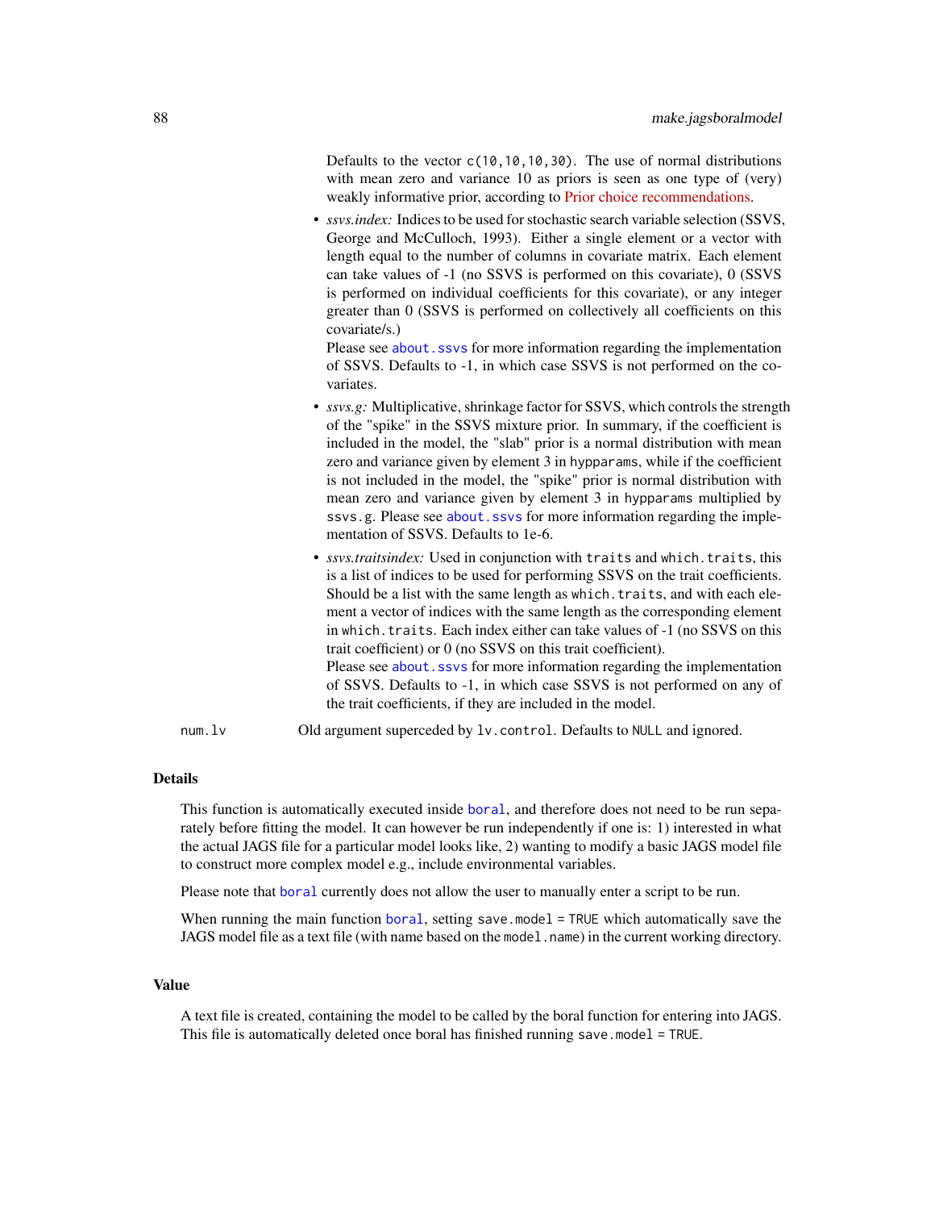Defaults to the vector `c(10,10,10,30)`. The use of normal distributions with mean zero and variance 10 as priors is seen as one type of (very) weakly informative prior, according to Prior choice recommendations.

- *ssvs.index:* Indices to be used for stochastic search variable selection (SSVS, George and McCulloch, 1993). Either a single element or a vector with length equal to the number of columns in covariate matrix. Each element can take values of -1 (no SSVS is performed on this covariate), 0 (SSVS is performed on individual coefficients for this covariate), or any integer greater than 0 (SSVS is performed on collectively all coefficients on this covariate/s.)
  Please see `about.ssvs` for more information regarding the implementation of SSVS. Defaults to -1, in which case SSVS is not performed on the covariates.
- *ssvs.g:* Multiplicative, shrinkage factor for SSVS, which controls the strength of the "spike" in the SSVS mixture prior. In summary, if the coefficient is included in the model, the "slab" prior is a normal distribution with mean zero and variance given by element 3 in `hypparams`, while if the coefficient is not included in the model, the "spike" prior is normal distribution with mean zero and variance given by element 3 in `hypparams` multiplied by `ssvs.g`. Please see `about.ssvs` for more information regarding the implementation of SSVS. Defaults to 1e-6.
- *ssvs.traitsindex:* Used in conjunction with `traits` and `which.traits`, this is a list of indices to be used for performing SSVS on the trait coefficients. Should be a list with the same length as `which.traits`, and with each element a vector of indices with the same length as the corresponding element in `which.traits`. Each index either can take values of -1 (no SSVS on this trait coefficient) or 0 (no SSVS on this trait coefficient).
  Please see `about.ssvs` for more information regarding the implementation of SSVS. Defaults to -1, in which case SSVS is not performed on any of the trait coefficients, if they are included in the model.

`num.lv` Old argument superceded by `lv.control`. Defaults to `NULL` and ignored.

## Details

This function is automatically executed inside `boral`, and therefore does not need to be run separately before fitting the model. It can however be run independently if one is: 1) interested in what the actual JAGS file for a particular model looks like, 2) wanting to modify a basic JAGS model file to construct more complex model e.g., include environmental variables.

Please note that `boral` currently does not allow the user to manually enter a script to be run.

When running the main function `boral`, setting `save.model = TRUE` which automatically save the JAGS model file as a text file (with name based on the `model.name`) in the current working directory.

## Value

A text file is created, containing the model to be called by the boral function for entering into JAGS. This file is automatically deleted once boral has finished running `save.model = TRUE`.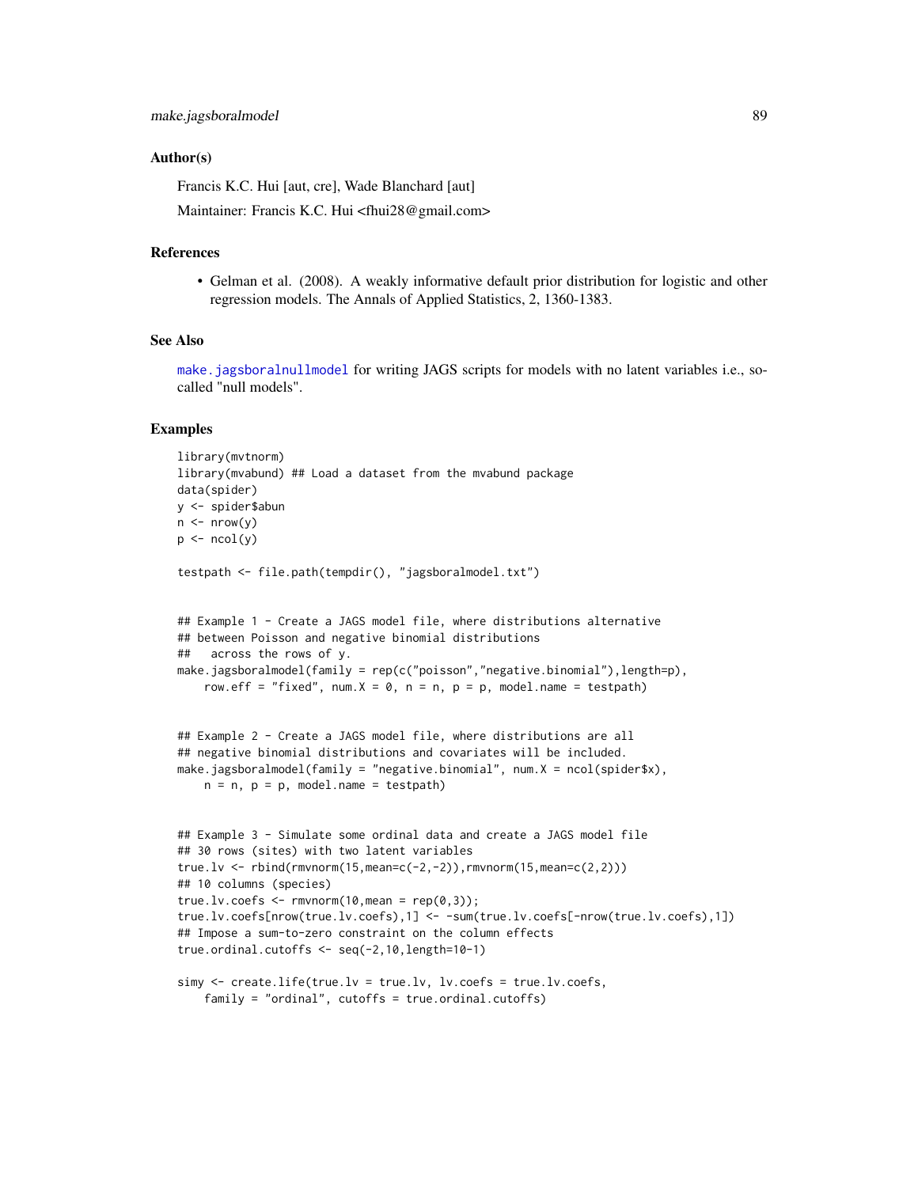### Author(s)

Francis K.C. Hui [aut, cre], Wade Blanchard [aut]

Maintainer: Francis K.C. Hui <fhui28@gmail.com>

### References

- Gelman et al. (2008). A weakly informative default prior distribution for logistic and other regression models. The Annals of Applied Statistics, 2, 1360-1383.

### See Also

make.jagsboralnullmodel for writing JAGS scripts for models with no latent variables i.e., so-called "null models".

### Examples

```
library(mvtnorm)
library(mvabund) ## Load a dataset from the mvabund package
data(spider)
y <- spider$abun
n <- nrow(y)
p <- ncol(y)

testpath <- file.path(tempdir(), "jagsboralmodel.txt")


## Example 1 - Create a JAGS model file, where distributions alternative
## between Poisson and negative binomial distributions
##   across the rows of y.
make.jagsboralmodel(family = rep(c("poisson","negative.binomial"),length=p),
    row.eff = "fixed", num.X = 0, n = n, p = p, model.name = testpath)


## Example 2 - Create a JAGS model file, where distributions are all
## negative binomial distributions and covariates will be included.
make.jagsboralmodel(family = "negative.binomial", num.X = ncol(spider$x),
    n = n, p = p, model.name = testpath)


## Example 3 - Simulate some ordinal data and create a JAGS model file
## 30 rows (sites) with two latent variables
true.lv <- rbind(rmvnorm(15,mean=c(-2,-2)),rmvnorm(15,mean=c(2,2)))
## 10 columns (species)
true.lv.coefs <- rmvnorm(10,mean = rep(0,3));
true.lv.coefs[nrow(true.lv.coefs),1] <- -sum(true.lv.coefs[-nrow(true.lv.coefs),1])
## Impose a sum-to-zero constraint on the column effects
true.ordinal.cutoffs <- seq(-2,10,length=10-1)

simy <- create.life(true.lv = true.lv, lv.coefs = true.lv.coefs,
    family = "ordinal", cutoffs = true.ordinal.cutoffs)
```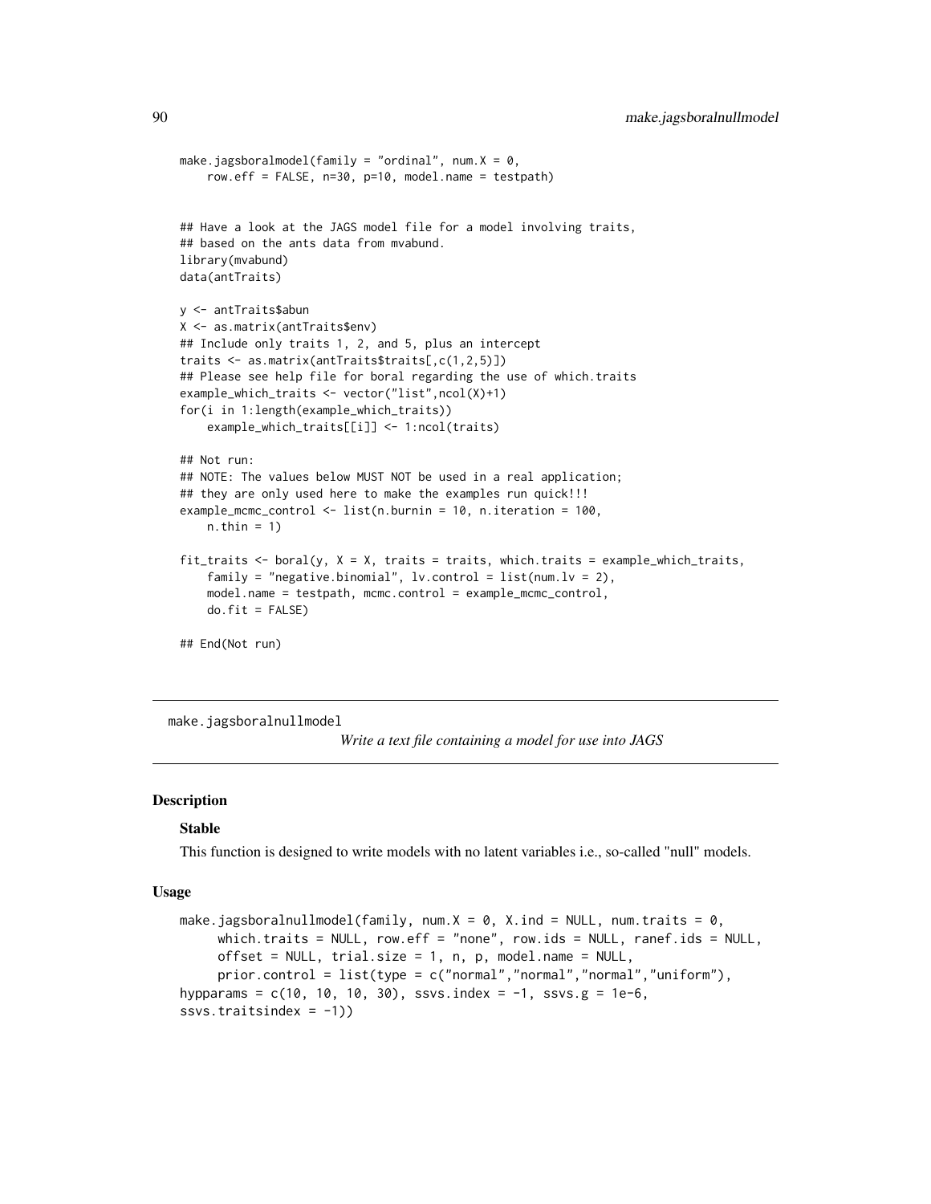```
make.jagsboralmodel(family = "ordinal", num.X = 0,
    row.eff = FALSE, n=30, p=10, model.name = testpath)


## Have a look at the JAGS model file for a model involving traits,
## based on the ants data from mvabund.
library(mvabund)
data(antTraits)

y <- antTraits$abun
X <- as.matrix(antTraits$env)
## Include only traits 1, 2, and 5, plus an intercept
traits <- as.matrix(antTraits$traits[,c(1,2,5)])
## Please see help file for boral regarding the use of which.traits
example_which_traits <- vector("list",ncol(X)+1)
for(i in 1:length(example_which_traits))
    example_which_traits[[i]] <- 1:ncol(traits)

## Not run:
## NOTE: The values below MUST NOT be used in a real application;
## they are only used here to make the examples run quick!!!
example_mcmc_control <- list(n.burnin = 10, n.iteration = 100,
    n.thin = 1)

fit_traits <- boral(y, X = X, traits = traits, which.traits = example_which_traits,
    family = "negative.binomial", lv.control = list(num.lv = 2),
    model.name = testpath, mcmc.control = example_mcmc_control,
    do.fit = FALSE)

## End(Not run)
```

---

# make.jagsboralnullmodel

*Write a text file containing a model for use into JAGS*

## Description

### Stable

This function is designed to write models with no latent variables i.e., so-called "null" models.

## Usage

```
make.jagsboralnullmodel(family, num.X = 0, X.ind = NULL, num.traits = 0,
     which.traits = NULL, row.eff = "none", row.ids = NULL, ranef.ids = NULL,
     offset = NULL, trial.size = 1, n, p, model.name = NULL,
     prior.control = list(type = c("normal","normal","normal","uniform"),
hypparams = c(10, 10, 10, 30), ssvs.index = -1, ssvs.g = 1e-6,
ssvs.traitsindex = -1))
```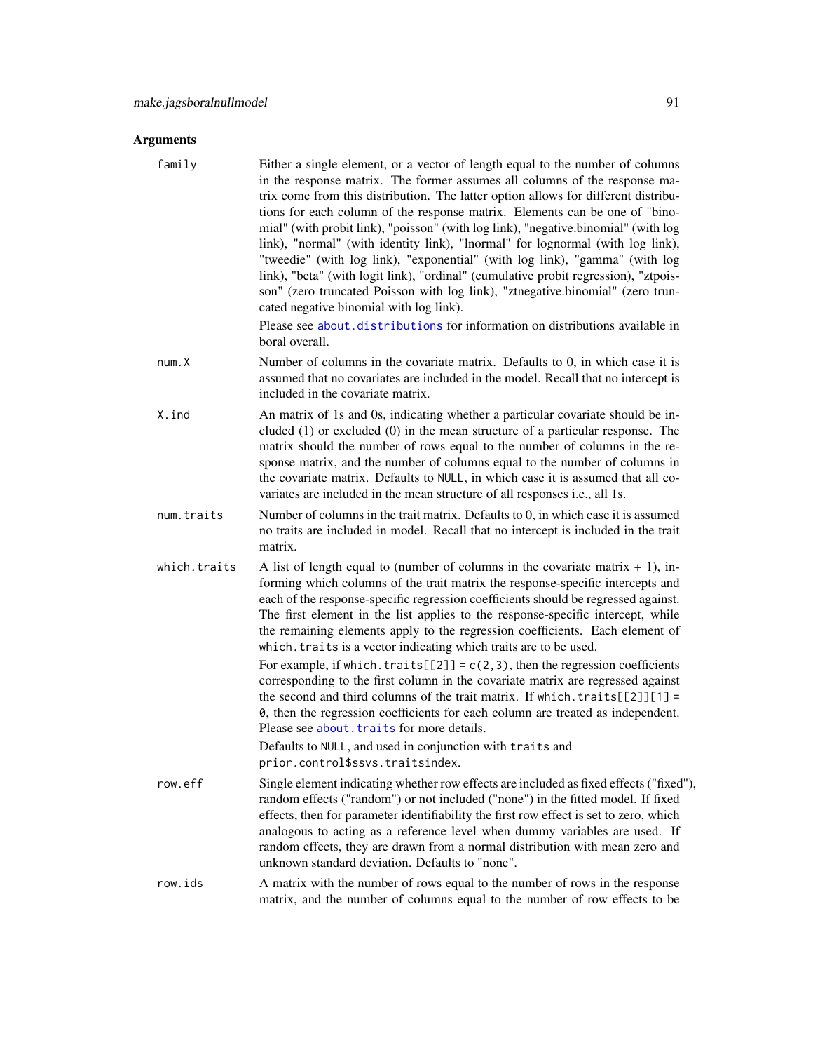## Arguments

**family**

Either a single element, or a vector of length equal to the number of columns in the response matrix. The former assumes all columns of the response matrix come from this distribution. The latter option allows for different distributions for each column of the response matrix. Elements can be one of "binomial" (with probit link), "poisson" (with log link), "negative.binomial" (with log link), "normal" (with identity link), "lnormal" for lognormal (with log link), "tweedie" (with log link), "exponential" (with log link), "gamma" (with log link), "beta" (with logit link), "ordinal" (cumulative probit regression), "ztpoisson" (zero truncated Poisson with log link), "ztnegative.binomial" (zero truncated negative binomial with log link).

Please see `about.distributions` for information on distributions available in boral overall.

**num.X**

Number of columns in the covariate matrix. Defaults to 0, in which case it is assumed that no covariates are included in the model. Recall that no intercept is included in the covariate matrix.

**X.ind**

An matrix of 1s and 0s, indicating whether a particular covariate should be included (1) or excluded (0) in the mean structure of a particular response. The matrix should the number of rows equal to the number of columns in the response matrix, and the number of columns equal to the number of columns in the covariate matrix. Defaults to `NULL`, in which case it is assumed that all covariates are included in the mean structure of all responses i.e., all 1s.

**num.traits**

Number of columns in the trait matrix. Defaults to 0, in which case it is assumed no traits are included in model. Recall that no intercept is included in the trait matrix.

**which.traits**

A list of length equal to (number of columns in the covariate matrix + 1), informing which columns of the trait matrix the response-specific intercepts and each of the response-specific regression coefficients should be regressed against. The first element in the list applies to the response-specific intercept, while the remaining elements apply to the regression coefficients. Each element of `which.traits` is a vector indicating which traits are to be used.

For example, if `which.traits[[2]] = c(2,3)`, then the regression coefficients corresponding to the first column in the covariate matrix are regressed against the second and third columns of the trait matrix. If `which.traits[[2]][1] = 0`, then the regression coefficients for each column are treated as independent. Please see `about.traits` for more details.

Defaults to `NULL`, and used in conjunction with `traits` and `prior.control$ssvs.traitsindex`.

**row.eff**

Single element indicating whether row effects are included as fixed effects ("fixed"), random effects ("random") or not included ("none") in the fitted model. If fixed effects, then for parameter identifiability the first row effect is set to zero, which analogous to acting as a reference level when dummy variables are used. If random effects, they are drawn from a normal distribution with mean zero and unknown standard deviation. Defaults to "none".

**row.ids**

A matrix with the number of rows equal to the number of rows in the response matrix, and the number of columns equal to the number of row effects to be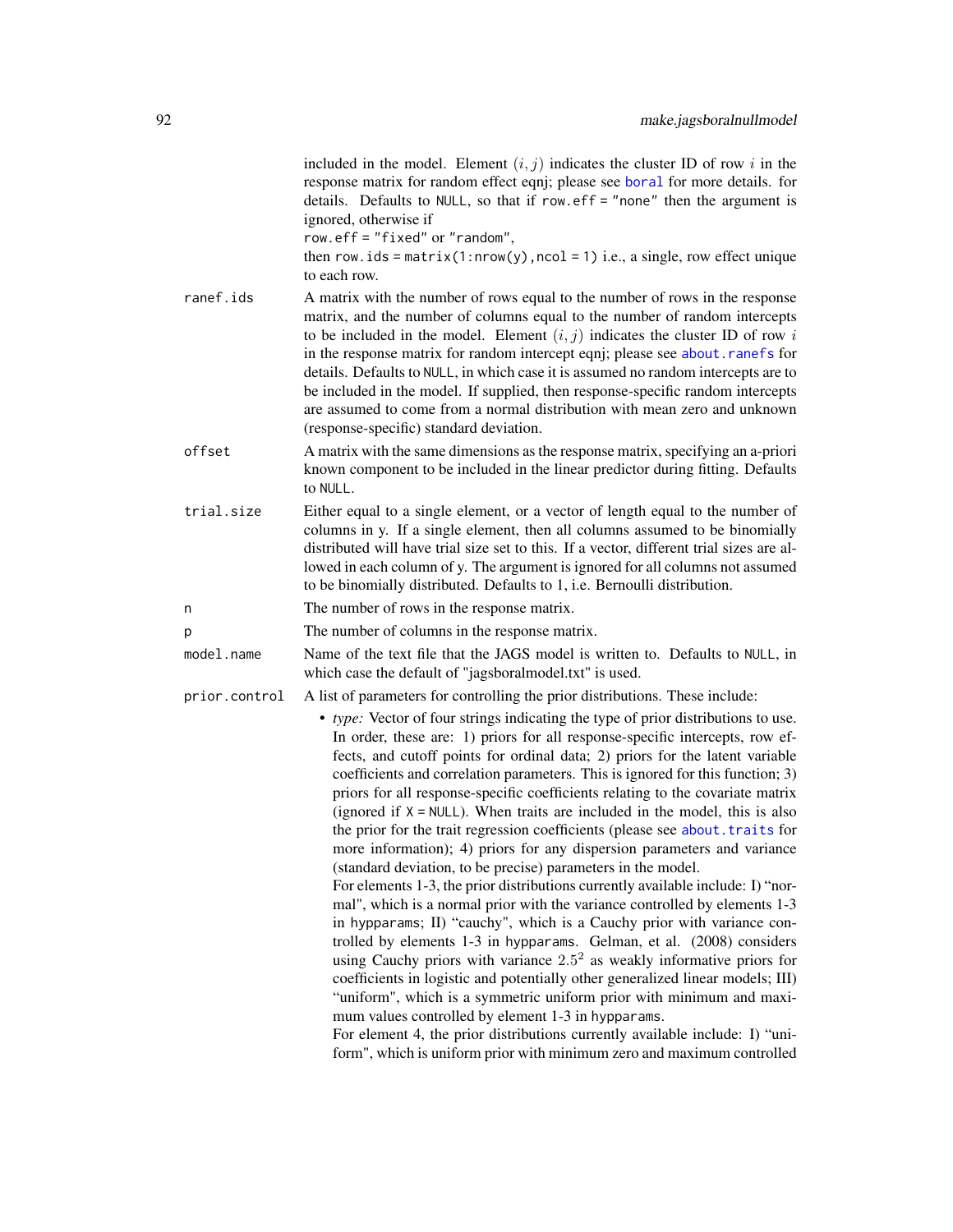included in the model. Element $(i, j)$ indicates the cluster ID of row $i$ in the response matrix for random effect eqnj; please see boral for more details. for details. Defaults to NULL, so that if row.eff = "none" then the argument is ignored, otherwise if
row.eff = "fixed" or "random",
then row.ids = matrix(1:nrow(y),ncol = 1) i.e., a single, row effect unique to each row.

**ranef.ids** A matrix with the number of rows equal to the number of rows in the response matrix, and the number of columns equal to the number of random intercepts to be included in the model. Element $(i, j)$ indicates the cluster ID of row $i$ in the response matrix for random intercept eqnj; please see about.ranefs for details. Defaults to NULL, in which case it is assumed no random intercepts are to be included in the model. If supplied, then response-specific random intercepts are assumed to come from a normal distribution with mean zero and unknown (response-specific) standard deviation.

**offset** A matrix with the same dimensions as the response matrix, specifying an a-priori known component to be included in the linear predictor during fitting. Defaults to NULL.

**trial.size** Either equal to a single element, or a vector of length equal to the number of columns in y. If a single element, then all columns assumed to be binomially distributed will have trial size set to this. If a vector, different trial sizes are allowed in each column of y. The argument is ignored for all columns not assumed to be binomially distributed. Defaults to 1, i.e. Bernoulli distribution.

**n** The number of rows in the response matrix.

**p** The number of columns in the response matrix.

**model.name** Name of the text file that the JAGS model is written to. Defaults to NULL, in which case the default of "jagsboralmodel.txt" is used.

**prior.control** A list of parameters for controlling the prior distributions. These include:

- *type:* Vector of four strings indicating the type of prior distributions to use. In order, these are: 1) priors for all response-specific intercepts, row effects, and cutoff points for ordinal data; 2) priors for the latent variable coefficients and correlation parameters. This is ignored for this function; 3) priors for all response-specific coefficients relating to the covariate matrix (ignored if X = NULL). When traits are included in the model, this is also the prior for the trait regression coefficients (please see about.traits for more information); 4) priors for any dispersion parameters and variance (standard deviation, to be precise) parameters in the model.
  For elements 1-3, the prior distributions currently available include: I) "normal", which is a normal prior with the variance controlled by elements 1-3 in hypparams; II) "cauchy", which is a Cauchy prior with variance controlled by elements 1-3 in hypparams. Gelman, et al. (2008) considers using Cauchy priors with variance $2.5^2$ as weakly informative priors for coefficients in logistic and potentially other generalized linear models; III) "uniform", which is a symmetric uniform prior with minimum and maximum values controlled by element 1-3 in hypparams.
  For element 4, the prior distributions currently available include: I) "uniform", which is uniform prior with minimum zero and maximum controlled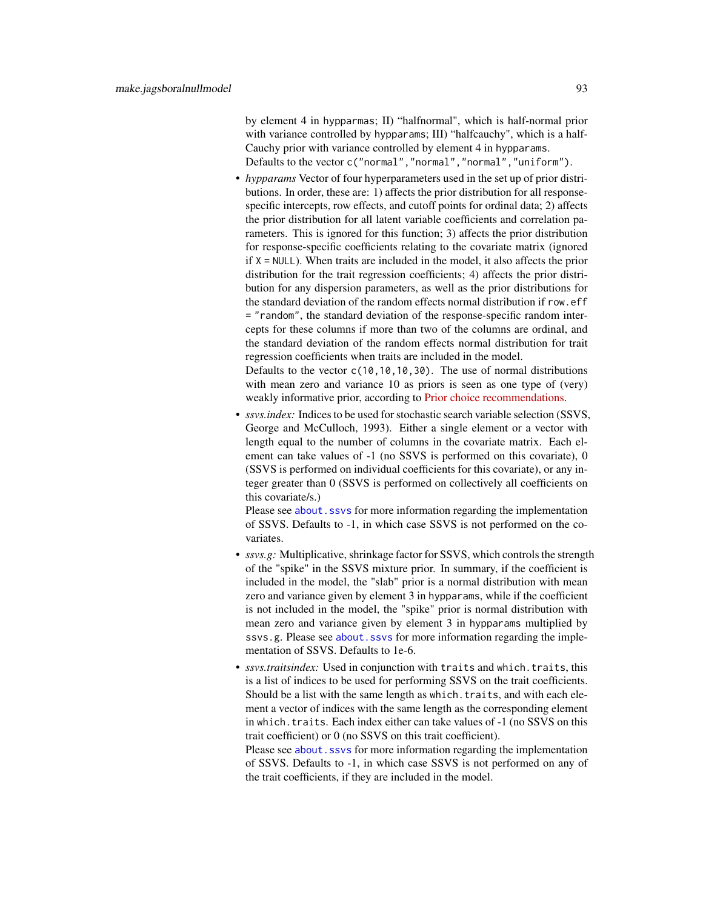by element 4 in hypparmas; II) “halfnormal", which is half-normal prior with variance controlled by hypparams; III) “halfcauchy", which is a half-Cauchy prior with variance controlled by element 4 in hypparams.
Defaults to the vector c("normal","normal","normal","uniform").

- *hypparams* Vector of four hyperparameters used in the set up of prior distributions. In order, these are: 1) affects the prior distribution for all response-specific intercepts, row effects, and cutoff points for ordinal data; 2) affects the prior distribution for all latent variable coefficients and correlation parameters. This is ignored for this function; 3) affects the prior distribution for response-specific coefficients relating to the covariate matrix (ignored if X = NULL). When traits are included in the model, it also affects the prior distribution for the trait regression coefficients; 4) affects the prior distribution for any dispersion parameters, as well as the prior distributions for the standard deviation of the random effects normal distribution if row.eff = "random", the standard deviation of the response-specific random intercepts for these columns if more than two of the columns are ordinal, and the standard deviation of the random effects normal distribution for trait regression coefficients when traits are included in the model.
Defaults to the vector c(10,10,10,30). The use of normal distributions with mean zero and variance 10 as priors is seen as one type of (very) weakly informative prior, according to Prior choice recommendations.
- *ssvs.index:* Indices to be used for stochastic search variable selection (SSVS, George and McCulloch, 1993). Either a single element or a vector with length equal to the number of columns in the covariate matrix. Each element can take values of -1 (no SSVS is performed on this covariate), 0 (SSVS is performed on individual coefficients for this covariate), or any integer greater than 0 (SSVS is performed on collectively all coefficients on this covariate/s.)
Please see about.ssvs for more information regarding the implementation of SSVS. Defaults to -1, in which case SSVS is not performed on the covariates.
- *ssvs.g:* Multiplicative, shrinkage factor for SSVS, which controls the strength of the "spike" in the SSVS mixture prior. In summary, if the coefficient is included in the model, the "slab" prior is a normal distribution with mean zero and variance given by element 3 in hypparams, while if the coefficient is not included in the model, the "spike" prior is normal distribution with mean zero and variance given by element 3 in hypparams multiplied by ssvs.g. Please see about.ssvs for more information regarding the implementation of SSVS. Defaults to 1e-6.
- *ssvs.traitsindex:* Used in conjunction with traits and which.traits, this is a list of indices to be used for performing SSVS on the trait coefficients. Should be a list with the same length as which.traits, and with each element a vector of indices with the same length as the corresponding element in which.traits. Each index either can take values of -1 (no SSVS on this trait coefficient) or 0 (no SSVS on this trait coefficient).
Please see about.ssvs for more information regarding the implementation of SSVS. Defaults to -1, in which case SSVS is not performed on any of the trait coefficients, if they are included in the model.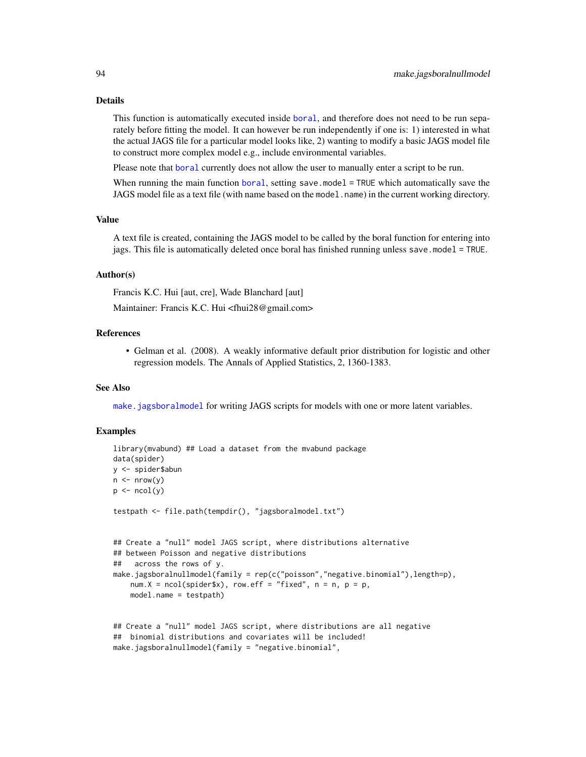## Details

This function is automatically executed inside boral, and therefore does not need to be run separately before fitting the model. It can however be run independently if one is: 1) interested in what the actual JAGS file for a particular model looks like, 2) wanting to modify a basic JAGS model file to construct more complex model e.g., include environmental variables.

Please note that boral currently does not allow the user to manually enter a script to be run.

When running the main function boral, setting `save.model = TRUE` which automatically save the JAGS model file as a text file (with name based on the `model.name`) in the current working directory.

## Value

A text file is created, containing the JAGS model to be called by the boral function for entering into jags. This file is automatically deleted once boral has finished running unless `save.model = TRUE`.

## Author(s)

Francis K.C. Hui [aut, cre], Wade Blanchard [aut]

Maintainer: Francis K.C. Hui <fhui28@gmail.com>

## References

- Gelman et al. (2008). A weakly informative default prior distribution for logistic and other regression models. The Annals of Applied Statistics, 2, 1360-1383.

## See Also

`make.jagsboralmodel` for writing JAGS scripts for models with one or more latent variables.

## Examples

```
library(mvabund) ## Load a dataset from the mvabund package
data(spider)
y <- spider$abun
n <- nrow(y)
p <- ncol(y)

testpath <- file.path(tempdir(), "jagsboralmodel.txt")


## Create a "null" model JAGS script, where distributions alternative
## between Poisson and negative distributions
##   across the rows of y.
make.jagsboralnullmodel(family = rep(c("poisson","negative.binomial"),length=p),
    num.X = ncol(spider$x), row.eff = "fixed", n = n, p = p,
    model.name = testpath)


## Create a "null" model JAGS script, where distributions are all negative
##  binomial distributions and covariates will be included!
make.jagsboralnullmodel(family = "negative.binomial",
```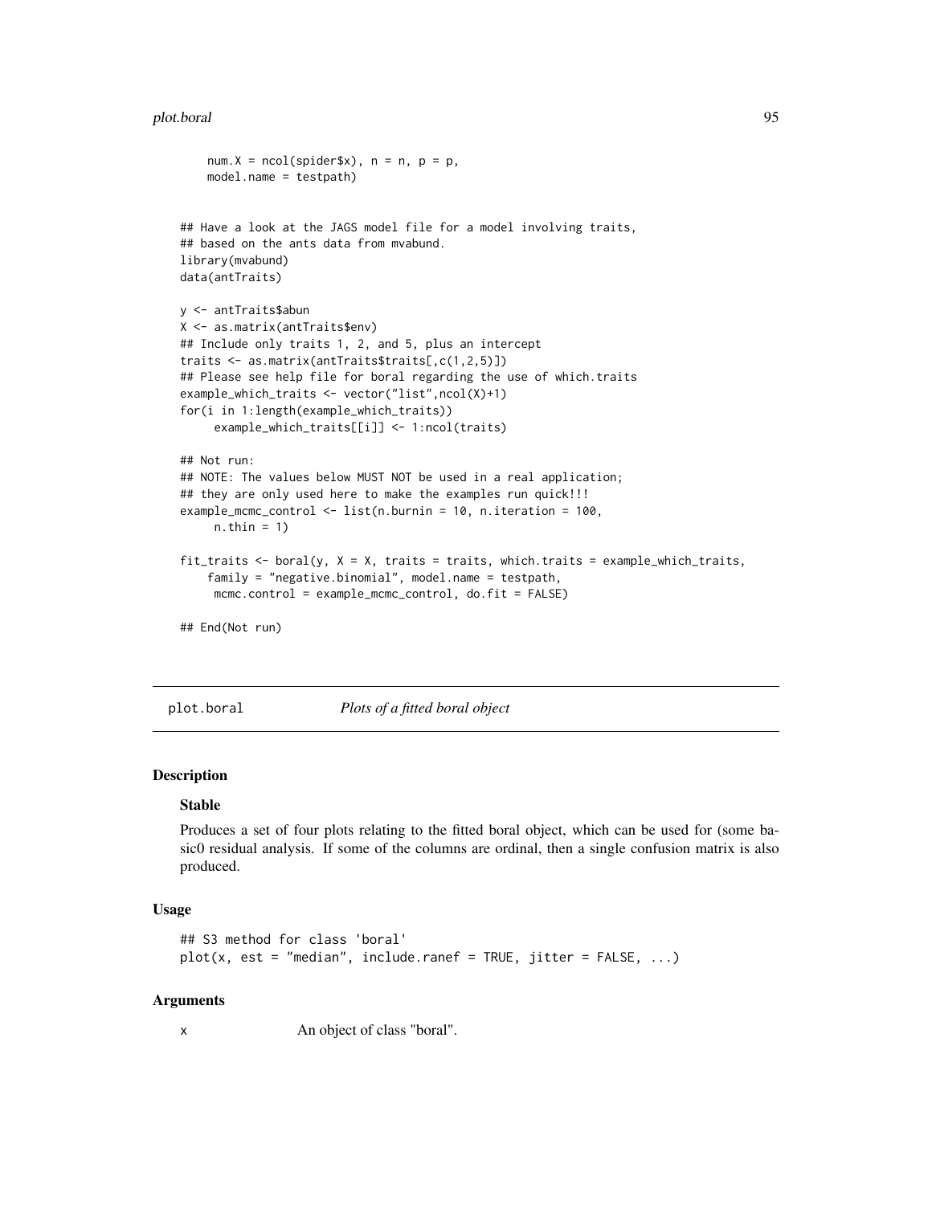```
    num.X = ncol(spider$x), n = n, p = p,
    model.name = testpath)


## Have a look at the JAGS model file for a model involving traits,
## based on the ants data from mvabund.
library(mvabund)
data(antTraits)

y <- antTraits$abun
X <- as.matrix(antTraits$env)
## Include only traits 1, 2, and 5, plus an intercept
traits <- as.matrix(antTraits$traits[,c(1,2,5)])
## Please see help file for boral regarding the use of which.traits
example_which_traits <- vector("list",ncol(X)+1)
for(i in 1:length(example_which_traits))
     example_which_traits[[i]] <- 1:ncol(traits)

## Not run:
## NOTE: The values below MUST NOT be used in a real application;
## they are only used here to make the examples run quick!!!
example_mcmc_control <- list(n.burnin = 10, n.iteration = 100,
     n.thin = 1)

fit_traits <- boral(y, X = X, traits = traits, which.traits = example_which_traits,
    family = "negative.binomial", model.name = testpath,
     mcmc.control = example_mcmc_control, do.fit = FALSE)

## End(Not run)
```

---

# plot.boral *Plots of a fitted boral object*

## Description

### Stable

Produces a set of four plots relating to the fitted boral object, which can be used for (some basic0 residual analysis. If some of the columns are ordinal, then a single confusion matrix is also produced.

## Usage

```
## S3 method for class 'boral'
plot(x, est = "median", include.ranef = TRUE, jitter = FALSE, ...)
```

## Arguments

x    An object of class "boral".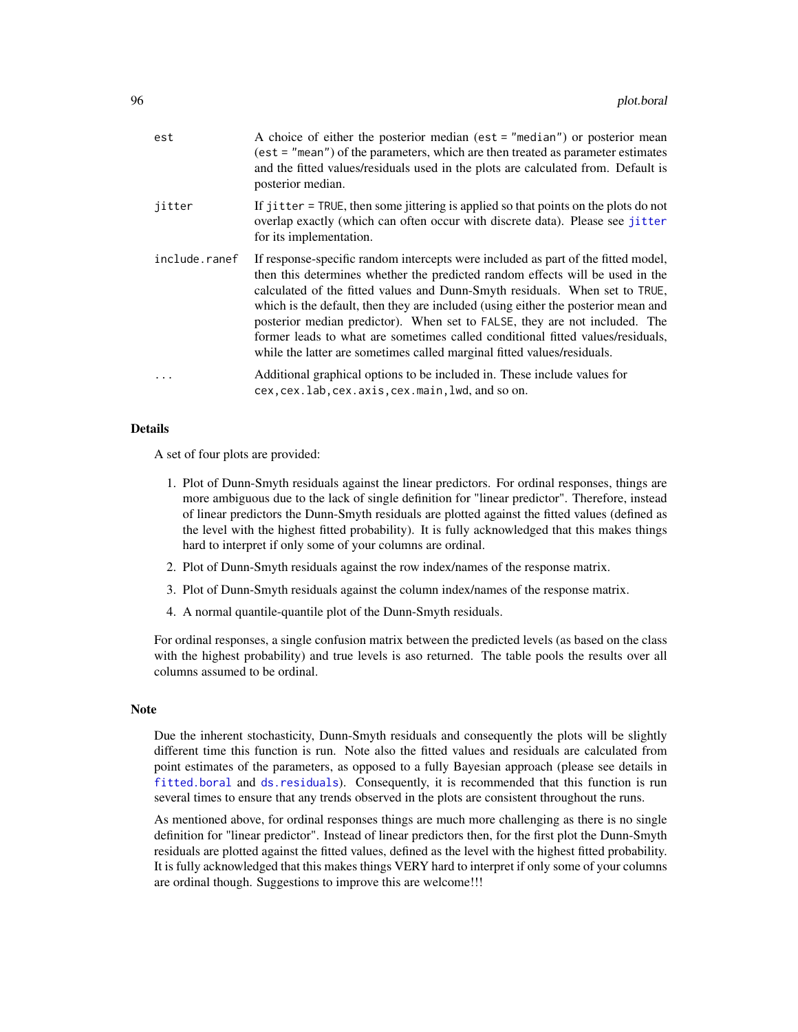| | |
|---|---|
| `est` | A choice of either the posterior median (`est = "median"`) or posterior mean (`est = "mean"`) of the parameters, which are then treated as parameter estimates and the fitted values/residuals used in the plots are calculated from. Default is posterior median. |
| `jitter` | If `jitter = TRUE`, then some jittering is applied so that points on the plots do not overlap exactly (which can often occur with discrete data). Please see `jitter` for its implementation. |
| `include.ranef` | If response-specific random intercepts were included as part of the fitted model, then this determines whether the predicted random effects will be used in the calculated of the fitted values and Dunn-Smyth residuals. When set to `TRUE`, which is the default, then they are included (using either the posterior mean and posterior median predictor). When set to `FALSE`, they are not included. The former leads to what are sometimes called conditional fitted values/residuals, while the latter are sometimes called marginal fitted values/residuals. |
| `...` | Additional graphical options to be included in. These include values for `cex,cex.lab,cex.axis,cex.main,lwd`, and so on. |

## Details

A set of four plots are provided:

1. Plot of Dunn-Smyth residuals against the linear predictors. For ordinal responses, things are more ambiguous due to the lack of single definition for "linear predictor". Therefore, instead of linear predictors the Dunn-Smyth residuals are plotted against the fitted values (defined as the level with the highest fitted probability). It is fully acknowledged that this makes things hard to interpret if only some of your columns are ordinal.
2. Plot of Dunn-Smyth residuals against the row index/names of the response matrix.
3. Plot of Dunn-Smyth residuals against the column index/names of the response matrix.
4. A normal quantile-quantile plot of the Dunn-Smyth residuals.

For ordinal responses, a single confusion matrix between the predicted levels (as based on the class with the highest probability) and true levels is aso returned. The table pools the results over all columns assumed to be ordinal.

## Note

Due the inherent stochasticity, Dunn-Smyth residuals and consequently the plots will be slightly different time this function is run. Note also the fitted values and residuals are calculated from point estimates of the parameters, as opposed to a fully Bayesian approach (please see details in `fitted.boral` and `ds.residuals`). Consequently, it is recommended that this function is run several times to ensure that any trends observed in the plots are consistent throughout the runs.

As mentioned above, for ordinal responses things are much more challenging as there is no single definition for "linear predictor". Instead of linear predictors then, for the first plot the Dunn-Smyth residuals are plotted against the fitted values, defined as the level with the highest fitted probability. It is fully acknowledged that this makes things VERY hard to interpret if only some of your columns are ordinal though. Suggestions to improve this are welcome!!!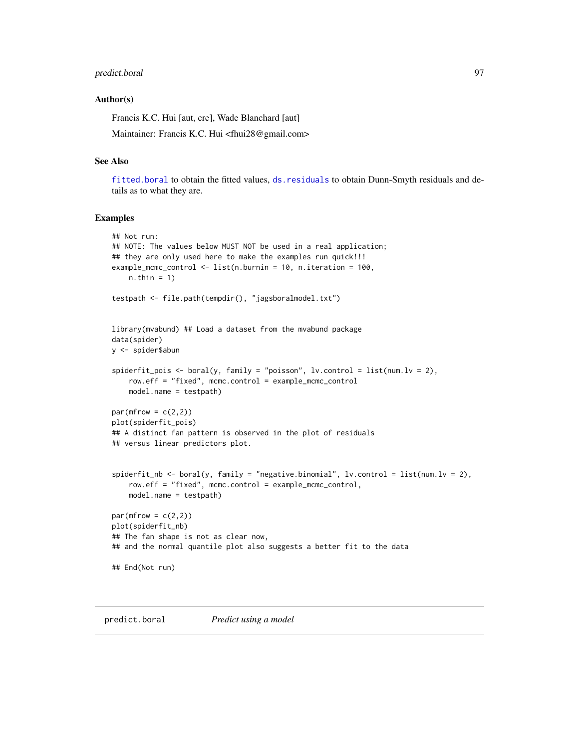### Author(s)

Francis K.C. Hui [aut, cre], Wade Blanchard [aut]

Maintainer: Francis K.C. Hui <fhui28@gmail.com>

### See Also

`fitted.boral` to obtain the fitted values, `ds.residuals` to obtain Dunn-Smyth residuals and details as to what they are.

### Examples

```
## Not run:
## NOTE: The values below MUST NOT be used in a real application;
## they are only used here to make the examples run quick!!!
example_mcmc_control <- list(n.burnin = 10, n.iteration = 100,
    n.thin = 1)

testpath <- file.path(tempdir(), "jagsboralmodel.txt")


library(mvabund) ## Load a dataset from the mvabund package
data(spider)
y <- spider$abun

spiderfit_pois <- boral(y, family = "poisson", lv.control = list(num.lv = 2),
    row.eff = "fixed", mcmc.control = example_mcmc_control
    model.name = testpath)

par(mfrow = c(2,2))
plot(spiderfit_pois)
## A distinct fan pattern is observed in the plot of residuals
## versus linear predictors plot.


spiderfit_nb <- boral(y, family = "negative.binomial", lv.control = list(num.lv = 2),
    row.eff = "fixed", mcmc.control = example_mcmc_control,
    model.name = testpath)

par(mfrow = c(2,2))
plot(spiderfit_nb)
## The fan shape is not as clear now,
## and the normal quantile plot also suggests a better fit to the data

## End(Not run)
```

---

## predict.boral *Predict using a model*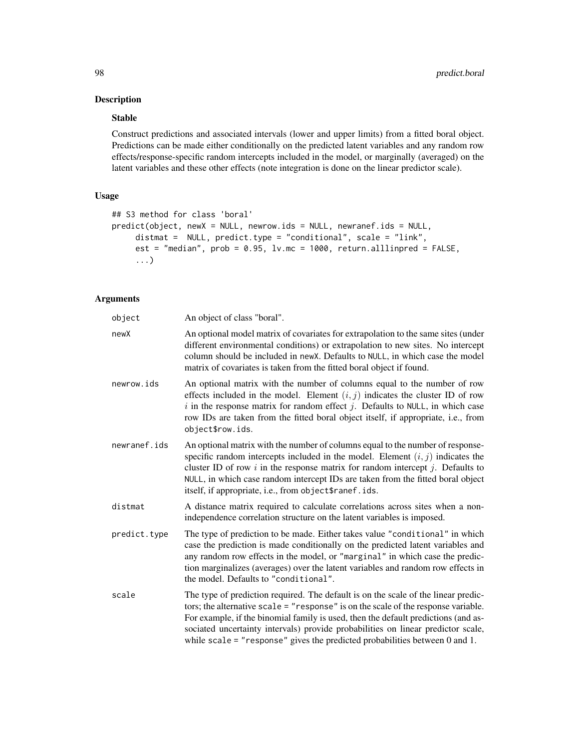## Description

### Stable

Construct predictions and associated intervals (lower and upper limits) from a fitted boral object. Predictions can be made either conditionally on the predicted latent variables and any random row effects/response-specific random intercepts included in the model, or marginally (averaged) on the latent variables and these other effects (note integration is done on the linear predictor scale).

## Usage

```
## S3 method for class 'boral'
predict(object, newX = NULL, newrow.ids = NULL, newranef.ids = NULL,
     distmat =  NULL, predict.type = "conditional", scale = "link",
     est = "median", prob = 0.95, lv.mc = 1000, return.alllinpred = FALSE,
     ...)
```

## Arguments

| | |
|---|---|
| object | An object of class "boral". |
| newX | An optional model matrix of covariates for extrapolation to the same sites (under different environmental conditions) or extrapolation to new sites. No intercept column should be included in newX. Defaults to NULL, in which case the model matrix of covariates is taken from the fitted boral object if found. |
| newrow.ids | An optional matrix with the number of columns equal to the number of row effects included in the model. Element $(i, j)$ indicates the cluster ID of row $i$ in the response matrix for random effect $j$. Defaults to NULL, in which case row IDs are taken from the fitted boral object itself, if appropriate, i.e., from object$row.ids. |
| newranef.ids | An optional matrix with the number of columns equal to the number of response-specific random intercepts included in the model. Element $(i, j)$ indicates the cluster ID of row $i$ in the response matrix for random intercept $j$. Defaults to NULL, in which case random intercept IDs are taken from the fitted boral object itself, if appropriate, i.e., from object$ranef.ids. |
| distmat | A distance matrix required to calculate correlations across sites when a non-independence correlation structure on the latent variables is imposed. |
| predict.type | The type of prediction to be made. Either takes value "conditional" in which case the prediction is made conditionally on the predicted latent variables and any random row effects in the model, or "marginal" in which case the prediction marginalizes (averages) over the latent variables and random row effects in the model. Defaults to "conditional". |
| scale | The type of prediction required. The default is on the scale of the linear predictors; the alternative scale = "response" is on the scale of the response variable. For example, if the binomial family is used, then the default predictions (and associated uncertainty intervals) provide probabilities on linear predictor scale, while scale = "response" gives the predicted probabilities between 0 and 1. |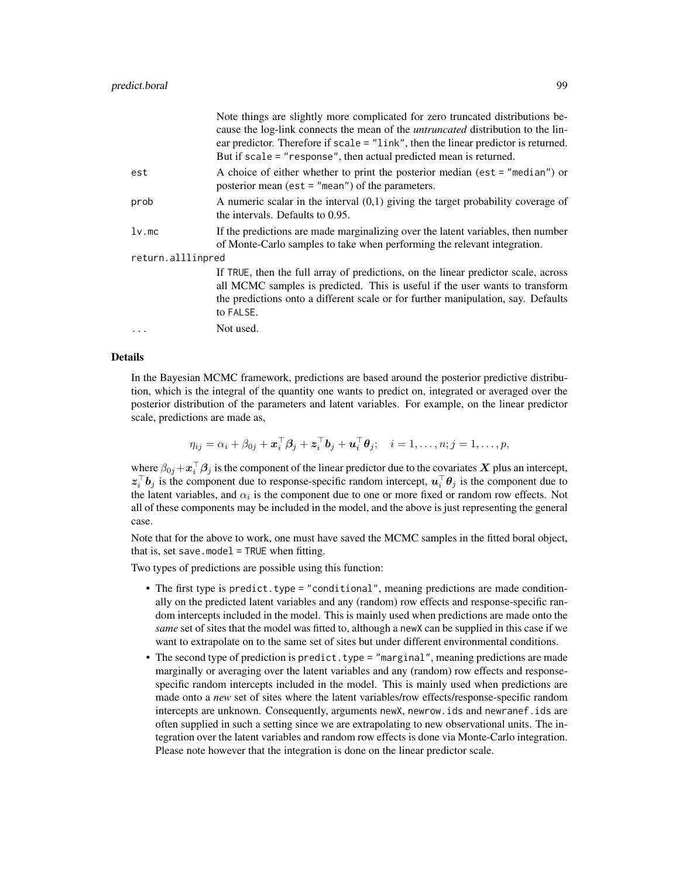Note things are slightly more complicated for zero truncated distributions because the log-link connects the mean of the *untruncated* distribution to the linear predictor. Therefore if `scale = "link"`, then the linear predictor is returned. But if `scale = "response"`, then actual predicted mean is returned.

`est` A choice of either whether to print the posterior median (`est = "median"`) or posterior mean (`est = "mean"`) of the parameters.

`prob` A numeric scalar in the interval (0,1) giving the target probability coverage of the intervals. Defaults to 0.95.

`lv.mc` If the predictions are made marginalizing over the latent variables, then number of Monte-Carlo samples to take when performing the relevant integration.

`return.alllinpred` If `TRUE`, then the full array of predictions, on the linear predictor scale, across all MCMC samples is predicted. This is useful if the user wants to transform the predictions onto a different scale or for further manipulation, say. Defaults to `FALSE`.

`...` Not used.

## Details

In the Bayesian MCMC framework, predictions are based around the posterior predictive distribution, which is the integral of the quantity one wants to predict on, integrated or averaged over the posterior distribution of the parameters and latent variables. For example, on the linear predictor scale, predictions are made as,

$$\eta_{ij} = \alpha_i + \beta_{0j} + \boldsymbol{x}_i^\top \boldsymbol{\beta}_j + \boldsymbol{z}_i^\top \boldsymbol{b}_j + \boldsymbol{u}_i^\top \boldsymbol{\theta}_j; \quad i = 1, \ldots, n; j = 1, \ldots, p,$$

where $\beta_{0j} + \boldsymbol{x}_i^\top \boldsymbol{\beta}_j$ is the component of the linear predictor due to the covariates $\boldsymbol{X}$ plus an intercept, $\boldsymbol{z}_i^\top \boldsymbol{b}_j$ is the component due to response-specific random intercept, $\boldsymbol{u}_i^\top \boldsymbol{\theta}_j$ is the component due to the latent variables, and $\alpha_i$ is the component due to one or more fixed or random row effects. Not all of these components may be included in the model, and the above is just representing the general case.

Note that for the above to work, one must have saved the MCMC samples in the fitted boral object, that is, set `save.model = TRUE` when fitting.

Two types of predictions are possible using this function:

- The first type is `predict.type = "conditional"`, meaning predictions are made conditionally on the predicted latent variables and any (random) row effects and response-specific random intercepts included in the model. This is mainly used when predictions are made onto the *same* set of sites that the model was fitted to, although a `newX` can be supplied in this case if we want to extrapolate on to the same set of sites but under different environmental conditions.
- The second type of prediction is `predict.type = "marginal"`, meaning predictions are made marginally or averaging over the latent variables and any (random) row effects and response-specific random intercepts included in the model. This is mainly used when predictions are made onto a *new* set of sites where the latent variables/row effects/response-specific random intercepts are unknown. Consequently, arguments `newX`, `newrow.ids` and `newranef.ids` are often supplied in such a setting since we are extrapolating to new observational units. The integration over the latent variables and random row effects is done via Monte-Carlo integration. Please note however that the integration is done on the linear predictor scale.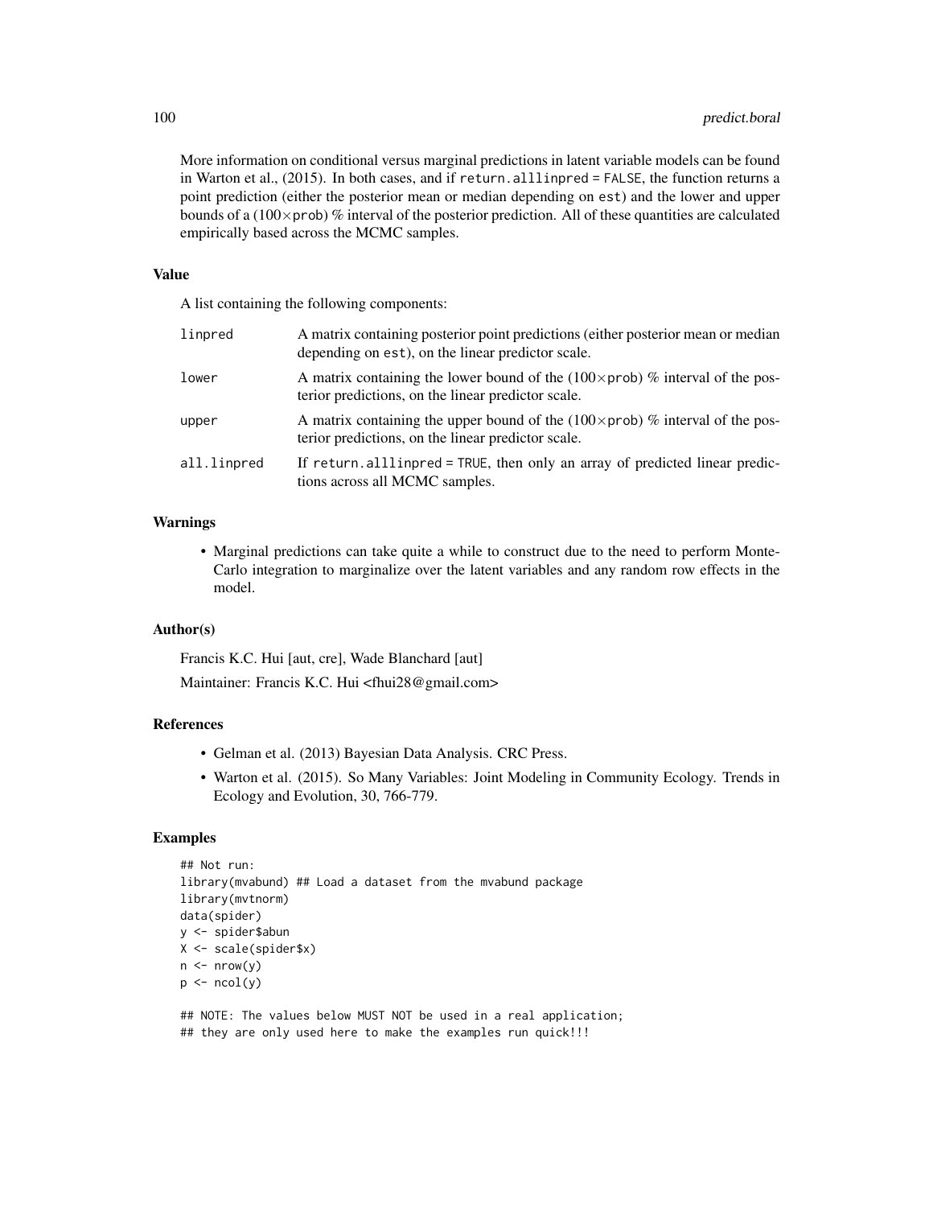More information on conditional versus marginal predictions in latent variable models can be found in Warton et al., (2015). In both cases, and if `return.alllinpred = FALSE`, the function returns a point prediction (either the posterior mean or median depending on `est`) and the lower and upper bounds of a $(100\times$`prob`$)$ % interval of the posterior prediction. All of these quantities are calculated empirically based across the MCMC samples.

### Value

A list containing the following components:

| | |
|---|---|
| `linpred` | A matrix containing posterior point predictions (either posterior mean or median depending on `est`), on the linear predictor scale. |
| `lower` | A matrix containing the lower bound of the $(100\times$`prob`$)$ % interval of the posterior predictions, on the linear predictor scale. |
| `upper` | A matrix containing the upper bound of the $(100\times$`prob`$)$ % interval of the posterior predictions, on the linear predictor scale. |
| `all.linpred` | If `return.alllinpred = TRUE`, then only an array of predicted linear predictions across all MCMC samples. |

### Warnings

- Marginal predictions can take quite a while to construct due to the need to perform Monte-Carlo integration to marginalize over the latent variables and any random row effects in the model.

### Author(s)

Francis K.C. Hui [aut, cre], Wade Blanchard [aut]

Maintainer: Francis K.C. Hui <fhui28@gmail.com>

### References

- Gelman et al. (2013) Bayesian Data Analysis. CRC Press.
- Warton et al. (2015). So Many Variables: Joint Modeling in Community Ecology. Trends in Ecology and Evolution, 30, 766-779.

### Examples

```
## Not run:
library(mvabund) ## Load a dataset from the mvabund package
library(mvtnorm)
data(spider)
y <- spider$abun
X <- scale(spider$x)
n <- nrow(y)
p <- ncol(y)

## NOTE: The values below MUST NOT be used in a real application;
## they are only used here to make the examples run quick!!!
```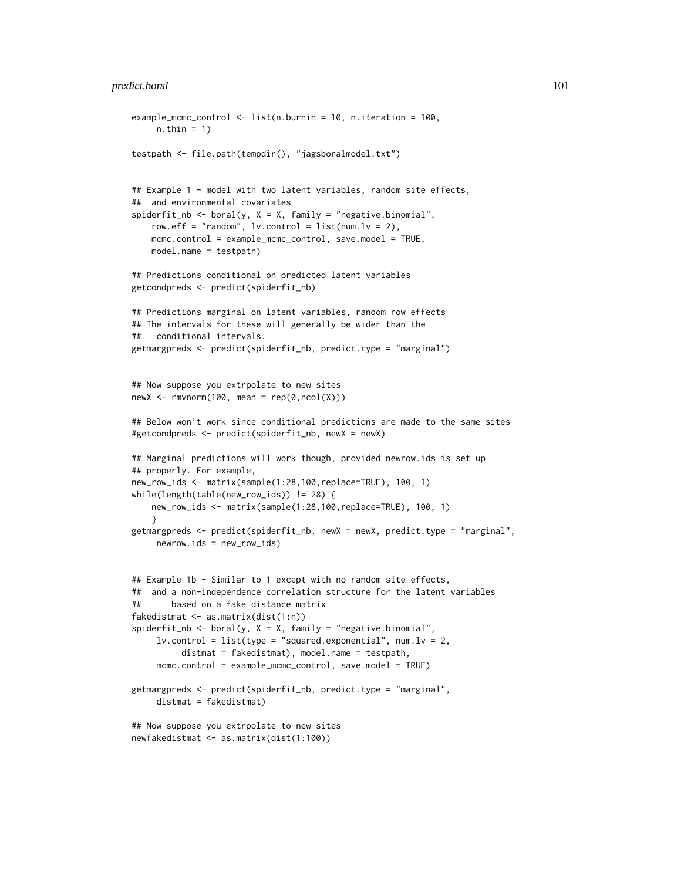```
example_mcmc_control <- list(n.burnin = 10, n.iteration = 100,
     n.thin = 1)

testpath <- file.path(tempdir(), "jagsboralmodel.txt")


## Example 1 - model with two latent variables, random site effects,
##  and environmental covariates
spiderfit_nb <- boral(y, X = X, family = "negative.binomial",
    row.eff = "random", lv.control = list(num.lv = 2),
    mcmc.control = example_mcmc_control, save.model = TRUE,
    model.name = testpath)

## Predictions conditional on predicted latent variables
getcondpreds <- predict(spiderfit_nb)

## Predictions marginal on latent variables, random row effects
## The intervals for these will generally be wider than the
##   conditional intervals.
getmargpreds <- predict(spiderfit_nb, predict.type = "marginal")


## Now suppose you extrpolate to new sites
newX <- rmvnorm(100, mean = rep(0,ncol(X)))

## Below won't work since conditional predictions are made to the same sites
#getcondpreds <- predict(spiderfit_nb, newX = newX)

## Marginal predictions will work though, provided newrow.ids is set up
## properly. For example,
new_row_ids <- matrix(sample(1:28,100,replace=TRUE), 100, 1)
while(length(table(new_row_ids)) != 28) {
    new_row_ids <- matrix(sample(1:28,100,replace=TRUE), 100, 1)
    }
getmargpreds <- predict(spiderfit_nb, newX = newX, predict.type = "marginal",
     newrow.ids = new_row_ids)


## Example 1b - Similar to 1 except with no random site effects,
##  and a non-independence correlation structure for the latent variables
##      based on a fake distance matrix
fakedistmat <- as.matrix(dist(1:n))
spiderfit_nb <- boral(y, X = X, family = "negative.binomial",
     lv.control = list(type = "squared.exponential", num.lv = 2,
          distmat = fakedistmat), model.name = testpath,
     mcmc.control = example_mcmc_control, save.model = TRUE)

getmargpreds <- predict(spiderfit_nb, predict.type = "marginal",
     distmat = fakedistmat)

## Now suppose you extrpolate to new sites
newfakedistmat <- as.matrix(dist(1:100))
```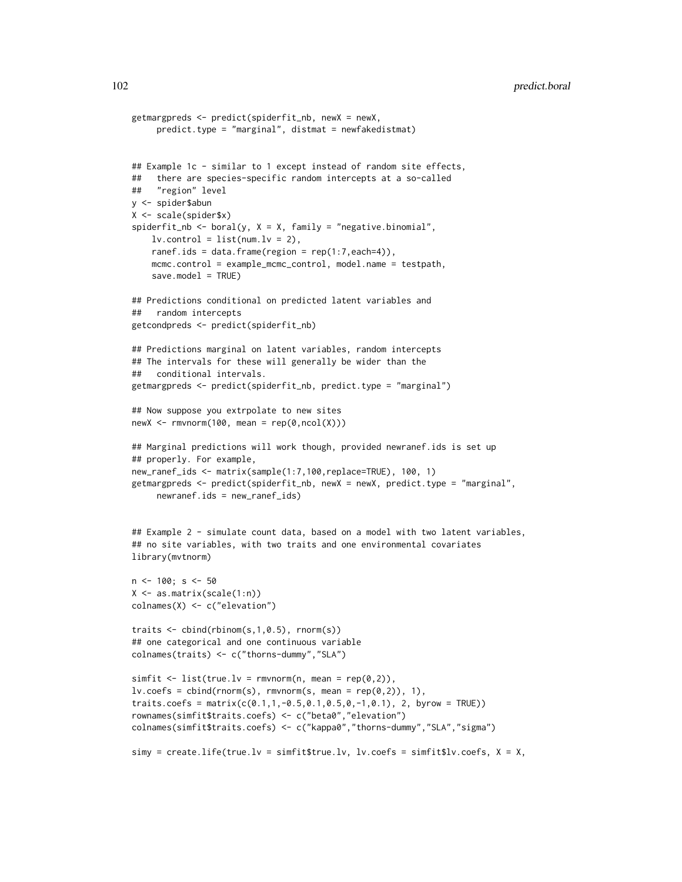```
getmargpreds <- predict(spiderfit_nb, newX = newX,
     predict.type = "marginal", distmat = newfakedistmat)


## Example 1c - similar to 1 except instead of random site effects,
##   there are species-specific random intercepts at a so-called
##   "region" level
y <- spider$abun
X <- scale(spider$x)
spiderfit_nb <- boral(y, X = X, family = "negative.binomial",
    lv.control = list(num.lv = 2),
    ranef.ids = data.frame(region = rep(1:7,each=4)),
    mcmc.control = example_mcmc_control, model.name = testpath,
    save.model = TRUE)

## Predictions conditional on predicted latent variables and
##   random intercepts
getcondpreds <- predict(spiderfit_nb)

## Predictions marginal on latent variables, random intercepts
## The intervals for these will generally be wider than the
##   conditional intervals.
getmargpreds <- predict(spiderfit_nb, predict.type = "marginal")

## Now suppose you extrpolate to new sites
newX <- rmvnorm(100, mean = rep(0,ncol(X)))

## Marginal predictions will work though, provided newranef.ids is set up
## properly. For example,
new_ranef_ids <- matrix(sample(1:7,100,replace=TRUE), 100, 1)
getmargpreds <- predict(spiderfit_nb, newX = newX, predict.type = "marginal",
     newranef.ids = new_ranef_ids)


## Example 2 - simulate count data, based on a model with two latent variables,
## no site variables, with two traits and one environmental covariates
library(mvtnorm)

n <- 100; s <- 50
X <- as.matrix(scale(1:n))
colnames(X) <- c("elevation")

traits <- cbind(rbinom(s,1,0.5), rnorm(s))
## one categorical and one continuous variable
colnames(traits) <- c("thorns-dummy","SLA")

simfit <- list(true.lv = rmvnorm(n, mean = rep(0,2)),
lv.coefs = cbind(rnorm(s), rmvnorm(s, mean = rep(0,2)), 1),
traits.coefs = matrix(c(0.1,1,-0.5,0.1,0.5,0,-1,0.1), 2, byrow = TRUE))
rownames(simfit$traits.coefs) <- c("beta0","elevation")
colnames(simfit$traits.coefs) <- c("kappa0","thorns-dummy","SLA","sigma")

simy = create.life(true.lv = simfit$true.lv, lv.coefs = simfit$lv.coefs, X = X,
```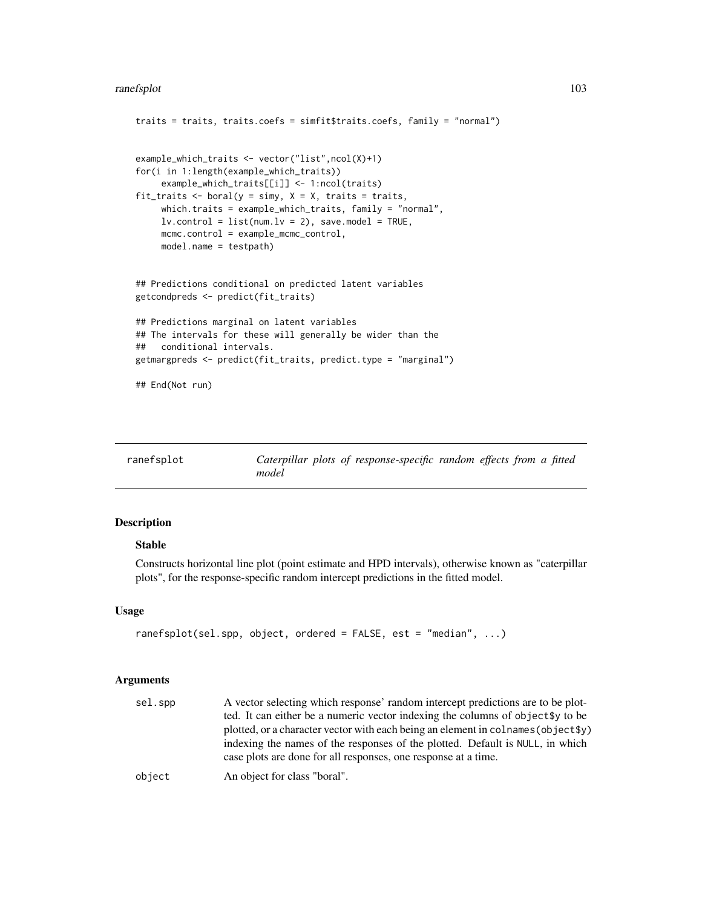```
traits = traits, traits.coefs = simfit$traits.coefs, family = "normal")


example_which_traits <- vector("list",ncol(X)+1)
for(i in 1:length(example_which_traits))
     example_which_traits[[i]] <- 1:ncol(traits)
fit_traits <- boral(y = simy, X = X, traits = traits,
     which.traits = example_which_traits, family = "normal",
     lv.control = list(num.lv = 2), save.model = TRUE,
     mcmc.control = example_mcmc_control,
     model.name = testpath)


## Predictions conditional on predicted latent variables
getcondpreds <- predict(fit_traits)

## Predictions marginal on latent variables
## The intervals for these will generally be wider than the
##   conditional intervals.
getmargpreds <- predict(fit_traits, predict.type = "marginal")

## End(Not run)
```

---

ranefsplot — *Caterpillar plots of response-specific random effects from a fitted model*

---

## Description

### Stable

Constructs horizontal line plot (point estimate and HPD intervals), otherwise known as "caterpillar plots", for the response-specific random intercept predictions in the fitted model.

## Usage

```
ranefsplot(sel.spp, object, ordered = FALSE, est = "median", ...)
```

## Arguments

| | |
|---|---|
| sel.spp | A vector selecting which response' random intercept predictions are to be plotted. It can either be a numeric vector indexing the columns of `object$y` to be plotted, or a character vector with each being an element in `colnames(object$y)` indexing the names of the responses of the plotted. Default is `NULL`, in which case plots are done for all responses, one response at a time. |
| object | An object for class "boral". |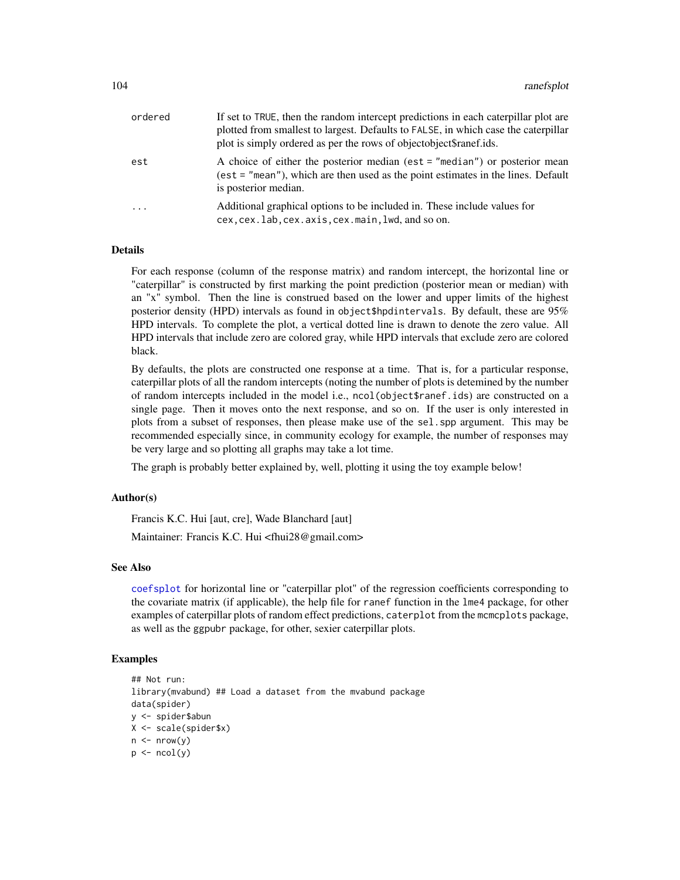| | |
|---|---|
| ordered | If set to TRUE, then the random intercept predictions in each caterpillar plot are plotted from smallest to largest. Defaults to FALSE, in which case the caterpillar plot is simply ordered as per the rows of objectobject$ranef.ids. |
| est | A choice of either the posterior median (est = "median") or posterior mean (est = "mean"), which are then used as the point estimates in the lines. Default is posterior median. |
| ... | Additional graphical options to be included in. These include values for cex,cex.lab,cex.axis,cex.main,lwd, and so on. |

## Details

For each response (column of the response matrix) and random intercept, the horizontal line or "caterpillar" is constructed by first marking the point prediction (posterior mean or median) with an "x" symbol. Then the line is construed based on the lower and upper limits of the highest posterior density (HPD) intervals as found in `object$hpdintervals`. By default, these are 95% HPD intervals. To complete the plot, a vertical dotted line is drawn to denote the zero value. All HPD intervals that include zero are colored gray, while HPD intervals that exclude zero are colored black.

By defaults, the plots are constructed one response at a time. That is, for a particular response, caterpillar plots of all the random intercepts (noting the number of plots is detemined by the number of random intercepts included in the model i.e., `ncol(object$ranef.ids)` are constructed on a single page. Then it moves onto the next response, and so on. If the user is only interested in plots from a subset of responses, then please make use of the `sel.spp` argument. This may be recommended especially since, in community ecology for example, the number of responses may be very large and so plotting all graphs may take a lot time.

The graph is probably better explained by, well, plotting it using the toy example below!

## Author(s)

Francis K.C. Hui [aut, cre], Wade Blanchard [aut]

Maintainer: Francis K.C. Hui <fhui28@gmail.com>

## See Also

`coefsplot` for horizontal line or "caterpillar plot" of the regression coefficients corresponding to the covariate matrix (if applicable), the help file for `ranef` function in the `lme4` package, for other examples of caterpillar plots of random effect predictions, `caterplot` from the `mcmcplots` package, as well as the `ggpubr` package, for other, sexier caterpillar plots.

## Examples

```
## Not run:
library(mvabund) ## Load a dataset from the mvabund package
data(spider)
y <- spider$abun
X <- scale(spider$x)
n <- nrow(y)
p <- ncol(y)
```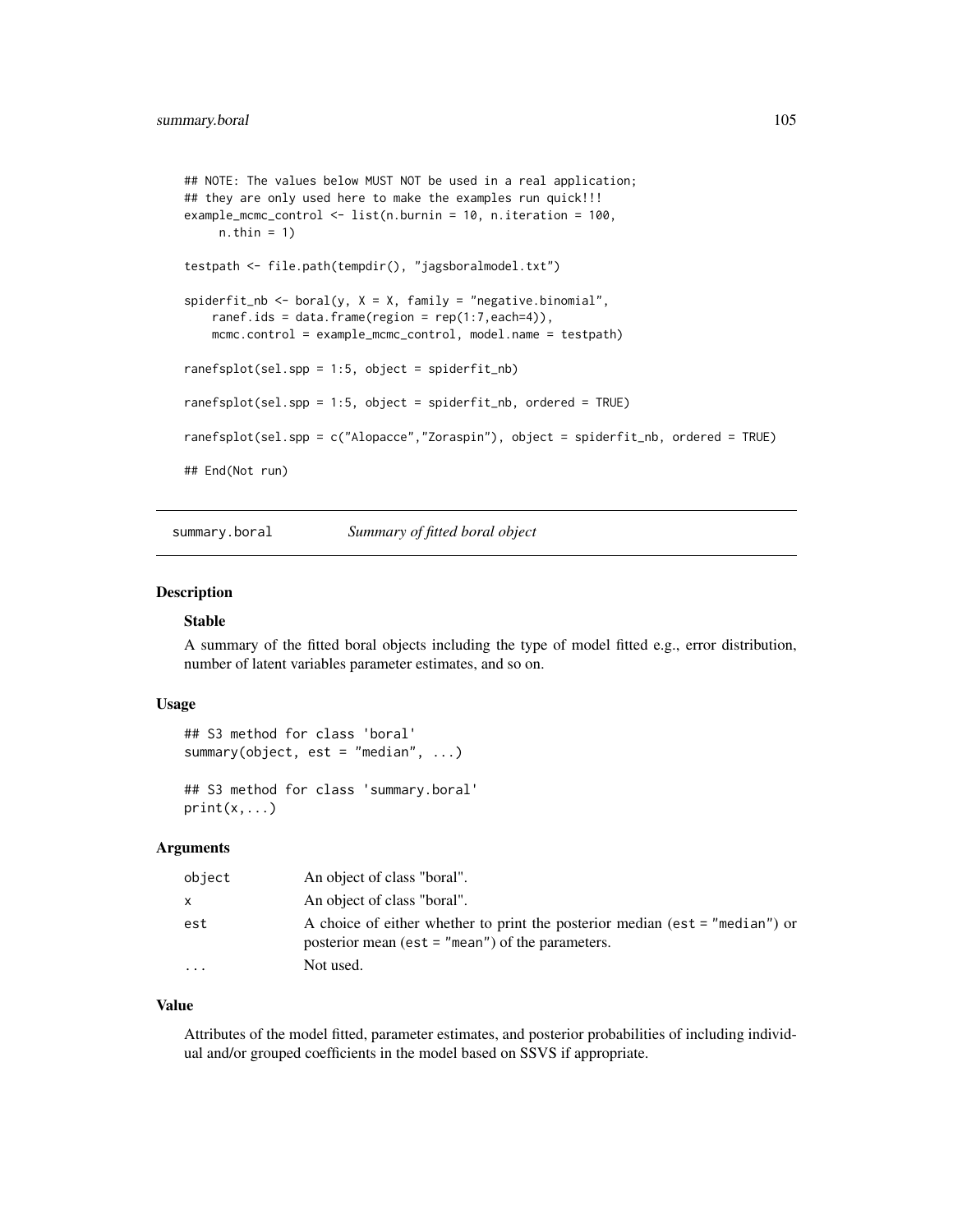```
## NOTE: The values below MUST NOT be used in a real application;
## they are only used here to make the examples run quick!!!
example_mcmc_control <- list(n.burnin = 10, n.iteration = 100,
     n.thin = 1)

testpath <- file.path(tempdir(), "jagsboralmodel.txt")

spiderfit_nb <- boral(y, X = X, family = "negative.binomial",
    ranef.ids = data.frame(region = rep(1:7,each=4)),
    mcmc.control = example_mcmc_control, model.name = testpath)

ranefsplot(sel.spp = 1:5, object = spiderfit_nb)

ranefsplot(sel.spp = 1:5, object = spiderfit_nb, ordered = TRUE)

ranefsplot(sel.spp = c("Alopacce","Zoraspin"), object = spiderfit_nb, ordered = TRUE)

## End(Not run)
```

---

## summary.boral — *Summary of fitted boral object*

### Description

**Stable**

A summary of the fitted boral objects including the type of model fitted e.g., error distribution, number of latent variables parameter estimates, and so on.

### Usage

```
## S3 method for class 'boral'
summary(object, est = "median", ...)

## S3 method for class 'summary.boral'
print(x,...)
```

### Arguments

| | |
|---|---|
| `object` | An object of class "boral". |
| `x` | An object of class "boral". |
| `est` | A choice of either whether to print the posterior median (`est = "median"`) or posterior mean (`est = "mean"`) of the parameters. |
| `...` | Not used. |

### Value

Attributes of the model fitted, parameter estimates, and posterior probabilities of including individual and/or grouped coefficients in the model based on SSVS if appropriate.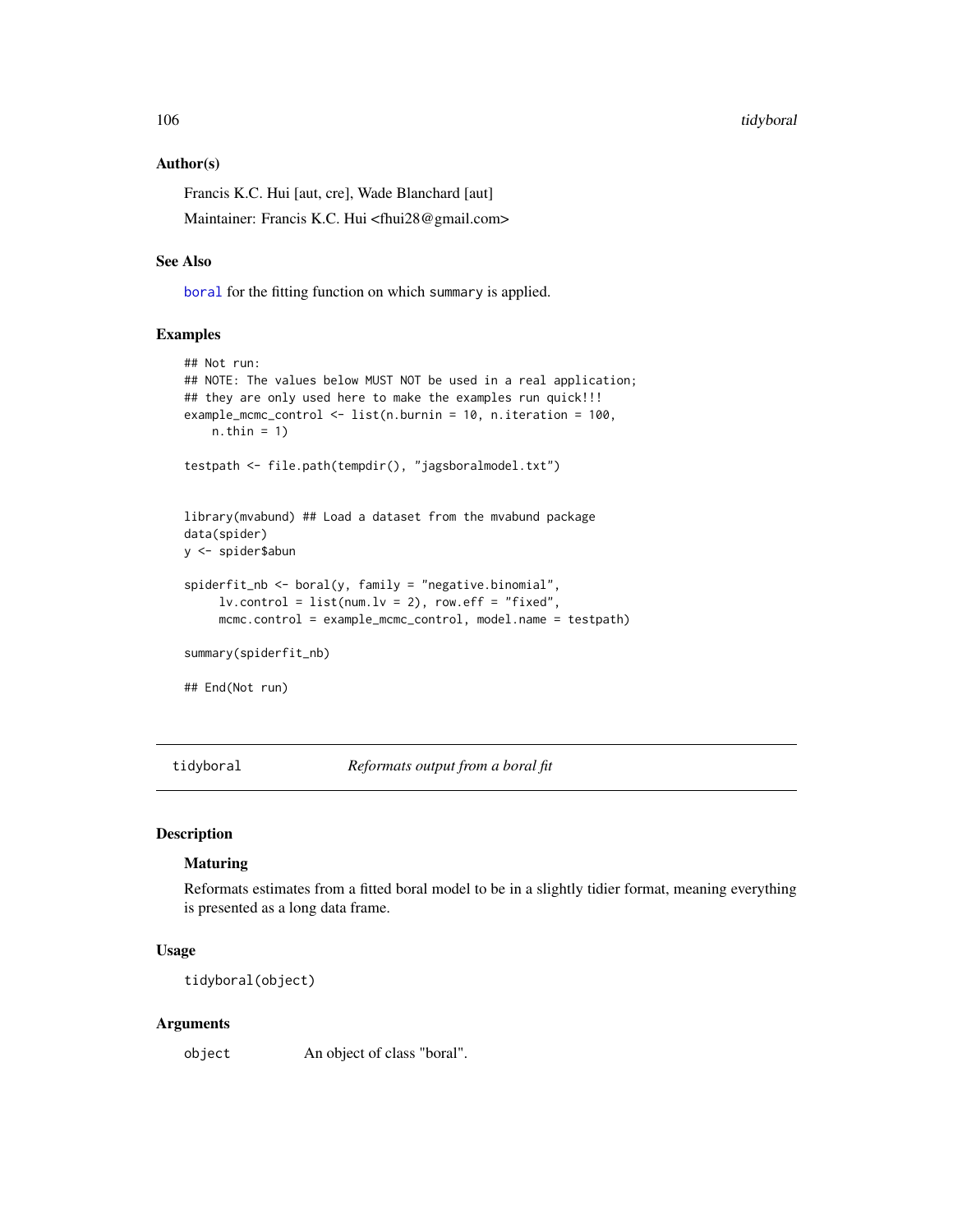### Author(s)

Francis K.C. Hui [aut, cre], Wade Blanchard [aut]

Maintainer: Francis K.C. Hui <fhui28@gmail.com>

### See Also

boral for the fitting function on which summary is applied.

### Examples

```
## Not run:
## NOTE: The values below MUST NOT be used in a real application;
## they are only used here to make the examples run quick!!!
example_mcmc_control <- list(n.burnin = 10, n.iteration = 100,
    n.thin = 1)

testpath <- file.path(tempdir(), "jagsboralmodel.txt")


library(mvabund) ## Load a dataset from the mvabund package
data(spider)
y <- spider$abun

spiderfit_nb <- boral(y, family = "negative.binomial",
     lv.control = list(num.lv = 2), row.eff = "fixed",
     mcmc.control = example_mcmc_control, model.name = testpath)

summary(spiderfit_nb)

## End(Not run)
```

---

## tidyboral — *Reformats output from a boral fit*

### Description

#### Maturing

Reformats estimates from a fitted boral model to be in a slightly tidier format, meaning everything is presented as a long data frame.

### Usage

```
tidyboral(object)
```

### Arguments

| | |
|---|---|
| object | An object of class "boral". |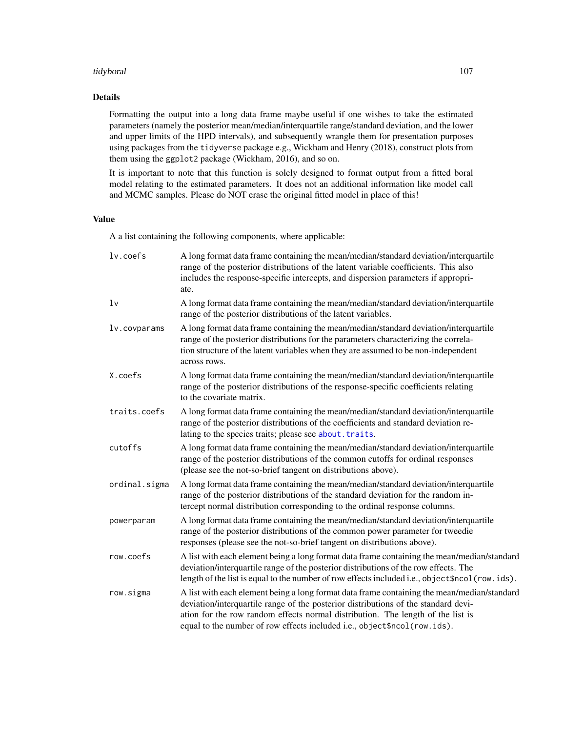## Details

Formatting the output into a long data frame maybe useful if one wishes to take the estimated parameters (namely the posterior mean/median/interquartile range/standard deviation, and the lower and upper limits of the HPD intervals), and subsequently wrangle them for presentation purposes using packages from the tidyverse package e.g., Wickham and Henry (2018), construct plots from them using the ggplot2 package (Wickham, 2016), and so on.

It is important to note that this function is solely designed to format output from a fitted boral model relating to the estimated parameters. It does not an additional information like model call and MCMC samples. Please do NOT erase the original fitted model in place of this!

## Value

A a list containing the following components, where applicable:

- `lv.coefs` A long format data frame containing the mean/median/standard deviation/interquartile range of the posterior distributions of the latent variable coefficients. This also includes the response-specific intercepts, and dispersion parameters if appropriate.
- `lv` A long format data frame containing the mean/median/standard deviation/interquartile range of the posterior distributions of the latent variables.
- `lv.covparams` A long format data frame containing the mean/median/standard deviation/interquartile range of the posterior distributions for the parameters characterizing the correlation structure of the latent variables when they are assumed to be non-independent across rows.
- `X.coefs` A long format data frame containing the mean/median/standard deviation/interquartile range of the posterior distributions of the response-specific coefficients relating to the covariate matrix.
- `traits.coefs` A long format data frame containing the mean/median/standard deviation/interquartile range of the posterior distributions of the coefficients and standard deviation relating to the species traits; please see `about.traits`.
- `cutoffs` A long format data frame containing the mean/median/standard deviation/interquartile range of the posterior distributions of the common cutoffs for ordinal responses (please see the not-so-brief tangent on distributions above).
- `ordinal.sigma` A long format data frame containing the mean/median/standard deviation/interquartile range of the posterior distributions of the standard deviation for the random intercept normal distribution corresponding to the ordinal response columns.
- `powerparam` A long format data frame containing the mean/median/standard deviation/interquartile range of the posterior distributions of the common power parameter for tweedie responses (please see the not-so-brief tangent on distributions above).
- `row.coefs` A list with each element being a long format data frame containing the mean/median/standard deviation/interquartile range of the posterior distributions of the row effects. The length of the list is equal to the number of row effects included i.e., `object$ncol(row.ids)`.
- `row.sigma` A list with each element being a long format data frame containing the mean/median/standard deviation/interquartile range of the posterior distributions of the standard deviation for the row random effects normal distribution. The length of the list is equal to the number of row effects included i.e., `object$ncol(row.ids)`.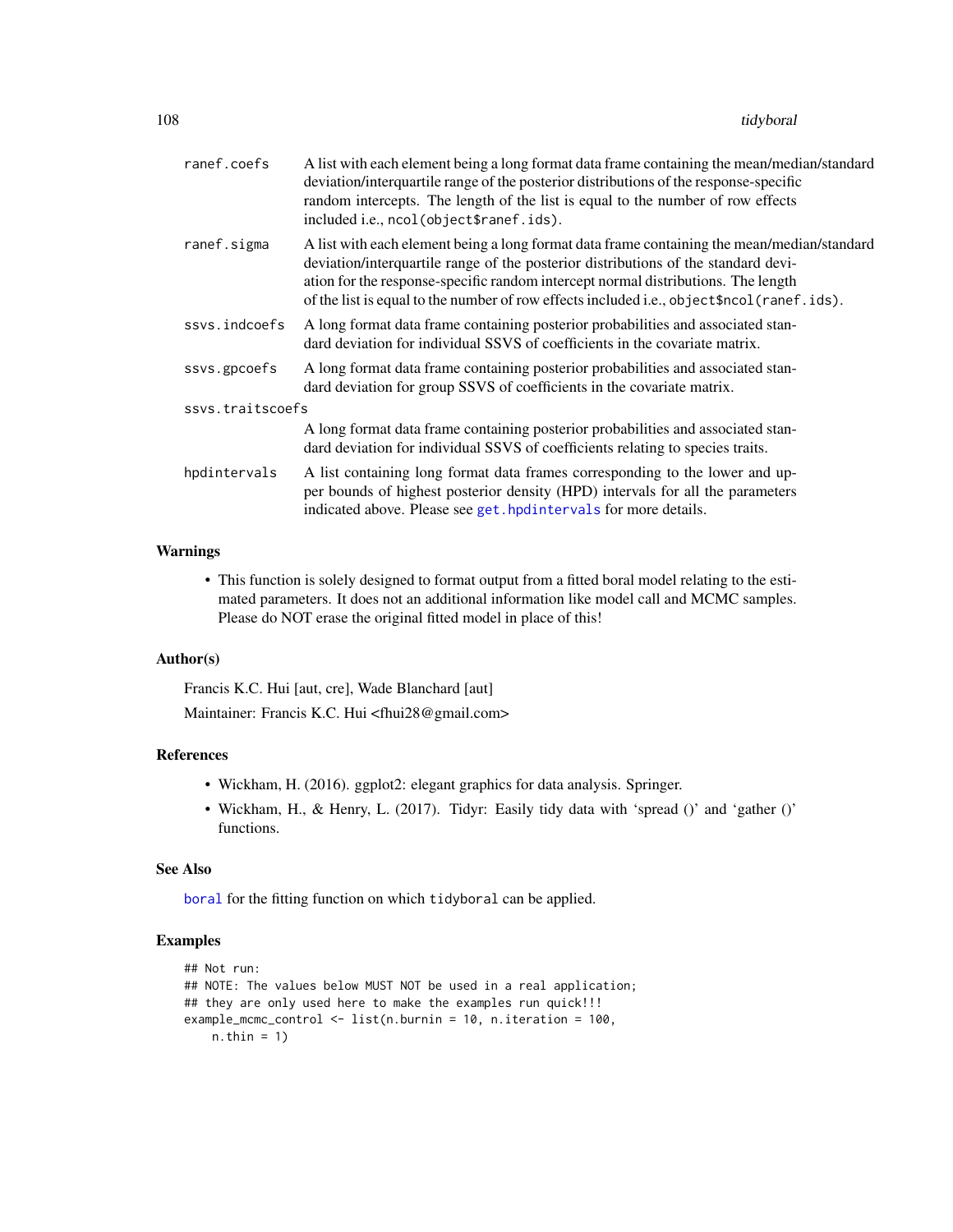ranef.coefs
: A list with each element being a long format data frame containing the mean/median/standard deviation/interquartile range of the posterior distributions of the response-specific random intercepts. The length of the list is equal to the number of row effects included i.e., `ncol(object$ranef.ids)`.

ranef.sigma
: A list with each element being a long format data frame containing the mean/median/standard deviation/interquartile range of the posterior distributions of the standard deviation for the response-specific random intercept normal distributions. The length of the list is equal to the number of row effects included i.e., `object$ncol(ranef.ids)`.

ssvs.indcoefs
: A long format data frame containing posterior probabilities and associated standard deviation for individual SSVS of coefficients in the covariate matrix.

ssvs.gpcoefs
: A long format data frame containing posterior probabilities and associated standard deviation for group SSVS of coefficients in the covariate matrix.

ssvs.traitscoefs
: A long format data frame containing posterior probabilities and associated standard deviation for individual SSVS of coefficients relating to species traits.

hpdintervals
: A list containing long format data frames corresponding to the lower and upper bounds of highest posterior density (HPD) intervals for all the parameters indicated above. Please see `get.hpdintervals` for more details.

## Warnings

- This function is solely designed to format output from a fitted boral model relating to the estimated parameters. It does not an additional information like model call and MCMC samples. Please do NOT erase the original fitted model in place of this!

## Author(s)

Francis K.C. Hui [aut, cre], Wade Blanchard [aut]

Maintainer: Francis K.C. Hui <fhui28@gmail.com>

## References

- Wickham, H. (2016). ggplot2: elegant graphics for data analysis. Springer.
- Wickham, H., & Henry, L. (2017). Tidyr: Easily tidy data with 'spread ()' and 'gather ()' functions.

## See Also

`boral` for the fitting function on which `tidyboral` can be applied.

## Examples

```
## Not run:
## NOTE: The values below MUST NOT be used in a real application;
## they are only used here to make the examples run quick!!!
example_mcmc_control <- list(n.burnin = 10, n.iteration = 100,
    n.thin = 1)
```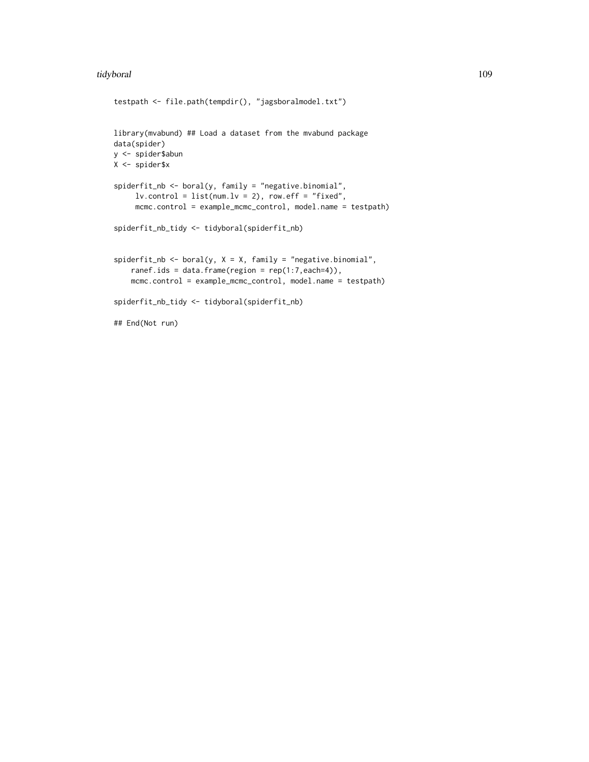```
testpath <- file.path(tempdir(), "jagsboralmodel.txt")


library(mvabund) ## Load a dataset from the mvabund package
data(spider)
y <- spider$abun
X <- spider$x

spiderfit_nb <- boral(y, family = "negative.binomial",
     lv.control = list(num.lv = 2), row.eff = "fixed",
     mcmc.control = example_mcmc_control, model.name = testpath)

spiderfit_nb_tidy <- tidyboral(spiderfit_nb)


spiderfit_nb <- boral(y, X = X, family = "negative.binomial",
    ranef.ids = data.frame(region = rep(1:7,each=4)),
    mcmc.control = example_mcmc_control, model.name = testpath)

spiderfit_nb_tidy <- tidyboral(spiderfit_nb)

## End(Not run)
```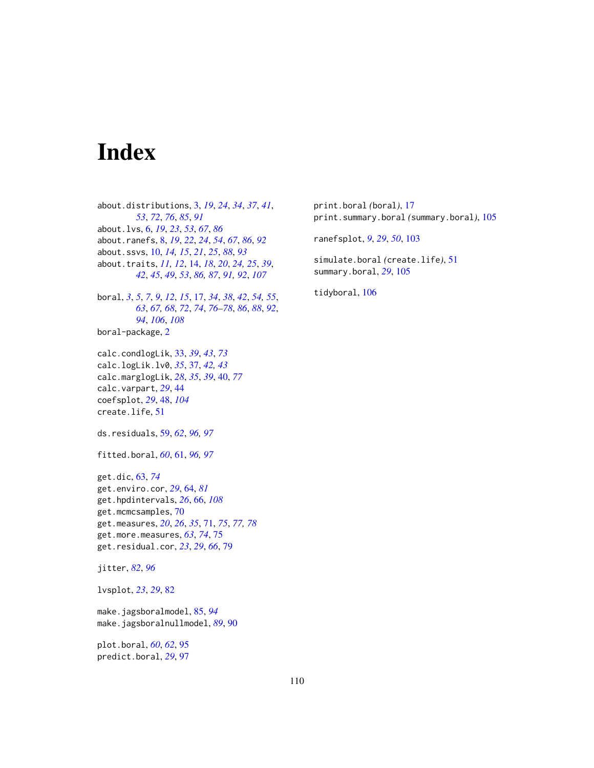# Index

about.distributions, 3, *19*, *24*, *34*, *37*, *41*, *53*, *72*, *76*, *85*, *91*
about.lvs, 6, *19*, *23*, *53*, *67*, *86*
about.ranefs, 8, *19*, *22*, *24*, *54*, *67*, *86*, *92*
about.ssvs, 10, *14, 15*, *21*, *25*, *88*, *93*
about.traits, *11, 12*, 14, *18*, *20*, *24, 25*, *39*, *42*, *45*, *49*, *53*, *86, 87*, *91, 92*, *107*

boral, *3*, *5*, *7*, *9*, *12*, *15*, 17, *34*, *38*, *42*, *54, 55*, *63*, *67, 68*, *72*, *74*, *76–78*, *86*, *88*, *92*, *94*, *106*, *108*
boral-package, 2

calc.condlogLik, 33, *39*, *43*, *73*
calc.logLik.lv0, *35*, 37, *42, 43*
calc.marglogLik, *28*, *35*, *39*, 40, *77*
calc.varpart, *29*, 44
coefsplot, *29*, 48, *104*
create.life, 51

ds.residuals, 59, *62*, *96, 97*

fitted.boral, *60*, 61, *96, 97*

get.dic, 63, *74*
get.enviro.cor, *29*, 64, *81*
get.hpdintervals, *26*, 66, *108*
get.mcmcsamples, 70
get.measures, *20*, *26*, *35*, 71, *75*, *77, 78*
get.more.measures, *63*, *74*, 75
get.residual.cor, *23*, *29*, *66*, 79

jitter, *82*, *96*

lvsplot, *23*, *29*, 82

make.jagsboralmodel, 85, *94*
make.jagsboralnullmodel, *89*, 90

plot.boral, *60*, *62*, 95
predict.boral, *29*, 97

print.boral *(*boral*)*, 17
print.summary.boral *(*summary.boral*)*, 105

ranefsplot, *9*, *29*, *50*, 103

simulate.boral *(*create.life*)*, 51
summary.boral, *29*, 105

tidyboral, 106